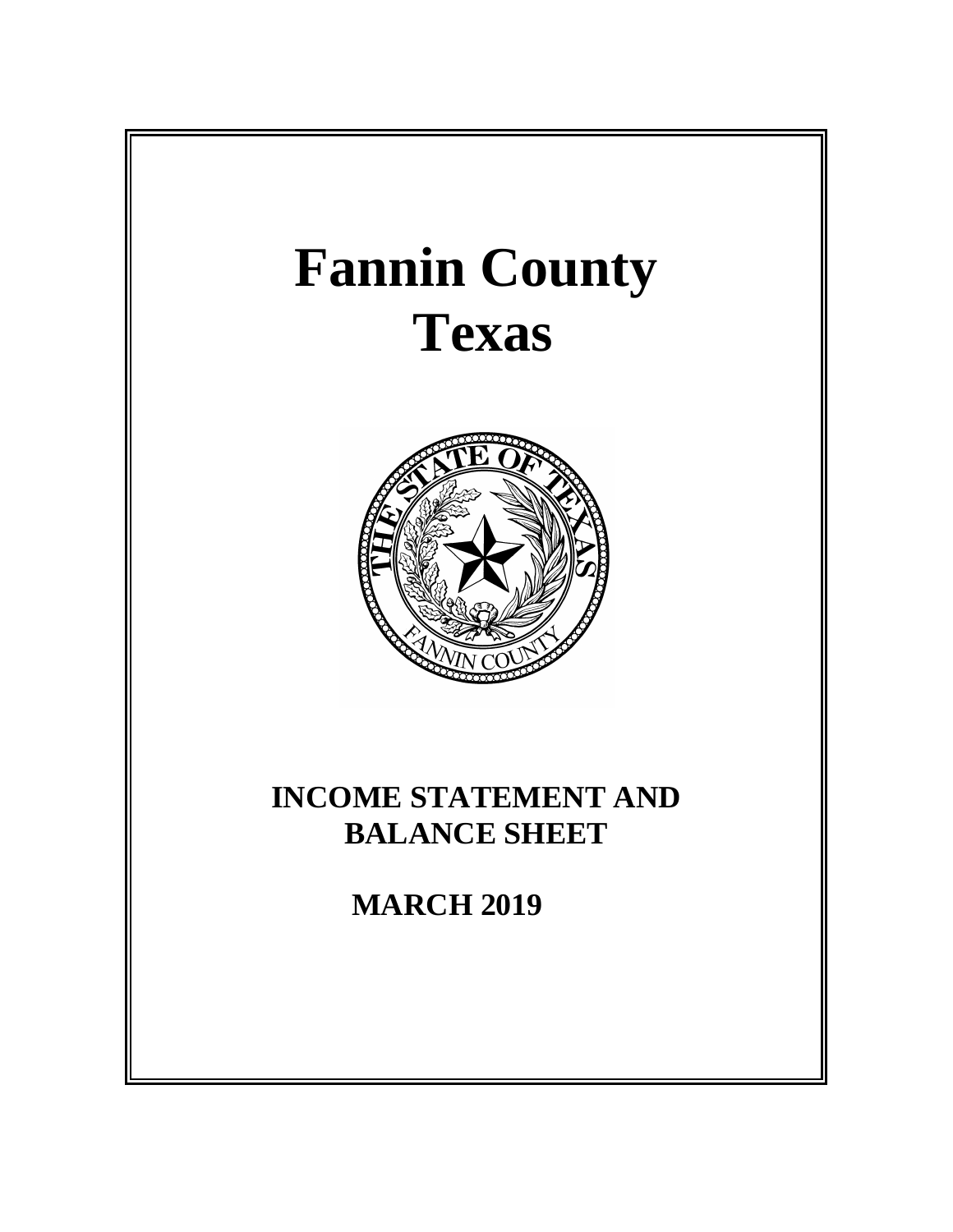# Fannin County
# Texas

## INCOME STATEMENT AND BALANCE SHEET

## MARCH 2019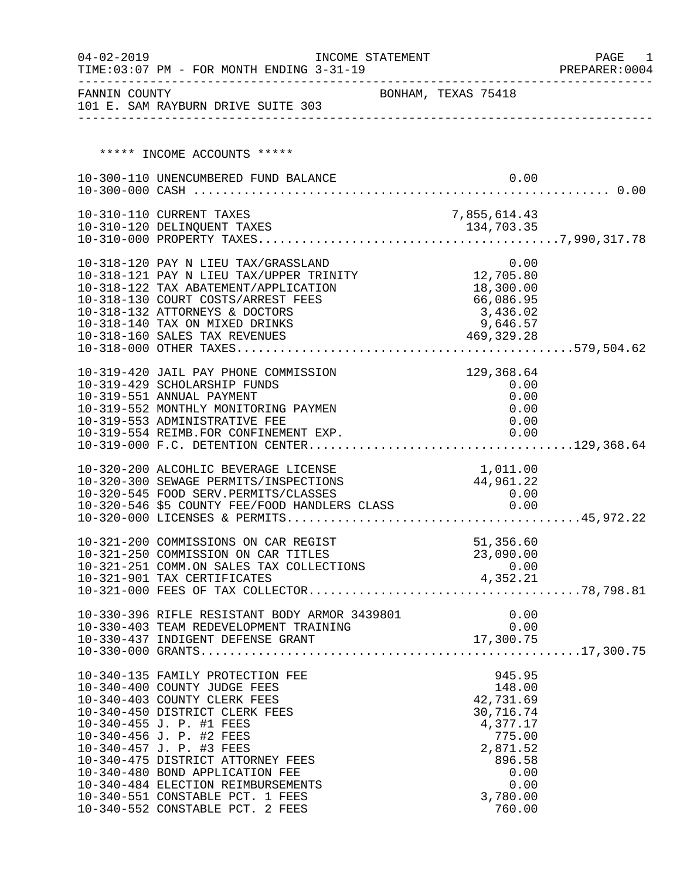FANNIN COUNTY — BONHAM, TEXAS 75418
101 E. SAM RAYBURN DRIVE SUITE 303

INCOME STATEMENT — FOR MONTH ENDING 3-31-19

## ***** INCOME ACCOUNTS *****

| Account | Description | Amount | Total |
|---|---|---|---|
| 10-300-110 | UNENCUMBERED FUND BALANCE | 0.00 | |
| 10-300-000 | CASH | | 0.00 |
| 10-310-110 | CURRENT TAXES | 7,855,614.43 | |
| 10-310-120 | DELINQUENT TAXES | 134,703.35 | |
| 10-310-000 | PROPERTY TAXES | | 7,990,317.78 |
| 10-318-120 | PAY N LIEU TAX/GRASSLAND | 0.00 | |
| 10-318-121 | PAY N LIEU TAX/UPPER TRINITY | 12,705.80 | |
| 10-318-122 | TAX ABATEMENT/APPLICATION | 18,300.00 | |
| 10-318-130 | COURT COSTS/ARREST FEES | 66,086.95 | |
| 10-318-132 | ATTORNEYS & DOCTORS | 3,436.02 | |
| 10-318-140 | TAX ON MIXED DRINKS | 9,646.57 | |
| 10-318-160 | SALES TAX REVENUES | 469,329.28 | |
| 10-318-000 | OTHER TAXES | | 579,504.62 |
| 10-319-420 | JAIL PAY PHONE COMMISSION | 129,368.64 | |
| 10-319-429 | SCHOLARSHIP FUNDS | 0.00 | |
| 10-319-551 | ANNUAL PAYMENT | 0.00 | |
| 10-319-552 | MONTHLY MONITORING PAYMEN | 0.00 | |
| 10-319-553 | ADMINISTRATIVE FEE | 0.00 | |
| 10-319-554 | REIMB.FOR CONFINEMENT EXP. | 0.00 | |
| 10-319-000 | F.C. DETENTION CENTER | | 129,368.64 |
| 10-320-200 | ALCOHLIC BEVERAGE LICENSE | 1,011.00 | |
| 10-320-300 | SEWAGE PERMITS/INSPECTIONS | 44,961.22 | |
| 10-320-545 | FOOD SERV.PERMITS/CLASSES | 0.00 | |
| 10-320-546 | $5 COUNTY FEE/FOOD HANDLERS CLASS | 0.00 | |
| 10-320-000 | LICENSES & PERMITS | | 45,972.22 |
| 10-321-200 | COMMISSIONS ON CAR REGIST | 51,356.60 | |
| 10-321-250 | COMMISSION ON CAR TITLES | 23,090.00 | |
| 10-321-251 | COMM.ON SALES TAX COLLECTIONS | 0.00 | |
| 10-321-901 | TAX CERTIFICATES | 4,352.21 | |
| 10-321-000 | FEES OF TAX COLLECTOR | | 78,798.81 |
| 10-330-396 | RIFLE RESISTANT BODY ARMOR 3439801 | 0.00 | |
| 10-330-403 | TEAM REDEVELOPMENT TRAINING | 0.00 | |
| 10-330-437 | INDIGENT DEFENSE GRANT | 17,300.75 | |
| 10-330-000 | GRANTS | | 17,300.75 |
| 10-340-135 | FAMILY PROTECTION FEE | 945.95 | |
| 10-340-400 | COUNTY JUDGE FEES | 148.00 | |
| 10-340-403 | COUNTY CLERK FEES | 42,731.69 | |
| 10-340-450 | DISTRICT CLERK FEES | 30,716.74 | |
| 10-340-455 | J. P. #1 FEES | 4,377.17 | |
| 10-340-456 | J. P. #2 FEES | 775.00 | |
| 10-340-457 | J. P. #3 FEES | 2,871.52 | |
| 10-340-475 | DISTRICT ATTORNEY FEES | 896.58 | |
| 10-340-480 | BOND APPLICATION FEE | 0.00 | |
| 10-340-484 | ELECTION REIMBURSEMENTS | 0.00 | |
| 10-340-551 | CONSTABLE PCT. 1 FEES | 3,780.00 | |
| 10-340-552 | CONSTABLE PCT. 2 FEES | 760.00 | |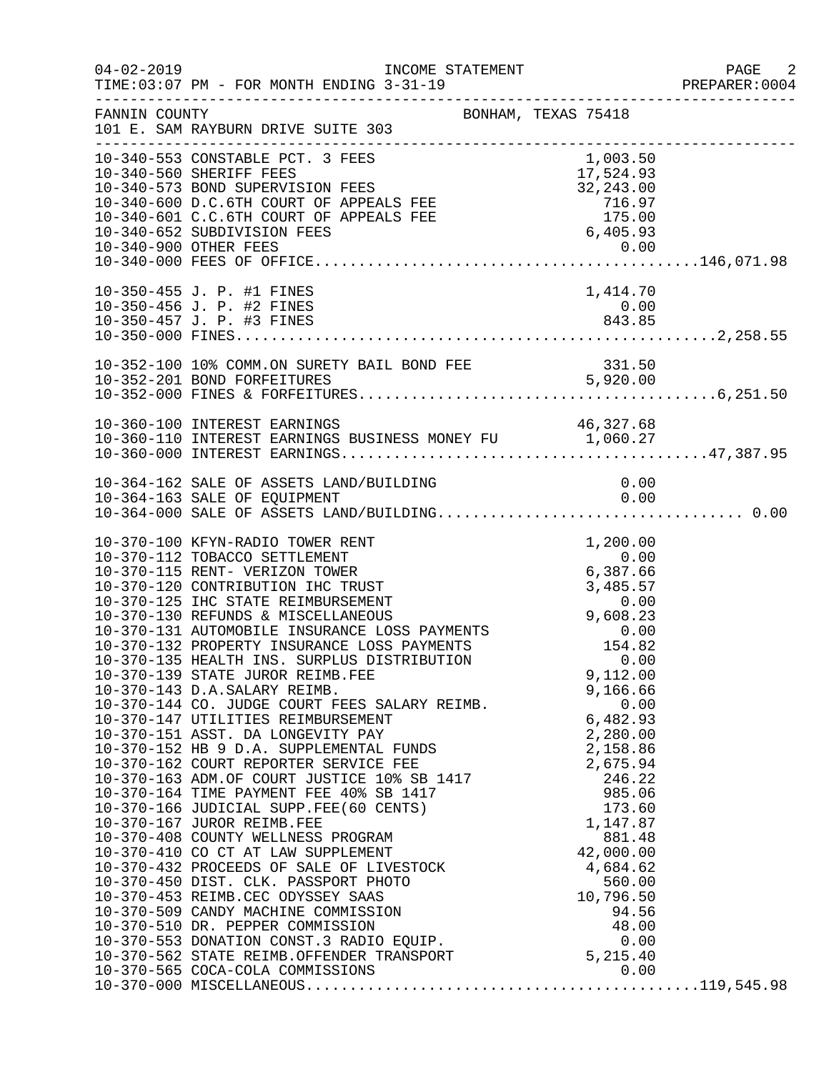04-02-2019 INCOME STATEMENT
TIME:03:07 PM - FOR MONTH ENDING 3-31-19

FANNIN COUNTY BONHAM, TEXAS 75418
101 E. SAM RAYBURN DRIVE SUITE 303

| Account | Description | Amount | Total |
|---|---|---|---|
| 10-340-553 | CONSTABLE PCT. 3 FEES | 1,003.50 | |
| 10-340-560 | SHERIFF FEES | 17,524.93 | |
| 10-340-573 | BOND SUPERVISION FEES | 32,243.00 | |
| 10-340-600 | D.C.6TH COURT OF APPEALS FEE | 716.97 | |
| 10-340-601 | C.C.6TH COURT OF APPEALS FEE | 175.00 | |
| 10-340-652 | SUBDIVISION FEES | 6,405.93 | |
| 10-340-900 | OTHER FEES | 0.00 | |
| 10-340-000 | FEES OF OFFICE | | 146,071.98 |
| 10-350-455 | J. P. #1 FINES | 1,414.70 | |
| 10-350-456 | J. P. #2 FINES | 0.00 | |
| 10-350-457 | J. P. #3 FINES | 843.85 | |
| 10-350-000 | FINES | | 2,258.55 |
| 10-352-100 | 10% COMM.ON SURETY BAIL BOND FEE | 331.50 | |
| 10-352-201 | BOND FORFEITURES | 5,920.00 | |
| 10-352-000 | FINES & FORFEITURES | | 6,251.50 |
| 10-360-100 | INTEREST EARNINGS | 46,327.68 | |
| 10-360-110 | INTEREST EARNINGS BUSINESS MONEY FU | 1,060.27 | |
| 10-360-000 | INTEREST EARNINGS | | 47,387.95 |
| 10-364-162 | SALE OF ASSETS LAND/BUILDING | 0.00 | |
| 10-364-163 | SALE OF EQUIPMENT | 0.00 | |
| 10-364-000 | SALE OF ASSETS LAND/BUILDING | | 0.00 |
| 10-370-100 | KFYN-RADIO TOWER RENT | 1,200.00 | |
| 10-370-112 | TOBACCO SETTLEMENT | 0.00 | |
| 10-370-115 | RENT- VERIZON TOWER | 6,387.66 | |
| 10-370-120 | CONTRIBUTION IHC TRUST | 3,485.57 | |
| 10-370-125 | IHC STATE REIMBURSEMENT | 0.00 | |
| 10-370-130 | REFUNDS & MISCELLANEOUS | 9,608.23 | |
| 10-370-131 | AUTOMOBILE INSURANCE LOSS PAYMENTS | 0.00 | |
| 10-370-132 | PROPERTY INSURANCE LOSS PAYMENTS | 154.82 | |
| 10-370-135 | HEALTH INS. SURPLUS DISTRIBUTION | 0.00 | |
| 10-370-139 | STATE JUROR REIMB.FEE | 9,112.00 | |
| 10-370-143 | D.A.SALARY REIMB. | 9,166.66 | |
| 10-370-144 | CO. JUDGE COURT FEES SALARY REIMB. | 0.00 | |
| 10-370-147 | UTILITIES REIMBURSEMENT | 6,482.93 | |
| 10-370-151 | ASST. DA LONGEVITY PAY | 2,280.00 | |
| 10-370-152 | HB 9 D.A. SUPPLEMENTAL FUNDS | 2,158.86 | |
| 10-370-162 | COURT REPORTER SERVICE FEE | 2,675.94 | |
| 10-370-163 | ADM.OF COURT JUSTICE 10% SB 1417 | 246.22 | |
| 10-370-164 | TIME PAYMENT FEE 40% SB 1417 | 985.06 | |
| 10-370-166 | JUDICIAL SUPP.FEE(60 CENTS) | 173.60 | |
| 10-370-167 | JUROR REIMB.FEE | 1,147.87 | |
| 10-370-408 | COUNTY WELLNESS PROGRAM | 881.48 | |
| 10-370-410 | CO CT AT LAW SUPPLEMENT | 42,000.00 | |
| 10-370-432 | PROCEEDS OF SALE OF LIVESTOCK | 4,684.62 | |
| 10-370-450 | DIST. CLK. PASSPORT PHOTO | 560.00 | |
| 10-370-453 | REIMB.CEC ODYSSEY SAAS | 10,796.50 | |
| 10-370-509 | CANDY MACHINE COMMISSION | 94.56 | |
| 10-370-510 | DR. PEPPER COMMISSION | 48.00 | |
| 10-370-553 | DONATION CONST.3 RADIO EQUIP. | 0.00 | |
| 10-370-562 | STATE REIMB.OFFENDER TRANSPORT | 5,215.40 | |
| 10-370-565 | COCA-COLA COMMISSIONS | 0.00 | |
| 10-370-000 | MISCELLANEOUS | | 119,545.98 |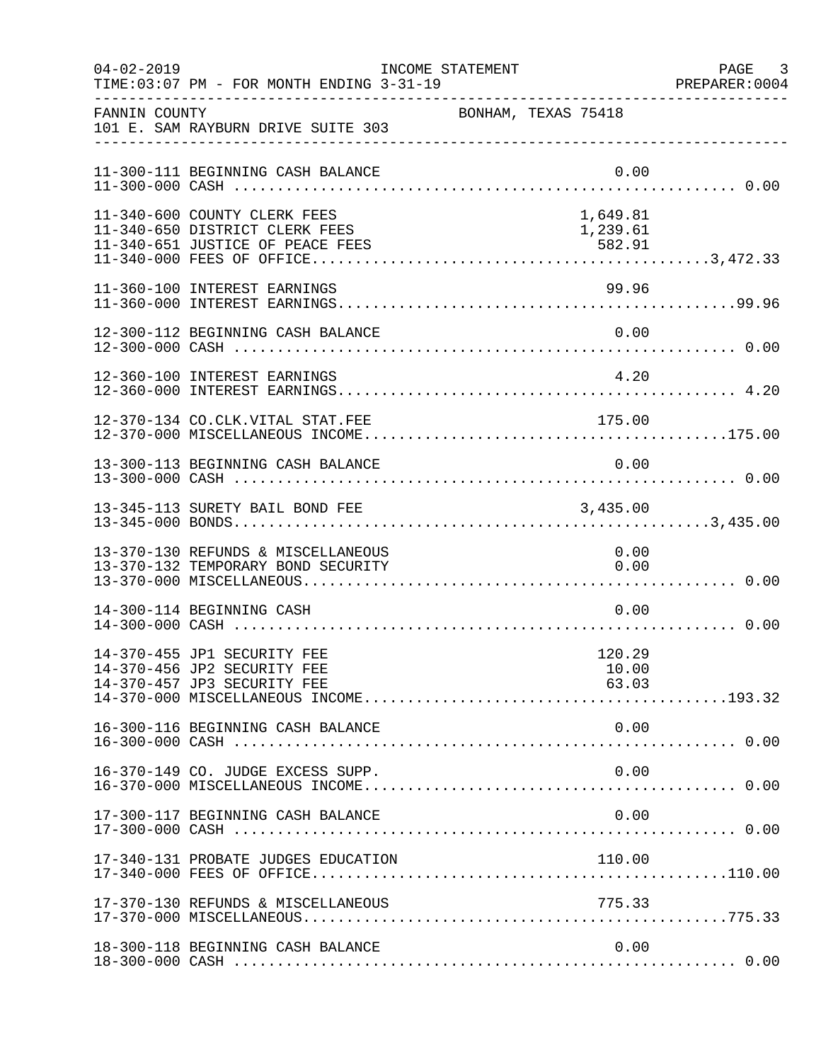INCOME STATEMENT

TIME:03:07 PM - FOR MONTH ENDING 3-31-19

FANNIN COUNTY — BONHAM, TEXAS 75418

101 E. SAM RAYBURN DRIVE SUITE 303

| Account | Description | Amount | Total |
|---|---|---|---|
| 11-300-111 | BEGINNING CASH BALANCE | 0.00 | |
| 11-300-000 | CASH | | 0.00 |
| 11-340-600 | COUNTY CLERK FEES | 1,649.81 | |
| 11-340-650 | DISTRICT CLERK FEES | 1,239.61 | |
| 11-340-651 | JUSTICE OF PEACE FEES | 582.91 | |
| 11-340-000 | FEES OF OFFICE | | 3,472.33 |
| 11-360-100 | INTEREST EARNINGS | 99.96 | |
| 11-360-000 | INTEREST EARNINGS | | 99.96 |
| 12-300-112 | BEGINNING CASH BALANCE | 0.00 | |
| 12-300-000 | CASH | | 0.00 |
| 12-360-100 | INTEREST EARNINGS | 4.20 | |
| 12-360-000 | INTEREST EARNINGS | | 4.20 |
| 12-370-134 | CO.CLK.VITAL STAT.FEE | 175.00 | |
| 12-370-000 | MISCELLANEOUS INCOME | | 175.00 |
| 13-300-113 | BEGINNING CASH BALANCE | 0.00 | |
| 13-300-000 | CASH | | 0.00 |
| 13-345-113 | SURETY BAIL BOND FEE | 3,435.00 | |
| 13-345-000 | BONDS | | 3,435.00 |
| 13-370-130 | REFUNDS & MISCELLANEOUS | 0.00 | |
| 13-370-132 | TEMPORARY BOND SECURITY | 0.00 | |
| 13-370-000 | MISCELLANEOUS | | 0.00 |
| 14-300-114 | BEGINNING CASH | 0.00 | |
| 14-300-000 | CASH | | 0.00 |
| 14-370-455 | JP1 SECURITY FEE | 120.29 | |
| 14-370-456 | JP2 SECURITY FEE | 10.00 | |
| 14-370-457 | JP3 SECURITY FEE | 63.03 | |
| 14-370-000 | MISCELLANEOUS INCOME | | 193.32 |
| 16-300-116 | BEGINNING CASH BALANCE | 0.00 | |
| 16-300-000 | CASH | | 0.00 |
| 16-370-149 | CO. JUDGE EXCESS SUPP. | 0.00 | |
| 16-370-000 | MISCELLANEOUS INCOME | | 0.00 |
| 17-300-117 | BEGINNING CASH BALANCE | 0.00 | |
| 17-300-000 | CASH | | 0.00 |
| 17-340-131 | PROBATE JUDGES EDUCATION | 110.00 | |
| 17-340-000 | FEES OF OFFICE | | 110.00 |
| 17-370-130 | REFUNDS & MISCELLANEOUS | 775.33 | |
| 17-370-000 | MISCELLANEOUS | | 775.33 |
| 18-300-118 | BEGINNING CASH BALANCE | 0.00 | |
| 18-300-000 | CASH | | 0.00 |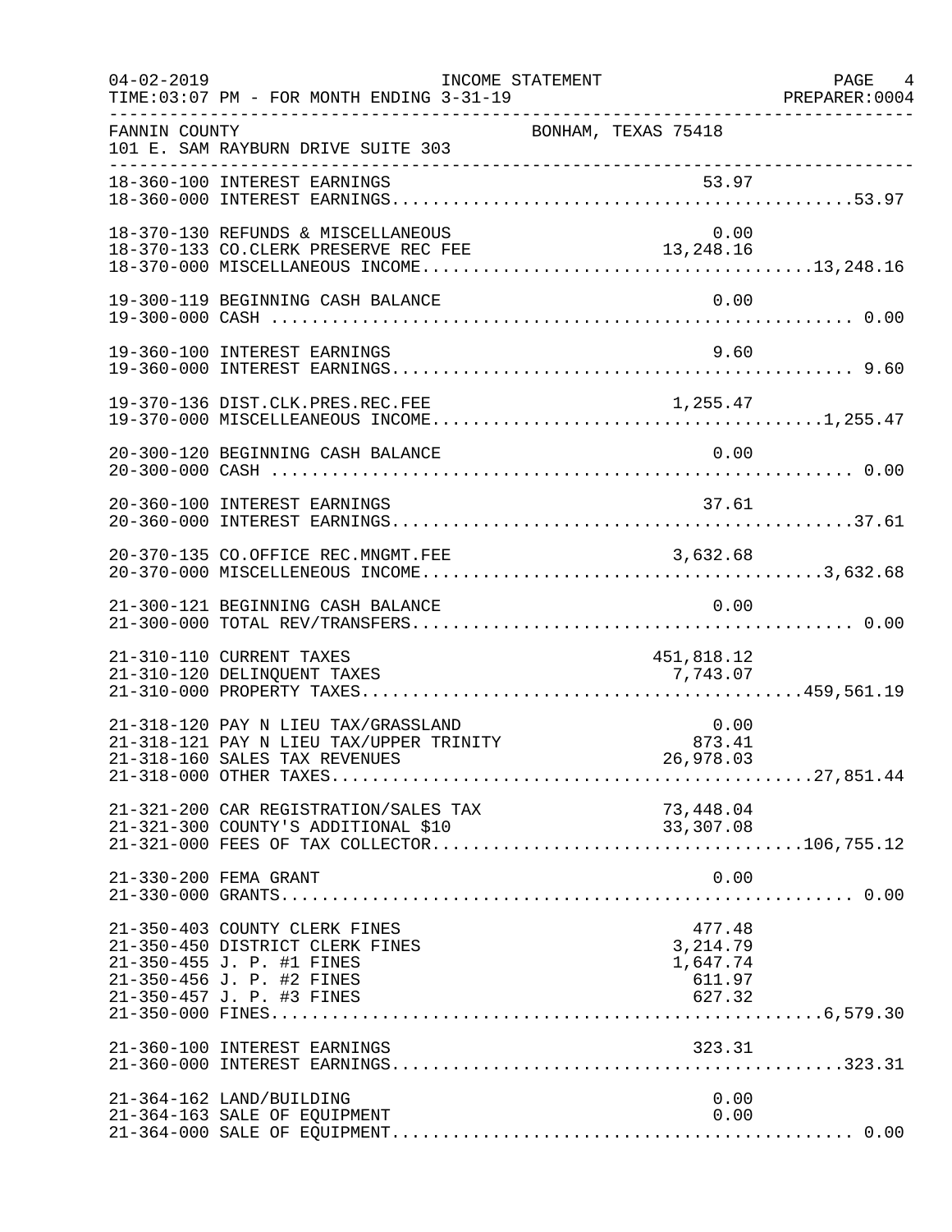FANNIN COUNTY — BONHAM, TEXAS 75418
101 E. SAM RAYBURN DRIVE SUITE 303

INCOME STATEMENT — FOR MONTH ENDING 3-31-19

| Account | Description | Amount | Total |
|---|---|---|---|
| 18-360-100 | INTEREST EARNINGS | 53.97 | |
| 18-360-000 | INTEREST EARNINGS | | 53.97 |
| 18-370-130 | REFUNDS & MISCELLANEOUS | 0.00 | |
| 18-370-133 | CO.CLERK PRESERVE REC FEE | 13,248.16 | |
| 18-370-000 | MISCELLANEOUS INCOME | | 13,248.16 |
| 19-300-119 | BEGINNING CASH BALANCE | 0.00 | |
| 19-300-000 | CASH | | 0.00 |
| 19-360-100 | INTEREST EARNINGS | 9.60 | |
| 19-360-000 | INTEREST EARNINGS | | 9.60 |
| 19-370-136 | DIST.CLK.PRES.REC.FEE | 1,255.47 | |
| 19-370-000 | MISCELLEANEOUS INCOME | | 1,255.47 |
| 20-300-120 | BEGINNING CASH BALANCE | 0.00 | |
| 20-300-000 | CASH | | 0.00 |
| 20-360-100 | INTEREST EARNINGS | 37.61 | |
| 20-360-000 | INTEREST EARNINGS | | 37.61 |
| 20-370-135 | CO.OFFICE REC.MNGMT.FEE | 3,632.68 | |
| 20-370-000 | MISCELLENEOUS INCOME | | 3,632.68 |
| 21-300-121 | BEGINNING CASH BALANCE | 0.00 | |
| 21-300-000 | TOTAL REV/TRANSFERS | | 0.00 |
| 21-310-110 | CURRENT TAXES | 451,818.12 | |
| 21-310-120 | DELINQUENT TAXES | 7,743.07 | |
| 21-310-000 | PROPERTY TAXES | | 459,561.19 |
| 21-318-120 | PAY N LIEU TAX/GRASSLAND | 0.00 | |
| 21-318-121 | PAY N LIEU TAX/UPPER TRINITY | 873.41 | |
| 21-318-160 | SALES TAX REVENUES | 26,978.03 | |
| 21-318-000 | OTHER TAXES | | 27,851.44 |
| 21-321-200 | CAR REGISTRATION/SALES TAX | 73,448.04 | |
| 21-321-300 | COUNTY'S ADDITIONAL $10 | 33,307.08 | |
| 21-321-000 | FEES OF TAX COLLECTOR | | 106,755.12 |
| 21-330-200 | FEMA GRANT | 0.00 | |
| 21-330-000 | GRANTS | | 0.00 |
| 21-350-403 | COUNTY CLERK FINES | 477.48 | |
| 21-350-450 | DISTRICT CLERK FINES | 3,214.79 | |
| 21-350-455 | J. P. #1 FINES | 1,647.74 | |
| 21-350-456 | J. P. #2 FINES | 611.97 | |
| 21-350-457 | J. P. #3 FINES | 627.32 | |
| 21-350-000 | FINES | | 6,579.30 |
| 21-360-100 | INTEREST EARNINGS | 323.31 | |
| 21-360-000 | INTEREST EARNINGS | | 323.31 |
| 21-364-162 | LAND/BUILDING | 0.00 | |
| 21-364-163 | SALE OF EQUIPMENT | 0.00 | |
| 21-364-000 | SALE OF EQUIPMENT | | 0.00 |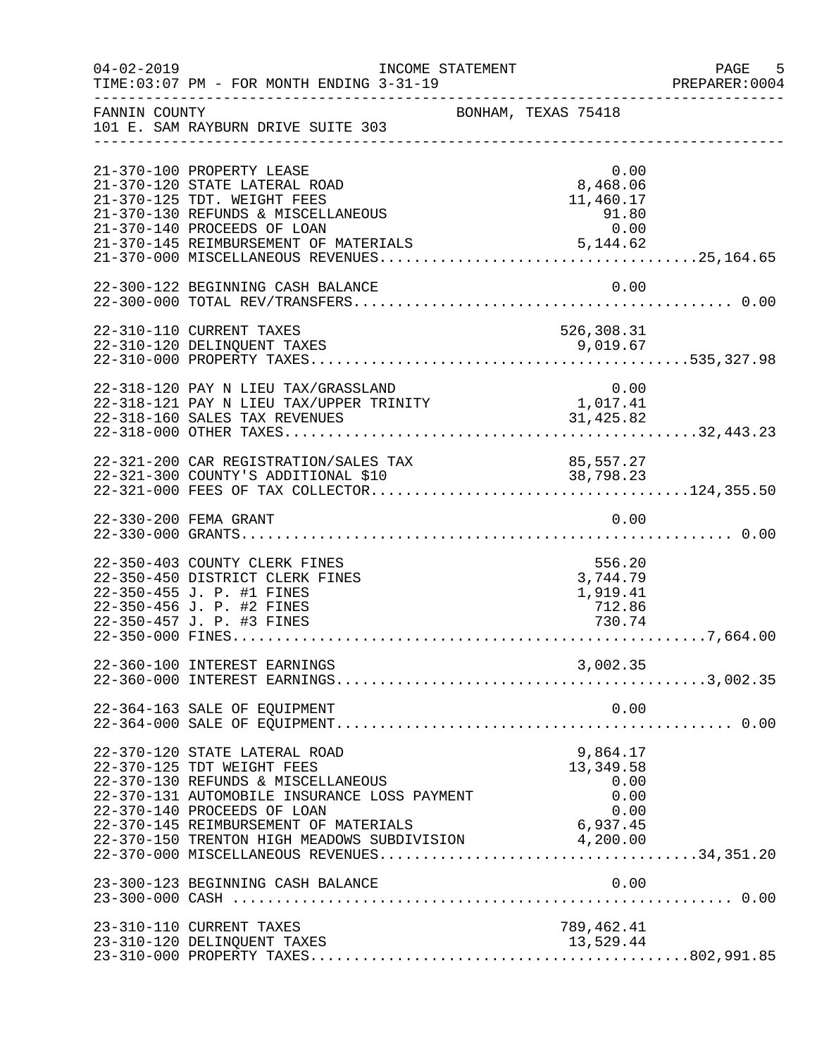INCOME STATEMENT

TIME:03:07 PM - FOR MONTH ENDING 3-31-19

FANNIN COUNTY — BONHAM, TEXAS 75418

101 E. SAM RAYBURN DRIVE SUITE 303

| Account | Description | Amount | Total |
|---|---|---|---|
| 21-370-100 | PROPERTY LEASE | 0.00 | |
| 21-370-120 | STATE LATERAL ROAD | 8,468.06 | |
| 21-370-125 | TDT. WEIGHT FEES | 11,460.17 | |
| 21-370-130 | REFUNDS & MISCELLANEOUS | 91.80 | |
| 21-370-140 | PROCEEDS OF LOAN | 0.00 | |
| 21-370-145 | REIMBURSEMENT OF MATERIALS | 5,144.62 | |
| 21-370-000 | MISCELLANEOUS REVENUES | | 25,164.65 |
| 22-300-122 | BEGINNING CASH BALANCE | 0.00 | |
| 22-300-000 | TOTAL REV/TRANSFERS | | 0.00 |
| 22-310-110 | CURRENT TAXES | 526,308.31 | |
| 22-310-120 | DELINQUENT TAXES | 9,019.67 | |
| 22-310-000 | PROPERTY TAXES | | 535,327.98 |
| 22-318-120 | PAY N LIEU TAX/GRASSLAND | 0.00 | |
| 22-318-121 | PAY N LIEU TAX/UPPER TRINITY | 1,017.41 | |
| 22-318-160 | SALES TAX REVENUES | 31,425.82 | |
| 22-318-000 | OTHER TAXES | | 32,443.23 |
| 22-321-200 | CAR REGISTRATION/SALES TAX | 85,557.27 | |
| 22-321-300 | COUNTY'S ADDITIONAL $10 | 38,798.23 | |
| 22-321-000 | FEES OF TAX COLLECTOR | | 124,355.50 |
| 22-330-200 | FEMA GRANT | 0.00 | |
| 22-330-000 | GRANTS | | 0.00 |
| 22-350-403 | COUNTY CLERK FINES | 556.20 | |
| 22-350-450 | DISTRICT CLERK FINES | 3,744.79 | |
| 22-350-455 | J. P. #1 FINES | 1,919.41 | |
| 22-350-456 | J. P. #2 FINES | 712.86 | |
| 22-350-457 | J. P. #3 FINES | 730.74 | |
| 22-350-000 | FINES | | 7,664.00 |
| 22-360-100 | INTEREST EARNINGS | 3,002.35 | |
| 22-360-000 | INTEREST EARNINGS | | 3,002.35 |
| 22-364-163 | SALE OF EQUIPMENT | 0.00 | |
| 22-364-000 | SALE OF EQUIPMENT | | 0.00 |
| 22-370-120 | STATE LATERAL ROAD | 9,864.17 | |
| 22-370-125 | TDT WEIGHT FEES | 13,349.58 | |
| 22-370-130 | REFUNDS & MISCELLANEOUS | 0.00 | |
| 22-370-131 | AUTOMOBILE INSURANCE LOSS PAYMENT | 0.00 | |
| 22-370-140 | PROCEEDS OF LOAN | 0.00 | |
| 22-370-145 | REIMBURSEMENT OF MATERIALS | 6,937.45 | |
| 22-370-150 | TRENTON HIGH MEADOWS SUBDIVISION | 4,200.00 | |
| 22-370-000 | MISCELLANEOUS REVENUES | | 34,351.20 |
| 23-300-123 | BEGINNING CASH BALANCE | 0.00 | |
| 23-300-000 | CASH | | 0.00 |
| 23-310-110 | CURRENT TAXES | 789,462.41 | |
| 23-310-120 | DELINQUENT TAXES | 13,529.44 | |
| 23-310-000 | PROPERTY TAXES | | 802,991.85 |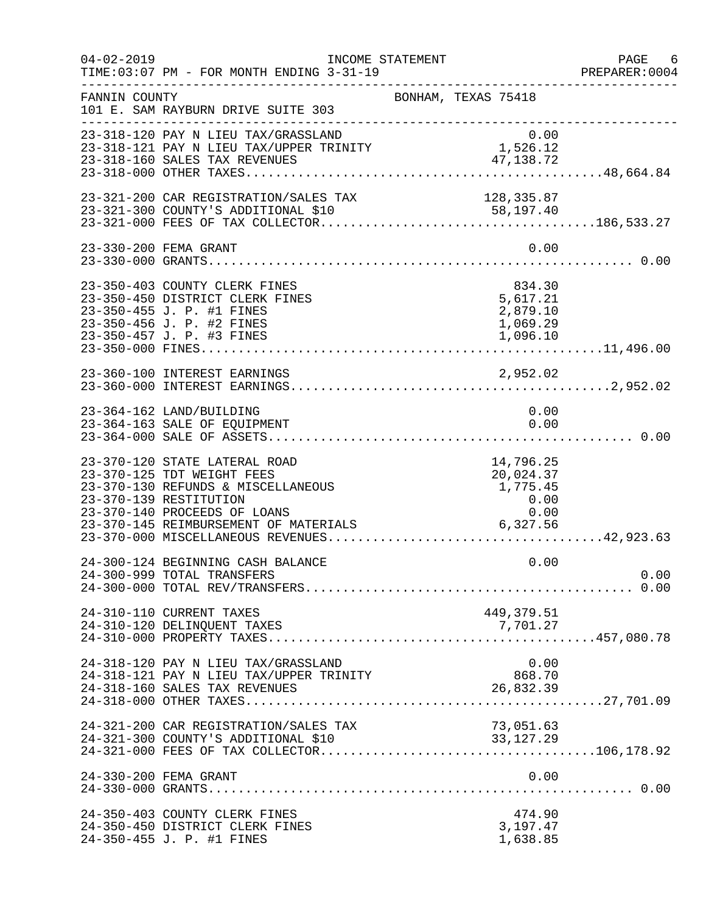04-02-2019 INCOME STATEMENT
TIME:03:07 PM - FOR MONTH ENDING 3-31-19

FANNIN COUNTY BONHAM, TEXAS 75418
101 E. SAM RAYBURN DRIVE SUITE 303

| Account | Description | Amount | Total |
|---|---|---|---|
| 23-318-120 | PAY N LIEU TAX/GRASSLAND | 0.00 | |
| 23-318-121 | PAY N LIEU TAX/UPPER TRINITY | 1,526.12 | |
| 23-318-160 | SALES TAX REVENUES | 47,138.72 | |
| 23-318-000 | OTHER TAXES | | 48,664.84 |
| 23-321-200 | CAR REGISTRATION/SALES TAX | 128,335.87 | |
| 23-321-300 | COUNTY'S ADDITIONAL $10 | 58,197.40 | |
| 23-321-000 | FEES OF TAX COLLECTOR | | 186,533.27 |
| 23-330-200 | FEMA GRANT | 0.00 | |
| 23-330-000 | GRANTS | | 0.00 |
| 23-350-403 | COUNTY CLERK FINES | 834.30 | |
| 23-350-450 | DISTRICT CLERK FINES | 5,617.21 | |
| 23-350-455 | J. P. #1 FINES | 2,879.10 | |
| 23-350-456 | J. P. #2 FINES | 1,069.29 | |
| 23-350-457 | J. P. #3 FINES | 1,096.10 | |
| 23-350-000 | FINES | | 11,496.00 |
| 23-360-100 | INTEREST EARNINGS | 2,952.02 | |
| 23-360-000 | INTEREST EARNINGS | | 2,952.02 |
| 23-364-162 | LAND/BUILDING | 0.00 | |
| 23-364-163 | SALE OF EQUIPMENT | 0.00 | |
| 23-364-000 | SALE OF ASSETS | | 0.00 |
| 23-370-120 | STATE LATERAL ROAD | 14,796.25 | |
| 23-370-125 | TDT WEIGHT FEES | 20,024.37 | |
| 23-370-130 | REFUNDS & MISCELLANEOUS | 1,775.45 | |
| 23-370-139 | RESTITUTION | 0.00 | |
| 23-370-140 | PROCEEDS OF LOANS | 0.00 | |
| 23-370-145 | REIMBURSEMENT OF MATERIALS | 6,327.56 | |
| 23-370-000 | MISCELLANEOUS REVENUES | | 42,923.63 |
| 24-300-124 | BEGINNING CASH BALANCE | 0.00 | |
| 24-300-999 | TOTAL TRANSFERS | | 0.00 |
| 24-300-000 | TOTAL REV/TRANSFERS | | 0.00 |
| 24-310-110 | CURRENT TAXES | 449,379.51 | |
| 24-310-120 | DELINQUENT TAXES | 7,701.27 | |
| 24-310-000 | PROPERTY TAXES | | 457,080.78 |
| 24-318-120 | PAY N LIEU TAX/GRASSLAND | 0.00 | |
| 24-318-121 | PAY N LIEU TAX/UPPER TRINITY | 868.70 | |
| 24-318-160 | SALES TAX REVENUES | 26,832.39 | |
| 24-318-000 | OTHER TAXES | | 27,701.09 |
| 24-321-200 | CAR REGISTRATION/SALES TAX | 73,051.63 | |
| 24-321-300 | COUNTY'S ADDITIONAL $10 | 33,127.29 | |
| 24-321-000 | FEES OF TAX COLLECTOR | | 106,178.92 |
| 24-330-200 | FEMA GRANT | 0.00 | |
| 24-330-000 | GRANTS | | 0.00 |
| 24-350-403 | COUNTY CLERK FINES | 474.90 | |
| 24-350-450 | DISTRICT CLERK FINES | 3,197.47 | |
| 24-350-455 | J. P. #1 FINES | 1,638.85 | |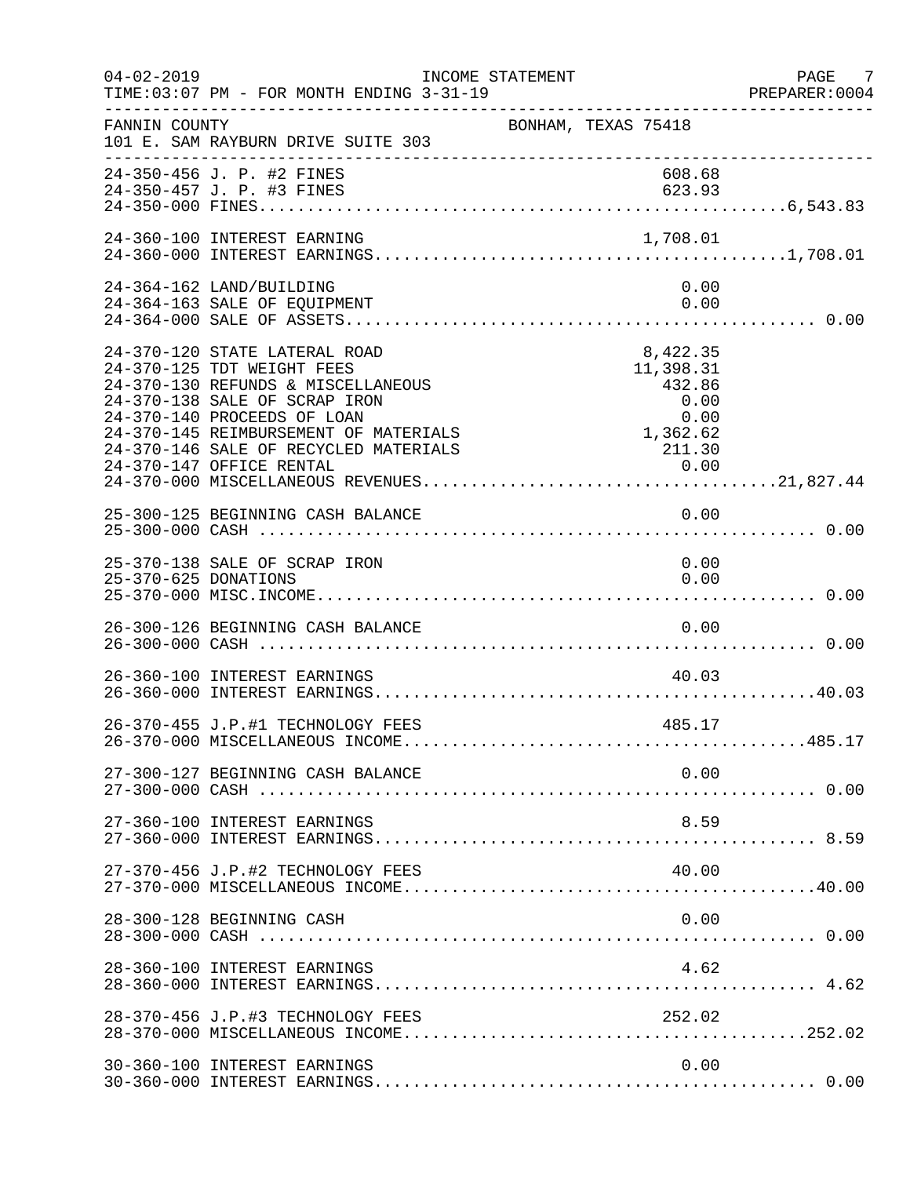FANNIN COUNTY — BONHAM, TEXAS 75418
101 E. SAM RAYBURN DRIVE SUITE 303

INCOME STATEMENT
FOR MONTH ENDING 3-31-19

| Account | Description | Amount | Total |
|---|---|---|---|
| 24-350-456 | J. P. #2 FINES | 608.68 | |
| 24-350-457 | J. P. #3 FINES | 623.93 | |
| 24-350-000 | FINES | | 6,543.83 |
| 24-360-100 | INTEREST EARNING | 1,708.01 | |
| 24-360-000 | INTEREST EARNINGS | | 1,708.01 |
| 24-364-162 | LAND/BUILDING | 0.00 | |
| 24-364-163 | SALE OF EQUIPMENT | 0.00 | |
| 24-364-000 | SALE OF ASSETS | | 0.00 |
| 24-370-120 | STATE LATERAL ROAD | 8,422.35 | |
| 24-370-125 | TDT WEIGHT FEES | 11,398.31 | |
| 24-370-130 | REFUNDS & MISCELLANEOUS | 432.86 | |
| 24-370-138 | SALE OF SCRAP IRON | 0.00 | |
| 24-370-140 | PROCEEDS OF LOAN | 0.00 | |
| 24-370-145 | REIMBURSEMENT OF MATERIALS | 1,362.62 | |
| 24-370-146 | SALE OF RECYCLED MATERIALS | 211.30 | |
| 24-370-147 | OFFICE RENTAL | 0.00 | |
| 24-370-000 | MISCELLANEOUS REVENUES | | 21,827.44 |
| 25-300-125 | BEGINNING CASH BALANCE | 0.00 | |
| 25-300-000 | CASH | | 0.00 |
| 25-370-138 | SALE OF SCRAP IRON | 0.00 | |
| 25-370-625 | DONATIONS | 0.00 | |
| 25-370-000 | MISC.INCOME | | 0.00 |
| 26-300-126 | BEGINNING CASH BALANCE | 0.00 | |
| 26-300-000 | CASH | | 0.00 |
| 26-360-100 | INTEREST EARNINGS | 40.03 | |
| 26-360-000 | INTEREST EARNINGS | | 40.03 |
| 26-370-455 | J.P.#1 TECHNOLOGY FEES | 485.17 | |
| 26-370-000 | MISCELLANEOUS INCOME | | 485.17 |
| 27-300-127 | BEGINNING CASH BALANCE | 0.00 | |
| 27-300-000 | CASH | | 0.00 |
| 27-360-100 | INTEREST EARNINGS | 8.59 | |
| 27-360-000 | INTEREST EARNINGS | | 8.59 |
| 27-370-456 | J.P.#2 TECHNOLOGY FEES | 40.00 | |
| 27-370-000 | MISCELLANEOUS INCOME | | 40.00 |
| 28-300-128 | BEGINNING CASH | 0.00 | |
| 28-300-000 | CASH | | 0.00 |
| 28-360-100 | INTEREST EARNINGS | 4.62 | |
| 28-360-000 | INTEREST EARNINGS | | 4.62 |
| 28-370-456 | J.P.#3 TECHNOLOGY FEES | 252.02 | |
| 28-370-000 | MISCELLANEOUS INCOME | | 252.02 |
| 30-360-100 | INTEREST EARNINGS | 0.00 | |
| 30-360-000 | INTEREST EARNINGS | | 0.00 |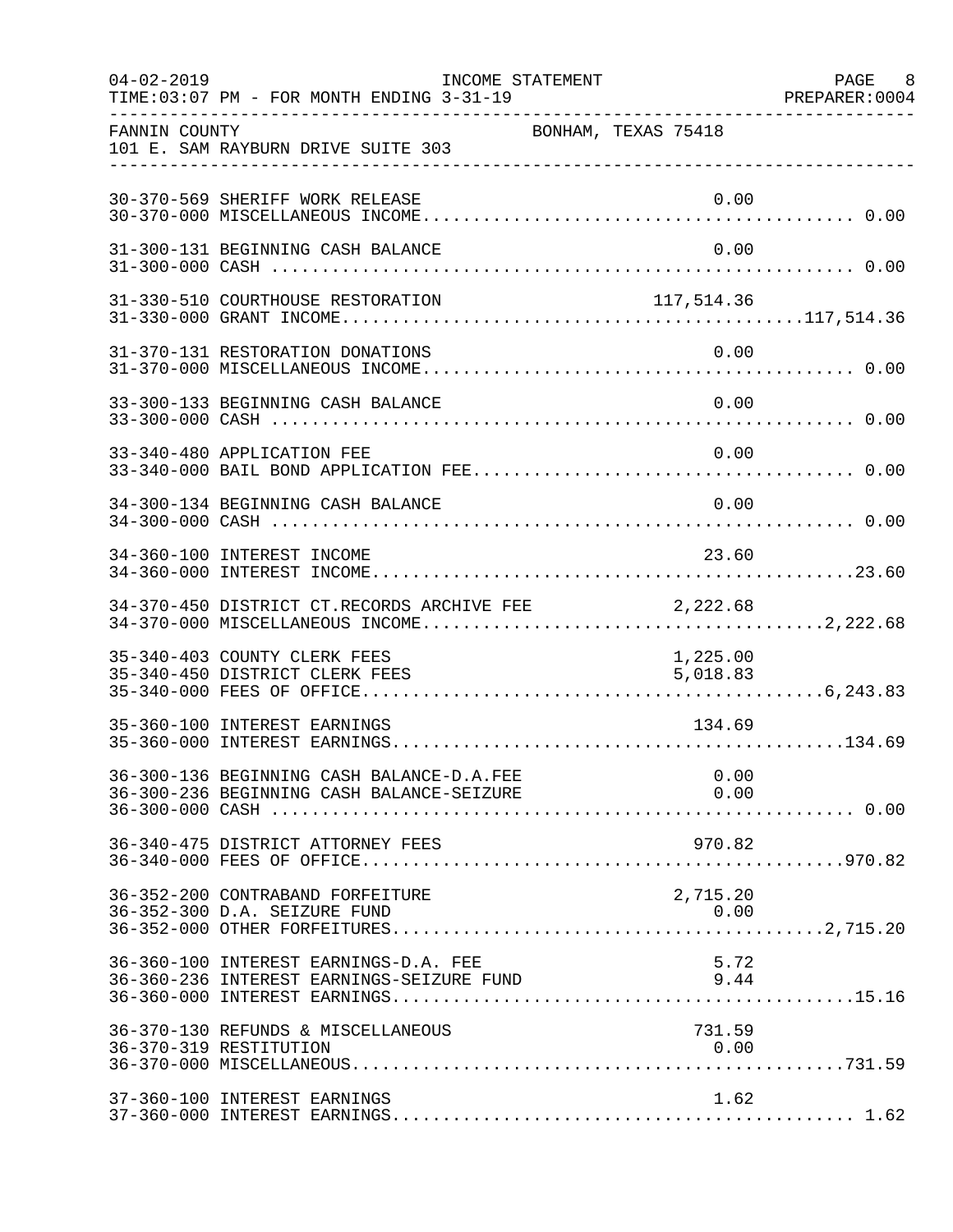FANNIN COUNTY — BONHAM, TEXAS 75418
101 E. SAM RAYBURN DRIVE SUITE 303

INCOME STATEMENT
TIME:03:07 PM - FOR MONTH ENDING 3-31-19

| Account | Description | Amount | Total |
|---|---|---|---|
| 30-370-569 | SHERIFF WORK RELEASE | 0.00 | |
| 30-370-000 | MISCELLANEOUS INCOME | | 0.00 |
| 31-300-131 | BEGINNING CASH BALANCE | 0.00 | |
| 31-300-000 | CASH | | 0.00 |
| 31-330-510 | COURTHOUSE RESTORATION | 117,514.36 | |
| 31-330-000 | GRANT INCOME | | 117,514.36 |
| 31-370-131 | RESTORATION DONATIONS | 0.00 | |
| 31-370-000 | MISCELLANEOUS INCOME | | 0.00 |
| 33-300-133 | BEGINNING CASH BALANCE | 0.00 | |
| 33-300-000 | CASH | | 0.00 |
| 33-340-480 | APPLICATION FEE | 0.00 | |
| 33-340-000 | BAIL BOND APPLICATION FEE | | 0.00 |
| 34-300-134 | BEGINNING CASH BALANCE | 0.00 | |
| 34-300-000 | CASH | | 0.00 |
| 34-360-100 | INTEREST INCOME | 23.60 | |
| 34-360-000 | INTEREST INCOME | | 23.60 |
| 34-370-450 | DISTRICT CT.RECORDS ARCHIVE FEE | 2,222.68 | |
| 34-370-000 | MISCELLANEOUS INCOME | | 2,222.68 |
| 35-340-403 | COUNTY CLERK FEES | 1,225.00 | |
| 35-340-450 | DISTRICT CLERK FEES | 5,018.83 | |
| 35-340-000 | FEES OF OFFICE | | 6,243.83 |
| 35-360-100 | INTEREST EARNINGS | 134.69 | |
| 35-360-000 | INTEREST EARNINGS | | 134.69 |
| 36-300-136 | BEGINNING CASH BALANCE-D.A.FEE | 0.00 | |
| 36-300-236 | BEGINNING CASH BALANCE-SEIZURE | 0.00 | |
| 36-300-000 | CASH | | 0.00 |
| 36-340-475 | DISTRICT ATTORNEY FEES | 970.82 | |
| 36-340-000 | FEES OF OFFICE | | 970.82 |
| 36-352-200 | CONTRABAND FORFEITURE | 2,715.20 | |
| 36-352-300 | D.A. SEIZURE FUND | 0.00 | |
| 36-352-000 | OTHER FORFEITURES | | 2,715.20 |
| 36-360-100 | INTEREST EARNINGS-D.A. FEE | 5.72 | |
| 36-360-236 | INTEREST EARNINGS-SEIZURE FUND | 9.44 | |
| 36-360-000 | INTEREST EARNINGS | | 15.16 |
| 36-370-130 | REFUNDS & MISCELLANEOUS | 731.59 | |
| 36-370-319 | RESTITUTION | 0.00 | |
| 36-370-000 | MISCELLANEOUS | | 731.59 |
| 37-360-100 | INTEREST EARNINGS | 1.62 | |
| 37-360-000 | INTEREST EARNINGS | | 1.62 |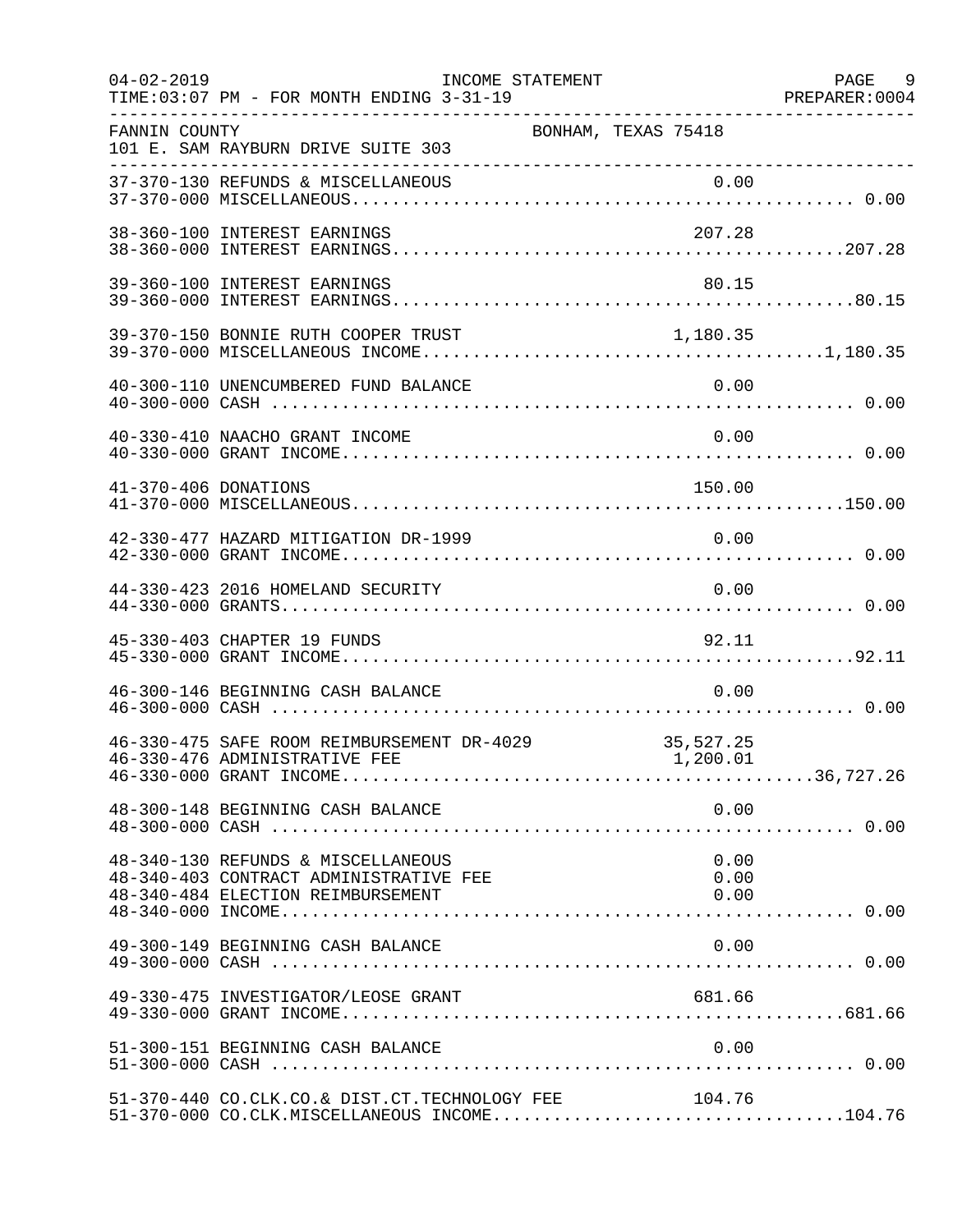FANNIN COUNTY BONHAM, TEXAS 75418
101 E. SAM RAYBURN DRIVE SUITE 303

INCOME STATEMENT
TIME:03:07 PM - FOR MONTH ENDING 3-31-19

| Account | Description | Amount | Total |
|---|---|---|---|
| 37-370-130 | REFUNDS & MISCELLANEOUS | 0.00 | |
| 37-370-000 | MISCELLANEOUS | | 0.00 |
| 38-360-100 | INTEREST EARNINGS | 207.28 | |
| 38-360-000 | INTEREST EARNINGS | | 207.28 |
| 39-360-100 | INTEREST EARNINGS | 80.15 | |
| 39-360-000 | INTEREST EARNINGS | | 80.15 |
| 39-370-150 | BONNIE RUTH COOPER TRUST | 1,180.35 | |
| 39-370-000 | MISCELLANEOUS INCOME | | 1,180.35 |
| 40-300-110 | UNENCUMBERED FUND BALANCE | 0.00 | |
| 40-300-000 | CASH | | 0.00 |
| 40-330-410 | NAACHO GRANT INCOME | 0.00 | |
| 40-330-000 | GRANT INCOME | | 0.00 |
| 41-370-406 | DONATIONS | 150.00 | |
| 41-370-000 | MISCELLANEOUS | | 150.00 |
| 42-330-477 | HAZARD MITIGATION DR-1999 | 0.00 | |
| 42-330-000 | GRANT INCOME | | 0.00 |
| 44-330-423 | 2016 HOMELAND SECURITY | 0.00 | |
| 44-330-000 | GRANTS | | 0.00 |
| 45-330-403 | CHAPTER 19 FUNDS | 92.11 | |
| 45-330-000 | GRANT INCOME | | 92.11 |
| 46-300-146 | BEGINNING CASH BALANCE | 0.00 | |
| 46-300-000 | CASH | | 0.00 |
| 46-330-475 | SAFE ROOM REIMBURSEMENT DR-4029 | 35,527.25 | |
| 46-330-476 | ADMINISTRATIVE FEE | 1,200.01 | |
| 46-330-000 | GRANT INCOME | | 36,727.26 |
| 48-300-148 | BEGINNING CASH BALANCE | 0.00 | |
| 48-300-000 | CASH | | 0.00 |
| 48-340-130 | REFUNDS & MISCELLANEOUS | 0.00 | |
| 48-340-403 | CONTRACT ADMINISTRATIVE FEE | 0.00 | |
| 48-340-484 | ELECTION REIMBURSEMENT | 0.00 | |
| 48-340-000 | INCOME | | 0.00 |
| 49-300-149 | BEGINNING CASH BALANCE | 0.00 | |
| 49-300-000 | CASH | | 0.00 |
| 49-330-475 | INVESTIGATOR/LEOSE GRANT | 681.66 | |
| 49-330-000 | GRANT INCOME | | 681.66 |
| 51-300-151 | BEGINNING CASH BALANCE | 0.00 | |
| 51-300-000 | CASH | | 0.00 |
| 51-370-440 | CO.CLK.CO.& DIST.CT.TECHNOLOGY FEE | 104.76 | |
| 51-370-000 | CO.CLK.MISCELLANEOUS INCOME | | 104.76 |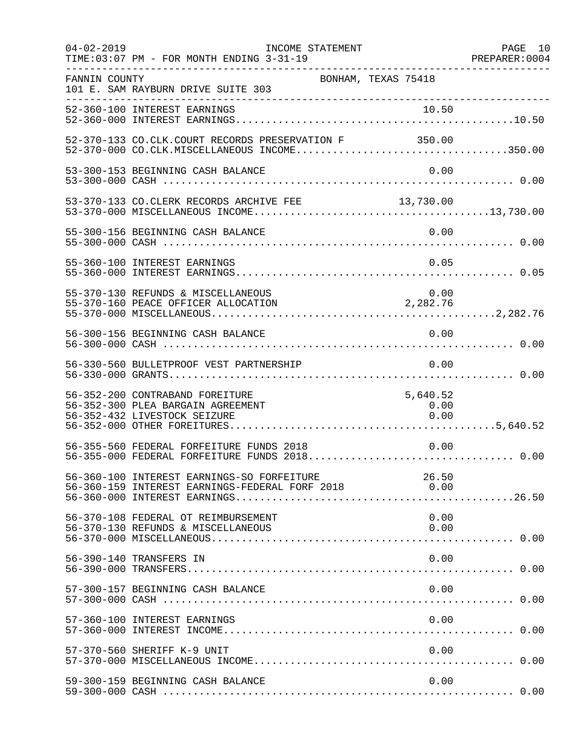INCOME STATEMENT

TIME:03:07 PM - FOR MONTH ENDING 3-31-19

FANNIN COUNTY — BONHAM, TEXAS 75418

101 E. SAM RAYBURN DRIVE SUITE 303

| Account | Description | Detail | Total |
|---|---|---|---|
| 52-360-100 | INTEREST EARNINGS | 10.50 | |
| 52-360-000 | INTEREST EARNINGS | | 10.50 |
| 52-370-133 | CO.CLK.COURT RECORDS PRESERVATION F | 350.00 | |
| 52-370-000 | CO.CLK.MISCELLANEOUS INCOME | | 350.00 |
| 53-300-153 | BEGINNING CASH BALANCE | 0.00 | |
| 53-300-000 | CASH | | 0.00 |
| 53-370-133 | CO.CLERK RECORDS ARCHIVE FEE | 13,730.00 | |
| 53-370-000 | MISCELLANEOUS INCOME | | 13,730.00 |
| 55-300-156 | BEGINNING CASH BALANCE | 0.00 | |
| 55-300-000 | CASH | | 0.00 |
| 55-360-100 | INTEREST EARNINGS | 0.05 | |
| 55-360-000 | INTEREST EARNINGS | | 0.05 |
| 55-370-130 | REFUNDS & MISCELLANEOUS | 0.00 | |
| 55-370-160 | PEACE OFFICER ALLOCATION | 2,282.76 | |
| 55-370-000 | MISCELLANEOUS | | 2,282.76 |
| 56-300-156 | BEGINNING CASH BALANCE | 0.00 | |
| 56-300-000 | CASH | | 0.00 |
| 56-330-560 | BULLETPROOF VEST PARTNERSHIP | 0.00 | |
| 56-330-000 | GRANTS | | 0.00 |
| 56-352-200 | CONTRABAND FOREITURE | 5,640.52 | |
| 56-352-300 | PLEA BARGAIN AGREEMENT | 0.00 | |
| 56-352-432 | LIVESTOCK SEIZURE | 0.00 | |
| 56-352-000 | OTHER FOREITURES | | 5,640.52 |
| 56-355-560 | FEDERAL FORFEITURE FUNDS 2018 | 0.00 | |
| 56-355-000 | FEDERAL FORFEITURE FUNDS 2018 | | 0.00 |
| 56-360-100 | INTEREST EARNINGS-SO FORFEITURE | 26.50 | |
| 56-360-159 | INTEREST EARNINGS-FEDERAL FORF 2018 | 0.00 | |
| 56-360-000 | INTEREST EARNINGS | | 26.50 |
| 56-370-108 | FEDERAL OT REIMBURSEMENT | 0.00 | |
| 56-370-130 | REFUNDS & MISCELLANEOUS | 0.00 | |
| 56-370-000 | MISCELLANEOUS | | 0.00 |
| 56-390-140 | TRANSFERS IN | 0.00 | |
| 56-390-000 | TRANSFERS | | 0.00 |
| 57-300-157 | BEGINNING CASH BALANCE | 0.00 | |
| 57-300-000 | CASH | | 0.00 |
| 57-360-100 | INTEREST EARNINGS | 0.00 | |
| 57-360-000 | INTEREST INCOME | | 0.00 |
| 57-370-560 | SHERIFF K-9 UNIT | 0.00 | |
| 57-370-000 | MISCELLANEOUS INCOME | | 0.00 |
| 59-300-159 | BEGINNING CASH BALANCE | 0.00 | |
| 59-300-000 | CASH | | 0.00 |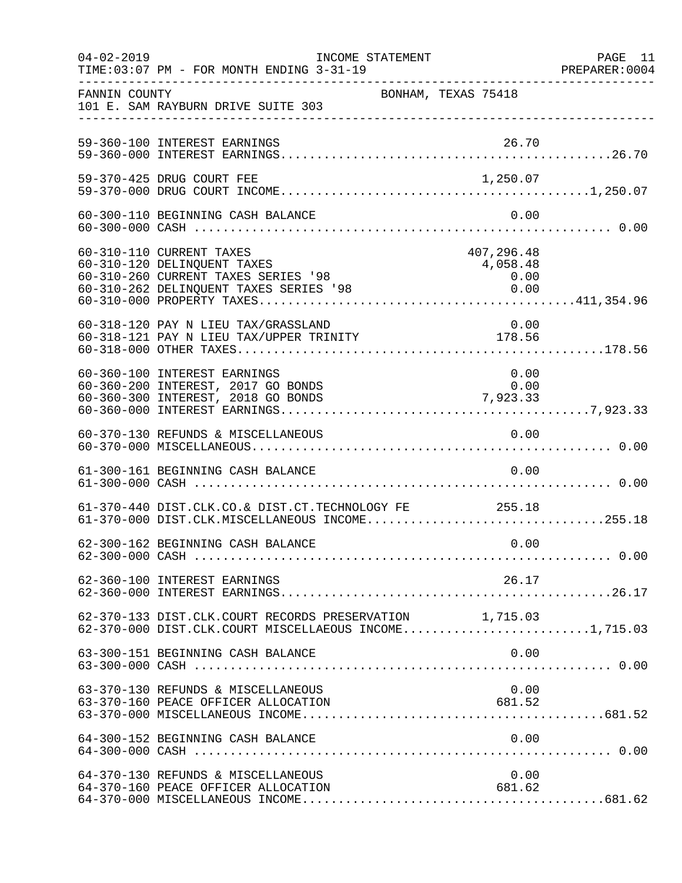FANNIN COUNTY — BONHAM, TEXAS 75418
101 E. SAM RAYBURN DRIVE SUITE 303

INCOME STATEMENT
TIME:03:07 PM - FOR MONTH ENDING 3-31-19

| Account | Description | Amount | Total |
|---|---|---|---|
| 59-360-100 | INTEREST EARNINGS | 26.70 | |
| 59-360-000 | INTEREST EARNINGS | | 26.70 |
| 59-370-425 | DRUG COURT FEE | 1,250.07 | |
| 59-370-000 | DRUG COURT INCOME | | 1,250.07 |
| 60-300-110 | BEGINNING CASH BALANCE | 0.00 | |
| 60-300-000 | CASH | | 0.00 |
| 60-310-110 | CURRENT TAXES | 407,296.48 | |
| 60-310-120 | DELINQUENT TAXES | 4,058.48 | |
| 60-310-260 | CURRENT TAXES SERIES '98 | 0.00 | |
| 60-310-262 | DELINQUENT TAXES SERIES '98 | 0.00 | |
| 60-310-000 | PROPERTY TAXES | | 411,354.96 |
| 60-318-120 | PAY N LIEU TAX/GRASSLAND | 0.00 | |
| 60-318-121 | PAY N LIEU TAX/UPPER TRINITY | 178.56 | |
| 60-318-000 | OTHER TAXES | | 178.56 |
| 60-360-100 | INTEREST EARNINGS | 0.00 | |
| 60-360-200 | INTEREST, 2017 GO BONDS | 0.00 | |
| 60-360-300 | INTEREST, 2018 GO BONDS | 7,923.33 | |
| 60-360-000 | INTEREST EARNINGS | | 7,923.33 |
| 60-370-130 | REFUNDS & MISCELLANEOUS | 0.00 | |
| 60-370-000 | MISCELLANEOUS | | 0.00 |
| 61-300-161 | BEGINNING CASH BALANCE | 0.00 | |
| 61-300-000 | CASH | | 0.00 |
| 61-370-440 | DIST.CLK.CO.& DIST.CT.TECHNOLOGY FE | 255.18 | |
| 61-370-000 | DIST.CLK.MISCELLANEOUS INCOME | | 255.18 |
| 62-300-162 | BEGINNING CASH BALANCE | 0.00 | |
| 62-300-000 | CASH | | 0.00 |
| 62-360-100 | INTEREST EARNINGS | 26.17 | |
| 62-360-000 | INTEREST EARNINGS | | 26.17 |
| 62-370-133 | DIST.CLK.COURT RECORDS PRESERVATION | 1,715.03 | |
| 62-370-000 | DIST.CLK.COURT MISCELLAEOUS INCOME | | 1,715.03 |
| 63-300-151 | BEGINNING CASH BALANCE | 0.00 | |
| 63-300-000 | CASH | | 0.00 |
| 63-370-130 | REFUNDS & MISCELLANEOUS | 0.00 | |
| 63-370-160 | PEACE OFFICER ALLOCATION | 681.52 | |
| 63-370-000 | MISCELLANEOUS INCOME | | 681.52 |
| 64-300-152 | BEGINNING CASH BALANCE | 0.00 | |
| 64-300-000 | CASH | | 0.00 |
| 64-370-130 | REFUNDS & MISCELLANEOUS | 0.00 | |
| 64-370-160 | PEACE OFFICER ALLOCATION | 681.62 | |
| 64-370-000 | MISCELLANEOUS INCOME | | 681.62 |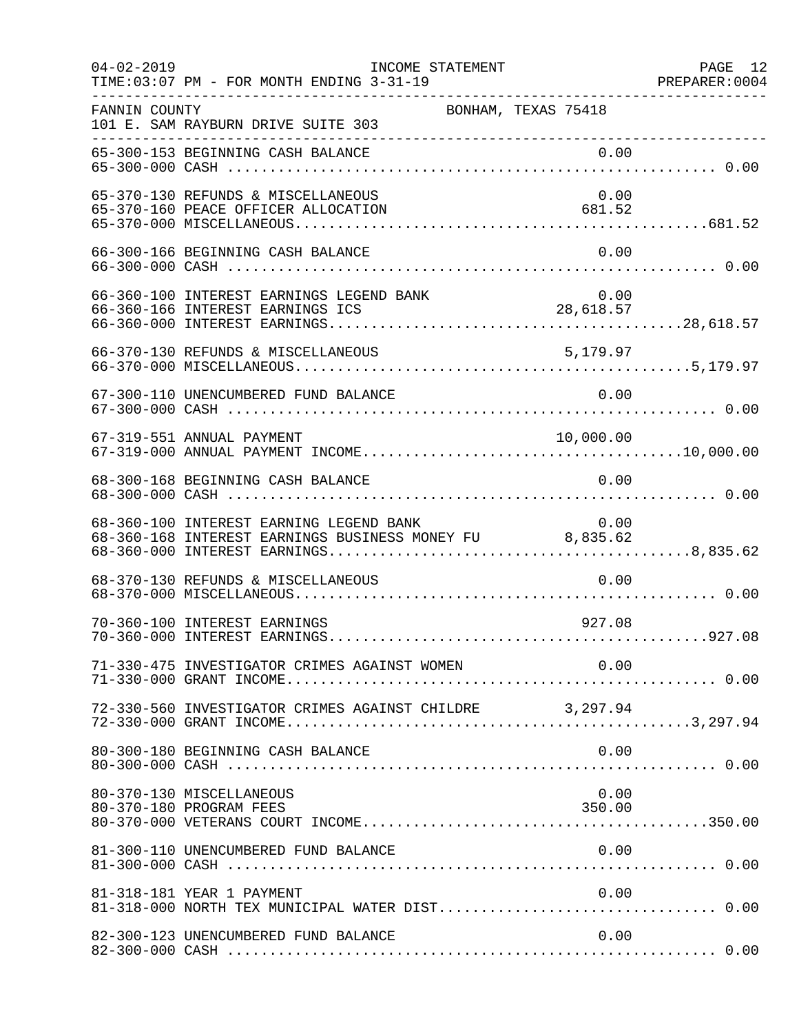FANNIN COUNTY — BONHAM, TEXAS 75418
101 E. SAM RAYBURN DRIVE SUITE 303

INCOME STATEMENT
FOR MONTH ENDING 3-31-19

| Account | Description | Detail | Total |
|---|---|---|---|
| 65-300-153 | BEGINNING CASH BALANCE | 0.00 | |
| 65-300-000 | CASH | | 0.00 |
| 65-370-130 | REFUNDS & MISCELLANEOUS | 0.00 | |
| 65-370-160 | PEACE OFFICER ALLOCATION | 681.52 | |
| 65-370-000 | MISCELLANEOUS | | 681.52 |
| 66-300-166 | BEGINNING CASH BALANCE | 0.00 | |
| 66-300-000 | CASH | | 0.00 |
| 66-360-100 | INTEREST EARNINGS LEGEND BANK | 0.00 | |
| 66-360-166 | INTEREST EARNINGS ICS | 28,618.57 | |
| 66-360-000 | INTEREST EARNINGS | | 28,618.57 |
| 66-370-130 | REFUNDS & MISCELLANEOUS | 5,179.97 | |
| 66-370-000 | MISCELLANEOUS | | 5,179.97 |
| 67-300-110 | UNENCUMBERED FUND BALANCE | 0.00 | |
| 67-300-000 | CASH | | 0.00 |
| 67-319-551 | ANNUAL PAYMENT | 10,000.00 | |
| 67-319-000 | ANNUAL PAYMENT INCOME | | 10,000.00 |
| 68-300-168 | BEGINNING CASH BALANCE | 0.00 | |
| 68-300-000 | CASH | | 0.00 |
| 68-360-100 | INTEREST EARNING LEGEND BANK | 0.00 | |
| 68-360-168 | INTEREST EARNINGS BUSINESS MONEY FU | 8,835.62 | |
| 68-360-000 | INTEREST EARNINGS | | 8,835.62 |
| 68-370-130 | REFUNDS & MISCELLANEOUS | 0.00 | |
| 68-370-000 | MISCELLANEOUS | | 0.00 |
| 70-360-100 | INTEREST EARNINGS | 927.08 | |
| 70-360-000 | INTEREST EARNINGS | | 927.08 |
| 71-330-475 | INVESTIGATOR CRIMES AGAINST WOMEN | 0.00 | |
| 71-330-000 | GRANT INCOME | | 0.00 |
| 72-330-560 | INVESTIGATOR CRIMES AGAINST CHILDRE | 3,297.94 | |
| 72-330-000 | GRANT INCOME | | 3,297.94 |
| 80-300-180 | BEGINNING CASH BALANCE | 0.00 | |
| 80-300-000 | CASH | | 0.00 |
| 80-370-130 | MISCELLANEOUS | 0.00 | |
| 80-370-180 | PROGRAM FEES | 350.00 | |
| 80-370-000 | VETERANS COURT INCOME | | 350.00 |
| 81-300-110 | UNENCUMBERED FUND BALANCE | 0.00 | |
| 81-300-000 | CASH | | 0.00 |
| 81-318-181 | YEAR 1 PAYMENT | 0.00 | |
| 81-318-000 | NORTH TEX MUNICIPAL WATER DIST | | 0.00 |
| 82-300-123 | UNENCUMBERED FUND BALANCE | 0.00 | |
| 82-300-000 | CASH | | 0.00 |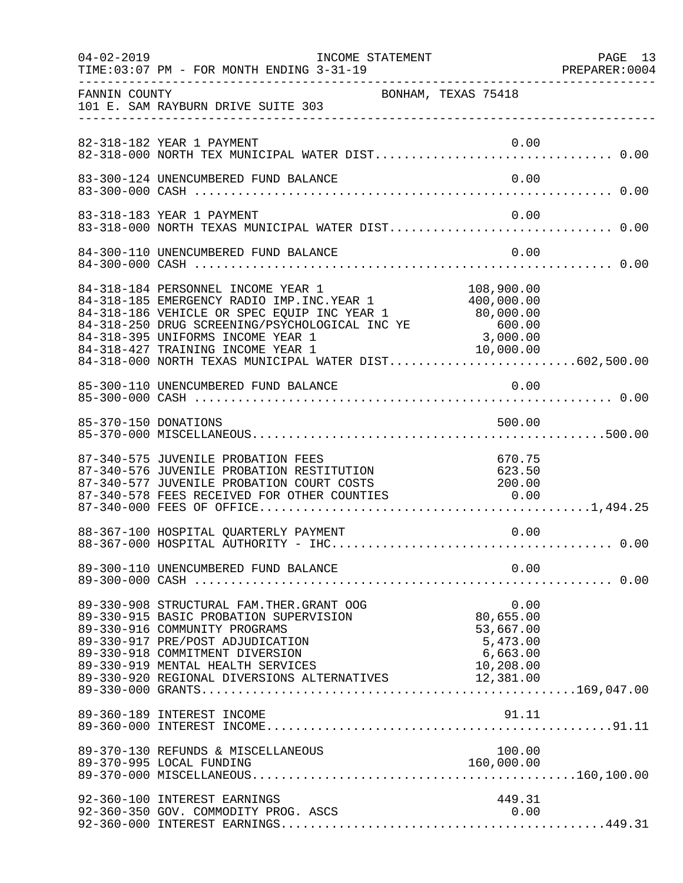FANNIN COUNTY — BONHAM, TEXAS 75418
101 E. SAM RAYBURN DRIVE SUITE 303

INCOME STATEMENT
04-02-2019 TIME:03:07 PM - FOR MONTH ENDING 3-31-19

| Account | Description | Amount | Total |
|---|---|---|---|
| 82-318-182 | YEAR 1 PAYMENT | 0.00 | |
| 82-318-000 | NORTH TEX MUNICIPAL WATER DIST | | 0.00 |
| 83-300-124 | UNENCUMBERED FUND BALANCE | 0.00 | |
| 83-300-000 | CASH | | 0.00 |
| 83-318-183 | YEAR 1 PAYMENT | 0.00 | |
| 83-318-000 | NORTH TEXAS MUNICIPAL WATER DIST | | 0.00 |
| 84-300-110 | UNENCUMBERED FUND BALANCE | 0.00 | |
| 84-300-000 | CASH | | 0.00 |
| 84-318-184 | PERSONNEL INCOME YEAR 1 | 108,900.00 | |
| 84-318-185 | EMERGENCY RADIO IMP.INC.YEAR 1 | 400,000.00 | |
| 84-318-186 | VEHICLE OR SPEC EQUIP INC YEAR 1 | 80,000.00 | |
| 84-318-250 | DRUG SCREENING/PSYCHOLOGICAL INC YE | 600.00 | |
| 84-318-395 | UNIFORMS INCOME YEAR 1 | 3,000.00 | |
| 84-318-427 | TRAINING INCOME YEAR 1 | 10,000.00 | |
| 84-318-000 | NORTH TEXAS MUNICIPAL WATER DIST | | 602,500.00 |
| 85-300-110 | UNENCUMBERED FUND BALANCE | 0.00 | |
| 85-300-000 | CASH | | 0.00 |
| 85-370-150 | DONATIONS | 500.00 | |
| 85-370-000 | MISCELLANEOUS | | 500.00 |
| 87-340-575 | JUVENILE PROBATION FEES | 670.75 | |
| 87-340-576 | JUVENILE PROBATION RESTITUTION | 623.50 | |
| 87-340-577 | JUVENILE PROBATION COURT COSTS | 200.00 | |
| 87-340-578 | FEES RECEIVED FOR OTHER COUNTIES | 0.00 | |
| 87-340-000 | FEES OF OFFICE | | 1,494.25 |
| 88-367-100 | HOSPITAL QUARTERLY PAYMENT | 0.00 | |
| 88-367-000 | HOSPITAL AUTHORITY - IHC | | 0.00 |
| 89-300-110 | UNENCUMBERED FUND BALANCE | 0.00 | |
| 89-300-000 | CASH | | 0.00 |
| 89-330-908 | STRUCTURAL FAM.THER.GRANT OOG | 0.00 | |
| 89-330-915 | BASIC PROBATION SUPERVISION | 80,655.00 | |
| 89-330-916 | COMMUNITY PROGRAMS | 53,667.00 | |
| 89-330-917 | PRE/POST ADJUDICATION | 5,473.00 | |
| 89-330-918 | COMMITMENT DIVERSION | 6,663.00 | |
| 89-330-919 | MENTAL HEALTH SERVICES | 10,208.00 | |
| 89-330-920 | REGIONAL DIVERSIONS ALTERNATIVES | 12,381.00 | |
| 89-330-000 | GRANTS | | 169,047.00 |
| 89-360-189 | INTEREST INCOME | 91.11 | |
| 89-360-000 | INTEREST INCOME | | 91.11 |
| 89-370-130 | REFUNDS & MISCELLANEOUS | 100.00 | |
| 89-370-995 | LOCAL FUNDING | 160,000.00 | |
| 89-370-000 | MISCELLANEOUS | | 160,100.00 |
| 92-360-100 | INTEREST EARNINGS | 449.31 | |
| 92-360-350 | GOV. COMMODITY PROG. ASCS | 0.00 | |
| 92-360-000 | INTEREST EARNINGS | | 449.31 |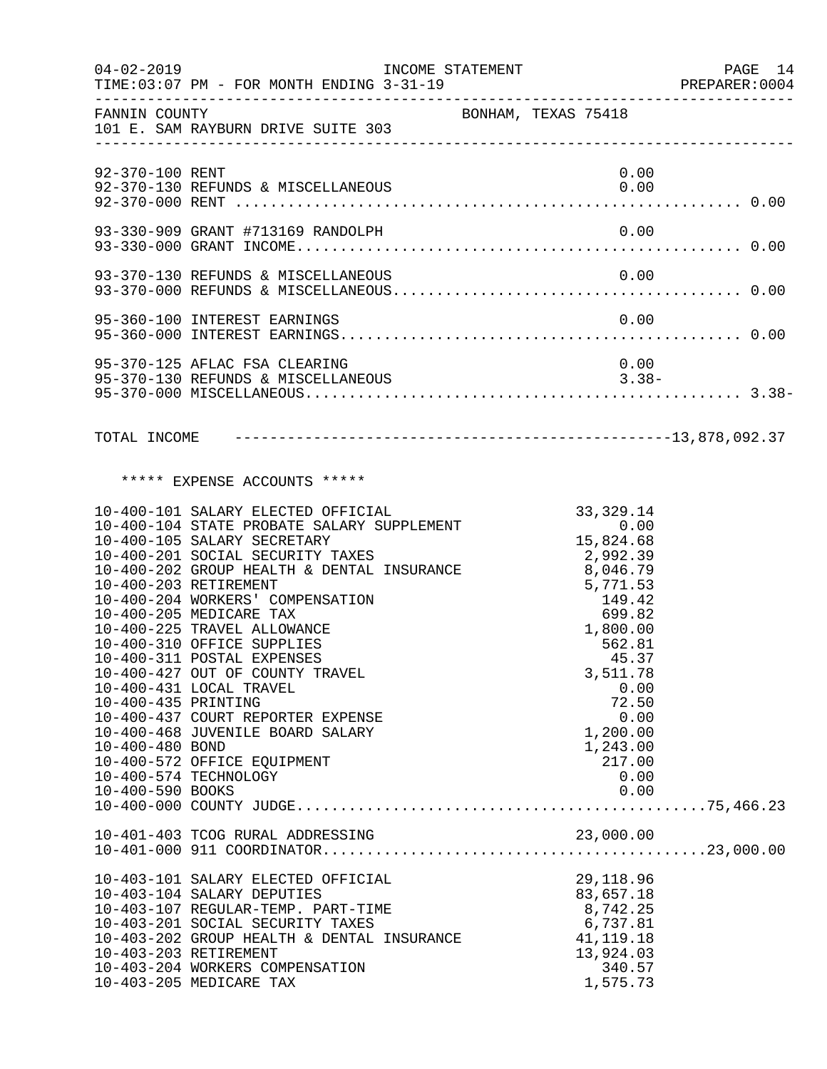FANNIN COUNTY BONHAM, TEXAS 75418
101 E. SAM RAYBURN DRIVE SUITE 303

| Account | Description | Amount | Total |
|---|---|---|---|
| 92-370-100 | RENT | 0.00 | |
| 92-370-130 | REFUNDS & MISCELLANEOUS | 0.00 | |
| 92-370-000 | RENT | | 0.00 |
| 93-330-909 | GRANT #713169 RANDOLPH | 0.00 | |
| 93-330-000 | GRANT INCOME | | 0.00 |
| 93-370-130 | REFUNDS & MISCELLANEOUS | 0.00 | |
| 93-370-000 | REFUNDS & MISCELLANEOUS | | 0.00 |
| 95-360-100 | INTEREST EARNINGS | 0.00 | |
| 95-360-000 | INTEREST EARNINGS | | 0.00 |
| 95-370-125 | AFLAC FSA CLEARING | 0.00 | |
| 95-370-130 | REFUNDS & MISCELLANEOUS | 3.38- | |
| 95-370-000 | MISCELLANEOUS | | 3.38- |

TOTAL INCOME ---------------------------------------------------13,878,092.37

***** EXPENSE ACCOUNTS *****

| Account | Description | Amount | Total |
|---|---|---|---|
| 10-400-101 | SALARY ELECTED OFFICIAL | 33,329.14 | |
| 10-400-104 | STATE PROBATE SALARY SUPPLEMENT | 0.00 | |
| 10-400-105 | SALARY SECRETARY | 15,824.68 | |
| 10-400-201 | SOCIAL SECURITY TAXES | 2,992.39 | |
| 10-400-202 | GROUP HEALTH & DENTAL INSURANCE | 8,046.79 | |
| 10-400-203 | RETIREMENT | 5,771.53 | |
| 10-400-204 | WORKERS' COMPENSATION | 149.42 | |
| 10-400-205 | MEDICARE TAX | 699.82 | |
| 10-400-225 | TRAVEL ALLOWANCE | 1,800.00 | |
| 10-400-310 | OFFICE SUPPLIES | 562.81 | |
| 10-400-311 | POSTAL EXPENSES | 45.37 | |
| 10-400-427 | OUT OF COUNTY TRAVEL | 3,511.78 | |
| 10-400-431 | LOCAL TRAVEL | 0.00 | |
| 10-400-435 | PRINTING | 72.50 | |
| 10-400-437 | COURT REPORTER EXPENSE | 0.00 | |
| 10-400-468 | JUVENILE BOARD SALARY | 1,200.00 | |
| 10-400-480 | BOND | 1,243.00 | |
| 10-400-572 | OFFICE EQUIPMENT | 217.00 | |
| 10-400-574 | TECHNOLOGY | 0.00 | |
| 10-400-590 | BOOKS | 0.00 | |
| 10-400-000 | COUNTY JUDGE | | 75,466.23 |
| 10-401-403 | TCOG RURAL ADDRESSING | 23,000.00 | |
| 10-401-000 | 911 COORDINATOR | | 23,000.00 |
| 10-403-101 | SALARY ELECTED OFFICIAL | 29,118.96 | |
| 10-403-104 | SALARY DEPUTIES | 83,657.18 | |
| 10-403-107 | REGULAR-TEMP. PART-TIME | 8,742.25 | |
| 10-403-201 | SOCIAL SECURITY TAXES | 6,737.81 | |
| 10-403-202 | GROUP HEALTH & DENTAL INSURANCE | 41,119.18 | |
| 10-403-203 | RETIREMENT | 13,924.03 | |
| 10-403-204 | WORKERS COMPENSATION | 340.57 | |
| 10-403-205 | MEDICARE TAX | 1,575.73 | |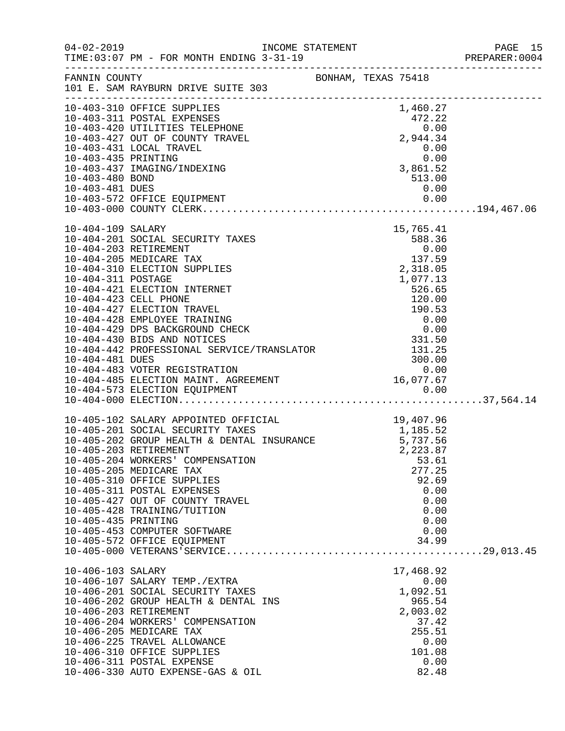04-02-2019 INCOME STATEMENT
TIME:03:07 PM - FOR MONTH ENDING 3-31-19

FANNIN COUNTY BONHAM, TEXAS 75418
101 E. SAM RAYBURN DRIVE SUITE 303

| Account | Description | Amount | Total |
|---|---|---|---|
| 10-403-310 | OFFICE SUPPLIES | 1,460.27 | |
| 10-403-311 | POSTAL EXPENSES | 472.22 | |
| 10-403-420 | UTILITIES TELEPHONE | 0.00 | |
| 10-403-427 | OUT OF COUNTY TRAVEL | 2,944.34 | |
| 10-403-431 | LOCAL TRAVEL | 0.00 | |
| 10-403-435 | PRINTING | 0.00 | |
| 10-403-437 | IMAGING/INDEXING | 3,861.52 | |
| 10-403-480 | BOND | 513.00 | |
| 10-403-481 | DUES | 0.00 | |
| 10-403-572 | OFFICE EQUIPMENT | 0.00 | |
| 10-403-000 | COUNTY CLERK | | 194,467.06 |
| 10-404-109 | SALARY | 15,765.41 | |
| 10-404-201 | SOCIAL SECURITY TAXES | 588.36 | |
| 10-404-203 | RETIREMENT | 0.00 | |
| 10-404-205 | MEDICARE TAX | 137.59 | |
| 10-404-310 | ELECTION SUPPLIES | 2,318.05 | |
| 10-404-311 | POSTAGE | 1,077.13 | |
| 10-404-421 | ELECTION INTERNET | 526.65 | |
| 10-404-423 | CELL PHONE | 120.00 | |
| 10-404-427 | ELECTION TRAVEL | 190.53 | |
| 10-404-428 | EMPLOYEE TRAINING | 0.00 | |
| 10-404-429 | DPS BACKGROUND CHECK | 0.00 | |
| 10-404-430 | BIDS AND NOTICES | 331.50 | |
| 10-404-442 | PROFESSIONAL SERVICE/TRANSLATOR | 131.25 | |
| 10-404-481 | DUES | 300.00 | |
| 10-404-483 | VOTER REGISTRATION | 0.00 | |
| 10-404-485 | ELECTION MAINT. AGREEMENT | 16,077.67 | |
| 10-404-573 | ELECTION EQUIPMENT | 0.00 | |
| 10-404-000 | ELECTION | | 37,564.14 |
| 10-405-102 | SALARY APPOINTED OFFICIAL | 19,407.96 | |
| 10-405-201 | SOCIAL SECURITY TAXES | 1,185.52 | |
| 10-405-202 | GROUP HEALTH & DENTAL INSURANCE | 5,737.56 | |
| 10-405-203 | RETIREMENT | 2,223.87 | |
| 10-405-204 | WORKERS' COMPENSATION | 53.61 | |
| 10-405-205 | MEDICARE TAX | 277.25 | |
| 10-405-310 | OFFICE SUPPLIES | 92.69 | |
| 10-405-311 | POSTAL EXPENSES | 0.00 | |
| 10-405-427 | OUT OF COUNTY TRAVEL | 0.00 | |
| 10-405-428 | TRAINING/TUITION | 0.00 | |
| 10-405-435 | PRINTING | 0.00 | |
| 10-405-453 | COMPUTER SOFTWARE | 0.00 | |
| 10-405-572 | OFFICE EQUIPMENT | 34.99 | |
| 10-405-000 | VETERANS'SERVICE | | 29,013.45 |
| 10-406-103 | SALARY | 17,468.92 | |
| 10-406-107 | SALARY TEMP./EXTRA | 0.00 | |
| 10-406-201 | SOCIAL SECURITY TAXES | 1,092.51 | |
| 10-406-202 | GROUP HEALTH & DENTAL INS | 965.54 | |
| 10-406-203 | RETIREMENT | 2,003.02 | |
| 10-406-204 | WORKERS' COMPENSATION | 37.42 | |
| 10-406-205 | MEDICARE TAX | 255.51 | |
| 10-406-225 | TRAVEL ALLOWANCE | 0.00 | |
| 10-406-310 | OFFICE SUPPLIES | 101.08 | |
| 10-406-311 | POSTAL EXPENSE | 0.00 | |
| 10-406-330 | AUTO EXPENSE-GAS & OIL | 82.48 | |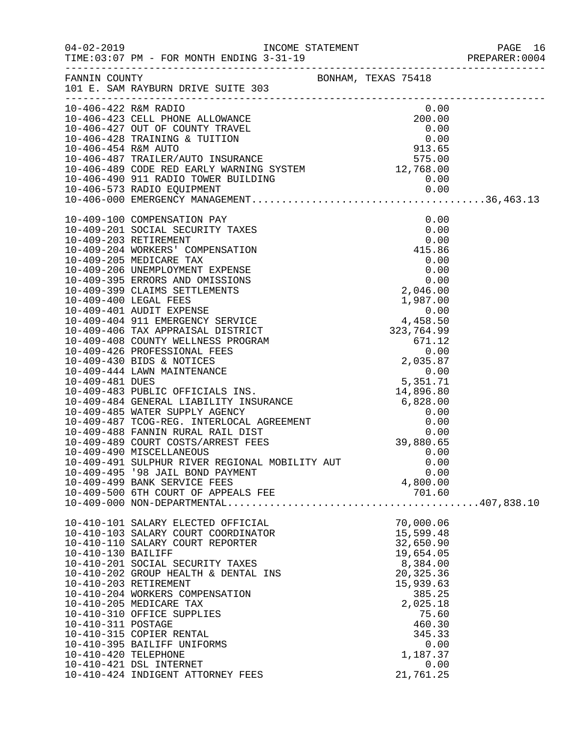FANNIN COUNTY — BONHAM, TEXAS 75418
101 E. SAM RAYBURN DRIVE SUITE 303

INCOME STATEMENT — FOR MONTH ENDING 3-31-19

| Account | Description | Amount | Total |
|---|---|---|---|
| 10-406-422 | R&M RADIO | 0.00 | |
| 10-406-423 | CELL PHONE ALLOWANCE | 200.00 | |
| 10-406-427 | OUT OF COUNTY TRAVEL | 0.00 | |
| 10-406-428 | TRAINING & TUITION | 0.00 | |
| 10-406-454 | R&M AUTO | 913.65 | |
| 10-406-487 | TRAILER/AUTO INSURANCE | 575.00 | |
| 10-406-489 | CODE RED EARLY WARNING SYSTEM | 12,768.00 | |
| 10-406-490 | 911 RADIO TOWER BUILDING | 0.00 | |
| 10-406-573 | RADIO EQUIPMENT | 0.00 | |
| 10-406-000 | EMERGENCY MANAGEMENT | | 36,463.13 |
| 10-409-100 | COMPENSATION PAY | 0.00 | |
| 10-409-201 | SOCIAL SECURITY TAXES | 0.00 | |
| 10-409-203 | RETIREMENT | 0.00 | |
| 10-409-204 | WORKERS' COMPENSATION | 415.86 | |
| 10-409-205 | MEDICARE TAX | 0.00 | |
| 10-409-206 | UNEMPLOYMENT EXPENSE | 0.00 | |
| 10-409-395 | ERRORS AND OMISSIONS | 0.00 | |
| 10-409-399 | CLAIMS SETTLEMENTS | 2,046.00 | |
| 10-409-400 | LEGAL FEES | 1,987.00 | |
| 10-409-401 | AUDIT EXPENSE | 0.00 | |
| 10-409-404 | 911 EMERGENCY SERVICE | 4,458.50 | |
| 10-409-406 | TAX APPRAISAL DISTRICT | 323,764.99 | |
| 10-409-408 | COUNTY WELLNESS PROGRAM | 671.12 | |
| 10-409-426 | PROFESSIONAL FEES | 0.00 | |
| 10-409-430 | BIDS & NOTICES | 2,035.87 | |
| 10-409-444 | LAWN MAINTENANCE | 0.00 | |
| 10-409-481 | DUES | 5,351.71 | |
| 10-409-483 | PUBLIC OFFICIALS INS. | 14,896.80 | |
| 10-409-484 | GENERAL LIABILITY INSURANCE | 6,828.00 | |
| 10-409-485 | WATER SUPPLY AGENCY | 0.00 | |
| 10-409-487 | TCOG-REG. INTERLOCAL AGREEMENT | 0.00 | |
| 10-409-488 | FANNIN RURAL RAIL DIST | 0.00 | |
| 10-409-489 | COURT COSTS/ARREST FEES | 39,880.65 | |
| 10-409-490 | MISCELLANEOUS | 0.00 | |
| 10-409-491 | SULPHUR RIVER REGIONAL MOBILITY AUT | 0.00 | |
| 10-409-495 | '98 JAIL BOND PAYMENT | 0.00 | |
| 10-409-499 | BANK SERVICE FEES | 4,800.00 | |
| 10-409-500 | 6TH COURT OF APPEALS FEE | 701.60 | |
| 10-409-000 | NON-DEPARTMENTAL | | 407,838.10 |
| 10-410-101 | SALARY ELECTED OFFICIAL | 70,000.06 | |
| 10-410-103 | SALARY COURT COORDINATOR | 15,599.48 | |
| 10-410-110 | SALARY COURT REPORTER | 32,650.90 | |
| 10-410-130 | BAILIFF | 19,654.05 | |
| 10-410-201 | SOCIAL SECURITY TAXES | 8,384.00 | |
| 10-410-202 | GROUP HEALTH & DENTAL INS | 20,325.36 | |
| 10-410-203 | RETIREMENT | 15,939.63 | |
| 10-410-204 | WORKERS COMPENSATION | 385.25 | |
| 10-410-205 | MEDICARE TAX | 2,025.18 | |
| 10-410-310 | OFFICE SUPPLIES | 75.60 | |
| 10-410-311 | POSTAGE | 460.30 | |
| 10-410-315 | COPIER RENTAL | 345.33 | |
| 10-410-395 | BAILIFF UNIFORMS | 0.00 | |
| 10-410-420 | TELEPHONE | 1,187.37 | |
| 10-410-421 | DSL INTERNET | 0.00 | |
| 10-410-424 | INDIGENT ATTORNEY FEES | 21,761.25 | |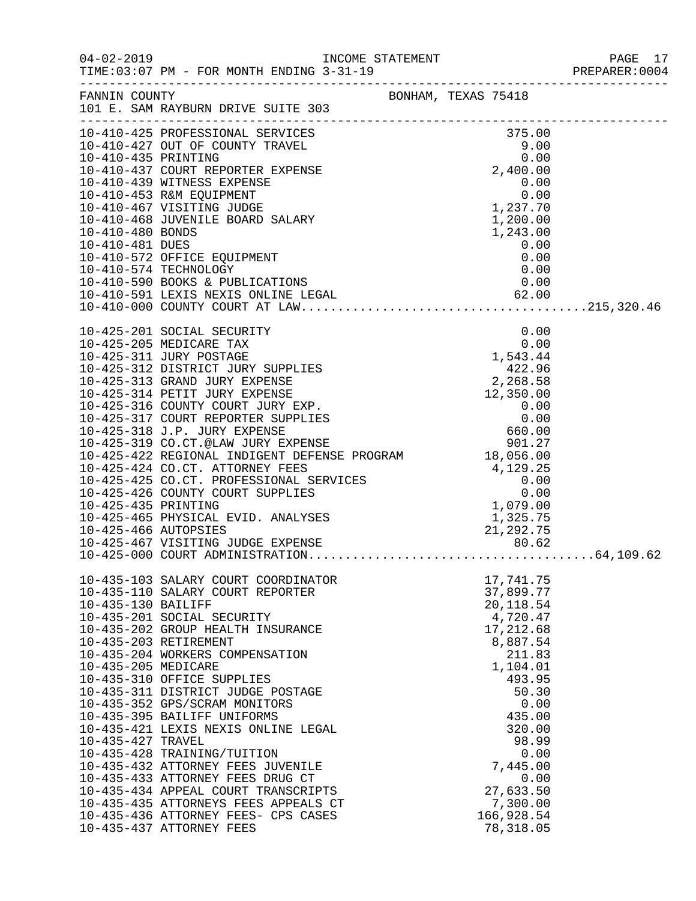FANNIN COUNTY — BONHAM, TEXAS 75418
101 E. SAM RAYBURN DRIVE SUITE 303

INCOME STATEMENT — FOR MONTH ENDING 3-31-19

| Account | Description | Amount | Total |
|---|---|---|---|
| 10-410-425 | PROFESSIONAL SERVICES | 375.00 | |
| 10-410-427 | OUT OF COUNTY TRAVEL | 9.00 | |
| 10-410-435 | PRINTING | 0.00 | |
| 10-410-437 | COURT REPORTER EXPENSE | 2,400.00 | |
| 10-410-439 | WITNESS EXPENSE | 0.00 | |
| 10-410-453 | R&M EQUIPMENT | 0.00 | |
| 10-410-467 | VISITING JUDGE | 1,237.70 | |
| 10-410-468 | JUVENILE BOARD SALARY | 1,200.00 | |
| 10-410-480 | BONDS | 1,243.00 | |
| 10-410-481 | DUES | 0.00 | |
| 10-410-572 | OFFICE EQUIPMENT | 0.00 | |
| 10-410-574 | TECHNOLOGY | 0.00 | |
| 10-410-590 | BOOKS & PUBLICATIONS | 0.00 | |
| 10-410-591 | LEXIS NEXIS ONLINE LEGAL | 62.00 | |
| 10-410-000 | COUNTY COURT AT LAW | | 215,320.46 |
| 10-425-201 | SOCIAL SECURITY | 0.00 | |
| 10-425-205 | MEDICARE TAX | 0.00 | |
| 10-425-311 | JURY POSTAGE | 1,543.44 | |
| 10-425-312 | DISTRICT JURY SUPPLIES | 422.96 | |
| 10-425-313 | GRAND JURY EXPENSE | 2,268.58 | |
| 10-425-314 | PETIT JURY EXPENSE | 12,350.00 | |
| 10-425-316 | COUNTY COURT JURY EXP. | 0.00 | |
| 10-425-317 | COURT REPORTER SUPPLIES | 0.00 | |
| 10-425-318 | J.P. JURY EXPENSE | 660.00 | |
| 10-425-319 | CO.CT.@LAW JURY EXPENSE | 901.27 | |
| 10-425-422 | REGIONAL INDIGENT DEFENSE PROGRAM | 18,056.00 | |
| 10-425-424 | CO.CT. ATTORNEY FEES | 4,129.25 | |
| 10-425-425 | CO.CT. PROFESSIONAL SERVICES | 0.00 | |
| 10-425-426 | COUNTY COURT SUPPLIES | 0.00 | |
| 10-425-435 | PRINTING | 1,079.00 | |
| 10-425-465 | PHYSICAL EVID. ANALYSES | 1,325.75 | |
| 10-425-466 | AUTOPSIES | 21,292.75 | |
| 10-425-467 | VISITING JUDGE EXPENSE | 80.62 | |
| 10-425-000 | COURT ADMINISTRATION | | 64,109.62 |
| 10-435-103 | SALARY COURT COORDINATOR | 17,741.75 | |
| 10-435-110 | SALARY COURT REPORTER | 37,899.77 | |
| 10-435-130 | BAILIFF | 20,118.54 | |
| 10-435-201 | SOCIAL SECURITY | 4,720.47 | |
| 10-435-202 | GROUP HEALTH INSURANCE | 17,212.68 | |
| 10-435-203 | RETIREMENT | 8,887.54 | |
| 10-435-204 | WORKERS COMPENSATION | 211.83 | |
| 10-435-205 | MEDICARE | 1,104.01 | |
| 10-435-310 | OFFICE SUPPLIES | 493.95 | |
| 10-435-311 | DISTRICT JUDGE POSTAGE | 50.30 | |
| 10-435-352 | GPS/SCRAM MONITORS | 0.00 | |
| 10-435-395 | BAILIFF UNIFORMS | 435.00 | |
| 10-435-421 | LEXIS NEXIS ONLINE LEGAL | 320.00 | |
| 10-435-427 | TRAVEL | 98.99 | |
| 10-435-428 | TRAINING/TUITION | 0.00 | |
| 10-435-432 | ATTORNEY FEES JUVENILE | 7,445.00 | |
| 10-435-433 | ATTORNEY FEES DRUG CT | 0.00 | |
| 10-435-434 | APPEAL COURT TRANSCRIPTS | 27,633.50 | |
| 10-435-435 | ATTORNEYS FEES APPEALS CT | 7,300.00 | |
| 10-435-436 | ATTORNEY FEES- CPS CASES | 166,928.54 | |
| 10-435-437 | ATTORNEY FEES | 78,318.05 | |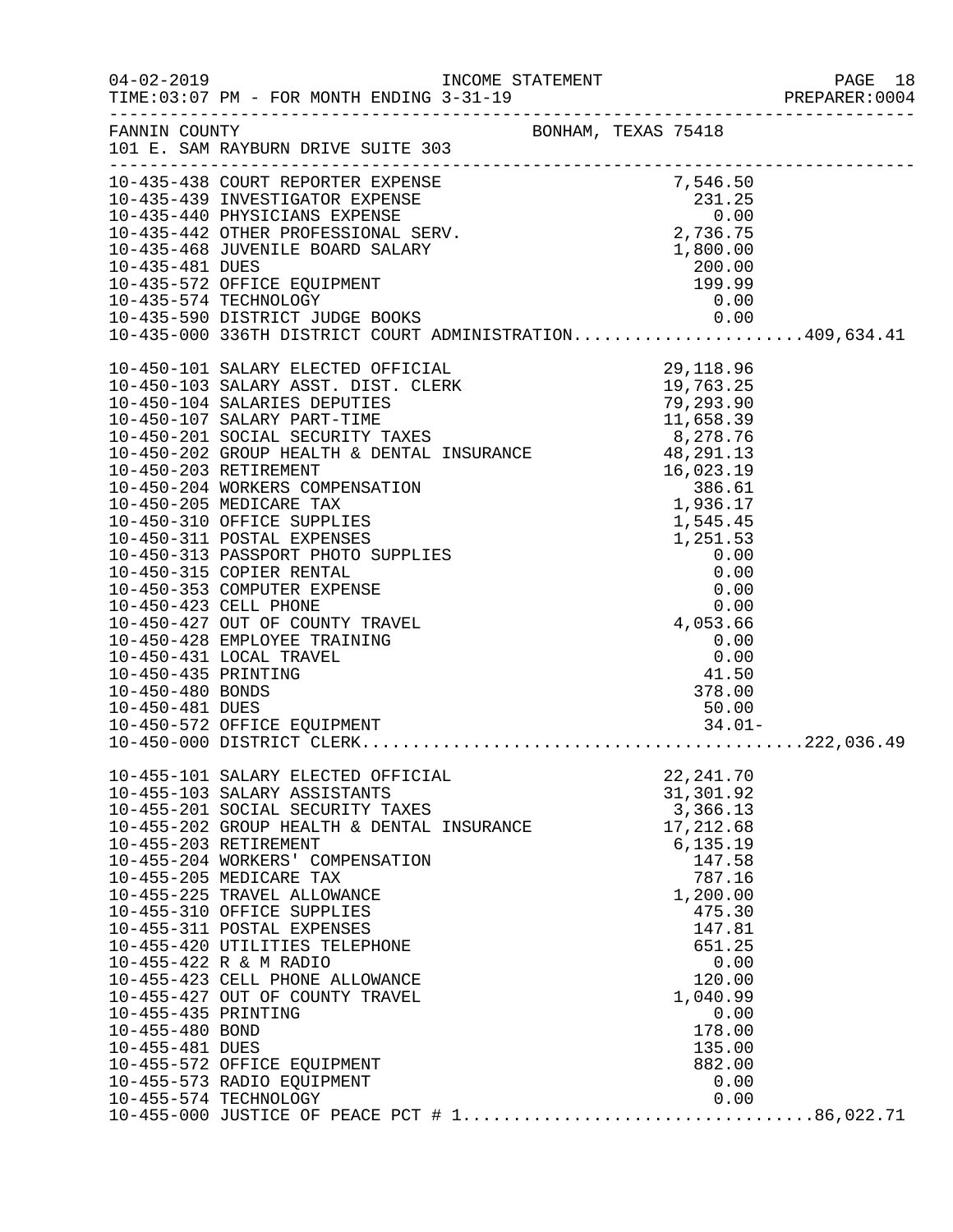INCOME STATEMENT

04-02-2019
TIME:03:07 PM - FOR MONTH ENDING 3-31-19

PREPARER:0004

FANNIN COUNTY BONHAM, TEXAS 75418
101 E. SAM RAYBURN DRIVE SUITE 303

| Account | Description | Amount | Total |
|---|---|---|---|
| 10-435-438 | COURT REPORTER EXPENSE | 7,546.50 | |
| 10-435-439 | INVESTIGATOR EXPENSE | 231.25 | |
| 10-435-440 | PHYSICIANS EXPENSE | 0.00 | |
| 10-435-442 | OTHER PROFESSIONAL SERV. | 2,736.75 | |
| 10-435-468 | JUVENILE BOARD SALARY | 1,800.00 | |
| 10-435-481 | DUES | 200.00 | |
| 10-435-572 | OFFICE EQUIPMENT | 199.99 | |
| 10-435-574 | TECHNOLOGY | 0.00 | |
| 10-435-590 | DISTRICT JUDGE BOOKS | 0.00 | |
| 10-435-000 | 336TH DISTRICT COURT ADMINISTRATION | | 409,634.41 |
| 10-450-101 | SALARY ELECTED OFFICIAL | 29,118.96 | |
| 10-450-103 | SALARY ASST. DIST. CLERK | 19,763.25 | |
| 10-450-104 | SALARIES DEPUTIES | 79,293.90 | |
| 10-450-107 | SALARY PART-TIME | 11,658.39 | |
| 10-450-201 | SOCIAL SECURITY TAXES | 8,278.76 | |
| 10-450-202 | GROUP HEALTH & DENTAL INSURANCE | 48,291.13 | |
| 10-450-203 | RETIREMENT | 16,023.19 | |
| 10-450-204 | WORKERS COMPENSATION | 386.61 | |
| 10-450-205 | MEDICARE TAX | 1,936.17 | |
| 10-450-310 | OFFICE SUPPLIES | 1,545.45 | |
| 10-450-311 | POSTAL EXPENSES | 1,251.53 | |
| 10-450-313 | PASSPORT PHOTO SUPPLIES | 0.00 | |
| 10-450-315 | COPIER RENTAL | 0.00 | |
| 10-450-353 | COMPUTER EXPENSE | 0.00 | |
| 10-450-423 | CELL PHONE | 0.00 | |
| 10-450-427 | OUT OF COUNTY TRAVEL | 4,053.66 | |
| 10-450-428 | EMPLOYEE TRAINING | 0.00 | |
| 10-450-431 | LOCAL TRAVEL | 0.00 | |
| 10-450-435 | PRINTING | 41.50 | |
| 10-450-480 | BONDS | 378.00 | |
| 10-450-481 | DUES | 50.00 | |
| 10-450-572 | OFFICE EQUIPMENT | 34.01- | |
| 10-450-000 | DISTRICT CLERK | | 222,036.49 |
| 10-455-101 | SALARY ELECTED OFFICIAL | 22,241.70 | |
| 10-455-103 | SALARY ASSISTANTS | 31,301.92 | |
| 10-455-201 | SOCIAL SECURITY TAXES | 3,366.13 | |
| 10-455-202 | GROUP HEALTH & DENTAL INSURANCE | 17,212.68 | |
| 10-455-203 | RETIREMENT | 6,135.19 | |
| 10-455-204 | WORKERS' COMPENSATION | 147.58 | |
| 10-455-205 | MEDICARE TAX | 787.16 | |
| 10-455-225 | TRAVEL ALLOWANCE | 1,200.00 | |
| 10-455-310 | OFFICE SUPPLIES | 475.30 | |
| 10-455-311 | POSTAL EXPENSES | 147.81 | |
| 10-455-420 | UTILITIES TELEPHONE | 651.25 | |
| 10-455-422 | R & M RADIO | 0.00 | |
| 10-455-423 | CELL PHONE ALLOWANCE | 120.00 | |
| 10-455-427 | OUT OF COUNTY TRAVEL | 1,040.99 | |
| 10-455-435 | PRINTING | 0.00 | |
| 10-455-480 | BOND | 178.00 | |
| 10-455-481 | DUES | 135.00 | |
| 10-455-572 | OFFICE EQUIPMENT | 882.00 | |
| 10-455-573 | RADIO EQUIPMENT | 0.00 | |
| 10-455-574 | TECHNOLOGY | 0.00 | |
| 10-455-000 | JUSTICE OF PEACE PCT # 1 | | 86,022.71 |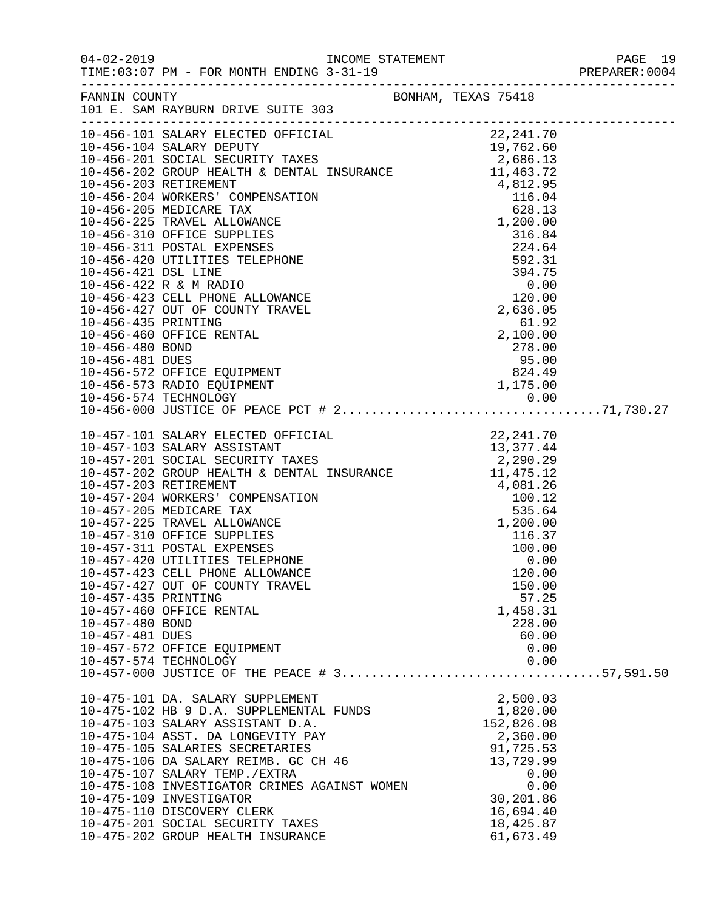FANNIN COUNTY — BONHAM, TEXAS 75418
101 E. SAM RAYBURN DRIVE SUITE 303

INCOME STATEMENT — FOR MONTH ENDING 3-31-19

| Account | Description | Amount | Total |
|---|---|---|---|
| 10-456-101 | SALARY ELECTED OFFICIAL | 22,241.70 | |
| 10-456-104 | SALARY DEPUTY | 19,762.60 | |
| 10-456-201 | SOCIAL SECURITY TAXES | 2,686.13 | |
| 10-456-202 | GROUP HEALTH & DENTAL INSURANCE | 11,463.72 | |
| 10-456-203 | RETIREMENT | 4,812.95 | |
| 10-456-204 | WORKERS' COMPENSATION | 116.04 | |
| 10-456-205 | MEDICARE TAX | 628.13 | |
| 10-456-225 | TRAVEL ALLOWANCE | 1,200.00 | |
| 10-456-310 | OFFICE SUPPLIES | 316.84 | |
| 10-456-311 | POSTAL EXPENSES | 224.64 | |
| 10-456-420 | UTILITIES TELEPHONE | 592.31 | |
| 10-456-421 | DSL LINE | 394.75 | |
| 10-456-422 | R & M RADIO | 0.00 | |
| 10-456-423 | CELL PHONE ALLOWANCE | 120.00 | |
| 10-456-427 | OUT OF COUNTY TRAVEL | 2,636.05 | |
| 10-456-435 | PRINTING | 61.92 | |
| 10-456-460 | OFFICE RENTAL | 2,100.00 | |
| 10-456-480 | BOND | 278.00 | |
| 10-456-481 | DUES | 95.00 | |
| 10-456-572 | OFFICE EQUIPMENT | 824.49 | |
| 10-456-573 | RADIO EQUIPMENT | 1,175.00 | |
| 10-456-574 | TECHNOLOGY | 0.00 | |
| 10-456-000 | JUSTICE OF PEACE PCT # 2 | | 71,730.27 |
| 10-457-101 | SALARY ELECTED OFFICIAL | 22,241.70 | |
| 10-457-103 | SALARY ASSISTANT | 13,377.44 | |
| 10-457-201 | SOCIAL SECURITY TAXES | 2,290.29 | |
| 10-457-202 | GROUP HEALTH & DENTAL INSURANCE | 11,475.12 | |
| 10-457-203 | RETIREMENT | 4,081.26 | |
| 10-457-204 | WORKERS' COMPENSATION | 100.12 | |
| 10-457-205 | MEDICARE TAX | 535.64 | |
| 10-457-225 | TRAVEL ALLOWANCE | 1,200.00 | |
| 10-457-310 | OFFICE SUPPLIES | 116.37 | |
| 10-457-311 | POSTAL EXPENSES | 100.00 | |
| 10-457-420 | UTILITIES TELEPHONE | 0.00 | |
| 10-457-423 | CELL PHONE ALLOWANCE | 120.00 | |
| 10-457-427 | OUT OF COUNTY TRAVEL | 150.00 | |
| 10-457-435 | PRINTING | 57.25 | |
| 10-457-460 | OFFICE RENTAL | 1,458.31 | |
| 10-457-480 | BOND | 228.00 | |
| 10-457-481 | DUES | 60.00 | |
| 10-457-572 | OFFICE EQUIPMENT | 0.00 | |
| 10-457-574 | TECHNOLOGY | 0.00 | |
| 10-457-000 | JUSTICE OF THE PEACE # 3 | | 57,591.50 |
| 10-475-101 | DA. SALARY SUPPLEMENT | 2,500.03 | |
| 10-475-102 | HB 9 D.A. SUPPLEMENTAL FUNDS | 1,820.00 | |
| 10-475-103 | SALARY ASSISTANT D.A. | 152,826.08 | |
| 10-475-104 | ASST. DA LONGEVITY PAY | 2,360.00 | |
| 10-475-105 | SALARIES SECRETARIES | 91,725.53 | |
| 10-475-106 | DA SALARY REIMB. GC CH 46 | 13,729.99 | |
| 10-475-107 | SALARY TEMP./EXTRA | 0.00 | |
| 10-475-108 | INVESTIGATOR CRIMES AGAINST WOMEN | 0.00 | |
| 10-475-109 | INVESTIGATOR | 30,201.86 | |
| 10-475-110 | DISCOVERY CLERK | 16,694.40 | |
| 10-475-201 | SOCIAL SECURITY TAXES | 18,425.87 | |
| 10-475-202 | GROUP HEALTH INSURANCE | 61,673.49 | |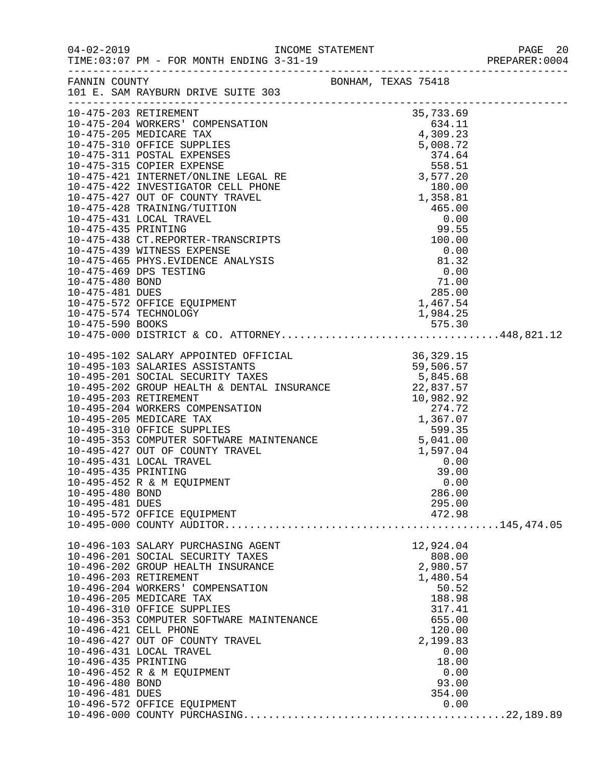INCOME STATEMENT

04-02-2019 TIME:03:07 PM - FOR MONTH ENDING 3-31-19

PREPARER:0004

FANNIN COUNTY — BONHAM, TEXAS 75418
101 E. SAM RAYBURN DRIVE SUITE 303

| Account | Description | Amount | Total |
|---|---|---|---|
| 10-475-203 | RETIREMENT | 35,733.69 | |
| 10-475-204 | WORKERS' COMPENSATION | 634.11 | |
| 10-475-205 | MEDICARE TAX | 4,309.23 | |
| 10-475-310 | OFFICE SUPPLIES | 5,008.72 | |
| 10-475-311 | POSTAL EXPENSES | 374.64 | |
| 10-475-315 | COPIER EXPENSE | 558.51 | |
| 10-475-421 | INTERNET/ONLINE LEGAL RE | 3,577.20 | |
| 10-475-422 | INVESTIGATOR CELL PHONE | 180.00 | |
| 10-475-427 | OUT OF COUNTY TRAVEL | 1,358.81 | |
| 10-475-428 | TRAINING/TUITION | 465.00 | |
| 10-475-431 | LOCAL TRAVEL | 0.00 | |
| 10-475-435 | PRINTING | 99.55 | |
| 10-475-438 | CT.REPORTER-TRANSCRIPTS | 100.00 | |
| 10-475-439 | WITNESS EXPENSE | 0.00 | |
| 10-475-465 | PHYS.EVIDENCE ANALYSIS | 81.32 | |
| 10-475-469 | DPS TESTING | 0.00 | |
| 10-475-480 | BOND | 71.00 | |
| 10-475-481 | DUES | 285.00 | |
| 10-475-572 | OFFICE EQUIPMENT | 1,467.54 | |
| 10-475-574 | TECHNOLOGY | 1,984.25 | |
| 10-475-590 | BOOKS | 575.30 | |
| 10-475-000 | DISTRICT & CO. ATTORNEY | | 448,821.12 |
| 10-495-102 | SALARY APPOINTED OFFICIAL | 36,329.15 | |
| 10-495-103 | SALARIES ASSISTANTS | 59,506.57 | |
| 10-495-201 | SOCIAL SECURITY TAXES | 5,845.68 | |
| 10-495-202 | GROUP HEALTH & DENTAL INSURANCE | 22,837.57 | |
| 10-495-203 | RETIREMENT | 10,982.92 | |
| 10-495-204 | WORKERS COMPENSATION | 274.72 | |
| 10-495-205 | MEDICARE TAX | 1,367.07 | |
| 10-495-310 | OFFICE SUPPLIES | 599.35 | |
| 10-495-353 | COMPUTER SOFTWARE MAINTENANCE | 5,041.00 | |
| 10-495-427 | OUT OF COUNTY TRAVEL | 1,597.04 | |
| 10-495-431 | LOCAL TRAVEL | 0.00 | |
| 10-495-435 | PRINTING | 39.00 | |
| 10-495-452 | R & M EQUIPMENT | 0.00 | |
| 10-495-480 | BOND | 286.00 | |
| 10-495-481 | DUES | 295.00 | |
| 10-495-572 | OFFICE EQUIPMENT | 472.98 | |
| 10-495-000 | COUNTY AUDITOR | | 145,474.05 |
| 10-496-103 | SALARY PURCHASING AGENT | 12,924.04 | |
| 10-496-201 | SOCIAL SECURITY TAXES | 808.00 | |
| 10-496-202 | GROUP HEALTH INSURANCE | 2,980.57 | |
| 10-496-203 | RETIREMENT | 1,480.54 | |
| 10-496-204 | WORKERS' COMPENSATION | 50.52 | |
| 10-496-205 | MEDICARE TAX | 188.98 | |
| 10-496-310 | OFFICE SUPPLIES | 317.41 | |
| 10-496-353 | COMPUTER SOFTWARE MAINTENANCE | 655.00 | |
| 10-496-421 | CELL PHONE | 120.00 | |
| 10-496-427 | OUT OF COUNTY TRAVEL | 2,199.83 | |
| 10-496-431 | LOCAL TRAVEL | 0.00 | |
| 10-496-435 | PRINTING | 18.00 | |
| 10-496-452 | R & M EQUIPMENT | 0.00 | |
| 10-496-480 | BOND | 93.00 | |
| 10-496-481 | DUES | 354.00 | |
| 10-496-572 | OFFICE EQUIPMENT | 0.00 | |
| 10-496-000 | COUNTY PURCHASING | | 22,189.89 |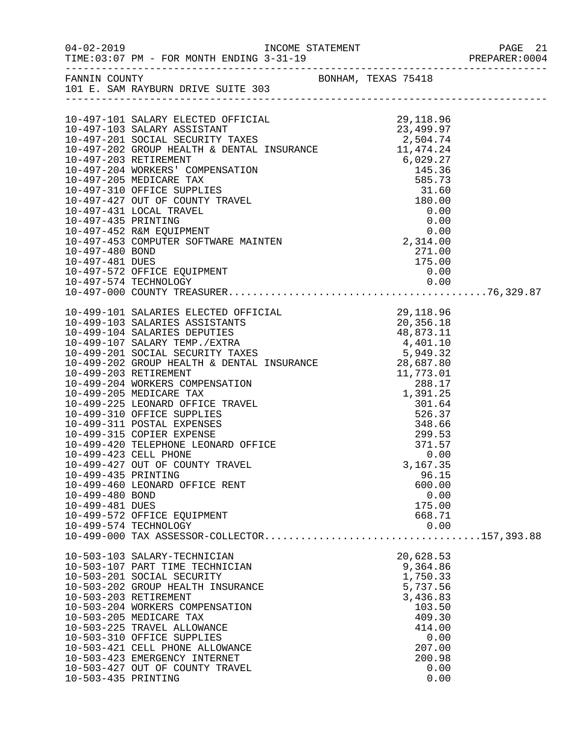FANNIN COUNTY BONHAM, TEXAS 75418
101 E. SAM RAYBURN DRIVE SUITE 303

INCOME STATEMENT — FOR MONTH ENDING 3-31-19

| Account | Description | Amount | Total |
|---|---|---|---|
| 10-497-101 | SALARY ELECTED OFFICIAL | 29,118.96 | |
| 10-497-103 | SALARY ASSISTANT | 23,499.97 | |
| 10-497-201 | SOCIAL SECURITY TAXES | 2,504.74 | |
| 10-497-202 | GROUP HEALTH & DENTAL INSURANCE | 11,474.24 | |
| 10-497-203 | RETIREMENT | 6,029.27 | |
| 10-497-204 | WORKERS' COMPENSATION | 145.36 | |
| 10-497-205 | MEDICARE TAX | 585.73 | |
| 10-497-310 | OFFICE SUPPLIES | 31.60 | |
| 10-497-427 | OUT OF COUNTY TRAVEL | 180.00 | |
| 10-497-431 | LOCAL TRAVEL | 0.00 | |
| 10-497-435 | PRINTING | 0.00 | |
| 10-497-452 | R&M EQUIPMENT | 0.00 | |
| 10-497-453 | COMPUTER SOFTWARE MAINTEN | 2,314.00 | |
| 10-497-480 | BOND | 271.00 | |
| 10-497-481 | DUES | 175.00 | |
| 10-497-572 | OFFICE EQUIPMENT | 0.00 | |
| 10-497-574 | TECHNOLOGY | 0.00 | |
| 10-497-000 | COUNTY TREASURER | | 76,329.87 |
| 10-499-101 | SALARIES ELECTED OFFICIAL | 29,118.96 | |
| 10-499-103 | SALARIES ASSISTANTS | 20,356.18 | |
| 10-499-104 | SALARIES DEPUTIES | 48,873.11 | |
| 10-499-107 | SALARY TEMP./EXTRA | 4,401.10 | |
| 10-499-201 | SOCIAL SECURITY TAXES | 5,949.32 | |
| 10-499-202 | GROUP HEALTH & DENTAL INSURANCE | 28,687.80 | |
| 10-499-203 | RETIREMENT | 11,773.01 | |
| 10-499-204 | WORKERS COMPENSATION | 288.17 | |
| 10-499-205 | MEDICARE TAX | 1,391.25 | |
| 10-499-225 | LEONARD OFFICE TRAVEL | 301.64 | |
| 10-499-310 | OFFICE SUPPLIES | 526.37 | |
| 10-499-311 | POSTAL EXPENSES | 348.66 | |
| 10-499-315 | COPIER EXPENSE | 299.53 | |
| 10-499-420 | TELEPHONE LEONARD OFFICE | 371.57 | |
| 10-499-423 | CELL PHONE | 0.00 | |
| 10-499-427 | OUT OF COUNTY TRAVEL | 3,167.35 | |
| 10-499-435 | PRINTING | 96.15 | |
| 10-499-460 | LEONARD OFFICE RENT | 600.00 | |
| 10-499-480 | BOND | 0.00 | |
| 10-499-481 | DUES | 175.00 | |
| 10-499-572 | OFFICE EQUIPMENT | 668.71 | |
| 10-499-574 | TECHNOLOGY | 0.00 | |
| 10-499-000 | TAX ASSESSOR-COLLECTOR | | 157,393.88 |
| 10-503-103 | SALARY-TECHNICIAN | 20,628.53 | |
| 10-503-107 | PART TIME TECHNICIAN | 9,364.86 | |
| 10-503-201 | SOCIAL SECURITY | 1,750.33 | |
| 10-503-202 | GROUP HEALTH INSURANCE | 5,737.56 | |
| 10-503-203 | RETIREMENT | 3,436.83 | |
| 10-503-204 | WORKERS COMPENSATION | 103.50 | |
| 10-503-205 | MEDICARE TAX | 409.30 | |
| 10-503-225 | TRAVEL ALLOWANCE | 414.00 | |
| 10-503-310 | OFFICE SUPPLIES | 0.00 | |
| 10-503-421 | CELL PHONE ALLOWANCE | 207.00 | |
| 10-503-423 | EMERGENCY INTERNET | 200.98 | |
| 10-503-427 | OUT OF COUNTY TRAVEL | 0.00 | |
| 10-503-435 | PRINTING | 0.00 | |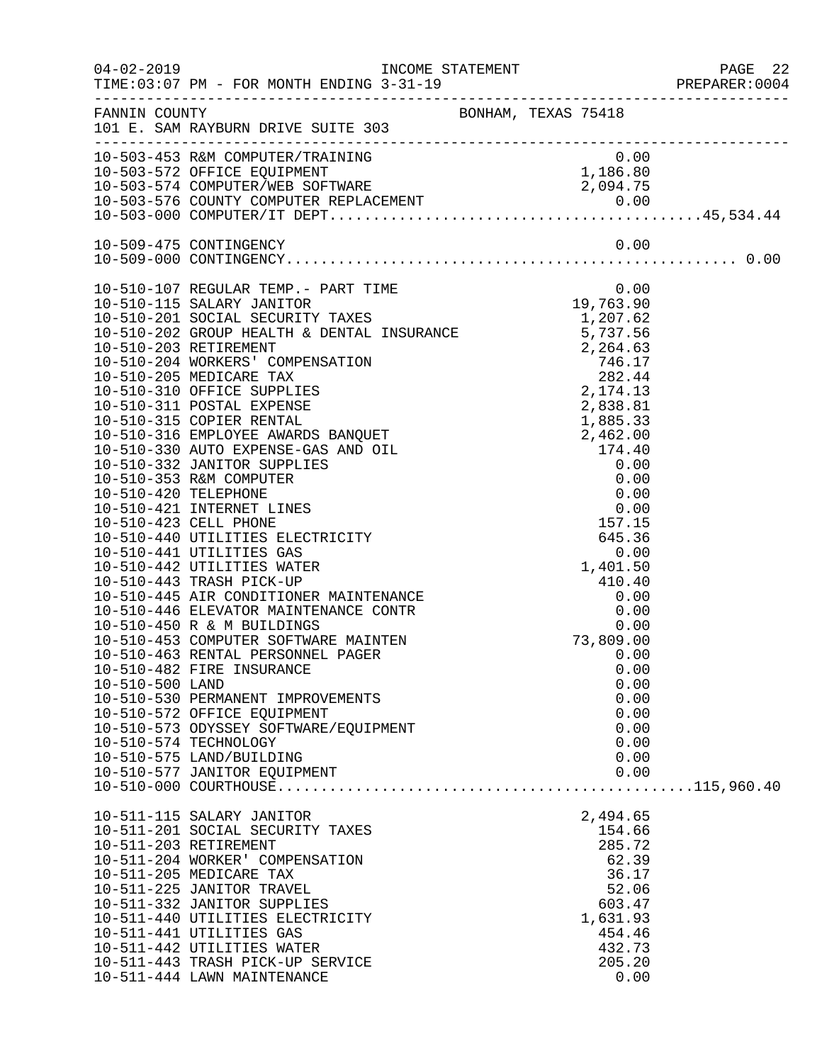FANNIN COUNTY — BONHAM, TEXAS 75418
101 E. SAM RAYBURN DRIVE SUITE 303

INCOME STATEMENT
TIME:03:07 PM - FOR MONTH ENDING 3-31-19

| Account | Description | Amount | Total |
|---|---|---|---|
| 10-503-453 | R&M COMPUTER/TRAINING | 0.00 | |
| 10-503-572 | OFFICE EQUIPMENT | 1,186.80 | |
| 10-503-574 | COMPUTER/WEB SOFTWARE | 2,094.75 | |
| 10-503-576 | COUNTY COMPUTER REPLACEMENT | 0.00 | |
| 10-503-000 | COMPUTER/IT DEPT | | 45,534.44 |
| | | | |
| 10-509-475 | CONTINGENCY | 0.00 | |
| 10-509-000 | CONTINGENCY | | 0.00 |
| | | | |
| 10-510-107 | REGULAR TEMP.- PART TIME | 0.00 | |
| 10-510-115 | SALARY JANITOR | 19,763.90 | |
| 10-510-201 | SOCIAL SECURITY TAXES | 1,207.62 | |
| 10-510-202 | GROUP HEALTH & DENTAL INSURANCE | 5,737.56 | |
| 10-510-203 | RETIREMENT | 2,264.63 | |
| 10-510-204 | WORKERS' COMPENSATION | 746.17 | |
| 10-510-205 | MEDICARE TAX | 282.44 | |
| 10-510-310 | OFFICE SUPPLIES | 2,174.13 | |
| 10-510-311 | POSTAL EXPENSE | 2,838.81 | |
| 10-510-315 | COPIER RENTAL | 1,885.33 | |
| 10-510-316 | EMPLOYEE AWARDS BANQUET | 2,462.00 | |
| 10-510-330 | AUTO EXPENSE-GAS AND OIL | 174.40 | |
| 10-510-332 | JANITOR SUPPLIES | 0.00 | |
| 10-510-353 | R&M COMPUTER | 0.00 | |
| 10-510-420 | TELEPHONE | 0.00 | |
| 10-510-421 | INTERNET LINES | 0.00 | |
| 10-510-423 | CELL PHONE | 157.15 | |
| 10-510-440 | UTILITIES ELECTRICITY | 645.36 | |
| 10-510-441 | UTILITIES GAS | 0.00 | |
| 10-510-442 | UTILITIES WATER | 1,401.50 | |
| 10-510-443 | TRASH PICK-UP | 410.40 | |
| 10-510-445 | AIR CONDITIONER MAINTENANCE | 0.00 | |
| 10-510-446 | ELEVATOR MAINTENANCE CONTR | 0.00 | |
| 10-510-450 | R & M BUILDINGS | 0.00 | |
| 10-510-453 | COMPUTER SOFTWARE MAINTEN | 73,809.00 | |
| 10-510-463 | RENTAL PERSONNEL PAGER | 0.00 | |
| 10-510-482 | FIRE INSURANCE | 0.00 | |
| 10-510-500 | LAND | 0.00 | |
| 10-510-530 | PERMANENT IMPROVEMENTS | 0.00 | |
| 10-510-572 | OFFICE EQUIPMENT | 0.00 | |
| 10-510-573 | ODYSSEY SOFTWARE/EQUIPMENT | 0.00 | |
| 10-510-574 | TECHNOLOGY | 0.00 | |
| 10-510-575 | LAND/BUILDING | 0.00 | |
| 10-510-577 | JANITOR EQUIPMENT | 0.00 | |
| 10-510-000 | COURTHOUSE | | 115,960.40 |
| | | | |
| 10-511-115 | SALARY JANITOR | 2,494.65 | |
| 10-511-201 | SOCIAL SECURITY TAXES | 154.66 | |
| 10-511-203 | RETIREMENT | 285.72 | |
| 10-511-204 | WORKER' COMPENSATION | 62.39 | |
| 10-511-205 | MEDICARE TAX | 36.17 | |
| 10-511-225 | JANITOR TRAVEL | 52.06 | |
| 10-511-332 | JANITOR SUPPLIES | 603.47 | |
| 10-511-440 | UTILITIES ELECTRICITY | 1,631.93 | |
| 10-511-441 | UTILITIES GAS | 454.46 | |
| 10-511-442 | UTILITIES WATER | 432.73 | |
| 10-511-443 | TRASH PICK-UP SERVICE | 205.20 | |
| 10-511-444 | LAWN MAINTENANCE | 0.00 | |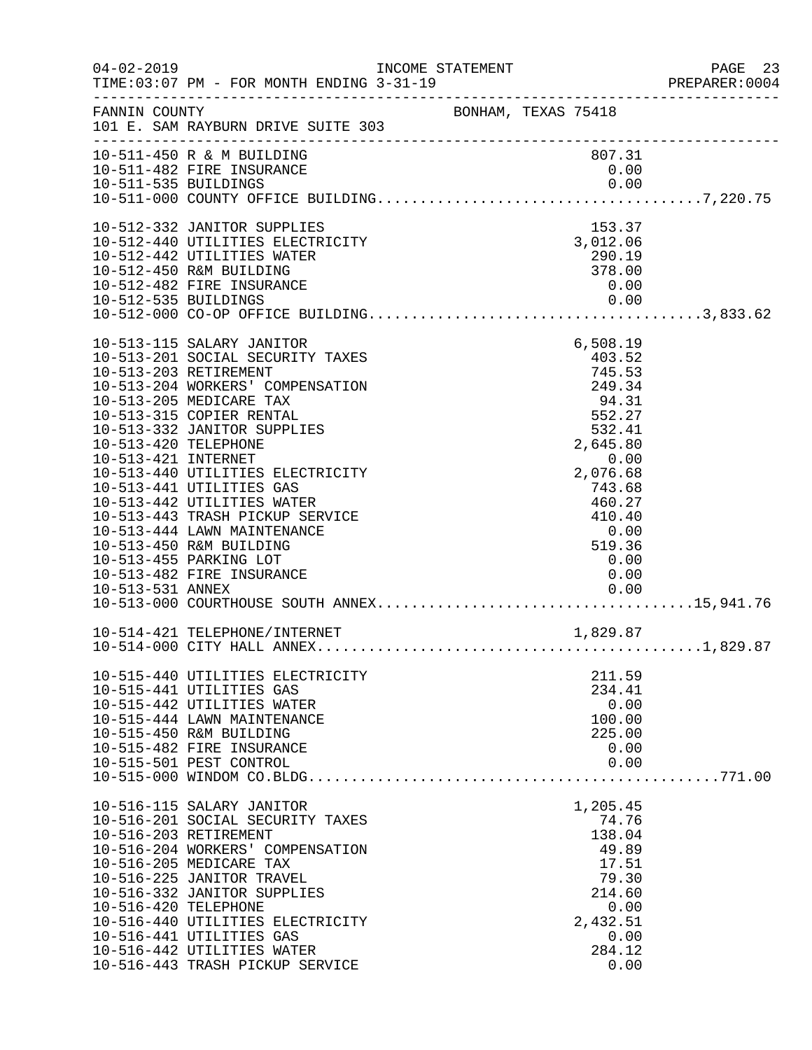FANNIN COUNTY — BONHAM, TEXAS 75418
101 E. SAM RAYBURN DRIVE SUITE 303

INCOME STATEMENT — FOR MONTH ENDING 3-31-19

| Account | Description | Amount | Total |
|---|---|---|---|
| 10-511-450 | R & M BUILDING | 807.31 | |
| 10-511-482 | FIRE INSURANCE | 0.00 | |
| 10-511-535 | BUILDINGS | 0.00 | |
| 10-511-000 | COUNTY OFFICE BUILDING | | 7,220.75 |
| 10-512-332 | JANITOR SUPPLIES | 153.37 | |
| 10-512-440 | UTILITIES ELECTRICITY | 3,012.06 | |
| 10-512-442 | UTILITIES WATER | 290.19 | |
| 10-512-450 | R&M BUILDING | 378.00 | |
| 10-512-482 | FIRE INSURANCE | 0.00 | |
| 10-512-535 | BUILDINGS | 0.00 | |
| 10-512-000 | CO-OP OFFICE BUILDING | | 3,833.62 |
| 10-513-115 | SALARY JANITOR | 6,508.19 | |
| 10-513-201 | SOCIAL SECURITY TAXES | 403.52 | |
| 10-513-203 | RETIREMENT | 745.53 | |
| 10-513-204 | WORKERS' COMPENSATION | 249.34 | |
| 10-513-205 | MEDICARE TAX | 94.31 | |
| 10-513-315 | COPIER RENTAL | 552.27 | |
| 10-513-332 | JANITOR SUPPLIES | 532.41 | |
| 10-513-420 | TELEPHONE | 2,645.80 | |
| 10-513-421 | INTERNET | 0.00 | |
| 10-513-440 | UTILITIES ELECTRICITY | 2,076.68 | |
| 10-513-441 | UTILITIES GAS | 743.68 | |
| 10-513-442 | UTILITIES WATER | 460.27 | |
| 10-513-443 | TRASH PICKUP SERVICE | 410.40 | |
| 10-513-444 | LAWN MAINTENANCE | 0.00 | |
| 10-513-450 | R&M BUILDING | 519.36 | |
| 10-513-455 | PARKING LOT | 0.00 | |
| 10-513-482 | FIRE INSURANCE | 0.00 | |
| 10-513-531 | ANNEX | 0.00 | |
| 10-513-000 | COURTHOUSE SOUTH ANNEX | | 15,941.76 |
| 10-514-421 | TELEPHONE/INTERNET | 1,829.87 | |
| 10-514-000 | CITY HALL ANNEX | | 1,829.87 |
| 10-515-440 | UTILITIES ELECTRICITY | 211.59 | |
| 10-515-441 | UTILITIES GAS | 234.41 | |
| 10-515-442 | UTILITIES WATER | 0.00 | |
| 10-515-444 | LAWN MAINTENANCE | 100.00 | |
| 10-515-450 | R&M BUILDING | 225.00 | |
| 10-515-482 | FIRE INSURANCE | 0.00 | |
| 10-515-501 | PEST CONTROL | 0.00 | |
| 10-515-000 | WINDOM CO.BLDG. | | 771.00 |
| 10-516-115 | SALARY JANITOR | 1,205.45 | |
| 10-516-201 | SOCIAL SECURITY TAXES | 74.76 | |
| 10-516-203 | RETIREMENT | 138.04 | |
| 10-516-204 | WORKERS' COMPENSATION | 49.89 | |
| 10-516-205 | MEDICARE TAX | 17.51 | |
| 10-516-225 | JANITOR TRAVEL | 79.30 | |
| 10-516-332 | JANITOR SUPPLIES | 214.60 | |
| 10-516-420 | TELEPHONE | 0.00 | |
| 10-516-440 | UTILITIES ELECTRICITY | 2,432.51 | |
| 10-516-441 | UTILITIES GAS | 0.00 | |
| 10-516-442 | UTILITIES WATER | 284.12 | |
| 10-516-443 | TRASH PICKUP SERVICE | 0.00 | |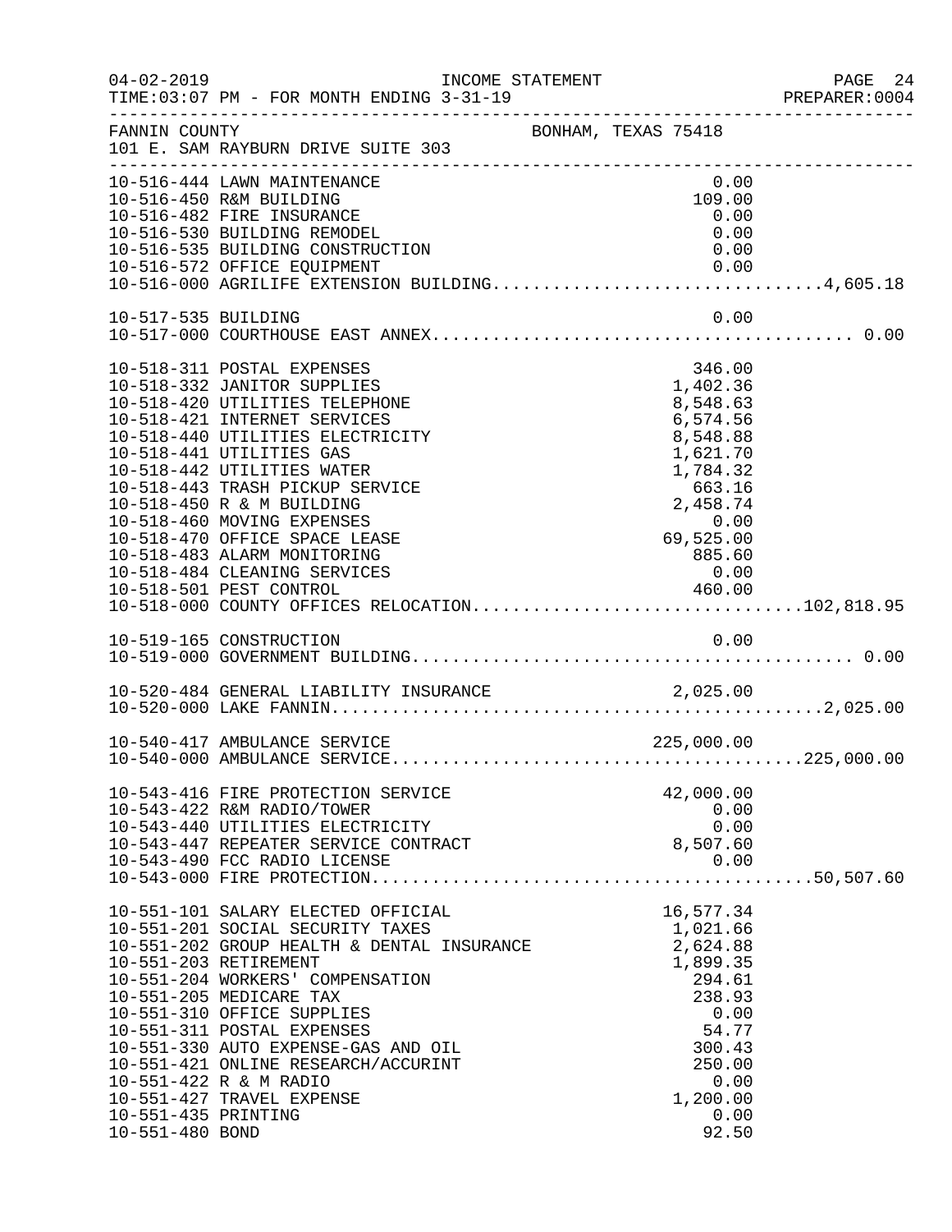FANNIN COUNTY BONHAM, TEXAS 75418
101 E. SAM RAYBURN DRIVE SUITE 303

| Account | Description | Amount | Total |
|---|---|---|---|
| 10-516-444 | LAWN MAINTENANCE | 0.00 | |
| 10-516-450 | R&M BUILDING | 109.00 | |
| 10-516-482 | FIRE INSURANCE | 0.00 | |
| 10-516-530 | BUILDING REMODEL | 0.00 | |
| 10-516-535 | BUILDING CONSTRUCTION | 0.00 | |
| 10-516-572 | OFFICE EQUIPMENT | 0.00 | |
| 10-516-000 | AGRILIFE EXTENSION BUILDING | | 4,605.18 |
| 10-517-535 | BUILDING | 0.00 | |
| 10-517-000 | COURTHOUSE EAST ANNEX | | 0.00 |
| 10-518-311 | POSTAL EXPENSES | 346.00 | |
| 10-518-332 | JANITOR SUPPLIES | 1,402.36 | |
| 10-518-420 | UTILITIES TELEPHONE | 8,548.63 | |
| 10-518-421 | INTERNET SERVICES | 6,574.56 | |
| 10-518-440 | UTILITIES ELECTRICITY | 8,548.88 | |
| 10-518-441 | UTILITIES GAS | 1,621.70 | |
| 10-518-442 | UTILITIES WATER | 1,784.32 | |
| 10-518-443 | TRASH PICKUP SERVICE | 663.16 | |
| 10-518-450 | R & M BUILDING | 2,458.74 | |
| 10-518-460 | MOVING EXPENSES | 0.00 | |
| 10-518-470 | OFFICE SPACE LEASE | 69,525.00 | |
| 10-518-483 | ALARM MONITORING | 885.60 | |
| 10-518-484 | CLEANING SERVICES | 0.00 | |
| 10-518-501 | PEST CONTROL | 460.00 | |
| 10-518-000 | COUNTY OFFICES RELOCATION | | 102,818.95 |
| 10-519-165 | CONSTRUCTION | 0.00 | |
| 10-519-000 | GOVERNMENT BUILDING | | 0.00 |
| 10-520-484 | GENERAL LIABILITY INSURANCE | 2,025.00 | |
| 10-520-000 | LAKE FANNIN | | 2,025.00 |
| 10-540-417 | AMBULANCE SERVICE | 225,000.00 | |
| 10-540-000 | AMBULANCE SERVICE | | 225,000.00 |
| 10-543-416 | FIRE PROTECTION SERVICE | 42,000.00 | |
| 10-543-422 | R&M RADIO/TOWER | 0.00 | |
| 10-543-440 | UTILITIES ELECTRICITY | 0.00 | |
| 10-543-447 | REPEATER SERVICE CONTRACT | 8,507.60 | |
| 10-543-490 | FCC RADIO LICENSE | 0.00 | |
| 10-543-000 | FIRE PROTECTION | | 50,507.60 |
| 10-551-101 | SALARY ELECTED OFFICIAL | 16,577.34 | |
| 10-551-201 | SOCIAL SECURITY TAXES | 1,021.66 | |
| 10-551-202 | GROUP HEALTH & DENTAL INSURANCE | 2,624.88 | |
| 10-551-203 | RETIREMENT | 1,899.35 | |
| 10-551-204 | WORKERS' COMPENSATION | 294.61 | |
| 10-551-205 | MEDICARE TAX | 238.93 | |
| 10-551-310 | OFFICE SUPPLIES | 0.00 | |
| 10-551-311 | POSTAL EXPENSES | 54.77 | |
| 10-551-330 | AUTO EXPENSE-GAS AND OIL | 300.43 | |
| 10-551-421 | ONLINE RESEARCH/ACCURINT | 250.00 | |
| 10-551-422 | R & M RADIO | 0.00 | |
| 10-551-427 | TRAVEL EXPENSE | 1,200.00 | |
| 10-551-435 | PRINTING | 0.00 | |
| 10-551-480 | BOND | 92.50 | |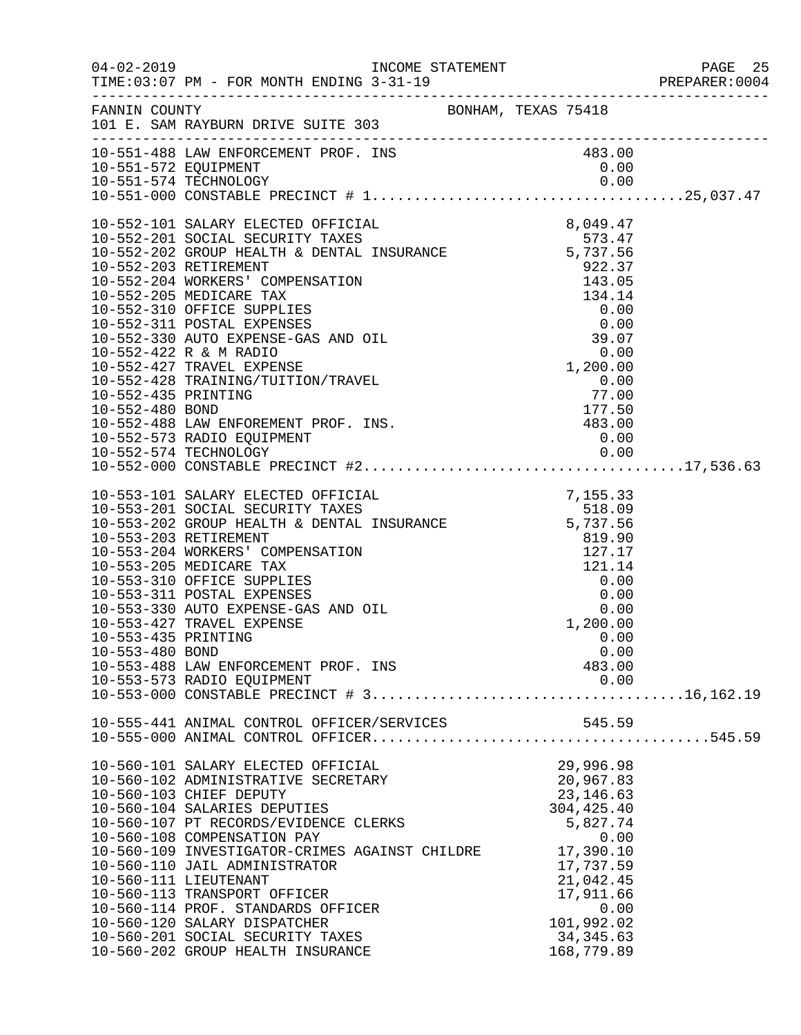04-02-2019 INCOME STATEMENT
TIME:03:07 PM - FOR MONTH ENDING 3-31-19 PREPARER:0004

FANNIN COUNTY BONHAM, TEXAS 75418
101 E. SAM RAYBURN DRIVE SUITE 303

| Account | Description | Amount | Total |
|---|---|---|---|
| 10-551-488 | LAW ENFORCEMENT PROF. INS | 483.00 | |
| 10-551-572 | EQUIPMENT | 0.00 | |
| 10-551-574 | TECHNOLOGY | 0.00 | |
| 10-551-000 | CONSTABLE PRECINCT # 1 | | 25,037.47 |
| 10-552-101 | SALARY ELECTED OFFICIAL | 8,049.47 | |
| 10-552-201 | SOCIAL SECURITY TAXES | 573.47 | |
| 10-552-202 | GROUP HEALTH & DENTAL INSURANCE | 5,737.56 | |
| 10-552-203 | RETIREMENT | 922.37 | |
| 10-552-204 | WORKERS' COMPENSATION | 143.05 | |
| 10-552-205 | MEDICARE TAX | 134.14 | |
| 10-552-310 | OFFICE SUPPLIES | 0.00 | |
| 10-552-311 | POSTAL EXPENSES | 0.00 | |
| 10-552-330 | AUTO EXPENSE-GAS AND OIL | 39.07 | |
| 10-552-422 | R & M RADIO | 0.00 | |
| 10-552-427 | TRAVEL EXPENSE | 1,200.00 | |
| 10-552-428 | TRAINING/TUITION/TRAVEL | 0.00 | |
| 10-552-435 | PRINTING | 77.00 | |
| 10-552-480 | BOND | 177.50 | |
| 10-552-488 | LAW ENFOREMENT PROF. INS. | 483.00 | |
| 10-552-573 | RADIO EQUIPMENT | 0.00 | |
| 10-552-574 | TECHNOLOGY | 0.00 | |
| 10-552-000 | CONSTABLE PRECINCT #2 | | 17,536.63 |
| 10-553-101 | SALARY ELECTED OFFICIAL | 7,155.33 | |
| 10-553-201 | SOCIAL SECURITY TAXES | 518.09 | |
| 10-553-202 | GROUP HEALTH & DENTAL INSURANCE | 5,737.56 | |
| 10-553-203 | RETIREMENT | 819.90 | |
| 10-553-204 | WORKERS' COMPENSATION | 127.17 | |
| 10-553-205 | MEDICARE TAX | 121.14 | |
| 10-553-310 | OFFICE SUPPLIES | 0.00 | |
| 10-553-311 | POSTAL EXPENSES | 0.00 | |
| 10-553-330 | AUTO EXPENSE-GAS AND OIL | 0.00 | |
| 10-553-427 | TRAVEL EXPENSE | 1,200.00 | |
| 10-553-435 | PRINTING | 0.00 | |
| 10-553-480 | BOND | 0.00 | |
| 10-553-488 | LAW ENFORCEMENT PROF. INS | 483.00 | |
| 10-553-573 | RADIO EQUIPMENT | 0.00 | |
| 10-553-000 | CONSTABLE PRECINCT # 3 | | 16,162.19 |
| 10-555-441 | ANIMAL CONTROL OFFICER/SERVICES | 545.59 | |
| 10-555-000 | ANIMAL CONTROL OFFICER | | 545.59 |
| 10-560-101 | SALARY ELECTED OFFICIAL | 29,996.98 | |
| 10-560-102 | ADMINISTRATIVE SECRETARY | 20,967.83 | |
| 10-560-103 | CHIEF DEPUTY | 23,146.63 | |
| 10-560-104 | SALARIES DEPUTIES | 304,425.40 | |
| 10-560-107 | PT RECORDS/EVIDENCE CLERKS | 5,827.74 | |
| 10-560-108 | COMPENSATION PAY | 0.00 | |
| 10-560-109 | INVESTIGATOR-CRIMES AGAINST CHILDRE | 17,390.10 | |
| 10-560-110 | JAIL ADMINISTRATOR | 17,737.59 | |
| 10-560-111 | LIEUTENANT | 21,042.45 | |
| 10-560-113 | TRANSPORT OFFICER | 17,911.66 | |
| 10-560-114 | PROF. STANDARDS OFFICER | 0.00 | |
| 10-560-120 | SALARY DISPATCHER | 101,992.02 | |
| 10-560-201 | SOCIAL SECURITY TAXES | 34,345.63 | |
| 10-560-202 | GROUP HEALTH INSURANCE | 168,779.89 | |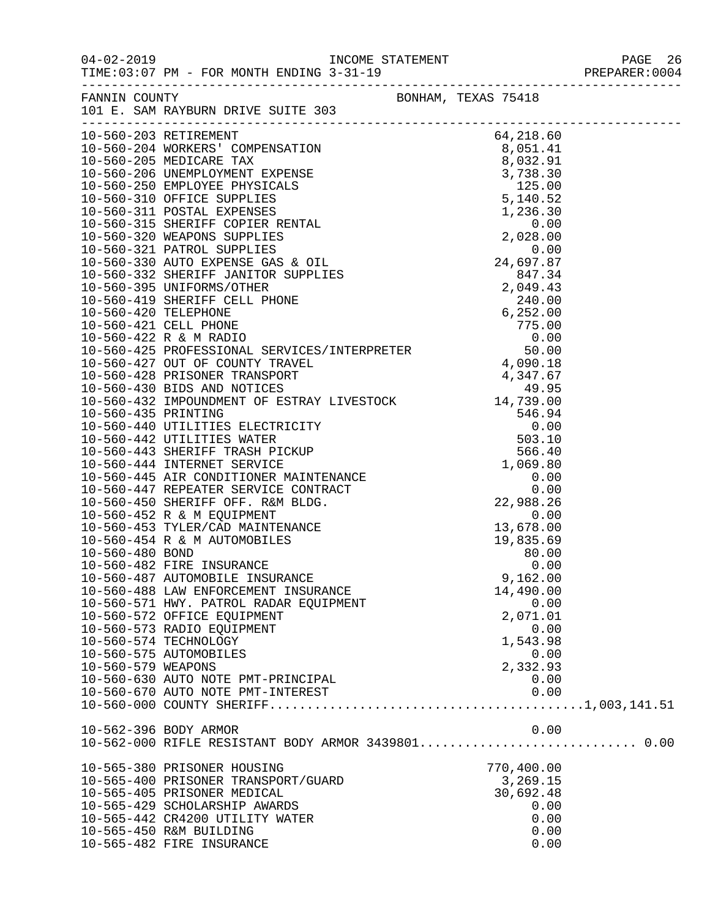FANNIN COUNTY BONHAM, TEXAS 75418
101 E. SAM RAYBURN DRIVE SUITE 303

INCOME STATEMENT
TIME:03:07 PM - FOR MONTH ENDING 3-31-19

| Account | Description | Amount | Total |
|---|---|---|---|
| 10-560-203 | RETIREMENT | 64,218.60 | |
| 10-560-204 | WORKERS' COMPENSATION | 8,051.41 | |
| 10-560-205 | MEDICARE TAX | 8,032.91 | |
| 10-560-206 | UNEMPLOYMENT EXPENSE | 3,738.30 | |
| 10-560-250 | EMPLOYEE PHYSICALS | 125.00 | |
| 10-560-310 | OFFICE SUPPLIES | 5,140.52 | |
| 10-560-311 | POSTAL EXPENSES | 1,236.30 | |
| 10-560-315 | SHERIFF COPIER RENTAL | 0.00 | |
| 10-560-320 | WEAPONS SUPPLIES | 2,028.00 | |
| 10-560-321 | PATROL SUPPLIES | 0.00 | |
| 10-560-330 | AUTO EXPENSE GAS & OIL | 24,697.87 | |
| 10-560-332 | SHERIFF JANITOR SUPPLIES | 847.34 | |
| 10-560-395 | UNIFORMS/OTHER | 2,049.43 | |
| 10-560-419 | SHERIFF CELL PHONE | 240.00 | |
| 10-560-420 | TELEPHONE | 6,252.00 | |
| 10-560-421 | CELL PHONE | 775.00 | |
| 10-560-422 | R & M RADIO | 0.00 | |
| 10-560-425 | PROFESSIONAL SERVICES/INTERPRETER | 50.00 | |
| 10-560-427 | OUT OF COUNTY TRAVEL | 4,090.18 | |
| 10-560-428 | PRISONER TRANSPORT | 4,347.67 | |
| 10-560-430 | BIDS AND NOTICES | 49.95 | |
| 10-560-432 | IMPOUNDMENT OF ESTRAY LIVESTOCK | 14,739.00 | |
| 10-560-435 | PRINTING | 546.94 | |
| 10-560-440 | UTILITIES ELECTRICITY | 0.00 | |
| 10-560-442 | UTILITIES WATER | 503.10 | |
| 10-560-443 | SHERIFF TRASH PICKUP | 566.40 | |
| 10-560-444 | INTERNET SERVICE | 1,069.80 | |
| 10-560-445 | AIR CONDITIONER MAINTENANCE | 0.00 | |
| 10-560-447 | REPEATER SERVICE CONTRACT | 0.00 | |
| 10-560-450 | SHERIFF OFF. R&M BLDG. | 22,988.26 | |
| 10-560-452 | R & M EQUIPMENT | 0.00 | |
| 10-560-453 | TYLER/CAD MAINTENANCE | 13,678.00 | |
| 10-560-454 | R & M AUTOMOBILES | 19,835.69 | |
| 10-560-480 | BOND | 80.00 | |
| 10-560-482 | FIRE INSURANCE | 0.00 | |
| 10-560-487 | AUTOMOBILE INSURANCE | 9,162.00 | |
| 10-560-488 | LAW ENFORCEMENT INSURANCE | 14,490.00 | |
| 10-560-571 | HWY. PATROL RADAR EQUIPMENT | 0.00 | |
| 10-560-572 | OFFICE EQUIPMENT | 2,071.01 | |
| 10-560-573 | RADIO EQUIPMENT | 0.00 | |
| 10-560-574 | TECHNOLOGY | 1,543.98 | |
| 10-560-575 | AUTOMOBILES | 0.00 | |
| 10-560-579 | WEAPONS | 2,332.93 | |
| 10-560-630 | AUTO NOTE PMT-PRINCIPAL | 0.00 | |
| 10-560-670 | AUTO NOTE PMT-INTEREST | 0.00 | |
| 10-560-000 | COUNTY SHERIFF | | 1,003,141.51 |
| 10-562-396 | BODY ARMOR | 0.00 | |
| 10-562-000 | RIFLE RESISTANT BODY ARMOR 3439801 | | 0.00 |
| 10-565-380 | PRISONER HOUSING | 770,400.00 | |
| 10-565-400 | PRISONER TRANSPORT/GUARD | 3,269.15 | |
| 10-565-405 | PRISONER MEDICAL | 30,692.48 | |
| 10-565-429 | SCHOLARSHIP AWARDS | 0.00 | |
| 10-565-442 | CR4200 UTILITY WATER | 0.00 | |
| 10-565-450 | R&M BUILDING | 0.00 | |
| 10-565-482 | FIRE INSURANCE | 0.00 | |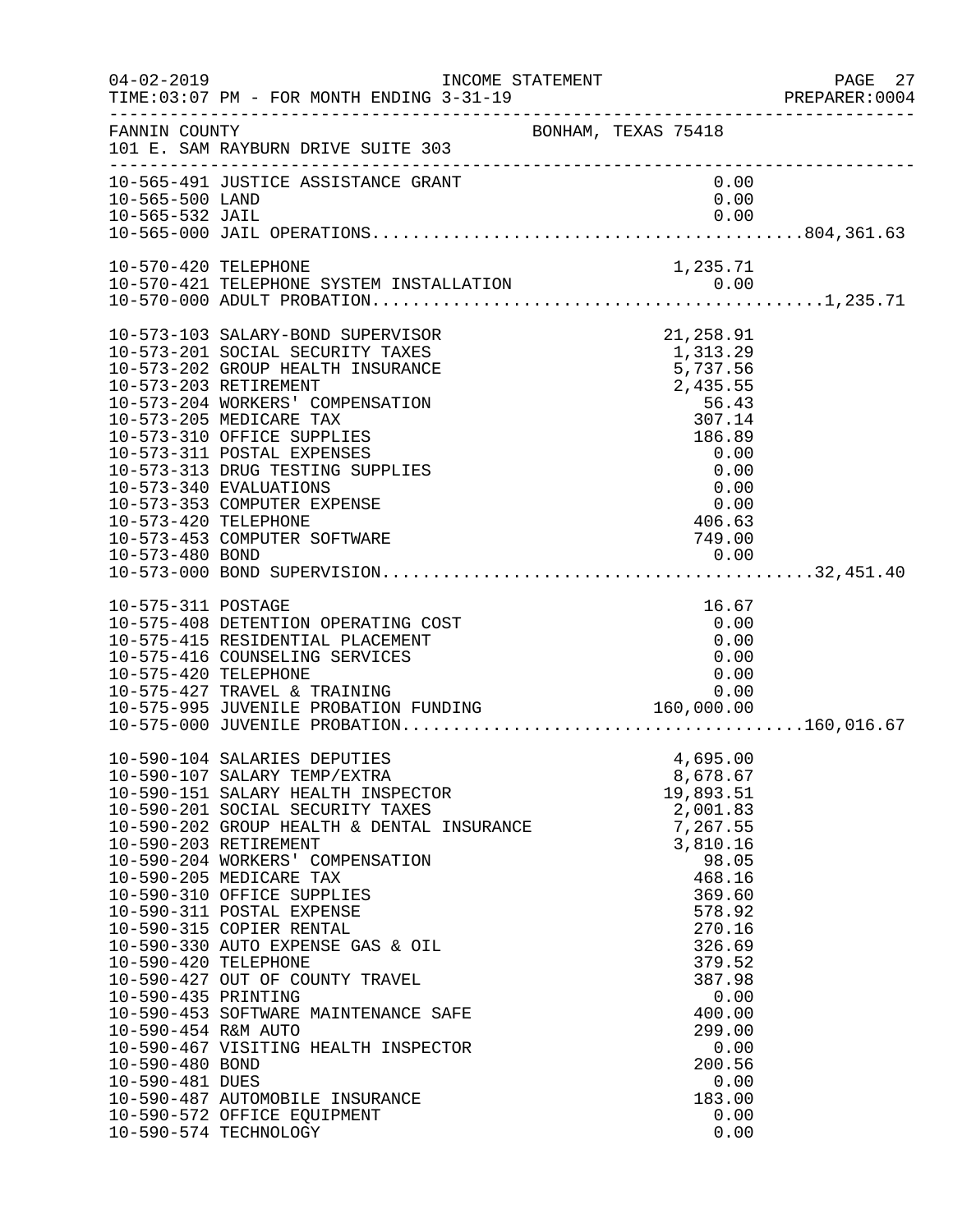FANNIN COUNTY BONHAM, TEXAS 75418
101 E. SAM RAYBURN DRIVE SUITE 303

INCOME STATEMENT — FOR MONTH ENDING 3-31-19

| Account | Description | Amount | Total |
|---|---|---|---|
| 10-565-491 | JUSTICE ASSISTANCE GRANT | 0.00 | |
| 10-565-500 | LAND | 0.00 | |
| 10-565-532 | JAIL | 0.00 | |
| 10-565-000 | JAIL OPERATIONS | | 804,361.63 |
| 10-570-420 | TELEPHONE | 1,235.71 | |
| 10-570-421 | TELEPHONE SYSTEM INSTALLATION | 0.00 | |
| 10-570-000 | ADULT PROBATION | | 1,235.71 |
| 10-573-103 | SALARY-BOND SUPERVISOR | 21,258.91 | |
| 10-573-201 | SOCIAL SECURITY TAXES | 1,313.29 | |
| 10-573-202 | GROUP HEALTH INSURANCE | 5,737.56 | |
| 10-573-203 | RETIREMENT | 2,435.55 | |
| 10-573-204 | WORKERS' COMPENSATION | 56.43 | |
| 10-573-205 | MEDICARE TAX | 307.14 | |
| 10-573-310 | OFFICE SUPPLIES | 186.89 | |
| 10-573-311 | POSTAL EXPENSES | 0.00 | |
| 10-573-313 | DRUG TESTING SUPPLIES | 0.00 | |
| 10-573-340 | EVALUATIONS | 0.00 | |
| 10-573-353 | COMPUTER EXPENSE | 0.00 | |
| 10-573-420 | TELEPHONE | 406.63 | |
| 10-573-453 | COMPUTER SOFTWARE | 749.00 | |
| 10-573-480 | BOND | 0.00 | |
| 10-573-000 | BOND SUPERVISION | | 32,451.40 |
| 10-575-311 | POSTAGE | 16.67 | |
| 10-575-408 | DETENTION OPERATING COST | 0.00 | |
| 10-575-415 | RESIDENTIAL PLACEMENT | 0.00 | |
| 10-575-416 | COUNSELING SERVICES | 0.00 | |
| 10-575-420 | TELEPHONE | 0.00 | |
| 10-575-427 | TRAVEL & TRAINING | 0.00 | |
| 10-575-995 | JUVENILE PROBATION FUNDING | 160,000.00 | |
| 10-575-000 | JUVENILE PROBATION | | 160,016.67 |
| 10-590-104 | SALARIES DEPUTIES | 4,695.00 | |
| 10-590-107 | SALARY TEMP/EXTRA | 8,678.67 | |
| 10-590-151 | SALARY HEALTH INSPECTOR | 19,893.51 | |
| 10-590-201 | SOCIAL SECURITY TAXES | 2,001.83 | |
| 10-590-202 | GROUP HEALTH & DENTAL INSURANCE | 7,267.55 | |
| 10-590-203 | RETIREMENT | 3,810.16 | |
| 10-590-204 | WORKERS' COMPENSATION | 98.05 | |
| 10-590-205 | MEDICARE TAX | 468.16 | |
| 10-590-310 | OFFICE SUPPLIES | 369.60 | |
| 10-590-311 | POSTAL EXPENSE | 578.92 | |
| 10-590-315 | COPIER RENTAL | 270.16 | |
| 10-590-330 | AUTO EXPENSE GAS & OIL | 326.69 | |
| 10-590-420 | TELEPHONE | 379.52 | |
| 10-590-427 | OUT OF COUNTY TRAVEL | 387.98 | |
| 10-590-435 | PRINTING | 0.00 | |
| 10-590-453 | SOFTWARE MAINTENANCE SAFE | 400.00 | |
| 10-590-454 | R&M AUTO | 299.00 | |
| 10-590-467 | VISITING HEALTH INSPECTOR | 0.00 | |
| 10-590-480 | BOND | 200.56 | |
| 10-590-481 | DUES | 0.00 | |
| 10-590-487 | AUTOMOBILE INSURANCE | 183.00 | |
| 10-590-572 | OFFICE EQUIPMENT | 0.00 | |
| 10-590-574 | TECHNOLOGY | 0.00 | |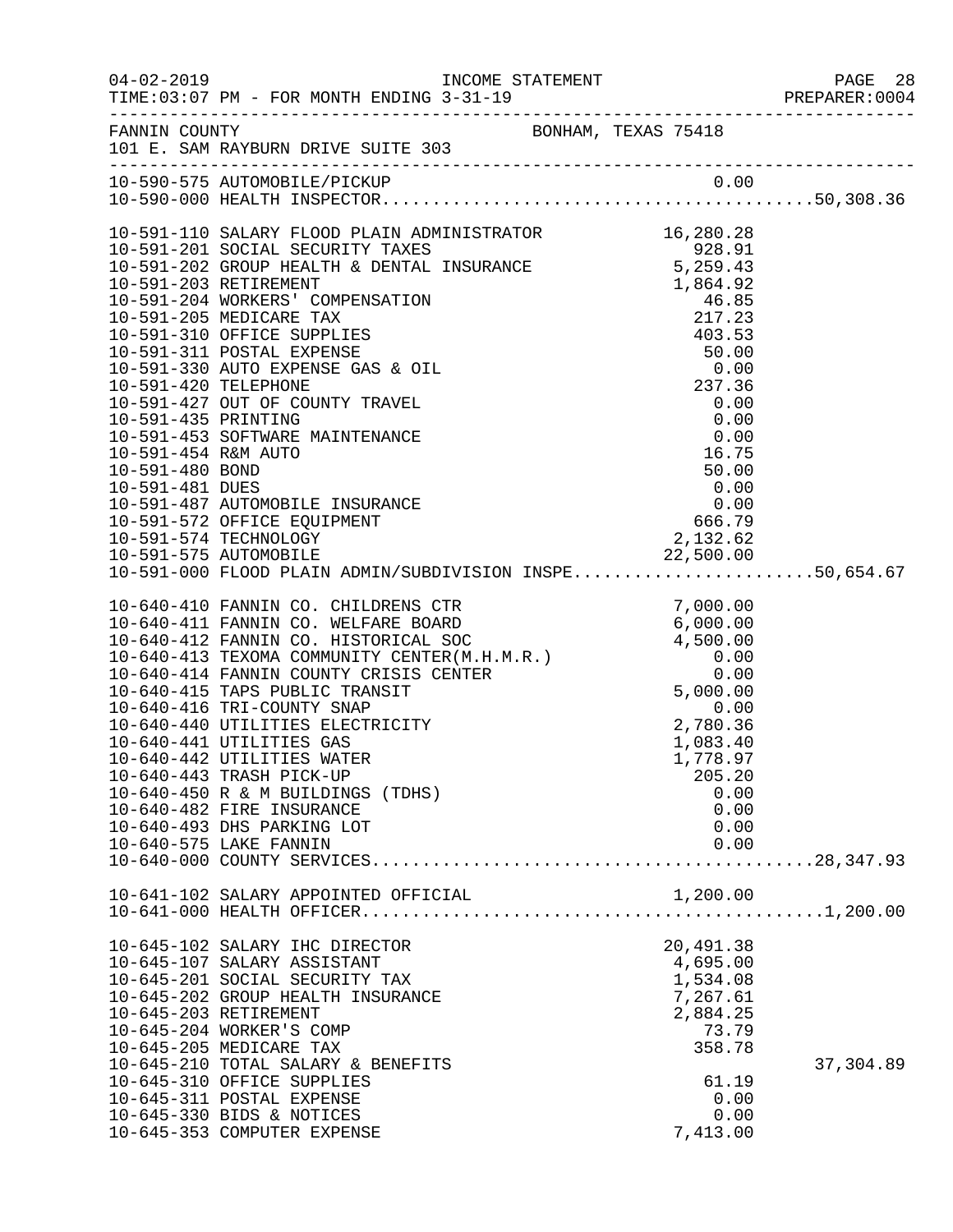INCOME STATEMENT

04-02-2019 TIME:03:07 PM - FOR MONTH ENDING 3-31-19

PREPARER:0004

FANNIN COUNTY
101 E. SAM RAYBURN DRIVE SUITE 303

BONHAM, TEXAS 75418

| Account | Description | Amount | Total |
|---|---|---|---|
| 10-590-575 | AUTOMOBILE/PICKUP | 0.00 | |
| 10-590-000 | HEALTH INSPECTOR | | 50,308.36 |
| 10-591-110 | SALARY FLOOD PLAIN ADMINISTRATOR | 16,280.28 | |
| 10-591-201 | SOCIAL SECURITY TAXES | 928.91 | |
| 10-591-202 | GROUP HEALTH & DENTAL INSURANCE | 5,259.43 | |
| 10-591-203 | RETIREMENT | 1,864.92 | |
| 10-591-204 | WORKERS' COMPENSATION | 46.85 | |
| 10-591-205 | MEDICARE TAX | 217.23 | |
| 10-591-310 | OFFICE SUPPLIES | 403.53 | |
| 10-591-311 | POSTAL EXPENSE | 50.00 | |
| 10-591-330 | AUTO EXPENSE GAS & OIL | 0.00 | |
| 10-591-420 | TELEPHONE | 237.36 | |
| 10-591-427 | OUT OF COUNTY TRAVEL | 0.00 | |
| 10-591-435 | PRINTING | 0.00 | |
| 10-591-453 | SOFTWARE MAINTENANCE | 0.00 | |
| 10-591-454 | R&M AUTO | 16.75 | |
| 10-591-480 | BOND | 50.00 | |
| 10-591-481 | DUES | 0.00 | |
| 10-591-487 | AUTOMOBILE INSURANCE | 0.00 | |
| 10-591-572 | OFFICE EQUIPMENT | 666.79 | |
| 10-591-574 | TECHNOLOGY | 2,132.62 | |
| 10-591-575 | AUTOMOBILE | 22,500.00 | |
| 10-591-000 | FLOOD PLAIN ADMIN/SUBDIVISION INSPE | | 50,654.67 |
| 10-640-410 | FANNIN CO. CHILDRENS CTR | 7,000.00 | |
| 10-640-411 | FANNIN CO. WELFARE BOARD | 6,000.00 | |
| 10-640-412 | FANNIN CO. HISTORICAL SOC | 4,500.00 | |
| 10-640-413 | TEXOMA COMMUNITY CENTER(M.H.M.R.) | 0.00 | |
| 10-640-414 | FANNIN COUNTY CRISIS CENTER | 0.00 | |
| 10-640-415 | TAPS PUBLIC TRANSIT | 5,000.00 | |
| 10-640-416 | TRI-COUNTY SNAP | 0.00 | |
| 10-640-440 | UTILITIES ELECTRICITY | 2,780.36 | |
| 10-640-441 | UTILITIES GAS | 1,083.40 | |
| 10-640-442 | UTILITIES WATER | 1,778.97 | |
| 10-640-443 | TRASH PICK-UP | 205.20 | |
| 10-640-450 | R & M BUILDINGS (TDHS) | 0.00 | |
| 10-640-482 | FIRE INSURANCE | 0.00 | |
| 10-640-493 | DHS PARKING LOT | 0.00 | |
| 10-640-575 | LAKE FANNIN | 0.00 | |
| 10-640-000 | COUNTY SERVICES | | 28,347.93 |
| 10-641-102 | SALARY APPOINTED OFFICIAL | 1,200.00 | |
| 10-641-000 | HEALTH OFFICER | | 1,200.00 |
| 10-645-102 | SALARY IHC DIRECTOR | 20,491.38 | |
| 10-645-107 | SALARY ASSISTANT | 4,695.00 | |
| 10-645-201 | SOCIAL SECURITY TAX | 1,534.08 | |
| 10-645-202 | GROUP HEALTH INSURANCE | 7,267.61 | |
| 10-645-203 | RETIREMENT | 2,884.25 | |
| 10-645-204 | WORKER'S COMP | 73.79 | |
| 10-645-205 | MEDICARE TAX | 358.78 | |
| 10-645-210 | TOTAL SALARY & BENEFITS | | 37,304.89 |
| 10-645-310 | OFFICE SUPPLIES | 61.19 | |
| 10-645-311 | POSTAL EXPENSE | 0.00 | |
| 10-645-330 | BIDS & NOTICES | 0.00 | |
| 10-645-353 | COMPUTER EXPENSE | 7,413.00 | |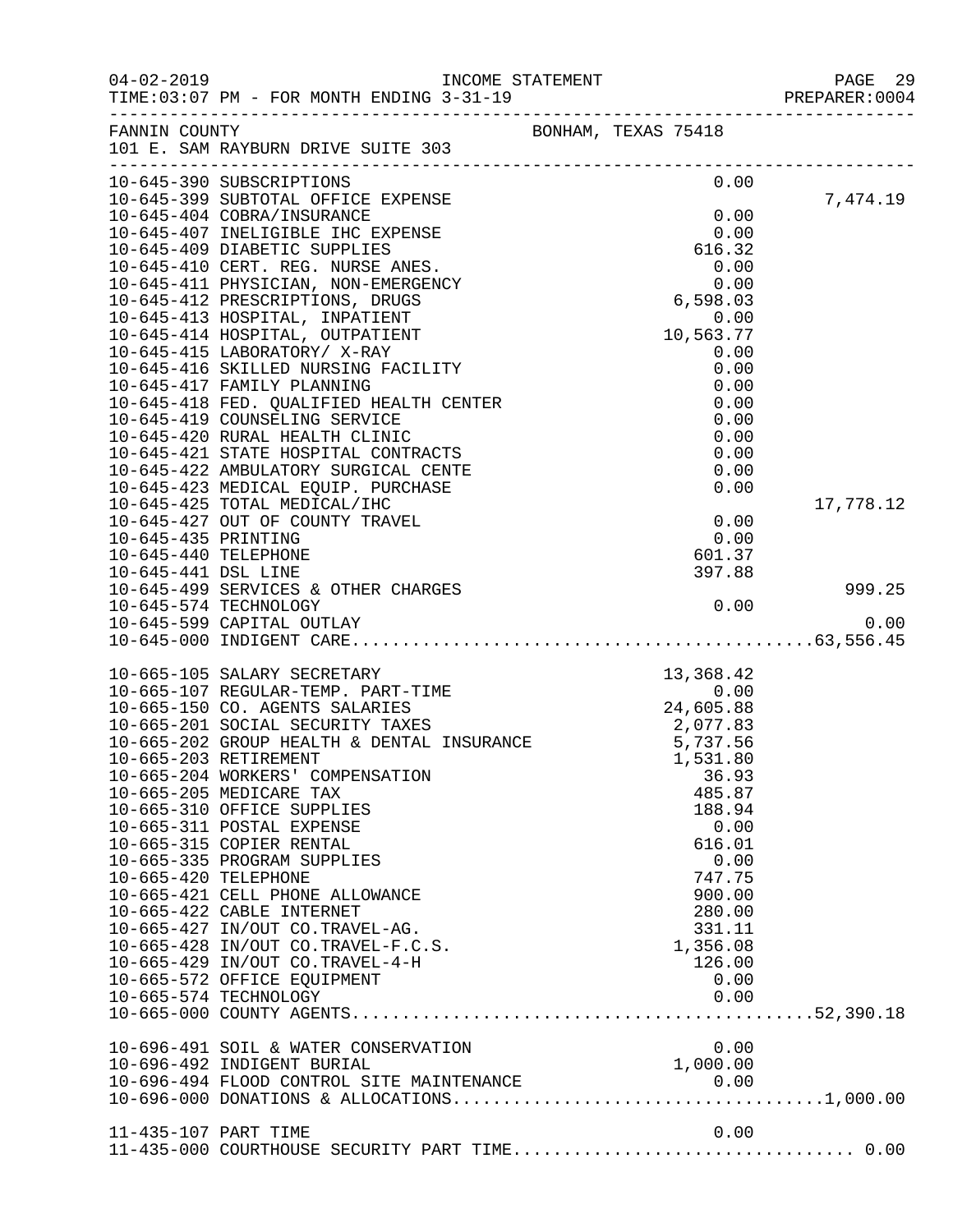INCOME STATEMENT

TIME:03:07 PM - FOR MONTH ENDING 3-31-19

FANNIN COUNTY — BONHAM, TEXAS 75418
101 E. SAM RAYBURN DRIVE SUITE 303

| Account | Description | Amount | Subtotal |
|---|---|---|---|
| 10-645-390 | SUBSCRIPTIONS | 0.00 | |
| 10-645-399 | SUBTOTAL OFFICE EXPENSE | | 7,474.19 |
| 10-645-404 | COBRA/INSURANCE | 0.00 | |
| 10-645-407 | INELIGIBLE IHC EXPENSE | 0.00 | |
| 10-645-409 | DIABETIC SUPPLIES | 616.32 | |
| 10-645-410 | CERT. REG. NURSE ANES. | 0.00 | |
| 10-645-411 | PHYSICIAN, NON-EMERGENCY | 0.00 | |
| 10-645-412 | PRESCRIPTIONS, DRUGS | 6,598.03 | |
| 10-645-413 | HOSPITAL, INPATIENT | 0.00 | |
| 10-645-414 | HOSPITAL, OUTPATIENT | 10,563.77 | |
| 10-645-415 | LABORATORY/ X-RAY | 0.00 | |
| 10-645-416 | SKILLED NURSING FACILITY | 0.00 | |
| 10-645-417 | FAMILY PLANNING | 0.00 | |
| 10-645-418 | FED. QUALIFIED HEALTH CENTER | 0.00 | |
| 10-645-419 | COUNSELING SERVICE | 0.00 | |
| 10-645-420 | RURAL HEALTH CLINIC | 0.00 | |
| 10-645-421 | STATE HOSPITAL CONTRACTS | 0.00 | |
| 10-645-422 | AMBULATORY SURGICAL CENTE | 0.00 | |
| 10-645-423 | MEDICAL EQUIP. PURCHASE | 0.00 | |
| 10-645-425 | TOTAL MEDICAL/IHC | | 17,778.12 |
| 10-645-427 | OUT OF COUNTY TRAVEL | 0.00 | |
| 10-645-435 | PRINTING | 0.00 | |
| 10-645-440 | TELEPHONE | 601.37 | |
| 10-645-441 | DSL LINE | 397.88 | |
| 10-645-499 | SERVICES & OTHER CHARGES | | 999.25 |
| 10-645-574 | TECHNOLOGY | 0.00 | |
| 10-645-599 | CAPITAL OUTLAY | | 0.00 |
| 10-645-000 | INDIGENT CARE | | 63,556.45 |
| 10-665-105 | SALARY SECRETARY | 13,368.42 | |
| 10-665-107 | REGULAR-TEMP. PART-TIME | 0.00 | |
| 10-665-150 | CO. AGENTS SALARIES | 24,605.88 | |
| 10-665-201 | SOCIAL SECURITY TAXES | 2,077.83 | |
| 10-665-202 | GROUP HEALTH & DENTAL INSURANCE | 5,737.56 | |
| 10-665-203 | RETIREMENT | 1,531.80 | |
| 10-665-204 | WORKERS' COMPENSATION | 36.93 | |
| 10-665-205 | MEDICARE TAX | 485.87 | |
| 10-665-310 | OFFICE SUPPLIES | 188.94 | |
| 10-665-311 | POSTAL EXPENSE | 0.00 | |
| 10-665-315 | COPIER RENTAL | 616.01 | |
| 10-665-335 | PROGRAM SUPPLIES | 0.00 | |
| 10-665-420 | TELEPHONE | 747.75 | |
| 10-665-421 | CELL PHONE ALLOWANCE | 900.00 | |
| 10-665-422 | CABLE INTERNET | 280.00 | |
| 10-665-427 | IN/OUT CO.TRAVEL-AG. | 331.11 | |
| 10-665-428 | IN/OUT CO.TRAVEL-F.C.S. | 1,356.08 | |
| 10-665-429 | IN/OUT CO.TRAVEL-4-H | 126.00 | |
| 10-665-572 | OFFICE EQUIPMENT | 0.00 | |
| 10-665-574 | TECHNOLOGY | 0.00 | |
| 10-665-000 | COUNTY AGENTS | | 52,390.18 |
| 10-696-491 | SOIL & WATER CONSERVATION | 0.00 | |
| 10-696-492 | INDIGENT BURIAL | 1,000.00 | |
| 10-696-494 | FLOOD CONTROL SITE MAINTENANCE | 0.00 | |
| 10-696-000 | DONATIONS & ALLOCATIONS | | 1,000.00 |
| 11-435-107 | PART TIME | 0.00 | |
| 11-435-000 | COURTHOUSE SECURITY PART TIME | | 0.00 |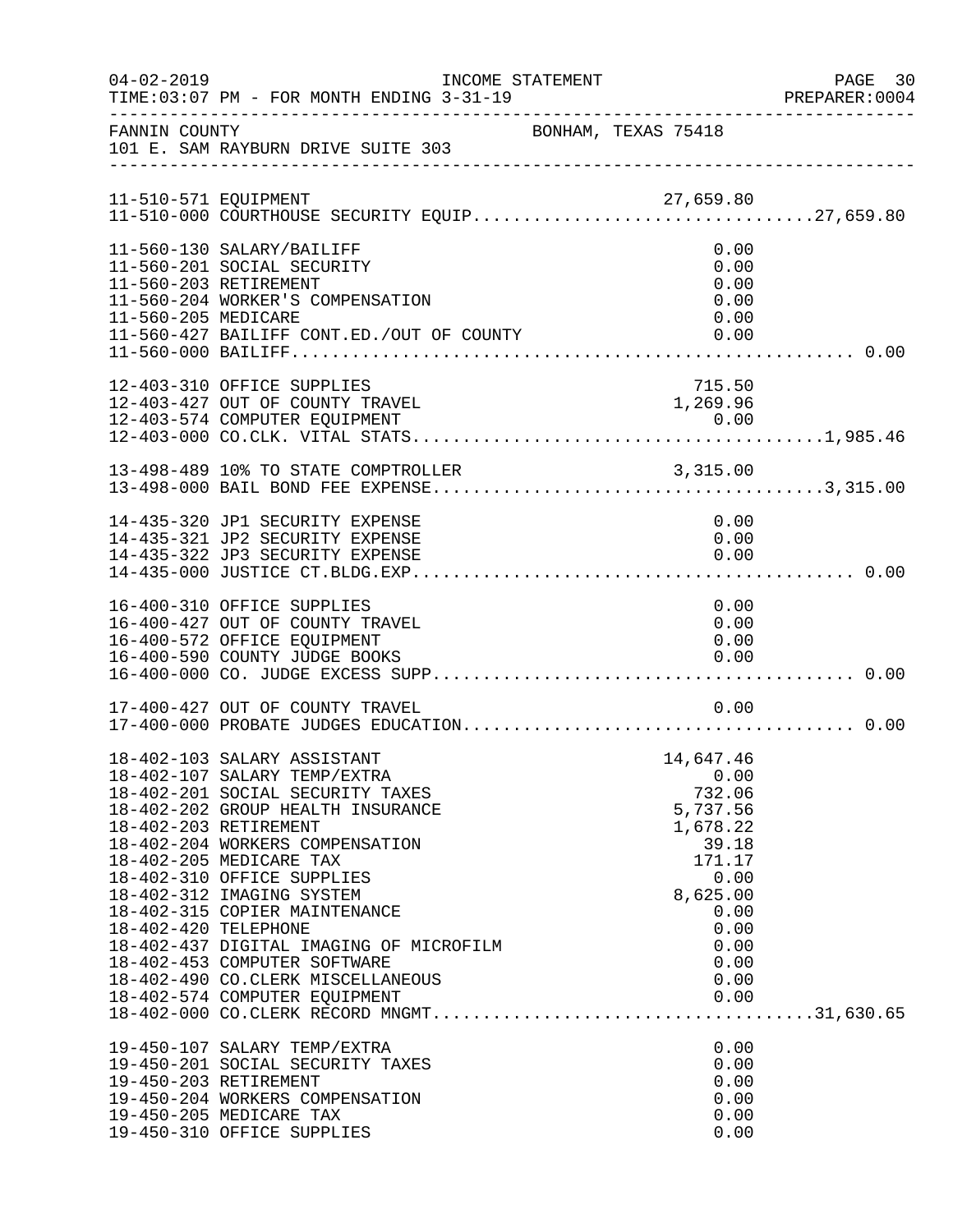04-02-2019 INCOME STATEMENT PAGE 30
TIME:03:07 PM - FOR MONTH ENDING 3-31-19 PREPARER:0004

FANNIN COUNTY BONHAM, TEXAS 75418
101 E. SAM RAYBURN DRIVE SUITE 303

| Account | Description | Amount | Total |
|---|---|---|---|
| 11-510-571 | EQUIPMENT | 27,659.80 | |
| 11-510-000 | COURTHOUSE SECURITY EQUIP | | 27,659.80 |
| 11-560-130 | SALARY/BAILIFF | 0.00 | |
| 11-560-201 | SOCIAL SECURITY | 0.00 | |
| 11-560-203 | RETIREMENT | 0.00 | |
| 11-560-204 | WORKER'S COMPENSATION | 0.00 | |
| 11-560-205 | MEDICARE | 0.00 | |
| 11-560-427 | BAILIFF CONT.ED./OUT OF COUNTY | 0.00 | |
| 11-560-000 | BAILIFF | | 0.00 |
| 12-403-310 | OFFICE SUPPLIES | 715.50 | |
| 12-403-427 | OUT OF COUNTY TRAVEL | 1,269.96 | |
| 12-403-574 | COMPUTER EQUIPMENT | 0.00 | |
| 12-403-000 | CO.CLK. VITAL STATS | | 1,985.46 |
| 13-498-489 | 10% TO STATE COMPTROLLER | 3,315.00 | |
| 13-498-000 | BAIL BOND FEE EXPENSE | | 3,315.00 |
| 14-435-320 | JP1 SECURITY EXPENSE | 0.00 | |
| 14-435-321 | JP2 SECURITY EXPENSE | 0.00 | |
| 14-435-322 | JP3 SECURITY EXPENSE | 0.00 | |
| 14-435-000 | JUSTICE CT.BLDG.EXP. | | 0.00 |
| 16-400-310 | OFFICE SUPPLIES | 0.00 | |
| 16-400-427 | OUT OF COUNTY TRAVEL | 0.00 | |
| 16-400-572 | OFFICE EQUIPMENT | 0.00 | |
| 16-400-590 | COUNTY JUDGE BOOKS | 0.00 | |
| 16-400-000 | CO. JUDGE EXCESS SUPP | | 0.00 |
| 17-400-427 | OUT OF COUNTY TRAVEL | 0.00 | |
| 17-400-000 | PROBATE JUDGES EDUCATION | | 0.00 |
| 18-402-103 | SALARY ASSISTANT | 14,647.46 | |
| 18-402-107 | SALARY TEMP/EXTRA | 0.00 | |
| 18-402-201 | SOCIAL SECURITY TAXES | 732.06 | |
| 18-402-202 | GROUP HEALTH INSURANCE | 5,737.56 | |
| 18-402-203 | RETIREMENT | 1,678.22 | |
| 18-402-204 | WORKERS COMPENSATION | 39.18 | |
| 18-402-205 | MEDICARE TAX | 171.17 | |
| 18-402-310 | OFFICE SUPPLIES | 0.00 | |
| 18-402-312 | IMAGING SYSTEM | 8,625.00 | |
| 18-402-315 | COPIER MAINTENANCE | 0.00 | |
| 18-402-420 | TELEPHONE | 0.00 | |
| 18-402-437 | DIGITAL IMAGING OF MICROFILM | 0.00 | |
| 18-402-453 | COMPUTER SOFTWARE | 0.00 | |
| 18-402-490 | CO.CLERK MISCELLANEOUS | 0.00 | |
| 18-402-574 | COMPUTER EQUIPMENT | 0.00 | |
| 18-402-000 | CO.CLERK RECORD MNGMT | | 31,630.65 |
| 19-450-107 | SALARY TEMP/EXTRA | 0.00 | |
| 19-450-201 | SOCIAL SECURITY TAXES | 0.00 | |
| 19-450-203 | RETIREMENT | 0.00 | |
| 19-450-204 | WORKERS COMPENSATION | 0.00 | |
| 19-450-205 | MEDICARE TAX | 0.00 | |
| 19-450-310 | OFFICE SUPPLIES | 0.00 | |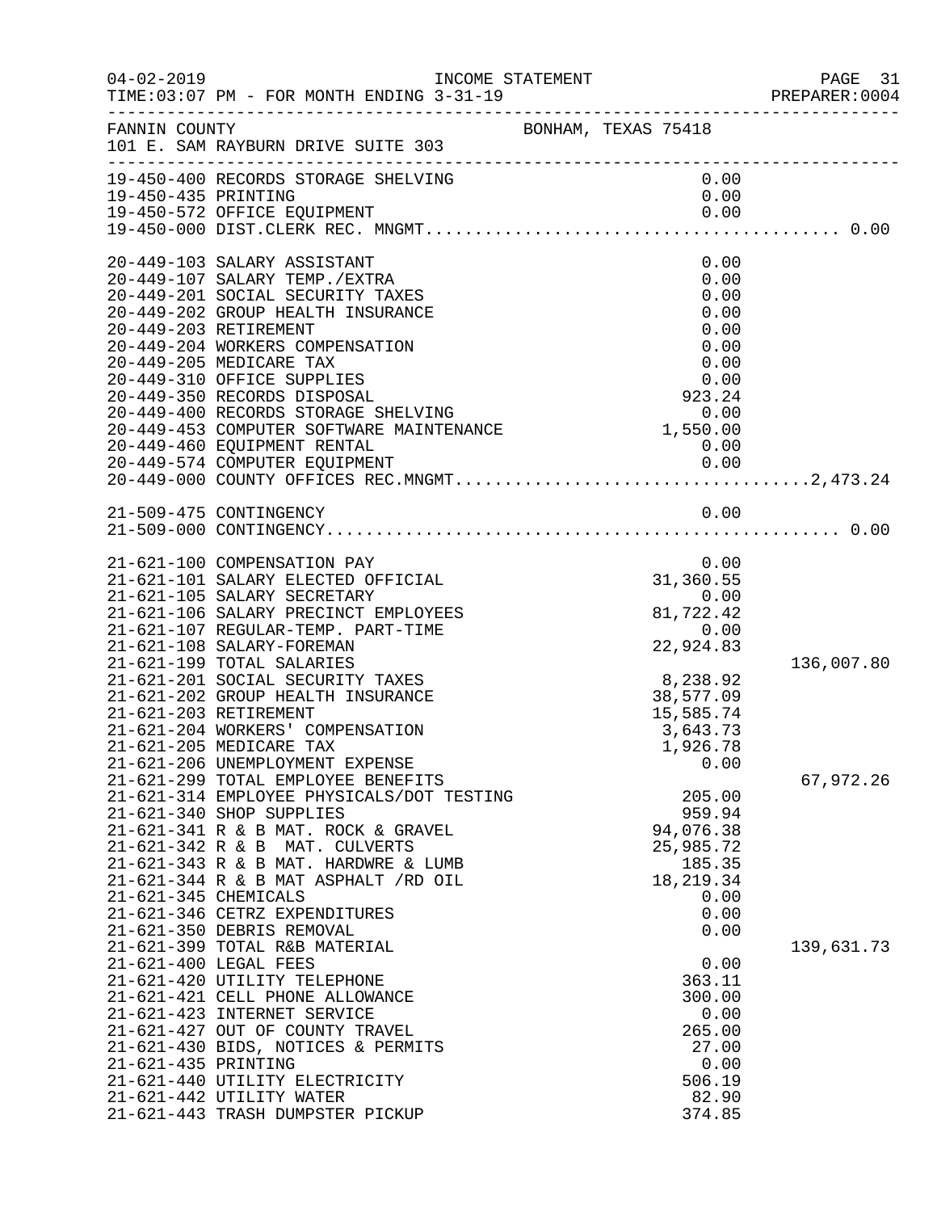INCOME STATEMENT

04-02-2019 TIME:03:07 PM - FOR MONTH ENDING 3-31-19

PREPARER:0004

FANNIN COUNTY
101 E. SAM RAYBURN DRIVE SUITE 303

BONHAM, TEXAS 75418

| Account | Description | Amount | Total |
|---|---|---|---|
| 19-450-400 | RECORDS STORAGE SHELVING | 0.00 | |
| 19-450-435 | PRINTING | 0.00 | |
| 19-450-572 | OFFICE EQUIPMENT | 0.00 | |
| 19-450-000 | DIST.CLERK REC. MNGMT. | | 0.00 |
| 20-449-103 | SALARY ASSISTANT | 0.00 | |
| 20-449-107 | SALARY TEMP./EXTRA | 0.00 | |
| 20-449-201 | SOCIAL SECURITY TAXES | 0.00 | |
| 20-449-202 | GROUP HEALTH INSURANCE | 0.00 | |
| 20-449-203 | RETIREMENT | 0.00 | |
| 20-449-204 | WORKERS COMPENSATION | 0.00 | |
| 20-449-205 | MEDICARE TAX | 0.00 | |
| 20-449-310 | OFFICE SUPPLIES | 0.00 | |
| 20-449-350 | RECORDS DISPOSAL | 923.24 | |
| 20-449-400 | RECORDS STORAGE SHELVING | 0.00 | |
| 20-449-453 | COMPUTER SOFTWARE MAINTENANCE | 1,550.00 | |
| 20-449-460 | EQUIPMENT RENTAL | 0.00 | |
| 20-449-574 | COMPUTER EQUIPMENT | 0.00 | |
| 20-449-000 | COUNTY OFFICES REC.MNGMT. | | 2,473.24 |
| 21-509-475 | CONTINGENCY | 0.00 | |
| 21-509-000 | CONTINGENCY | | 0.00 |
| 21-621-100 | COMPENSATION PAY | 0.00 | |
| 21-621-101 | SALARY ELECTED OFFICIAL | 31,360.55 | |
| 21-621-105 | SALARY SECRETARY | 0.00 | |
| 21-621-106 | SALARY PRECINCT EMPLOYEES | 81,722.42 | |
| 21-621-107 | REGULAR-TEMP. PART-TIME | 0.00 | |
| 21-621-108 | SALARY-FOREMAN | 22,924.83 | |
| 21-621-199 | TOTAL SALARIES | | 136,007.80 |
| 21-621-201 | SOCIAL SECURITY TAXES | 8,238.92 | |
| 21-621-202 | GROUP HEALTH INSURANCE | 38,577.09 | |
| 21-621-203 | RETIREMENT | 15,585.74 | |
| 21-621-204 | WORKERS' COMPENSATION | 3,643.73 | |
| 21-621-205 | MEDICARE TAX | 1,926.78 | |
| 21-621-206 | UNEMPLOYMENT EXPENSE | 0.00 | |
| 21-621-299 | TOTAL EMPLOYEE BENEFITS | | 67,972.26 |
| 21-621-314 | EMPLOYEE PHYSICALS/DOT TESTING | 205.00 | |
| 21-621-340 | SHOP SUPPLIES | 959.94 | |
| 21-621-341 | R & B MAT. ROCK & GRAVEL | 94,076.38 | |
| 21-621-342 | R & B MAT. CULVERTS | 25,985.72 | |
| 21-621-343 | R & B MAT. HARDWRE & LUMB | 185.35 | |
| 21-621-344 | R & B MAT ASPHALT /RD OIL | 18,219.34 | |
| 21-621-345 | CHEMICALS | 0.00 | |
| 21-621-346 | CETRZ EXPENDITURES | 0.00 | |
| 21-621-350 | DEBRIS REMOVAL | 0.00 | |
| 21-621-399 | TOTAL R&B MATERIAL | | 139,631.73 |
| 21-621-400 | LEGAL FEES | 0.00 | |
| 21-621-420 | UTILITY TELEPHONE | 363.11 | |
| 21-621-421 | CELL PHONE ALLOWANCE | 300.00 | |
| 21-621-423 | INTERNET SERVICE | 0.00 | |
| 21-621-427 | OUT OF COUNTY TRAVEL | 265.00 | |
| 21-621-430 | BIDS, NOTICES & PERMITS | 27.00 | |
| 21-621-435 | PRINTING | 0.00 | |
| 21-621-440 | UTILITY ELECTRICITY | 506.19 | |
| 21-621-442 | UTILITY WATER | 82.90 | |
| 21-621-443 | TRASH DUMPSTER PICKUP | 374.85 | |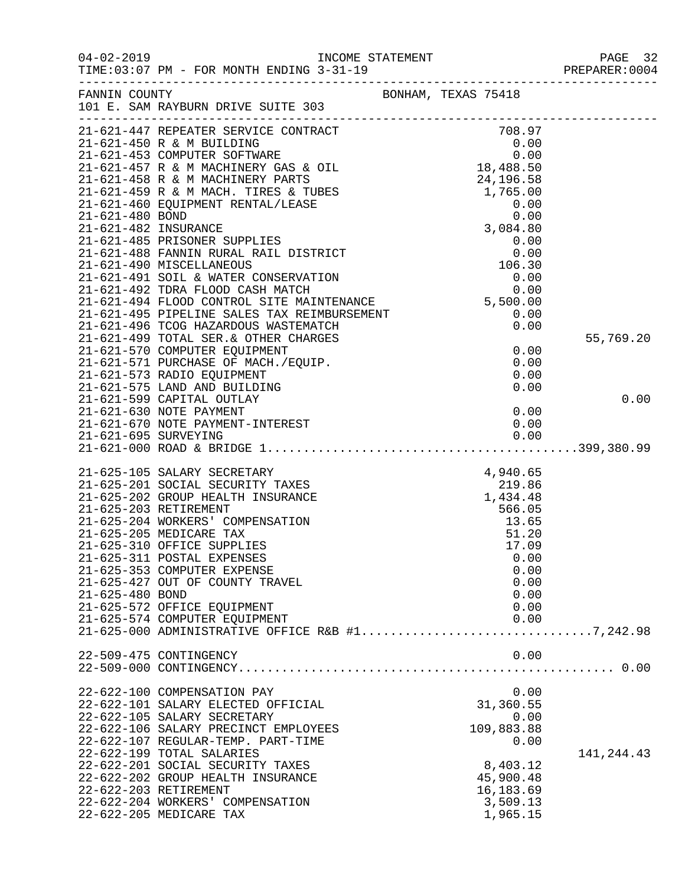FANNIN COUNTY BONHAM, TEXAS 75418
101 E. SAM RAYBURN DRIVE SUITE 303

INCOME STATEMENT
TIME:03:07 PM - FOR MONTH ENDING 3-31-19

| Account | Description | Amount | Total |
|---|---|---|---|
| 21-621-447 | REPEATER SERVICE CONTRACT | 708.97 | |
| 21-621-450 | R & M BUILDING | 0.00 | |
| 21-621-453 | COMPUTER SOFTWARE | 0.00 | |
| 21-621-457 | R & M MACHINERY GAS & OIL | 18,488.50 | |
| 21-621-458 | R & M MACHINERY PARTS | 24,196.58 | |
| 21-621-459 | R & M MACH. TIRES & TUBES | 1,765.00 | |
| 21-621-460 | EQUIPMENT RENTAL/LEASE | 0.00 | |
| 21-621-480 | BOND | 0.00 | |
| 21-621-482 | INSURANCE | 3,084.80 | |
| 21-621-485 | PRISONER SUPPLIES | 0.00 | |
| 21-621-488 | FANNIN RURAL RAIL DISTRICT | 0.00 | |
| 21-621-490 | MISCELLANEOUS | 106.30 | |
| 21-621-491 | SOIL & WATER CONSERVATION | 0.00 | |
| 21-621-492 | TDRA FLOOD CASH MATCH | 0.00 | |
| 21-621-494 | FLOOD CONTROL SITE MAINTENANCE | 5,500.00 | |
| 21-621-495 | PIPELINE SALES TAX REIMBURSEMENT | 0.00 | |
| 21-621-496 | TCOG HAZARDOUS WASTEMATCH | 0.00 | |
| 21-621-499 | TOTAL SER.& OTHER CHARGES | | 55,769.20 |
| 21-621-570 | COMPUTER EQUIPMENT | 0.00 | |
| 21-621-571 | PURCHASE OF MACH./EQUIP. | 0.00 | |
| 21-621-573 | RADIO EQUIPMENT | 0.00 | |
| 21-621-575 | LAND AND BUILDING | 0.00 | |
| 21-621-599 | CAPITAL OUTLAY | | 0.00 |
| 21-621-630 | NOTE PAYMENT | 0.00 | |
| 21-621-670 | NOTE PAYMENT-INTEREST | 0.00 | |
| 21-621-695 | SURVEYING | 0.00 | |
| 21-621-000 | ROAD & BRIDGE 1 | | 399,380.99 |
| 21-625-105 | SALARY SECRETARY | 4,940.65 | |
| 21-625-201 | SOCIAL SECURITY TAXES | 219.86 | |
| 21-625-202 | GROUP HEALTH INSURANCE | 1,434.48 | |
| 21-625-203 | RETIREMENT | 566.05 | |
| 21-625-204 | WORKERS' COMPENSATION | 13.65 | |
| 21-625-205 | MEDICARE TAX | 51.20 | |
| 21-625-310 | OFFICE SUPPLIES | 17.09 | |
| 21-625-311 | POSTAL EXPENSES | 0.00 | |
| 21-625-353 | COMPUTER EXPENSE | 0.00 | |
| 21-625-427 | OUT OF COUNTY TRAVEL | 0.00 | |
| 21-625-480 | BOND | 0.00 | |
| 21-625-572 | OFFICE EQUIPMENT | 0.00 | |
| 21-625-574 | COMPUTER EQUIPMENT | 0.00 | |
| 21-625-000 | ADMINISTRATIVE OFFICE R&B #1 | | 7,242.98 |
| 22-509-475 | CONTINGENCY | 0.00 | |
| 22-509-000 | CONTINGENCY | | 0.00 |
| 22-622-100 | COMPENSATION PAY | 0.00 | |
| 22-622-101 | SALARY ELECTED OFFICIAL | 31,360.55 | |
| 22-622-105 | SALARY SECRETARY | 0.00 | |
| 22-622-106 | SALARY PRECINCT EMPLOYEES | 109,883.88 | |
| 22-622-107 | REGULAR-TEMP. PART-TIME | 0.00 | |
| 22-622-199 | TOTAL SALARIES | | 141,244.43 |
| 22-622-201 | SOCIAL SECURITY TAXES | 8,403.12 | |
| 22-622-202 | GROUP HEALTH INSURANCE | 45,900.48 | |
| 22-622-203 | RETIREMENT | 16,183.69 | |
| 22-622-204 | WORKERS' COMPENSATION | 3,509.13 | |
| 22-622-205 | MEDICARE TAX | 1,965.15 | |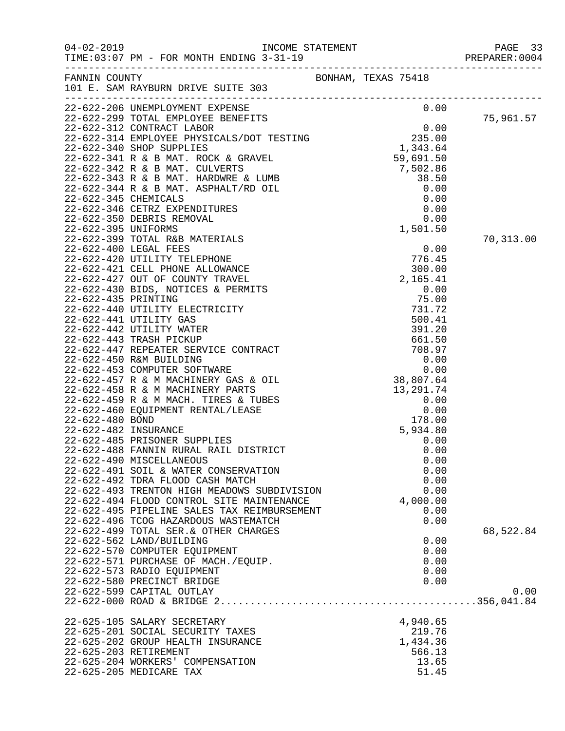FANNIN COUNTY  BONHAM, TEXAS 75418
101 E. SAM RAYBURN DRIVE SUITE 303

INCOME STATEMENT
TIME:03:07 PM - FOR MONTH ENDING 3-31-19

| Account | Description | Amount | Total |
|---|---|---|---|
| 22-622-206 | UNEMPLOYMENT EXPENSE | 0.00 | |
| 22-622-299 | TOTAL EMPLOYEE BENEFITS | | 75,961.57 |
| 22-622-312 | CONTRACT LABOR | 0.00 | |
| 22-622-314 | EMPLOYEE PHYSICALS/DOT TESTING | 235.00 | |
| 22-622-340 | SHOP SUPPLIES | 1,343.64 | |
| 22-622-341 | R & B MAT. ROCK & GRAVEL | 59,691.50 | |
| 22-622-342 | R & B MAT. CULVERTS | 7,502.86 | |
| 22-622-343 | R & B MAT. HARDWRE & LUMB | 38.50 | |
| 22-622-344 | R & B MAT. ASPHALT/RD OIL | 0.00 | |
| 22-622-345 | CHEMICALS | 0.00 | |
| 22-622-346 | CETRZ EXPENDITURES | 0.00 | |
| 22-622-350 | DEBRIS REMOVAL | 0.00 | |
| 22-622-395 | UNIFORMS | 1,501.50 | |
| 22-622-399 | TOTAL R&B MATERIALS | | 70,313.00 |
| 22-622-400 | LEGAL FEES | 0.00 | |
| 22-622-420 | UTILITY TELEPHONE | 776.45 | |
| 22-622-421 | CELL PHONE ALLOWANCE | 300.00 | |
| 22-622-427 | OUT OF COUNTY TRAVEL | 2,165.41 | |
| 22-622-430 | BIDS, NOTICES & PERMITS | 0.00 | |
| 22-622-435 | PRINTING | 75.00 | |
| 22-622-440 | UTILITY ELECTRICITY | 731.72 | |
| 22-622-441 | UTILITY GAS | 500.41 | |
| 22-622-442 | UTILITY WATER | 391.20 | |
| 22-622-443 | TRASH PICKUP | 661.50 | |
| 22-622-447 | REPEATER SERVICE CONTRACT | 708.97 | |
| 22-622-450 | R&M BUILDING | 0.00 | |
| 22-622-453 | COMPUTER SOFTWARE | 0.00 | |
| 22-622-457 | R & M MACHINERY GAS & OIL | 38,807.64 | |
| 22-622-458 | R & M MACHINERY PARTS | 13,291.74 | |
| 22-622-459 | R & M MACH. TIRES & TUBES | 0.00 | |
| 22-622-460 | EQUIPMENT RENTAL/LEASE | 0.00 | |
| 22-622-480 | BOND | 178.00 | |
| 22-622-482 | INSURANCE | 5,934.80 | |
| 22-622-485 | PRISONER SUPPLIES | 0.00 | |
| 22-622-488 | FANNIN RURAL RAIL DISTRICT | 0.00 | |
| 22-622-490 | MISCELLANEOUS | 0.00 | |
| 22-622-491 | SOIL & WATER CONSERVATION | 0.00 | |
| 22-622-492 | TDRA FLOOD CASH MATCH | 0.00 | |
| 22-622-493 | TRENTON HIGH MEADOWS SUBDIVISION | 0.00 | |
| 22-622-494 | FLOOD CONTROL SITE MAINTENANCE | 4,000.00 | |
| 22-622-495 | PIPELINE SALES TAX REIMBURSEMENT | 0.00 | |
| 22-622-496 | TCOG HAZARDOUS WASTEMATCH | 0.00 | |
| 22-622-499 | TOTAL SER.& OTHER CHARGES | | 68,522.84 |
| 22-622-562 | LAND/BUILDING | 0.00 | |
| 22-622-570 | COMPUTER EQUIPMENT | 0.00 | |
| 22-622-571 | PURCHASE OF MACH./EQUIP. | 0.00 | |
| 22-622-573 | RADIO EQUIPMENT | 0.00 | |
| 22-622-580 | PRECINCT BRIDGE | 0.00 | |
| 22-622-599 | CAPITAL OUTLAY | | 0.00 |
| 22-622-000 | ROAD & BRIDGE 2 | | 356,041.84 |
| 22-625-105 | SALARY SECRETARY | 4,940.65 | |
| 22-625-201 | SOCIAL SECURITY TAXES | 219.76 | |
| 22-625-202 | GROUP HEALTH INSURANCE | 1,434.36 | |
| 22-625-203 | RETIREMENT | 566.13 | |
| 22-625-204 | WORKERS' COMPENSATION | 13.65 | |
| 22-625-205 | MEDICARE TAX | 51.45 | |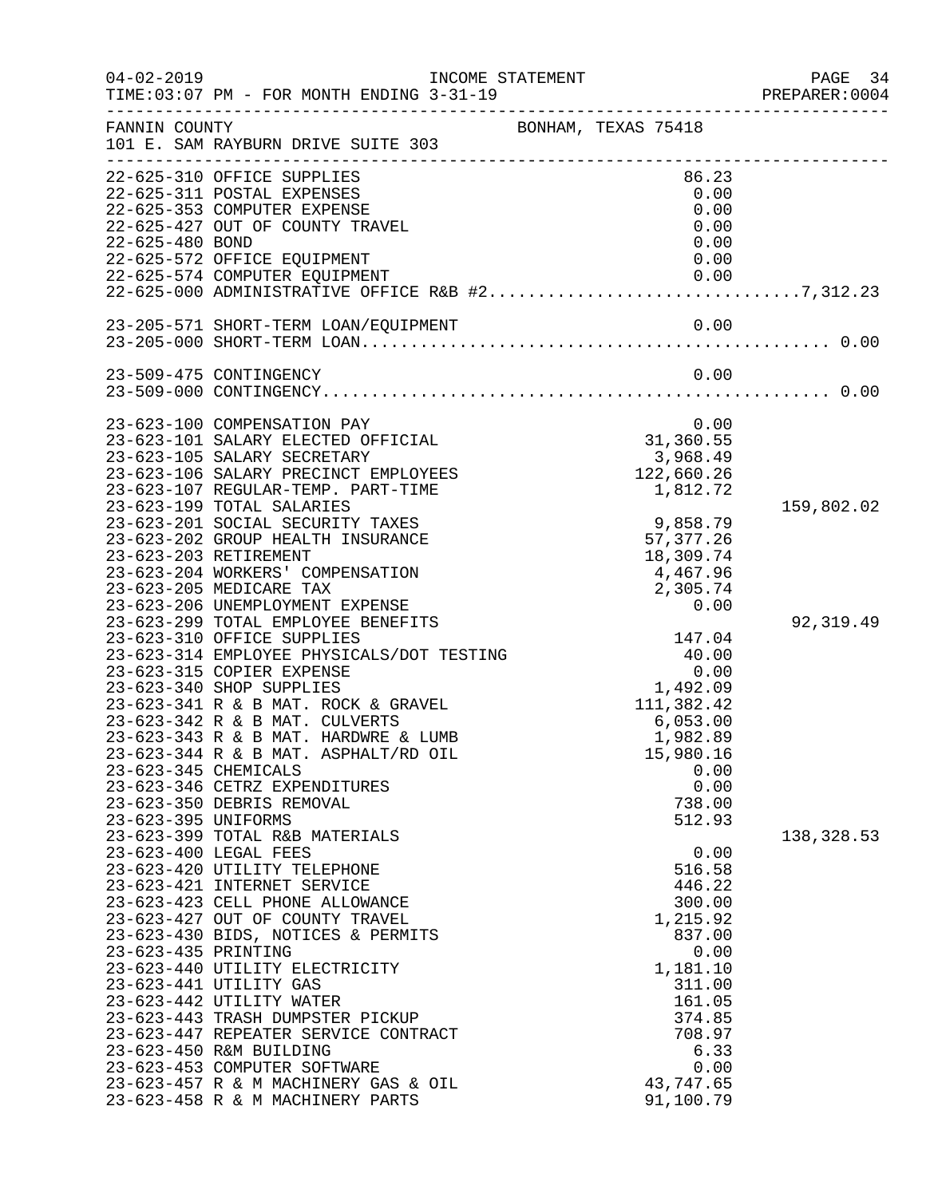04-02-2019 INCOME STATEMENT
TIME:03:07 PM - FOR MONTH ENDING 3-31-19 PREPARER:0004

FANNIN COUNTY BONHAM, TEXAS 75418
101 E. SAM RAYBURN DRIVE SUITE 303

| Account | Description | Amount | Total |
|---|---|---|---|
| 22-625-310 | OFFICE SUPPLIES | 86.23 | |
| 22-625-311 | POSTAL EXPENSES | 0.00 | |
| 22-625-353 | COMPUTER EXPENSE | 0.00 | |
| 22-625-427 | OUT OF COUNTY TRAVEL | 0.00 | |
| 22-625-480 | BOND | 0.00 | |
| 22-625-572 | OFFICE EQUIPMENT | 0.00 | |
| 22-625-574 | COMPUTER EQUIPMENT | 0.00 | |
| 22-625-000 | ADMINISTRATIVE OFFICE R&B #2 | | 7,312.23 |
| 23-205-571 | SHORT-TERM LOAN/EQUIPMENT | 0.00 | |
| 23-205-000 | SHORT-TERM LOAN | | 0.00 |
| 23-509-475 | CONTINGENCY | 0.00 | |
| 23-509-000 | CONTINGENCY | | 0.00 |
| 23-623-100 | COMPENSATION PAY | 0.00 | |
| 23-623-101 | SALARY ELECTED OFFICIAL | 31,360.55 | |
| 23-623-105 | SALARY SECRETARY | 3,968.49 | |
| 23-623-106 | SALARY PRECINCT EMPLOYEES | 122,660.26 | |
| 23-623-107 | REGULAR-TEMP. PART-TIME | 1,812.72 | |
| 23-623-199 | TOTAL SALARIES | | 159,802.02 |
| 23-623-201 | SOCIAL SECURITY TAXES | 9,858.79 | |
| 23-623-202 | GROUP HEALTH INSURANCE | 57,377.26 | |
| 23-623-203 | RETIREMENT | 18,309.74 | |
| 23-623-204 | WORKERS' COMPENSATION | 4,467.96 | |
| 23-623-205 | MEDICARE TAX | 2,305.74 | |
| 23-623-206 | UNEMPLOYMENT EXPENSE | 0.00 | |
| 23-623-299 | TOTAL EMPLOYEE BENEFITS | | 92,319.49 |
| 23-623-310 | OFFICE SUPPLIES | 147.04 | |
| 23-623-314 | EMPLOYEE PHYSICALS/DOT TESTING | 40.00 | |
| 23-623-315 | COPIER EXPENSE | 0.00 | |
| 23-623-340 | SHOP SUPPLIES | 1,492.09 | |
| 23-623-341 | R & B MAT. ROCK & GRAVEL | 111,382.42 | |
| 23-623-342 | R & B MAT. CULVERTS | 6,053.00 | |
| 23-623-343 | R & B MAT. HARDWRE & LUMB | 1,982.89 | |
| 23-623-344 | R & B MAT. ASPHALT/RD OIL | 15,980.16 | |
| 23-623-345 | CHEMICALS | 0.00 | |
| 23-623-346 | CETRZ EXPENDITURES | 0.00 | |
| 23-623-350 | DEBRIS REMOVAL | 738.00 | |
| 23-623-395 | UNIFORMS | 512.93 | |
| 23-623-399 | TOTAL R&B MATERIALS | | 138,328.53 |
| 23-623-400 | LEGAL FEES | 0.00 | |
| 23-623-420 | UTILITY TELEPHONE | 516.58 | |
| 23-623-421 | INTERNET SERVICE | 446.22 | |
| 23-623-423 | CELL PHONE ALLOWANCE | 300.00 | |
| 23-623-427 | OUT OF COUNTY TRAVEL | 1,215.92 | |
| 23-623-430 | BIDS, NOTICES & PERMITS | 837.00 | |
| 23-623-435 | PRINTING | 0.00 | |
| 23-623-440 | UTILITY ELECTRICITY | 1,181.10 | |
| 23-623-441 | UTILITY GAS | 311.00 | |
| 23-623-442 | UTILITY WATER | 161.05 | |
| 23-623-443 | TRASH DUMPSTER PICKUP | 374.85 | |
| 23-623-447 | REPEATER SERVICE CONTRACT | 708.97 | |
| 23-623-450 | R&M BUILDING | 6.33 | |
| 23-623-453 | COMPUTER SOFTWARE | 0.00 | |
| 23-623-457 | R & M MACHINERY GAS & OIL | 43,747.65 | |
| 23-623-458 | R & M MACHINERY PARTS | 91,100.79 | |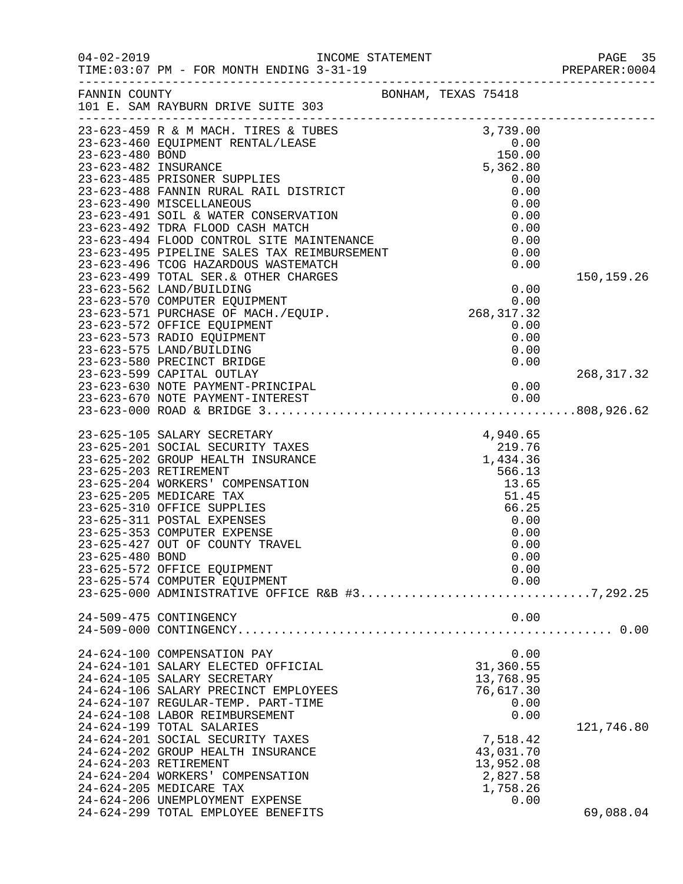INCOME STATEMENT

TIME:03:07 PM - FOR MONTH ENDING 3-31-19

FANNIN COUNTY — BONHAM, TEXAS 75418

101 E. SAM RAYBURN DRIVE SUITE 303

| Account | Description | Amount | Total |
|---|---|---|---|
| 23-623-459 | R & M MACH. TIRES & TUBES | 3,739.00 | |
| 23-623-460 | EQUIPMENT RENTAL/LEASE | 0.00 | |
| 23-623-480 | BOND | 150.00 | |
| 23-623-482 | INSURANCE | 5,362.80 | |
| 23-623-485 | PRISONER SUPPLIES | 0.00 | |
| 23-623-488 | FANNIN RURAL RAIL DISTRICT | 0.00 | |
| 23-623-490 | MISCELLANEOUS | 0.00 | |
| 23-623-491 | SOIL & WATER CONSERVATION | 0.00 | |
| 23-623-492 | TDRA FLOOD CASH MATCH | 0.00 | |
| 23-623-494 | FLOOD CONTROL SITE MAINTENANCE | 0.00 | |
| 23-623-495 | PIPELINE SALES TAX REIMBURSEMENT | 0.00 | |
| 23-623-496 | TCOG HAZARDOUS WASTEMATCH | 0.00 | |
| 23-623-499 | TOTAL SER.& OTHER CHARGES | | 150,159.26 |
| 23-623-562 | LAND/BUILDING | 0.00 | |
| 23-623-570 | COMPUTER EQUIPMENT | 0.00 | |
| 23-623-571 | PURCHASE OF MACH./EQUIP. | 268,317.32 | |
| 23-623-572 | OFFICE EQUIPMENT | 0.00 | |
| 23-623-573 | RADIO EQUIPMENT | 0.00 | |
| 23-623-575 | LAND/BUILDING | 0.00 | |
| 23-623-580 | PRECINCT BRIDGE | 0.00 | |
| 23-623-599 | CAPITAL OUTLAY | | 268,317.32 |
| 23-623-630 | NOTE PAYMENT-PRINCIPAL | 0.00 | |
| 23-623-670 | NOTE PAYMENT-INTEREST | 0.00 | |
| 23-623-000 | ROAD & BRIDGE 3 | | 808,926.62 |
| 23-625-105 | SALARY SECRETARY | 4,940.65 | |
| 23-625-201 | SOCIAL SECURITY TAXES | 219.76 | |
| 23-625-202 | GROUP HEALTH INSURANCE | 1,434.36 | |
| 23-625-203 | RETIREMENT | 566.13 | |
| 23-625-204 | WORKERS' COMPENSATION | 13.65 | |
| 23-625-205 | MEDICARE TAX | 51.45 | |
| 23-625-310 | OFFICE SUPPLIES | 66.25 | |
| 23-625-311 | POSTAL EXPENSES | 0.00 | |
| 23-625-353 | COMPUTER EXPENSE | 0.00 | |
| 23-625-427 | OUT OF COUNTY TRAVEL | 0.00 | |
| 23-625-480 | BOND | 0.00 | |
| 23-625-572 | OFFICE EQUIPMENT | 0.00 | |
| 23-625-574 | COMPUTER EQUIPMENT | 0.00 | |
| 23-625-000 | ADMINISTRATIVE OFFICE R&B #3 | | 7,292.25 |
| 24-509-475 | CONTINGENCY | 0.00 | |
| 24-509-000 | CONTINGENCY | | 0.00 |
| 24-624-100 | COMPENSATION PAY | 0.00 | |
| 24-624-101 | SALARY ELECTED OFFICIAL | 31,360.55 | |
| 24-624-105 | SALARY SECRETARY | 13,768.95 | |
| 24-624-106 | SALARY PRECINCT EMPLOYEES | 76,617.30 | |
| 24-624-107 | REGULAR-TEMP. PART-TIME | 0.00 | |
| 24-624-108 | LABOR REIMBURSEMENT | 0.00 | |
| 24-624-199 | TOTAL SALARIES | | 121,746.80 |
| 24-624-201 | SOCIAL SECURITY TAXES | 7,518.42 | |
| 24-624-202 | GROUP HEALTH INSURANCE | 43,031.70 | |
| 24-624-203 | RETIREMENT | 13,952.08 | |
| 24-624-204 | WORKERS' COMPENSATION | 2,827.58 | |
| 24-624-205 | MEDICARE TAX | 1,758.26 | |
| 24-624-206 | UNEMPLOYMENT EXPENSE | 0.00 | |
| 24-624-299 | TOTAL EMPLOYEE BENEFITS | | 69,088.04 |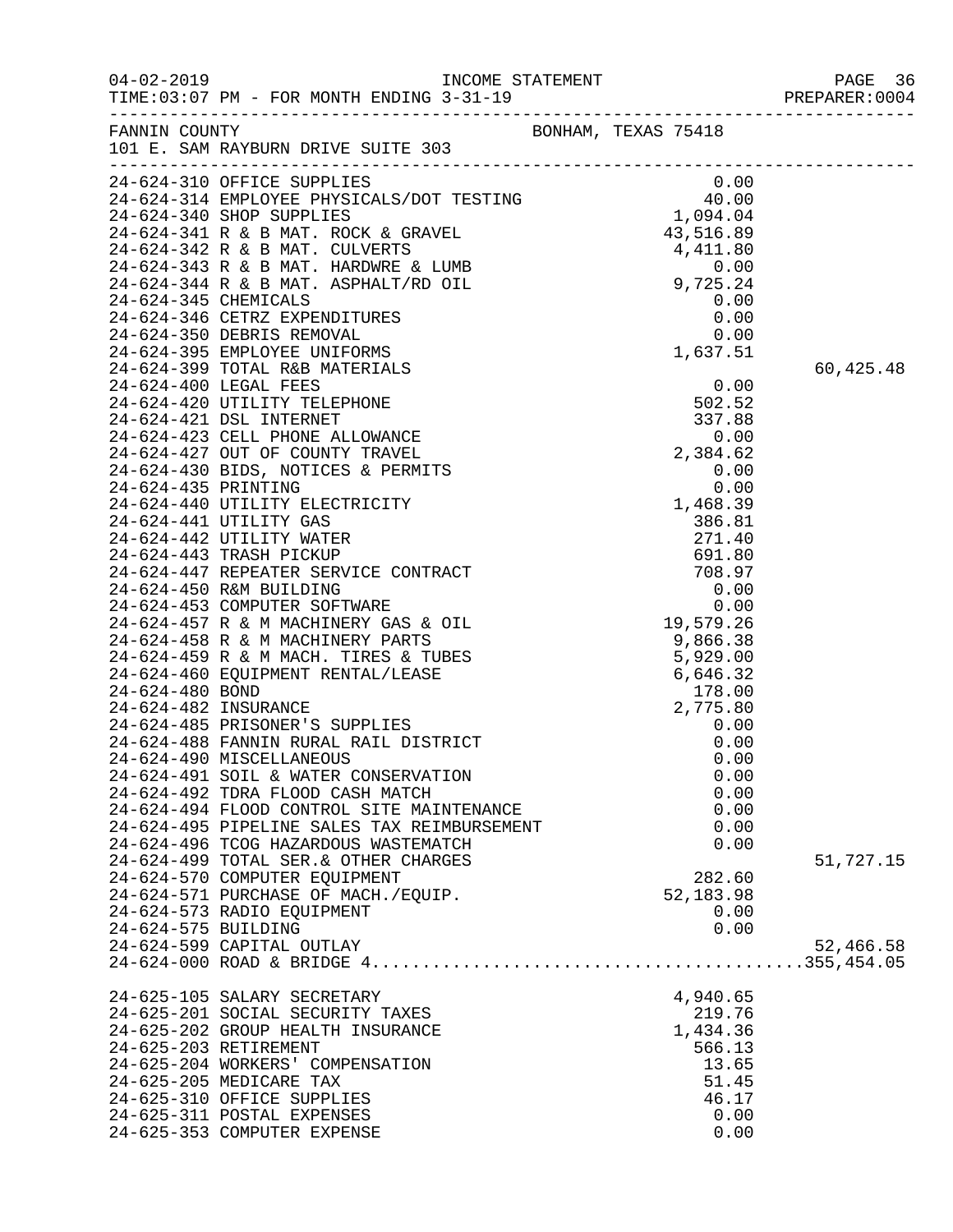INCOME STATEMENT

04-02-2019
TIME:03:07 PM - FOR MONTH ENDING 3-31-19

PREPARER:0004

FANNIN COUNTY BONHAM, TEXAS 75418
101 E. SAM RAYBURN DRIVE SUITE 303

| Account | Description | Amount | Total |
|---|---|---|---|
| 24-624-310 | OFFICE SUPPLIES | 0.00 | |
| 24-624-314 | EMPLOYEE PHYSICALS/DOT TESTING | 40.00 | |
| 24-624-340 | SHOP SUPPLIES | 1,094.04 | |
| 24-624-341 | R & B MAT. ROCK & GRAVEL | 43,516.89 | |
| 24-624-342 | R & B MAT. CULVERTS | 4,411.80 | |
| 24-624-343 | R & B MAT. HARDWRE & LUMB | 0.00 | |
| 24-624-344 | R & B MAT. ASPHALT/RD OIL | 9,725.24 | |
| 24-624-345 | CHEMICALS | 0.00 | |
| 24-624-346 | CETRZ EXPENDITURES | 0.00 | |
| 24-624-350 | DEBRIS REMOVAL | 0.00 | |
| 24-624-395 | EMPLOYEE UNIFORMS | 1,637.51 | |
| 24-624-399 | TOTAL R&B MATERIALS | | 60,425.48 |
| 24-624-400 | LEGAL FEES | 0.00 | |
| 24-624-420 | UTILITY TELEPHONE | 502.52 | |
| 24-624-421 | DSL INTERNET | 337.88 | |
| 24-624-423 | CELL PHONE ALLOWANCE | 0.00 | |
| 24-624-427 | OUT OF COUNTY TRAVEL | 2,384.62 | |
| 24-624-430 | BIDS, NOTICES & PERMITS | 0.00 | |
| 24-624-435 | PRINTING | 0.00 | |
| 24-624-440 | UTILITY ELECTRICITY | 1,468.39 | |
| 24-624-441 | UTILITY GAS | 386.81 | |
| 24-624-442 | UTILITY WATER | 271.40 | |
| 24-624-443 | TRASH PICKUP | 691.80 | |
| 24-624-447 | REPEATER SERVICE CONTRACT | 708.97 | |
| 24-624-450 | R&M BUILDING | 0.00 | |
| 24-624-453 | COMPUTER SOFTWARE | 0.00 | |
| 24-624-457 | R & M MACHINERY GAS & OIL | 19,579.26 | |
| 24-624-458 | R & M MACHINERY PARTS | 9,866.38 | |
| 24-624-459 | R & M MACH. TIRES & TUBES | 5,929.00 | |
| 24-624-460 | EQUIPMENT RENTAL/LEASE | 6,646.32 | |
| 24-624-480 | BOND | 178.00 | |
| 24-624-482 | INSURANCE | 2,775.80 | |
| 24-624-485 | PRISONER'S SUPPLIES | 0.00 | |
| 24-624-488 | FANNIN RURAL RAIL DISTRICT | 0.00 | |
| 24-624-490 | MISCELLANEOUS | 0.00 | |
| 24-624-491 | SOIL & WATER CONSERVATION | 0.00 | |
| 24-624-492 | TDRA FLOOD CASH MATCH | 0.00 | |
| 24-624-494 | FLOOD CONTROL SITE MAINTENANCE | 0.00 | |
| 24-624-495 | PIPELINE SALES TAX REIMBURSEMENT | 0.00 | |
| 24-624-496 | TCOG HAZARDOUS WASTEMATCH | 0.00 | |
| 24-624-499 | TOTAL SER.& OTHER CHARGES | | 51,727.15 |
| 24-624-570 | COMPUTER EQUIPMENT | 282.60 | |
| 24-624-571 | PURCHASE OF MACH./EQUIP. | 52,183.98 | |
| 24-624-573 | RADIO EQUIPMENT | 0.00 | |
| 24-624-575 | BUILDING | 0.00 | |
| 24-624-599 | CAPITAL OUTLAY | | 52,466.58 |
| 24-624-000 | ROAD & BRIDGE 4 | | 355,454.05 |
| 24-625-105 | SALARY SECRETARY | 4,940.65 | |
| 24-625-201 | SOCIAL SECURITY TAXES | 219.76 | |
| 24-625-202 | GROUP HEALTH INSURANCE | 1,434.36 | |
| 24-625-203 | RETIREMENT | 566.13 | |
| 24-625-204 | WORKERS' COMPENSATION | 13.65 | |
| 24-625-205 | MEDICARE TAX | 51.45 | |
| 24-625-310 | OFFICE SUPPLIES | 46.17 | |
| 24-625-311 | POSTAL EXPENSES | 0.00 | |
| 24-625-353 | COMPUTER EXPENSE | 0.00 | |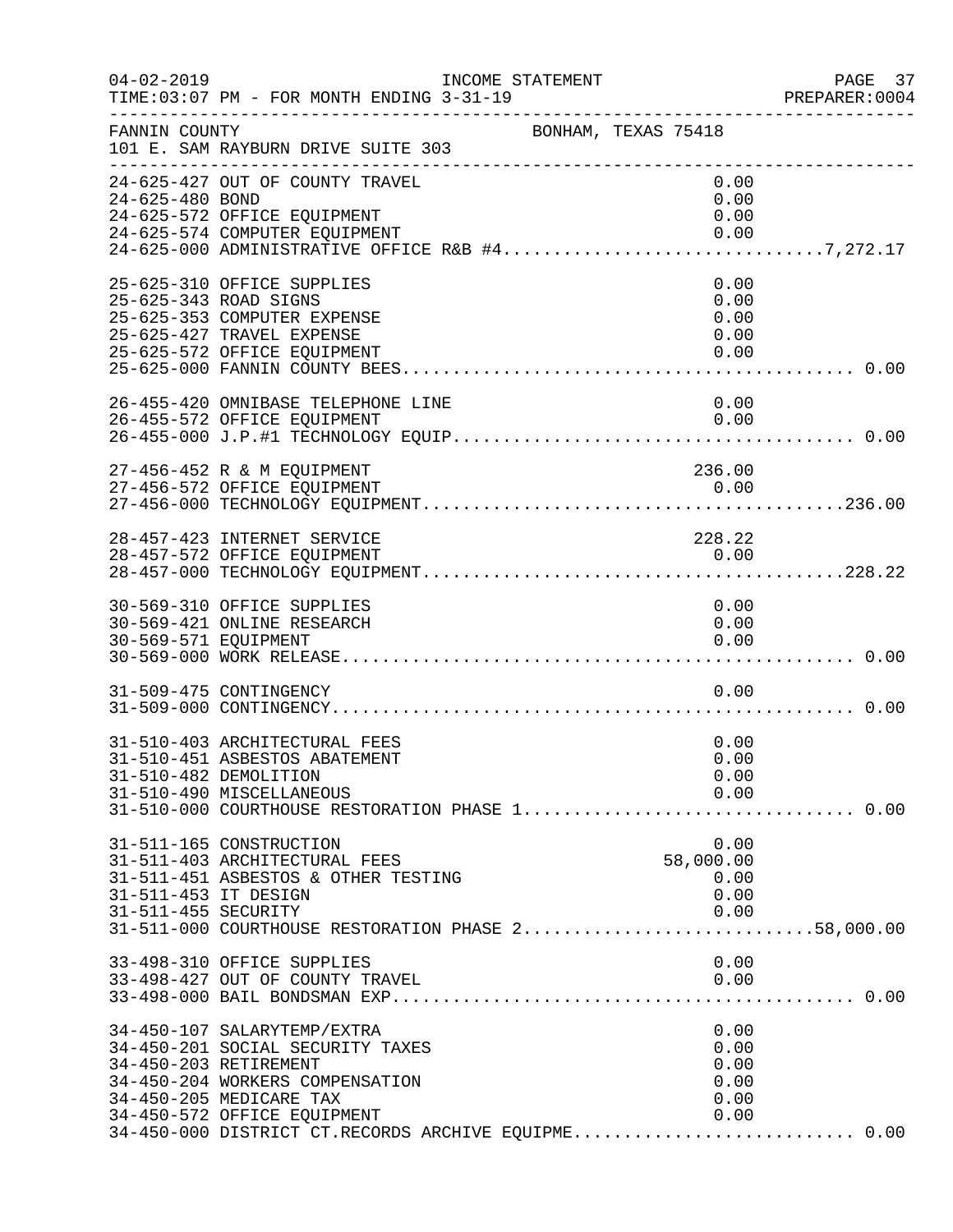FANNIN COUNTY BONHAM, TEXAS 75418
101 E. SAM RAYBURN DRIVE SUITE 303

| Account | Description | Amount | Total |
|---|---|---|---|
| 24-625-427 | OUT OF COUNTY TRAVEL | 0.00 | |
| 24-625-480 | BOND | 0.00 | |
| 24-625-572 | OFFICE EQUIPMENT | 0.00 | |
| 24-625-574 | COMPUTER EQUIPMENT | 0.00 | |
| 24-625-000 | ADMINISTRATIVE OFFICE R&B #4 | | 7,272.17 |
| 25-625-310 | OFFICE SUPPLIES | 0.00 | |
| 25-625-343 | ROAD SIGNS | 0.00 | |
| 25-625-353 | COMPUTER EXPENSE | 0.00 | |
| 25-625-427 | TRAVEL EXPENSE | 0.00 | |
| 25-625-572 | OFFICE EQUIPMENT | 0.00 | |
| 25-625-000 | FANNIN COUNTY BEES | | 0.00 |
| 26-455-420 | OMNIBASE TELEPHONE LINE | 0.00 | |
| 26-455-572 | OFFICE EQUIPMENT | 0.00 | |
| 26-455-000 | J.P.#1 TECHNOLOGY EQUIP | | 0.00 |
| 27-456-452 | R & M EQUIPMENT | 236.00 | |
| 27-456-572 | OFFICE EQUIPMENT | 0.00 | |
| 27-456-000 | TECHNOLOGY EQUIPMENT | | 236.00 |
| 28-457-423 | INTERNET SERVICE | 228.22 | |
| 28-457-572 | OFFICE EQUIPMENT | 0.00 | |
| 28-457-000 | TECHNOLOGY EQUIPMENT | | 228.22 |
| 30-569-310 | OFFICE SUPPLIES | 0.00 | |
| 30-569-421 | ONLINE RESEARCH | 0.00 | |
| 30-569-571 | EQUIPMENT | 0.00 | |
| 30-569-000 | WORK RELEASE | | 0.00 |
| 31-509-475 | CONTINGENCY | 0.00 | |
| 31-509-000 | CONTINGENCY | | 0.00 |
| 31-510-403 | ARCHITECTURAL FEES | 0.00 | |
| 31-510-451 | ASBESTOS ABATEMENT | 0.00 | |
| 31-510-482 | DEMOLITION | 0.00 | |
| 31-510-490 | MISCELLANEOUS | 0.00 | |
| 31-510-000 | COURTHOUSE RESTORATION PHASE 1 | | 0.00 |
| 31-511-165 | CONSTRUCTION | 0.00 | |
| 31-511-403 | ARCHITECTURAL FEES | 58,000.00 | |
| 31-511-451 | ASBESTOS & OTHER TESTING | 0.00 | |
| 31-511-453 | IT DESIGN | 0.00 | |
| 31-511-455 | SECURITY | 0.00 | |
| 31-511-000 | COURTHOUSE RESTORATION PHASE 2 | | 58,000.00 |
| 33-498-310 | OFFICE SUPPLIES | 0.00 | |
| 33-498-427 | OUT OF COUNTY TRAVEL | 0.00 | |
| 33-498-000 | BAIL BONDSMAN EXP | | 0.00 |
| 34-450-107 | SALARYTEMP/EXTRA | 0.00 | |
| 34-450-201 | SOCIAL SECURITY TAXES | 0.00 | |
| 34-450-203 | RETIREMENT | 0.00 | |
| 34-450-204 | WORKERS COMPENSATION | 0.00 | |
| 34-450-205 | MEDICARE TAX | 0.00 | |
| 34-450-572 | OFFICE EQUIPMENT | 0.00 | |
| 34-450-000 | DISTRICT CT.RECORDS ARCHIVE EQUIPME | | 0.00 |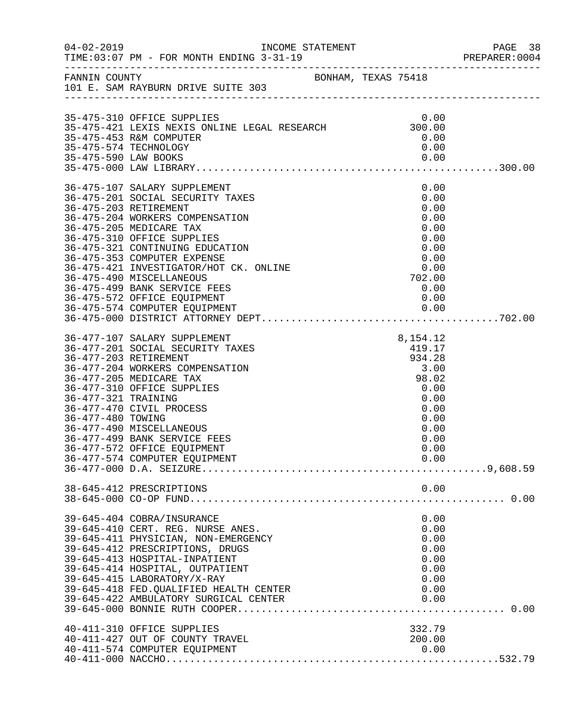04-02-2019 INCOME STATEMENT
TIME:03:07 PM - FOR MONTH ENDING 3-31-19

FANNIN COUNTY BONHAM, TEXAS 75418
101 E. SAM RAYBURN DRIVE SUITE 303

| Account | Description | Amount | Total |
|---|---|---|---|
| 35-475-310 | OFFICE SUPPLIES | 0.00 | |
| 35-475-421 | LEXIS NEXIS ONLINE LEGAL RESEARCH | 300.00 | |
| 35-475-453 | R&M COMPUTER | 0.00 | |
| 35-475-574 | TECHNOLOGY | 0.00 | |
| 35-475-590 | LAW BOOKS | 0.00 | |
| 35-475-000 | LAW LIBRARY | | 300.00 |
| 36-475-107 | SALARY SUPPLEMENT | 0.00 | |
| 36-475-201 | SOCIAL SECURITY TAXES | 0.00 | |
| 36-475-203 | RETIREMENT | 0.00 | |
| 36-475-204 | WORKERS COMPENSATION | 0.00 | |
| 36-475-205 | MEDICARE TAX | 0.00 | |
| 36-475-310 | OFFICE SUPPLIES | 0.00 | |
| 36-475-321 | CONTINUING EDUCATION | 0.00 | |
| 36-475-353 | COMPUTER EXPENSE | 0.00 | |
| 36-475-421 | INVESTIGATOR/HOT CK. ONLINE | 0.00 | |
| 36-475-490 | MISCELLANEOUS | 702.00 | |
| 36-475-499 | BANK SERVICE FEES | 0.00 | |
| 36-475-572 | OFFICE EQUIPMENT | 0.00 | |
| 36-475-574 | COMPUTER EQUIPMENT | 0.00 | |
| 36-475-000 | DISTRICT ATTORNEY DEPT | | 702.00 |
| 36-477-107 | SALARY SUPPLEMENT | 8,154.12 | |
| 36-477-201 | SOCIAL SECURITY TAXES | 419.17 | |
| 36-477-203 | RETIREMENT | 934.28 | |
| 36-477-204 | WORKERS COMPENSATION | 3.00 | |
| 36-477-205 | MEDICARE TAX | 98.02 | |
| 36-477-310 | OFFICE SUPPLIES | 0.00 | |
| 36-477-321 | TRAINING | 0.00 | |
| 36-477-470 | CIVIL PROCESS | 0.00 | |
| 36-477-480 | TOWING | 0.00 | |
| 36-477-490 | MISCELLANEOUS | 0.00 | |
| 36-477-499 | BANK SERVICE FEES | 0.00 | |
| 36-477-572 | OFFICE EQUIPMENT | 0.00 | |
| 36-477-574 | COMPUTER EQUIPMENT | 0.00 | |
| 36-477-000 | D.A. SEIZURE | | 9,608.59 |
| 38-645-412 | PRESCRIPTIONS | 0.00 | |
| 38-645-000 | CO-OP FUND | | 0.00 |
| 39-645-404 | COBRA/INSURANCE | 0.00 | |
| 39-645-410 | CERT. REG. NURSE ANES. | 0.00 | |
| 39-645-411 | PHYSICIAN, NON-EMERGENCY | 0.00 | |
| 39-645-412 | PRESCRIPTIONS, DRUGS | 0.00 | |
| 39-645-413 | HOSPITAL-INPATIENT | 0.00 | |
| 39-645-414 | HOSPITAL, OUTPATIENT | 0.00 | |
| 39-645-415 | LABORATORY/X-RAY | 0.00 | |
| 39-645-418 | FED.QUALIFIED HEALTH CENTER | 0.00 | |
| 39-645-422 | AMBULATORY SURGICAL CENTER | 0.00 | |
| 39-645-000 | BONNIE RUTH COOPER | | 0.00 |
| 40-411-310 | OFFICE SUPPLIES | 332.79 | |
| 40-411-427 | OUT OF COUNTY TRAVEL | 200.00 | |
| 40-411-574 | COMPUTER EQUIPMENT | 0.00 | |
| 40-411-000 | NACCHO | | 532.79 |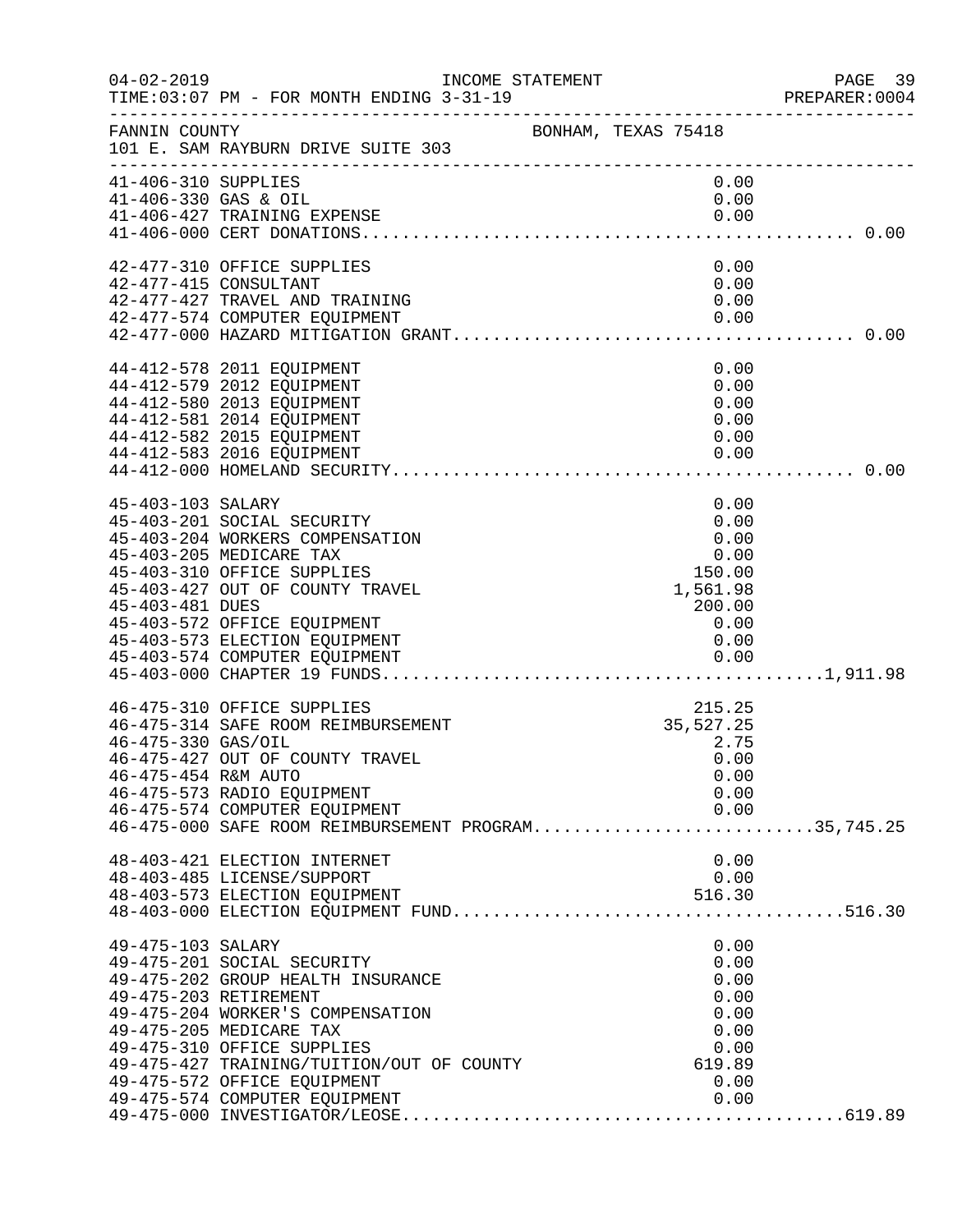FANNIN COUNTY — BONHAM, TEXAS 75418
101 E. SAM RAYBURN DRIVE SUITE 303

INCOME STATEMENT
04-02-2019
TIME:03:07 PM - FOR MONTH ENDING 3-31-19

| Account | Description | Amount | Total |
|---|---|---|---|
| 41-406-310 | SUPPLIES | 0.00 | |
| 41-406-330 | GAS & OIL | 0.00 | |
| 41-406-427 | TRAINING EXPENSE | 0.00 | |
| 41-406-000 | CERT DONATIONS | | 0.00 |
| 42-477-310 | OFFICE SUPPLIES | 0.00 | |
| 42-477-415 | CONSULTANT | 0.00 | |
| 42-477-427 | TRAVEL AND TRAINING | 0.00 | |
| 42-477-574 | COMPUTER EQUIPMENT | 0.00 | |
| 42-477-000 | HAZARD MITIGATION GRANT | | 0.00 |
| 44-412-578 | 2011 EQUIPMENT | 0.00 | |
| 44-412-579 | 2012 EQUIPMENT | 0.00 | |
| 44-412-580 | 2013 EQUIPMENT | 0.00 | |
| 44-412-581 | 2014 EQUIPMENT | 0.00 | |
| 44-412-582 | 2015 EQUIPMENT | 0.00 | |
| 44-412-583 | 2016 EQUIPMENT | 0.00 | |
| 44-412-000 | HOMELAND SECURITY | | 0.00 |
| 45-403-103 | SALARY | 0.00 | |
| 45-403-201 | SOCIAL SECURITY | 0.00 | |
| 45-403-204 | WORKERS COMPENSATION | 0.00 | |
| 45-403-205 | MEDICARE TAX | 0.00 | |
| 45-403-310 | OFFICE SUPPLIES | 150.00 | |
| 45-403-427 | OUT OF COUNTY TRAVEL | 1,561.98 | |
| 45-403-481 | DUES | 200.00 | |
| 45-403-572 | OFFICE EQUIPMENT | 0.00 | |
| 45-403-573 | ELECTION EQUIPMENT | 0.00 | |
| 45-403-574 | COMPUTER EQUIPMENT | 0.00 | |
| 45-403-000 | CHAPTER 19 FUNDS | | 1,911.98 |
| 46-475-310 | OFFICE SUPPLIES | 215.25 | |
| 46-475-314 | SAFE ROOM REIMBURSEMENT | 35,527.25 | |
| 46-475-330 | GAS/OIL | 2.75 | |
| 46-475-427 | OUT OF COUNTY TRAVEL | 0.00 | |
| 46-475-454 | R&M AUTO | 0.00 | |
| 46-475-573 | RADIO EQUIPMENT | 0.00 | |
| 46-475-574 | COMPUTER EQUIPMENT | 0.00 | |
| 46-475-000 | SAFE ROOM REIMBURSEMENT PROGRAM | | 35,745.25 |
| 48-403-421 | ELECTION INTERNET | 0.00 | |
| 48-403-485 | LICENSE/SUPPORT | 0.00 | |
| 48-403-573 | ELECTION EQUIPMENT | 516.30 | |
| 48-403-000 | ELECTION EQUIPMENT FUND | | 516.30 |
| 49-475-103 | SALARY | 0.00 | |
| 49-475-201 | SOCIAL SECURITY | 0.00 | |
| 49-475-202 | GROUP HEALTH INSURANCE | 0.00 | |
| 49-475-203 | RETIREMENT | 0.00 | |
| 49-475-204 | WORKER'S COMPENSATION | 0.00 | |
| 49-475-205 | MEDICARE TAX | 0.00 | |
| 49-475-310 | OFFICE SUPPLIES | 0.00 | |
| 49-475-427 | TRAINING/TUITION/OUT OF COUNTY | 619.89 | |
| 49-475-572 | OFFICE EQUIPMENT | 0.00 | |
| 49-475-574 | COMPUTER EQUIPMENT | 0.00 | |
| 49-475-000 | INVESTIGATOR/LEOSE | | 619.89 |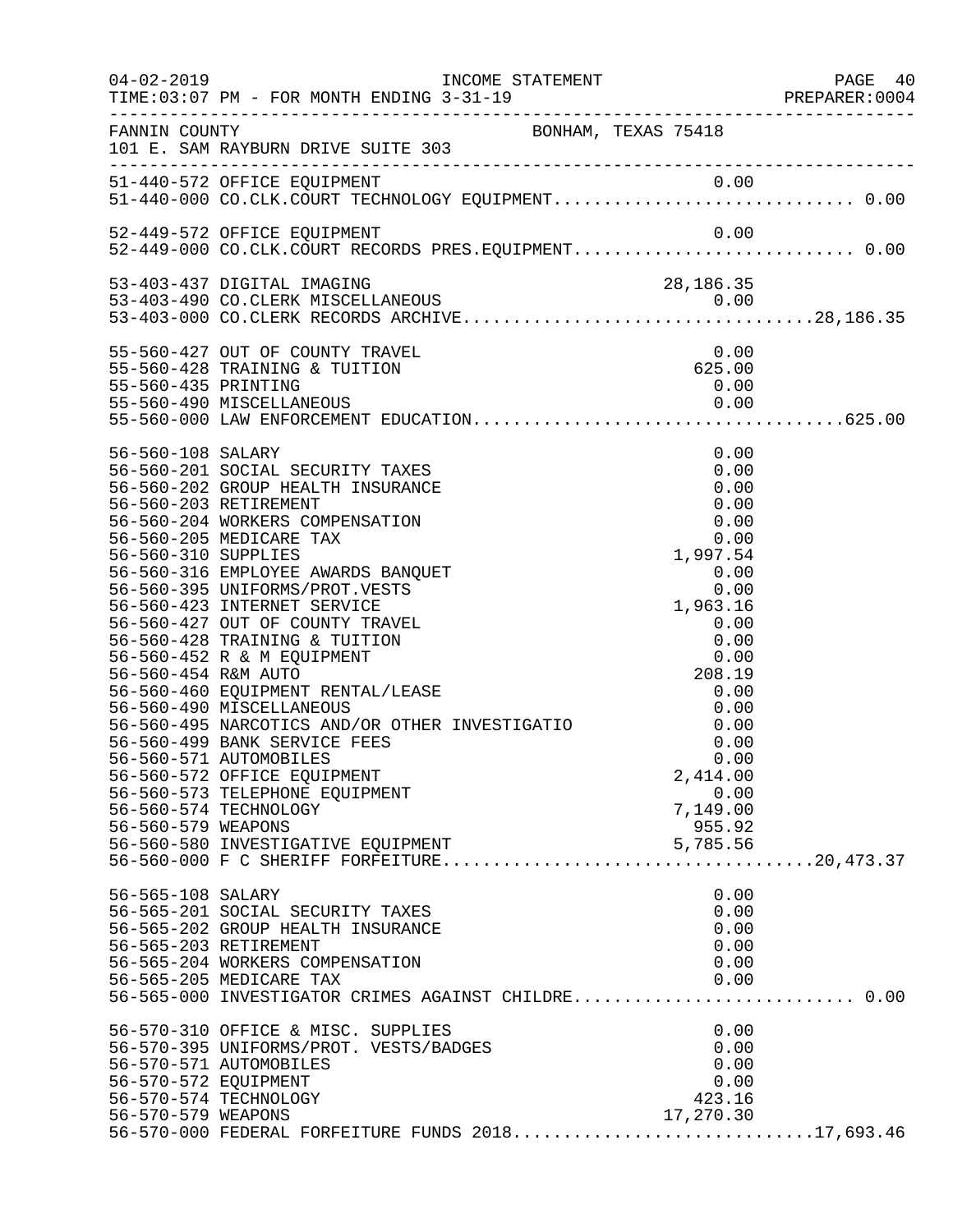FANNIN COUNTY — BONHAM, TEXAS 75418
101 E. SAM RAYBURN DRIVE SUITE 303

INCOME STATEMENT
TIME:03:07 PM - FOR MONTH ENDING 3-31-19

| Account | Description | Amount | Total |
|---|---|---|---|
| 51-440-572 | OFFICE EQUIPMENT | 0.00 | |
| 51-440-000 | CO.CLK.COURT TECHNOLOGY EQUIPMENT | | 0.00 |
| 52-449-572 | OFFICE EQUIPMENT | 0.00 | |
| 52-449-000 | CO.CLK.COURT RECORDS PRES.EQUIPMENT | | 0.00 |
| 53-403-437 | DIGITAL IMAGING | 28,186.35 | |
| 53-403-490 | CO.CLERK MISCELLANEOUS | 0.00 | |
| 53-403-000 | CO.CLERK RECORDS ARCHIVE | | 28,186.35 |
| 55-560-427 | OUT OF COUNTY TRAVEL | 0.00 | |
| 55-560-428 | TRAINING & TUITION | 625.00 | |
| 55-560-435 | PRINTING | 0.00 | |
| 55-560-490 | MISCELLANEOUS | 0.00 | |
| 55-560-000 | LAW ENFORCEMENT EDUCATION | | 625.00 |
| 56-560-108 | SALARY | 0.00 | |
| 56-560-201 | SOCIAL SECURITY TAXES | 0.00 | |
| 56-560-202 | GROUP HEALTH INSURANCE | 0.00 | |
| 56-560-203 | RETIREMENT | 0.00 | |
| 56-560-204 | WORKERS COMPENSATION | 0.00 | |
| 56-560-205 | MEDICARE TAX | 0.00 | |
| 56-560-310 | SUPPLIES | 1,997.54 | |
| 56-560-316 | EMPLOYEE AWARDS BANQUET | 0.00 | |
| 56-560-395 | UNIFORMS/PROT.VESTS | 0.00 | |
| 56-560-423 | INTERNET SERVICE | 1,963.16 | |
| 56-560-427 | OUT OF COUNTY TRAVEL | 0.00 | |
| 56-560-428 | TRAINING & TUITION | 0.00 | |
| 56-560-452 | R & M EQUIPMENT | 0.00 | |
| 56-560-454 | R&M AUTO | 208.19 | |
| 56-560-460 | EQUIPMENT RENTAL/LEASE | 0.00 | |
| 56-560-490 | MISCELLANEOUS | 0.00 | |
| 56-560-495 | NARCOTICS AND/OR OTHER INVESTIGATIO | 0.00 | |
| 56-560-499 | BANK SERVICE FEES | 0.00 | |
| 56-560-571 | AUTOMOBILES | 0.00 | |
| 56-560-572 | OFFICE EQUIPMENT | 2,414.00 | |
| 56-560-573 | TELEPHONE EQUIPMENT | 0.00 | |
| 56-560-574 | TECHNOLOGY | 7,149.00 | |
| 56-560-579 | WEAPONS | 955.92 | |
| 56-560-580 | INVESTIGATIVE EQUIPMENT | 5,785.56 | |
| 56-560-000 | F C SHERIFF FORFEITURE | | 20,473.37 |
| 56-565-108 | SALARY | 0.00 | |
| 56-565-201 | SOCIAL SECURITY TAXES | 0.00 | |
| 56-565-202 | GROUP HEALTH INSURANCE | 0.00 | |
| 56-565-203 | RETIREMENT | 0.00 | |
| 56-565-204 | WORKERS COMPENSATION | 0.00 | |
| 56-565-205 | MEDICARE TAX | 0.00 | |
| 56-565-000 | INVESTIGATOR CRIMES AGAINST CHILDRE | | 0.00 |
| 56-570-310 | OFFICE & MISC. SUPPLIES | 0.00 | |
| 56-570-395 | UNIFORMS/PROT. VESTS/BADGES | 0.00 | |
| 56-570-571 | AUTOMOBILES | 0.00 | |
| 56-570-572 | EQUIPMENT | 0.00 | |
| 56-570-574 | TECHNOLOGY | 423.16 | |
| 56-570-579 | WEAPONS | 17,270.30 | |
| 56-570-000 | FEDERAL FORFEITURE FUNDS 2018 | | 17,693.46 |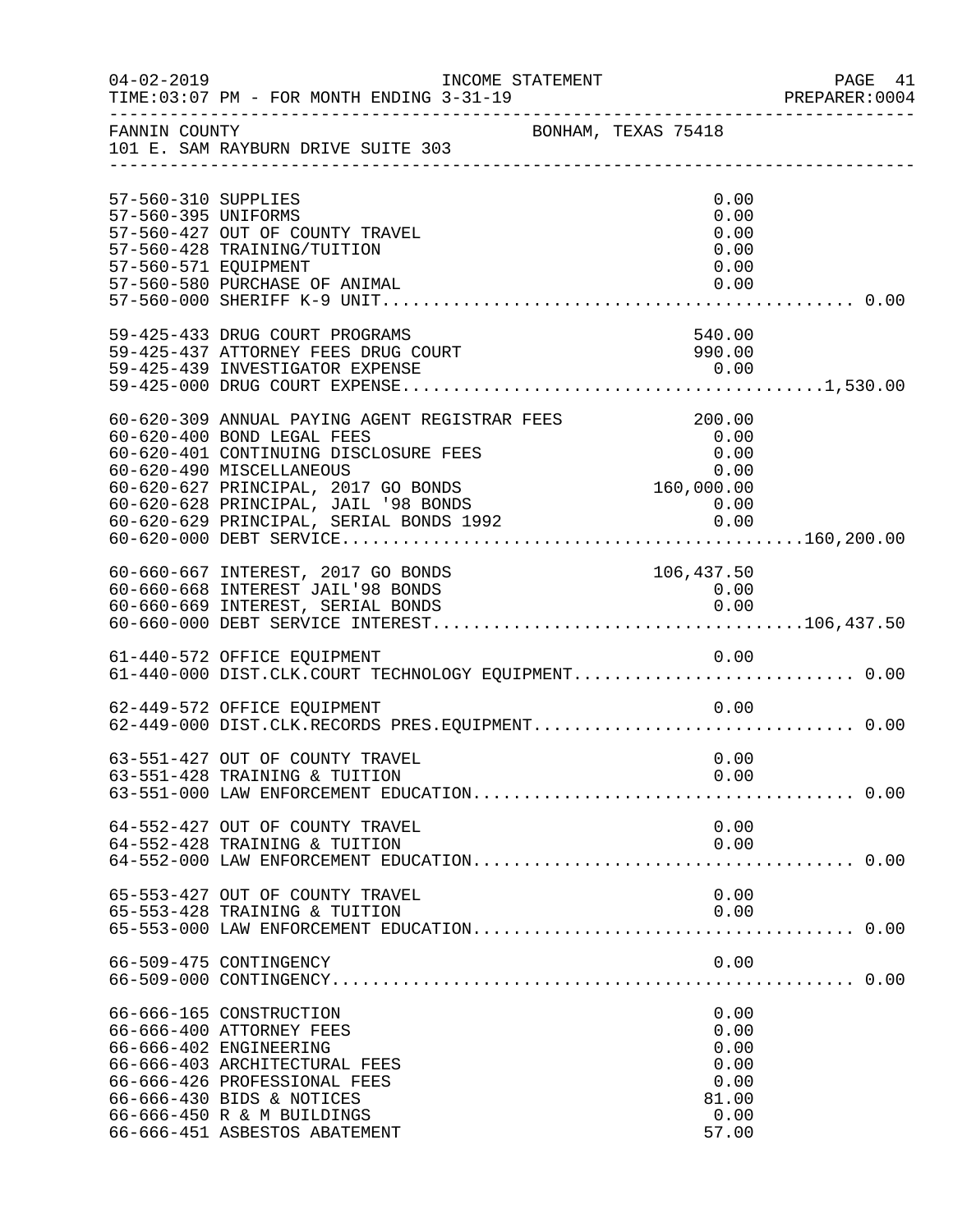04-02-2019 INCOME STATEMENT
TIME:03:07 PM - FOR MONTH ENDING 3-31-19 PREPARER:0004

FANNIN COUNTY BONHAM, TEXAS 75418
101 E. SAM RAYBURN DRIVE SUITE 303

| Account | Description | Amount | Total |
|---|---|---|---|
| 57-560-310 | SUPPLIES | 0.00 | |
| 57-560-395 | UNIFORMS | 0.00 | |
| 57-560-427 | OUT OF COUNTY TRAVEL | 0.00 | |
| 57-560-428 | TRAINING/TUITION | 0.00 | |
| 57-560-571 | EQUIPMENT | 0.00 | |
| 57-560-580 | PURCHASE OF ANIMAL | 0.00 | |
| 57-560-000 | SHERIFF K-9 UNIT | | 0.00 |
| 59-425-433 | DRUG COURT PROGRAMS | 540.00 | |
| 59-425-437 | ATTORNEY FEES DRUG COURT | 990.00 | |
| 59-425-439 | INVESTIGATOR EXPENSE | 0.00 | |
| 59-425-000 | DRUG COURT EXPENSE | | 1,530.00 |
| 60-620-309 | ANNUAL PAYING AGENT REGISTRAR FEES | 200.00 | |
| 60-620-400 | BOND LEGAL FEES | 0.00 | |
| 60-620-401 | CONTINUING DISCLOSURE FEES | 0.00 | |
| 60-620-490 | MISCELLANEOUS | 0.00 | |
| 60-620-627 | PRINCIPAL, 2017 GO BONDS | 160,000.00 | |
| 60-620-628 | PRINCIPAL, JAIL '98 BONDS | 0.00 | |
| 60-620-629 | PRINCIPAL, SERIAL BONDS 1992 | 0.00 | |
| 60-620-000 | DEBT SERVICE | | 160,200.00 |
| 60-660-667 | INTEREST, 2017 GO BONDS | 106,437.50 | |
| 60-660-668 | INTEREST JAIL'98 BONDS | 0.00 | |
| 60-660-669 | INTEREST, SERIAL BONDS | 0.00 | |
| 60-660-000 | DEBT SERVICE INTEREST | | 106,437.50 |
| 61-440-572 | OFFICE EQUIPMENT | 0.00 | |
| 61-440-000 | DIST.CLK.COURT TECHNOLOGY EQUIPMENT | | 0.00 |
| 62-449-572 | OFFICE EQUIPMENT | 0.00 | |
| 62-449-000 | DIST.CLK.RECORDS PRES.EQUIPMENT | | 0.00 |
| 63-551-427 | OUT OF COUNTY TRAVEL | 0.00 | |
| 63-551-428 | TRAINING & TUITION | 0.00 | |
| 63-551-000 | LAW ENFORCEMENT EDUCATION | | 0.00 |
| 64-552-427 | OUT OF COUNTY TRAVEL | 0.00 | |
| 64-552-428 | TRAINING & TUITION | 0.00 | |
| 64-552-000 | LAW ENFORCEMENT EDUCATION | | 0.00 |
| 65-553-427 | OUT OF COUNTY TRAVEL | 0.00 | |
| 65-553-428 | TRAINING & TUITION | 0.00 | |
| 65-553-000 | LAW ENFORCEMENT EDUCATION | | 0.00 |
| 66-509-475 | CONTINGENCY | 0.00 | |
| 66-509-000 | CONTINGENCY | | 0.00 |
| 66-666-165 | CONSTRUCTION | 0.00 | |
| 66-666-400 | ATTORNEY FEES | 0.00 | |
| 66-666-402 | ENGINEERING | 0.00 | |
| 66-666-403 | ARCHITECTURAL FEES | 0.00 | |
| 66-666-426 | PROFESSIONAL FEES | 0.00 | |
| 66-666-430 | BIDS & NOTICES | 81.00 | |
| 66-666-450 | R & M BUILDINGS | 0.00 | |
| 66-666-451 | ASBESTOS ABATEMENT | 57.00 | |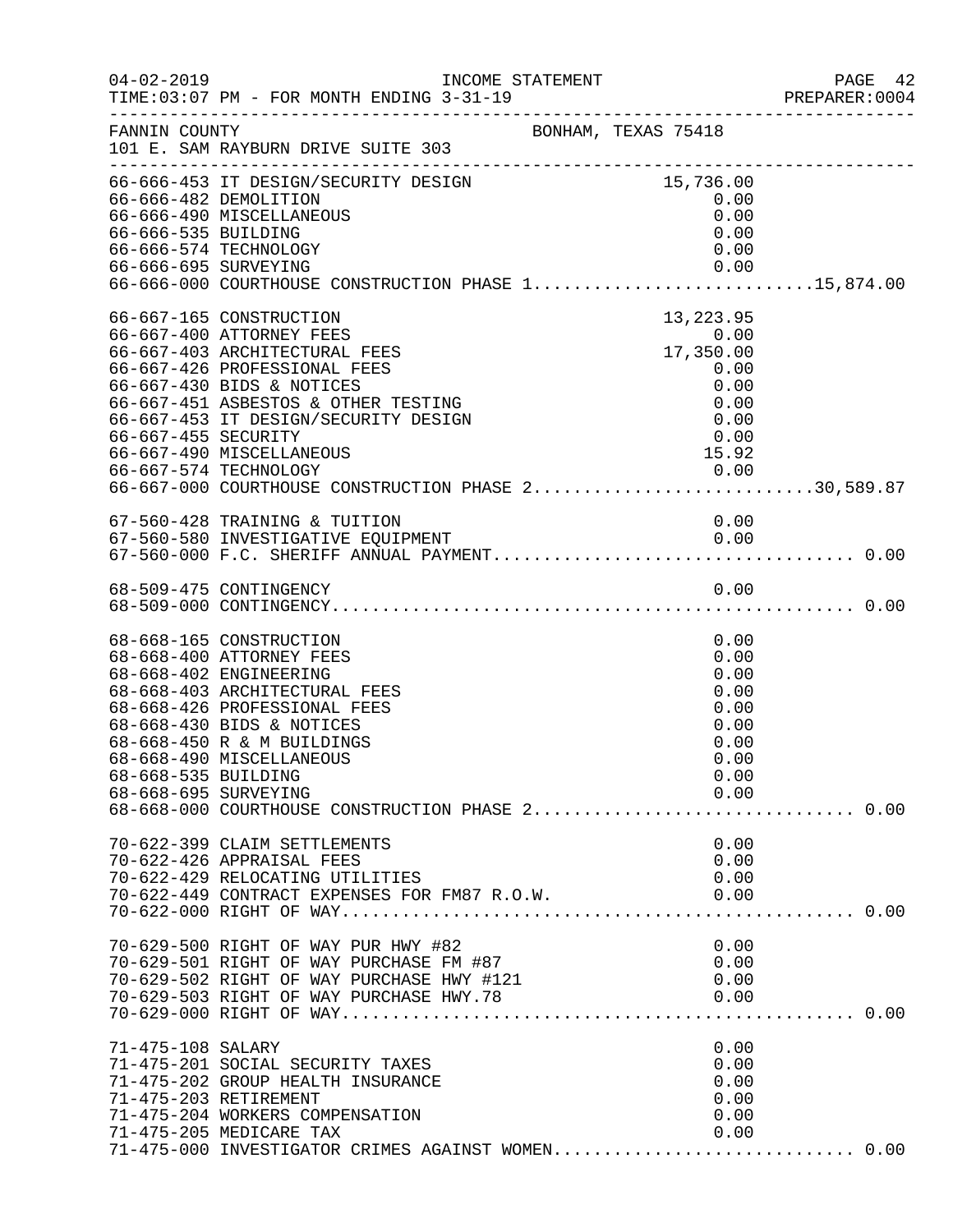04-02-2019 INCOME STATEMENT
TIME:03:07 PM - FOR MONTH ENDING 3-31-19

FANNIN COUNTY BONHAM, TEXAS 75418
101 E. SAM RAYBURN DRIVE SUITE 303

| Account | Description | Amount | Total |
|---|---|---|---|
| 66-666-453 | IT DESIGN/SECURITY DESIGN | 15,736.00 | |
| 66-666-482 | DEMOLITION | 0.00 | |
| 66-666-490 | MISCELLANEOUS | 0.00 | |
| 66-666-535 | BUILDING | 0.00 | |
| 66-666-574 | TECHNOLOGY | 0.00 | |
| 66-666-695 | SURVEYING | 0.00 | |
| 66-666-000 | COURTHOUSE CONSTRUCTION PHASE 1 | | 15,874.00 |
| 66-667-165 | CONSTRUCTION | 13,223.95 | |
| 66-667-400 | ATTORNEY FEES | 0.00 | |
| 66-667-403 | ARCHITECTURAL FEES | 17,350.00 | |
| 66-667-426 | PROFESSIONAL FEES | 0.00 | |
| 66-667-430 | BIDS & NOTICES | 0.00 | |
| 66-667-451 | ASBESTOS & OTHER TESTING | 0.00 | |
| 66-667-453 | IT DESIGN/SECURITY DESIGN | 0.00 | |
| 66-667-455 | SECURITY | 0.00 | |
| 66-667-490 | MISCELLANEOUS | 15.92 | |
| 66-667-574 | TECHNOLOGY | 0.00 | |
| 66-667-000 | COURTHOUSE CONSTRUCTION PHASE 2 | | 30,589.87 |
| 67-560-428 | TRAINING & TUITION | 0.00 | |
| 67-560-580 | INVESTIGATIVE EQUIPMENT | 0.00 | |
| 67-560-000 | F.C. SHERIFF ANNUAL PAYMENT | | 0.00 |
| 68-509-475 | CONTINGENCY | 0.00 | |
| 68-509-000 | CONTINGENCY | | 0.00 |
| 68-668-165 | CONSTRUCTION | 0.00 | |
| 68-668-400 | ATTORNEY FEES | 0.00 | |
| 68-668-402 | ENGINEERING | 0.00 | |
| 68-668-403 | ARCHITECTURAL FEES | 0.00 | |
| 68-668-426 | PROFESSIONAL FEES | 0.00 | |
| 68-668-430 | BIDS & NOTICES | 0.00 | |
| 68-668-450 | R & M BUILDINGS | 0.00 | |
| 68-668-490 | MISCELLANEOUS | 0.00 | |
| 68-668-535 | BUILDING | 0.00 | |
| 68-668-695 | SURVEYING | 0.00 | |
| 68-668-000 | COURTHOUSE CONSTRUCTION PHASE 2 | | 0.00 |
| 70-622-399 | CLAIM SETTLEMENTS | 0.00 | |
| 70-622-426 | APPRAISAL FEES | 0.00 | |
| 70-622-429 | RELOCATING UTILITIES | 0.00 | |
| 70-622-449 | CONTRACT EXPENSES FOR FM87 R.O.W. | 0.00 | |
| 70-622-000 | RIGHT OF WAY | | 0.00 |
| 70-629-500 | RIGHT OF WAY PUR HWY #82 | 0.00 | |
| 70-629-501 | RIGHT OF WAY PURCHASE FM #87 | 0.00 | |
| 70-629-502 | RIGHT OF WAY PURCHASE HWY #121 | 0.00 | |
| 70-629-503 | RIGHT OF WAY PURCHASE HWY.78 | 0.00 | |
| 70-629-000 | RIGHT OF WAY | | 0.00 |
| 71-475-108 | SALARY | 0.00 | |
| 71-475-201 | SOCIAL SECURITY TAXES | 0.00 | |
| 71-475-202 | GROUP HEALTH INSURANCE | 0.00 | |
| 71-475-203 | RETIREMENT | 0.00 | |
| 71-475-204 | WORKERS COMPENSATION | 0.00 | |
| 71-475-205 | MEDICARE TAX | 0.00 | |
| 71-475-000 | INVESTIGATOR CRIMES AGAINST WOMEN | | 0.00 |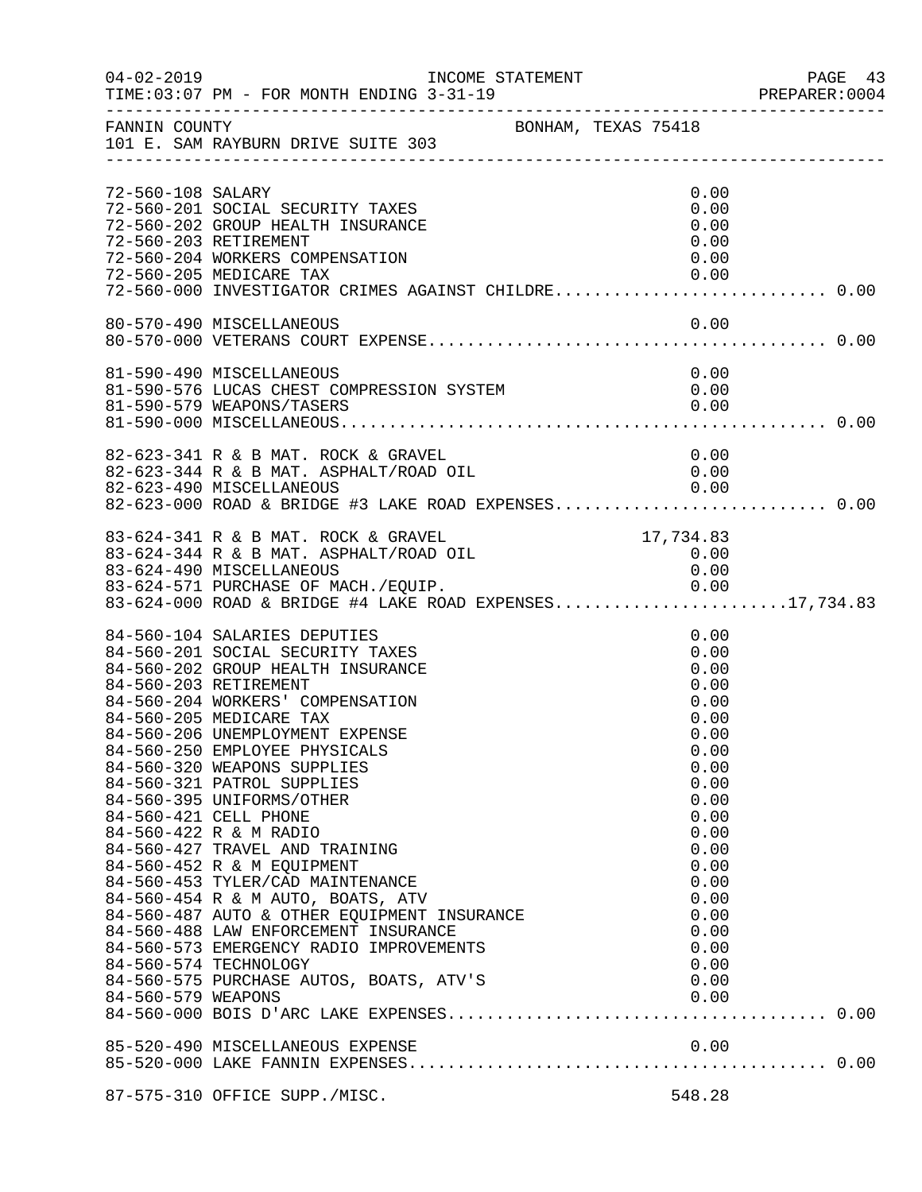FANNIN COUNTY BONHAM, TEXAS 75418
101 E. SAM RAYBURN DRIVE SUITE 303

INCOME STATEMENT
FOR MONTH ENDING 3-31-19

| Account | Description | Amount | Total |
|---|---|---|---|
| 72-560-108 | SALARY | 0.00 | |
| 72-560-201 | SOCIAL SECURITY TAXES | 0.00 | |
| 72-560-202 | GROUP HEALTH INSURANCE | 0.00 | |
| 72-560-203 | RETIREMENT | 0.00 | |
| 72-560-204 | WORKERS COMPENSATION | 0.00 | |
| 72-560-205 | MEDICARE TAX | 0.00 | |
| 72-560-000 | INVESTIGATOR CRIMES AGAINST CHILDRE | | 0.00 |
| 80-570-490 | MISCELLANEOUS | 0.00 | |
| 80-570-000 | VETERANS COURT EXPENSE | | 0.00 |
| 81-590-490 | MISCELLANEOUS | 0.00 | |
| 81-590-576 | LUCAS CHEST COMPRESSION SYSTEM | 0.00 | |
| 81-590-579 | WEAPONS/TASERS | 0.00 | |
| 81-590-000 | MISCELLANEOUS | | 0.00 |
| 82-623-341 | R & B MAT. ROCK & GRAVEL | 0.00 | |
| 82-623-344 | R & B MAT. ASPHALT/ROAD OIL | 0.00 | |
| 82-623-490 | MISCELLANEOUS | 0.00 | |
| 82-623-000 | ROAD & BRIDGE #3 LAKE ROAD EXPENSES | | 0.00 |
| 83-624-341 | R & B MAT. ROCK & GRAVEL | 17,734.83 | |
| 83-624-344 | R & B MAT. ASPHALT/ROAD OIL | 0.00 | |
| 83-624-490 | MISCELLANEOUS | 0.00 | |
| 83-624-571 | PURCHASE OF MACH./EQUIP. | 0.00 | |
| 83-624-000 | ROAD & BRIDGE #4 LAKE ROAD EXPENSES | | 17,734.83 |
| 84-560-104 | SALARIES DEPUTIES | 0.00 | |
| 84-560-201 | SOCIAL SECURITY TAXES | 0.00 | |
| 84-560-202 | GROUP HEALTH INSURANCE | 0.00 | |
| 84-560-203 | RETIREMENT | 0.00 | |
| 84-560-204 | WORKERS' COMPENSATION | 0.00 | |
| 84-560-205 | MEDICARE TAX | 0.00 | |
| 84-560-206 | UNEMPLOYMENT EXPENSE | 0.00 | |
| 84-560-250 | EMPLOYEE PHYSICALS | 0.00 | |
| 84-560-320 | WEAPONS SUPPLIES | 0.00 | |
| 84-560-321 | PATROL SUPPLIES | 0.00 | |
| 84-560-395 | UNIFORMS/OTHER | 0.00 | |
| 84-560-421 | CELL PHONE | 0.00 | |
| 84-560-422 | R & M RADIO | 0.00 | |
| 84-560-427 | TRAVEL AND TRAINING | 0.00 | |
| 84-560-452 | R & M EQUIPMENT | 0.00 | |
| 84-560-453 | TYLER/CAD MAINTENANCE | 0.00 | |
| 84-560-454 | R & M AUTO, BOATS, ATV | 0.00 | |
| 84-560-487 | AUTO & OTHER EQUIPMENT INSURANCE | 0.00 | |
| 84-560-488 | LAW ENFORCEMENT INSURANCE | 0.00 | |
| 84-560-573 | EMERGENCY RADIO IMPROVEMENTS | 0.00 | |
| 84-560-574 | TECHNOLOGY | 0.00 | |
| 84-560-575 | PURCHASE AUTOS, BOATS, ATV'S | 0.00 | |
| 84-560-579 | WEAPONS | 0.00 | |
| 84-560-000 | BOIS D'ARC LAKE EXPENSES | | 0.00 |
| 85-520-490 | MISCELLANEOUS EXPENSE | 0.00 | |
| 85-520-000 | LAKE FANNIN EXPENSES | | 0.00 |
| 87-575-310 | OFFICE SUPP./MISC. | 548.28 | |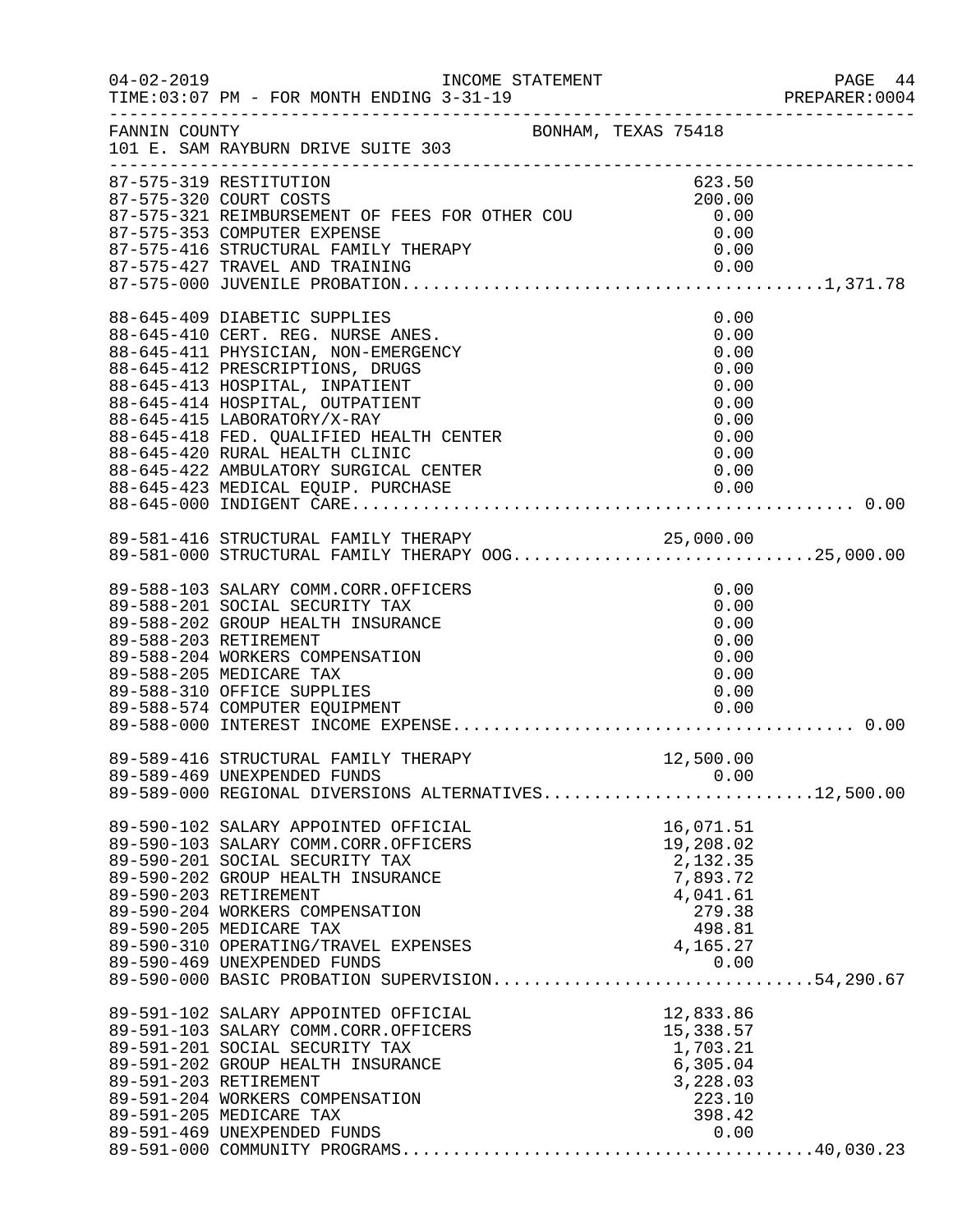INCOME STATEMENT

TIME:03:07 PM - FOR MONTH ENDING 3-31-19

PREPARER:0004

FANNIN COUNTY — BONHAM, TEXAS 75418

101 E. SAM RAYBURN DRIVE SUITE 303

| Account | Description | Amount | Total |
|---|---|---|---|
| 87-575-319 | RESTITUTION | 623.50 | |
| 87-575-320 | COURT COSTS | 200.00 | |
| 87-575-321 | REIMBURSEMENT OF FEES FOR OTHER COU | 0.00 | |
| 87-575-353 | COMPUTER EXPENSE | 0.00 | |
| 87-575-416 | STRUCTURAL FAMILY THERAPY | 0.00 | |
| 87-575-427 | TRAVEL AND TRAINING | 0.00 | |
| 87-575-000 | JUVENILE PROBATION | | 1,371.78 |
| 88-645-409 | DIABETIC SUPPLIES | 0.00 | |
| 88-645-410 | CERT. REG. NURSE ANES. | 0.00 | |
| 88-645-411 | PHYSICIAN, NON-EMERGENCY | 0.00 | |
| 88-645-412 | PRESCRIPTIONS, DRUGS | 0.00 | |
| 88-645-413 | HOSPITAL, INPATIENT | 0.00 | |
| 88-645-414 | HOSPITAL, OUTPATIENT | 0.00 | |
| 88-645-415 | LABORATORY/X-RAY | 0.00 | |
| 88-645-418 | FED. QUALIFIED HEALTH CENTER | 0.00 | |
| 88-645-420 | RURAL HEALTH CLINIC | 0.00 | |
| 88-645-422 | AMBULATORY SURGICAL CENTER | 0.00 | |
| 88-645-423 | MEDICAL EQUIP. PURCHASE | 0.00 | |
| 88-645-000 | INDIGENT CARE | | 0.00 |
| 89-581-416 | STRUCTURAL FAMILY THERAPY | 25,000.00 | |
| 89-581-000 | STRUCTURAL FAMILY THERAPY OOG | | 25,000.00 |
| 89-588-103 | SALARY COMM.CORR.OFFICERS | 0.00 | |
| 89-588-201 | SOCIAL SECURITY TAX | 0.00 | |
| 89-588-202 | GROUP HEALTH INSURANCE | 0.00 | |
| 89-588-203 | RETIREMENT | 0.00 | |
| 89-588-204 | WORKERS COMPENSATION | 0.00 | |
| 89-588-205 | MEDICARE TAX | 0.00 | |
| 89-588-310 | OFFICE SUPPLIES | 0.00 | |
| 89-588-574 | COMPUTER EQUIPMENT | 0.00 | |
| 89-588-000 | INTEREST INCOME EXPENSE | | 0.00 |
| 89-589-416 | STRUCTURAL FAMILY THERAPY | 12,500.00 | |
| 89-589-469 | UNEXPENDED FUNDS | 0.00 | |
| 89-589-000 | REGIONAL DIVERSIONS ALTERNATIVES | | 12,500.00 |
| 89-590-102 | SALARY APPOINTED OFFICIAL | 16,071.51 | |
| 89-590-103 | SALARY COMM.CORR.OFFICERS | 19,208.02 | |
| 89-590-201 | SOCIAL SECURITY TAX | 2,132.35 | |
| 89-590-202 | GROUP HEALTH INSURANCE | 7,893.72 | |
| 89-590-203 | RETIREMENT | 4,041.61 | |
| 89-590-204 | WORKERS COMPENSATION | 279.38 | |
| 89-590-205 | MEDICARE TAX | 498.81 | |
| 89-590-310 | OPERATING/TRAVEL EXPENSES | 4,165.27 | |
| 89-590-469 | UNEXPENDED FUNDS | 0.00 | |
| 89-590-000 | BASIC PROBATION SUPERVISION | | 54,290.67 |
| 89-591-102 | SALARY APPOINTED OFFICIAL | 12,833.86 | |
| 89-591-103 | SALARY COMM.CORR.OFFICERS | 15,338.57 | |
| 89-591-201 | SOCIAL SECURITY TAX | 1,703.21 | |
| 89-591-202 | GROUP HEALTH INSURANCE | 6,305.04 | |
| 89-591-203 | RETIREMENT | 3,228.03 | |
| 89-591-204 | WORKERS COMPENSATION | 223.10 | |
| 89-591-205 | MEDICARE TAX | 398.42 | |
| 89-591-469 | UNEXPENDED FUNDS | 0.00 | |
| 89-591-000 | COMMUNITY PROGRAMS | | 40,030.23 |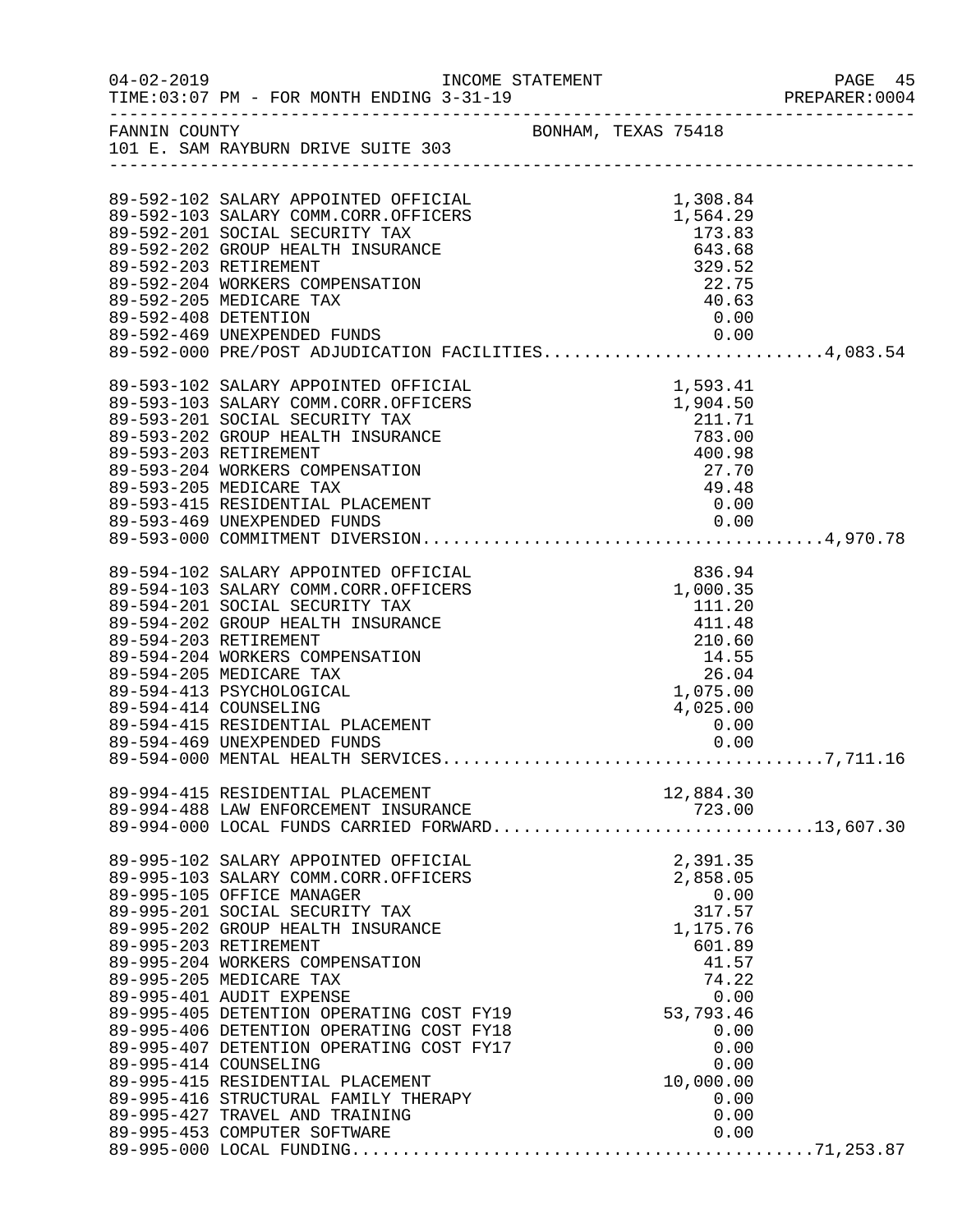04-02-2019 INCOME STATEMENT
TIME:03:07 PM - FOR MONTH ENDING 3-31-19

FANNIN COUNTY — BONHAM, TEXAS 75418
101 E. SAM RAYBURN DRIVE SUITE 303

| Account | Description | Amount | Total |
|---|---|---|---|
| 89-592-102 | SALARY APPOINTED OFFICIAL | 1,308.84 | |
| 89-592-103 | SALARY COMM.CORR.OFFICERS | 1,564.29 | |
| 89-592-201 | SOCIAL SECURITY TAX | 173.83 | |
| 89-592-202 | GROUP HEALTH INSURANCE | 643.68 | |
| 89-592-203 | RETIREMENT | 329.52 | |
| 89-592-204 | WORKERS COMPENSATION | 22.75 | |
| 89-592-205 | MEDICARE TAX | 40.63 | |
| 89-592-408 | DETENTION | 0.00 | |
| 89-592-469 | UNEXPENDED FUNDS | 0.00 | |
| 89-592-000 | PRE/POST ADJUDICATION FACILITIES | | 4,083.54 |
| 89-593-102 | SALARY APPOINTED OFFICIAL | 1,593.41 | |
| 89-593-103 | SALARY COMM.CORR.OFFICERS | 1,904.50 | |
| 89-593-201 | SOCIAL SECURITY TAX | 211.71 | |
| 89-593-202 | GROUP HEALTH INSURANCE | 783.00 | |
| 89-593-203 | RETIREMENT | 400.98 | |
| 89-593-204 | WORKERS COMPENSATION | 27.70 | |
| 89-593-205 | MEDICARE TAX | 49.48 | |
| 89-593-415 | RESIDENTIAL PLACEMENT | 0.00 | |
| 89-593-469 | UNEXPENDED FUNDS | 0.00 | |
| 89-593-000 | COMMITMENT DIVERSION | | 4,970.78 |
| 89-594-102 | SALARY APPOINTED OFFICIAL | 836.94 | |
| 89-594-103 | SALARY COMM.CORR.OFFICERS | 1,000.35 | |
| 89-594-201 | SOCIAL SECURITY TAX | 111.20 | |
| 89-594-202 | GROUP HEALTH INSURANCE | 411.48 | |
| 89-594-203 | RETIREMENT | 210.60 | |
| 89-594-204 | WORKERS COMPENSATION | 14.55 | |
| 89-594-205 | MEDICARE TAX | 26.04 | |
| 89-594-413 | PSYCHOLOGICAL | 1,075.00 | |
| 89-594-414 | COUNSELING | 4,025.00 | |
| 89-594-415 | RESIDENTIAL PLACEMENT | 0.00 | |
| 89-594-469 | UNEXPENDED FUNDS | 0.00 | |
| 89-594-000 | MENTAL HEALTH SERVICES | | 7,711.16 |
| 89-994-415 | RESIDENTIAL PLACEMENT | 12,884.30 | |
| 89-994-488 | LAW ENFORCEMENT INSURANCE | 723.00 | |
| 89-994-000 | LOCAL FUNDS CARRIED FORWARD | | 13,607.30 |
| 89-995-102 | SALARY APPOINTED OFFICIAL | 2,391.35 | |
| 89-995-103 | SALARY COMM.CORR.OFFICERS | 2,858.05 | |
| 89-995-105 | OFFICE MANAGER | 0.00 | |
| 89-995-201 | SOCIAL SECURITY TAX | 317.57 | |
| 89-995-202 | GROUP HEALTH INSURANCE | 1,175.76 | |
| 89-995-203 | RETIREMENT | 601.89 | |
| 89-995-204 | WORKERS COMPENSATION | 41.57 | |
| 89-995-205 | MEDICARE TAX | 74.22 | |
| 89-995-401 | AUDIT EXPENSE | 0.00 | |
| 89-995-405 | DETENTION OPERATING COST FY19 | 53,793.46 | |
| 89-995-406 | DETENTION OPERATING COST FY18 | 0.00 | |
| 89-995-407 | DETENTION OPERATING COST FY17 | 0.00 | |
| 89-995-414 | COUNSELING | 0.00 | |
| 89-995-415 | RESIDENTIAL PLACEMENT | 10,000.00 | |
| 89-995-416 | STRUCTURAL FAMILY THERAPY | 0.00 | |
| 89-995-427 | TRAVEL AND TRAINING | 0.00 | |
| 89-995-453 | COMPUTER SOFTWARE | 0.00 | |
| 89-995-000 | LOCAL FUNDING | | 71,253.87 |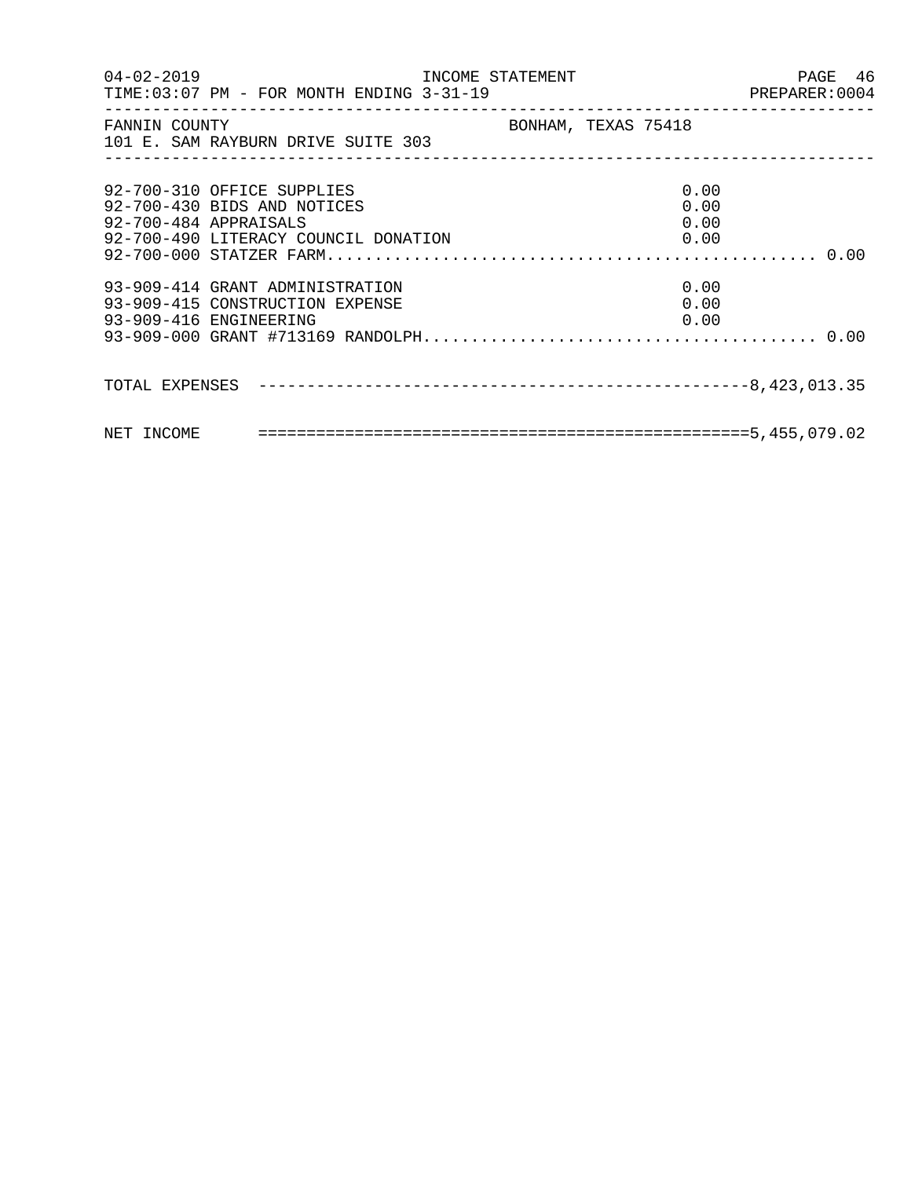FANNIN COUNTY BONHAM, TEXAS 75418
101 E. SAM RAYBURN DRIVE SUITE 303

| Account | Description | Amount | Total |
|---|---|---|---|
| 92-700-310 | OFFICE SUPPLIES | 0.00 | |
| 92-700-430 | BIDS AND NOTICES | 0.00 | |
| 92-700-484 | APPRAISALS | 0.00 | |
| 92-700-490 | LITERACY COUNCIL DONATION | 0.00 | |
| 92-700-000 | STATZER FARM | | 0.00 |
| 93-909-414 | GRANT ADMINISTRATION | 0.00 | |
| 93-909-415 | CONSTRUCTION EXPENSE | 0.00 | |
| 93-909-416 | ENGINEERING | 0.00 | |
| 93-909-000 | GRANT #713169 RANDOLPH | | 0.00 |

TOTAL EXPENSES -8,423,013.35

NET INCOME 5,455,079.02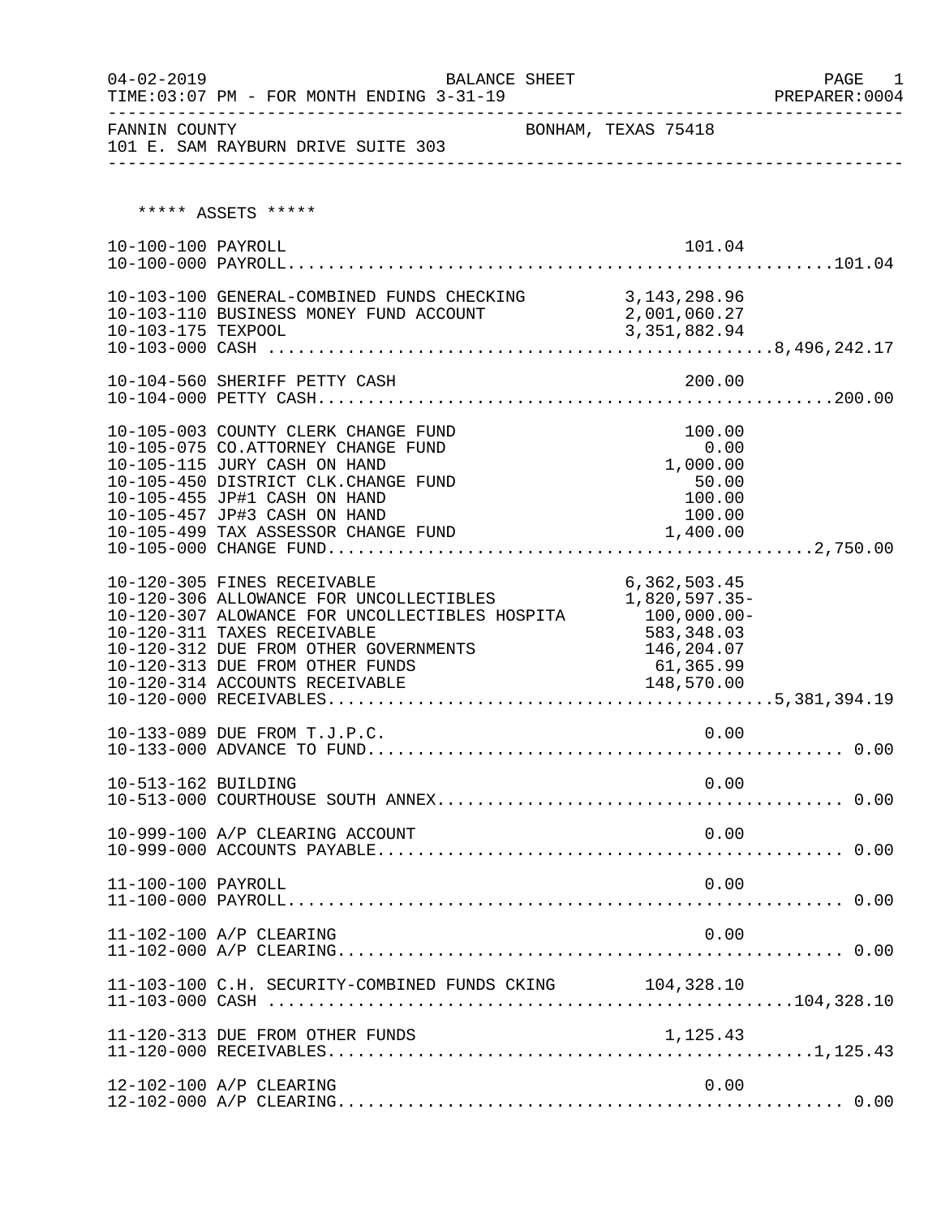FANNIN COUNTY — BONHAM, TEXAS 75418
101 E. SAM RAYBURN DRIVE SUITE 303

BALANCE SHEET — FOR MONTH ENDING 3-31-19

***** ASSETS *****

| Account | Description | Detail | Total |
|---|---|---|---|
| 10-100-100 | PAYROLL | 101.04 | |
| 10-100-000 | PAYROLL | | 101.04 |
| 10-103-100 | GENERAL-COMBINED FUNDS CHECKING | 3,143,298.96 | |
| 10-103-110 | BUSINESS MONEY FUND ACCOUNT | 2,001,060.27 | |
| 10-103-175 | TEXPOOL | 3,351,882.94 | |
| 10-103-000 | CASH | | 8,496,242.17 |
| 10-104-560 | SHERIFF PETTY CASH | 200.00 | |
| 10-104-000 | PETTY CASH | | 200.00 |
| 10-105-003 | COUNTY CLERK CHANGE FUND | 100.00 | |
| 10-105-075 | CO.ATTORNEY CHANGE FUND | 0.00 | |
| 10-105-115 | JURY CASH ON HAND | 1,000.00 | |
| 10-105-450 | DISTRICT CLK.CHANGE FUND | 50.00 | |
| 10-105-455 | JP#1 CASH ON HAND | 100.00 | |
| 10-105-457 | JP#3 CASH ON HAND | 100.00 | |
| 10-105-499 | TAX ASSESSOR CHANGE FUND | 1,400.00 | |
| 10-105-000 | CHANGE FUND | | 2,750.00 |
| 10-120-305 | FINES RECEIVABLE | 6,362,503.45 | |
| 10-120-306 | ALLOWANCE FOR UNCOLLECTIBLES | 1,820,597.35- | |
| 10-120-307 | ALOWANCE FOR UNCOLLECTIBLES HOSPITA | 100,000.00- | |
| 10-120-311 | TAXES RECEIVABLE | 583,348.03 | |
| 10-120-312 | DUE FROM OTHER GOVERNMENTS | 146,204.07 | |
| 10-120-313 | DUE FROM OTHER FUNDS | 61,365.99 | |
| 10-120-314 | ACCOUNTS RECEIVABLE | 148,570.00 | |
| 10-120-000 | RECEIVABLES | | 5,381,394.19 |
| 10-133-089 | DUE FROM T.J.P.C. | 0.00 | |
| 10-133-000 | ADVANCE TO FUND | | 0.00 |
| 10-513-162 | BUILDING | 0.00 | |
| 10-513-000 | COURTHOUSE SOUTH ANNEX | | 0.00 |
| 10-999-100 | A/P CLEARING ACCOUNT | 0.00 | |
| 10-999-000 | ACCOUNTS PAYABLE | | 0.00 |
| 11-100-100 | PAYROLL | 0.00 | |
| 11-100-000 | PAYROLL | | 0.00 |
| 11-102-100 | A/P CLEARING | 0.00 | |
| 11-102-000 | A/P CLEARING | | 0.00 |
| 11-103-100 | C.H. SECURITY-COMBINED FUNDS CKING | 104,328.10 | |
| 11-103-000 | CASH | | 104,328.10 |
| 11-120-313 | DUE FROM OTHER FUNDS | 1,125.43 | |
| 11-120-000 | RECEIVABLES | | 1,125.43 |
| 12-102-100 | A/P CLEARING | 0.00 | |
| 12-102-000 | A/P CLEARING | | 0.00 |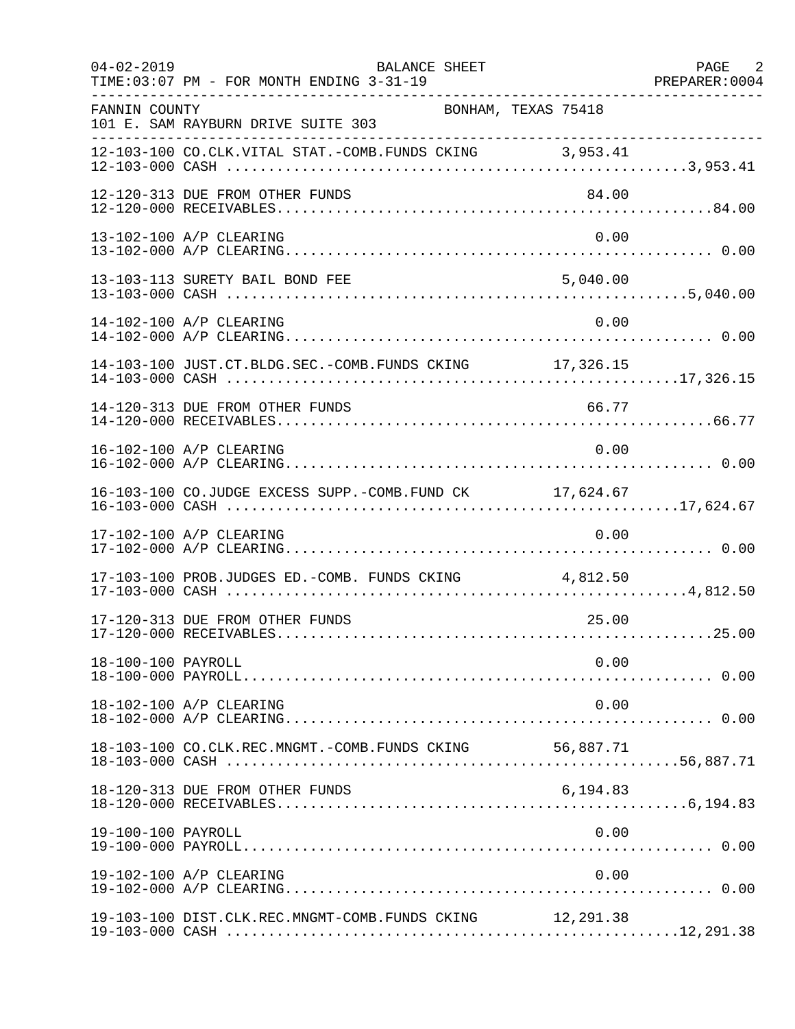FANNIN COUNTY BONHAM, TEXAS 75418
101 E. SAM RAYBURN DRIVE SUITE 303

BALANCE SHEET
TIME:03:07 PM - FOR MONTH ENDING 3-31-19

| Account | Description | Amount | Total |
|---|---|---|---|
| 12-103-100 | CO.CLK.VITAL STAT.-COMB.FUNDS CKING | 3,953.41 | |
| 12-103-000 | CASH | | 3,953.41 |
| 12-120-313 | DUE FROM OTHER FUNDS | 84.00 | |
| 12-120-000 | RECEIVABLES | | 84.00 |
| 13-102-100 | A/P CLEARING | 0.00 | |
| 13-102-000 | A/P CLEARING | | 0.00 |
| 13-103-113 | SURETY BAIL BOND FEE | 5,040.00 | |
| 13-103-000 | CASH | | 5,040.00 |
| 14-102-100 | A/P CLEARING | 0.00 | |
| 14-102-000 | A/P CLEARING | | 0.00 |
| 14-103-100 | JUST.CT.BLDG.SEC.-COMB.FUNDS CKING | 17,326.15 | |
| 14-103-000 | CASH | | 17,326.15 |
| 14-120-313 | DUE FROM OTHER FUNDS | 66.77 | |
| 14-120-000 | RECEIVABLES | | 66.77 |
| 16-102-100 | A/P CLEARING | 0.00 | |
| 16-102-000 | A/P CLEARING | | 0.00 |
| 16-103-100 | CO.JUDGE EXCESS SUPP.-COMB.FUND CK | 17,624.67 | |
| 16-103-000 | CASH | | 17,624.67 |
| 17-102-100 | A/P CLEARING | 0.00 | |
| 17-102-000 | A/P CLEARING | | 0.00 |
| 17-103-100 | PROB.JUDGES ED.-COMB. FUNDS CKING | 4,812.50 | |
| 17-103-000 | CASH | | 4,812.50 |
| 17-120-313 | DUE FROM OTHER FUNDS | 25.00 | |
| 17-120-000 | RECEIVABLES | | 25.00 |
| 18-100-100 | PAYROLL | 0.00 | |
| 18-100-000 | PAYROLL | | 0.00 |
| 18-102-100 | A/P CLEARING | 0.00 | |
| 18-102-000 | A/P CLEARING | | 0.00 |
| 18-103-100 | CO.CLK.REC.MNGMT.-COMB.FUNDS CKING | 56,887.71 | |
| 18-103-000 | CASH | | 56,887.71 |
| 18-120-313 | DUE FROM OTHER FUNDS | 6,194.83 | |
| 18-120-000 | RECEIVABLES | | 6,194.83 |
| 19-100-100 | PAYROLL | 0.00 | |
| 19-100-000 | PAYROLL | | 0.00 |
| 19-102-100 | A/P CLEARING | 0.00 | |
| 19-102-000 | A/P CLEARING | | 0.00 |
| 19-103-100 | DIST.CLK.REC.MNGMT-COMB.FUNDS CKING | 12,291.38 | |
| 19-103-000 | CASH | | 12,291.38 |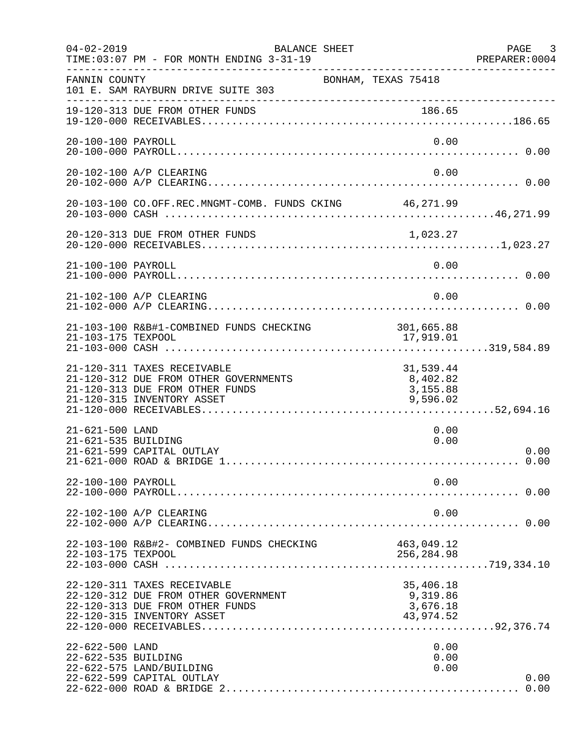FANNIN COUNTY — BONHAM, TEXAS 75418
101 E. SAM RAYBURN DRIVE SUITE 303

BALANCE SHEET — FOR MONTH ENDING 3-31-19

| Account | Description | Amount | Total |
|---|---|---|---|
| 19-120-313 | DUE FROM OTHER FUNDS | 186.65 | |
| 19-120-000 | RECEIVABLES | | 186.65 |
| 20-100-100 | PAYROLL | 0.00 | |
| 20-100-000 | PAYROLL | | 0.00 |
| 20-102-100 | A/P CLEARING | 0.00 | |
| 20-102-000 | A/P CLEARING | | 0.00 |
| 20-103-100 | CO.OFF.REC.MNGMT-COMB. FUNDS CKING | 46,271.99 | |
| 20-103-000 | CASH | | 46,271.99 |
| 20-120-313 | DUE FROM OTHER FUNDS | 1,023.27 | |
| 20-120-000 | RECEIVABLES | | 1,023.27 |
| 21-100-100 | PAYROLL | 0.00 | |
| 21-100-000 | PAYROLL | | 0.00 |
| 21-102-100 | A/P CLEARING | 0.00 | |
| 21-102-000 | A/P CLEARING | | 0.00 |
| 21-103-100 | R&B#1-COMBINED FUNDS CHECKING | 301,665.88 | |
| 21-103-175 | TEXPOOL | 17,919.01 | |
| 21-103-000 | CASH | | 319,584.89 |
| 21-120-311 | TAXES RECEIVABLE | 31,539.44 | |
| 21-120-312 | DUE FROM OTHER GOVERNMENTS | 8,402.82 | |
| 21-120-313 | DUE FROM OTHER FUNDS | 3,155.88 | |
| 21-120-315 | INVENTORY ASSET | 9,596.02 | |
| 21-120-000 | RECEIVABLES | | 52,694.16 |
| 21-621-500 | LAND | 0.00 | |
| 21-621-535 | BUILDING | 0.00 | |
| 21-621-599 | CAPITAL OUTLAY | | 0.00 |
| 21-621-000 | ROAD & BRIDGE 1 | | 0.00 |
| 22-100-100 | PAYROLL | 0.00 | |
| 22-100-000 | PAYROLL | | 0.00 |
| 22-102-100 | A/P CLEARING | 0.00 | |
| 22-102-000 | A/P CLEARING | | 0.00 |
| 22-103-100 | R&B#2- COMBINED FUNDS CHECKING | 463,049.12 | |
| 22-103-175 | TEXPOOL | 256,284.98 | |
| 22-103-000 | CASH | | 719,334.10 |
| 22-120-311 | TAXES RECEIVABLE | 35,406.18 | |
| 22-120-312 | DUE FROM OTHER GOVERNMENT | 9,319.86 | |
| 22-120-313 | DUE FROM OTHER FUNDS | 3,676.18 | |
| 22-120-315 | INVENTORY ASSET | 43,974.52 | |
| 22-120-000 | RECEIVABLES | | 92,376.74 |
| 22-622-500 | LAND | 0.00 | |
| 22-622-535 | BUILDING | 0.00 | |
| 22-622-575 | LAND/BUILDING | 0.00 | |
| 22-622-599 | CAPITAL OUTLAY | | 0.00 |
| 22-622-000 | ROAD & BRIDGE 2 | | 0.00 |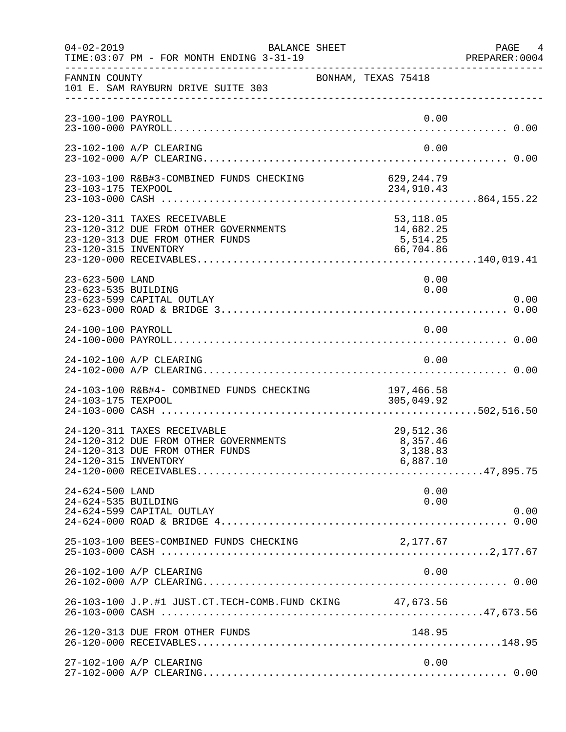04-02-2019 BALANCE SHEET PAGE 4
TIME:03:07 PM - FOR MONTH ENDING 3-31-19 PREPARER:0004

FANNIN COUNTY BONHAM, TEXAS 75418
101 E. SAM RAYBURN DRIVE SUITE 303

| Account | Description | Amount | Total |
|---|---|---|---|
| 23-100-100 | PAYROLL | 0.00 | |
| 23-100-000 | PAYROLL | | 0.00 |
| 23-102-100 | A/P CLEARING | 0.00 | |
| 23-102-000 | A/P CLEARING | | 0.00 |
| 23-103-100 | R&B#3-COMBINED FUNDS CHECKING | 629,244.79 | |
| 23-103-175 | TEXPOOL | 234,910.43 | |
| 23-103-000 | CASH | | 864,155.22 |
| 23-120-311 | TAXES RECEIVABLE | 53,118.05 | |
| 23-120-312 | DUE FROM OTHER GOVERNMENTS | 14,682.25 | |
| 23-120-313 | DUE FROM OTHER FUNDS | 5,514.25 | |
| 23-120-315 | INVENTORY | 66,704.86 | |
| 23-120-000 | RECEIVABLES | | 140,019.41 |
| 23-623-500 | LAND | 0.00 | |
| 23-623-535 | BUILDING | 0.00 | |
| 23-623-599 | CAPITAL OUTLAY | | 0.00 |
| 23-623-000 | ROAD & BRIDGE 3 | | 0.00 |
| 24-100-100 | PAYROLL | 0.00 | |
| 24-100-000 | PAYROLL | | 0.00 |
| 24-102-100 | A/P CLEARING | 0.00 | |
| 24-102-000 | A/P CLEARING | | 0.00 |
| 24-103-100 | R&B#4- COMBINED FUNDS CHECKING | 197,466.58 | |
| 24-103-175 | TEXPOOL | 305,049.92 | |
| 24-103-000 | CASH | | 502,516.50 |
| 24-120-311 | TAXES RECEIVABLE | 29,512.36 | |
| 24-120-312 | DUE FROM OTHER GOVERNMENTS | 8,357.46 | |
| 24-120-313 | DUE FROM OTHER FUNDS | 3,138.83 | |
| 24-120-315 | INVENTORY | 6,887.10 | |
| 24-120-000 | RECEIVABLES | | 47,895.75 |
| 24-624-500 | LAND | 0.00 | |
| 24-624-535 | BUILDING | 0.00 | |
| 24-624-599 | CAPITAL OUTLAY | | 0.00 |
| 24-624-000 | ROAD & BRIDGE 4 | | 0.00 |
| 25-103-100 | BEES-COMBINED FUNDS CHECKING | 2,177.67 | |
| 25-103-000 | CASH | | 2,177.67 |
| 26-102-100 | A/P CLEARING | 0.00 | |
| 26-102-000 | A/P CLEARING | | 0.00 |
| 26-103-100 | J.P.#1 JUST.CT.TECH-COMB.FUND CKING | 47,673.56 | |
| 26-103-000 | CASH | | 47,673.56 |
| 26-120-313 | DUE FROM OTHER FUNDS | 148.95 | |
| 26-120-000 | RECEIVABLES | | 148.95 |
| 27-102-100 | A/P CLEARING | 0.00 | |
| 27-102-000 | A/P CLEARING | | 0.00 |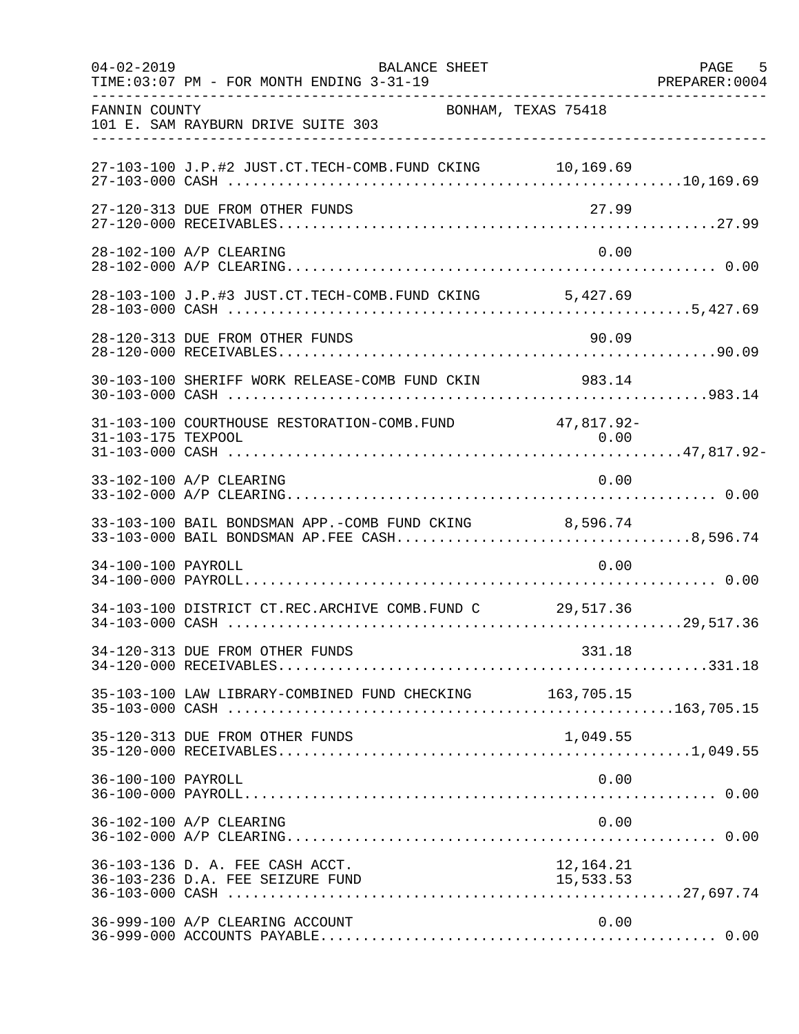FANNIN COUNTY  BONHAM, TEXAS 75418
101 E. SAM RAYBURN DRIVE SUITE 303

BALANCE SHEET
04-02-2019
TIME:03:07 PM - FOR MONTH ENDING 3-31-19
PREPARER:0004

| Account | Description | Detail | Total |
|---|---|---|---|
| 27-103-100 | J.P.#2 JUST.CT.TECH-COMB.FUND CKING | 10,169.69 | |
| 27-103-000 | CASH | | 10,169.69 |
| 27-120-313 | DUE FROM OTHER FUNDS | 27.99 | |
| 27-120-000 | RECEIVABLES | | 27.99 |
| 28-102-100 | A/P CLEARING | 0.00 | |
| 28-102-000 | A/P CLEARING | | 0.00 |
| 28-103-100 | J.P.#3 JUST.CT.TECH-COMB.FUND CKING | 5,427.69 | |
| 28-103-000 | CASH | | 5,427.69 |
| 28-120-313 | DUE FROM OTHER FUNDS | 90.09 | |
| 28-120-000 | RECEIVABLES | | 90.09 |
| 30-103-100 | SHERIFF WORK RELEASE-COMB FUND CKIN | 983.14 | |
| 30-103-000 | CASH | | 983.14 |
| 31-103-100 | COURTHOUSE RESTORATION-COMB.FUND | 47,817.92- | |
| 31-103-175 | TEXPOOL | 0.00 | |
| 31-103-000 | CASH | | 47,817.92- |
| 33-102-100 | A/P CLEARING | 0.00 | |
| 33-102-000 | A/P CLEARING | | 0.00 |
| 33-103-100 | BAIL BONDSMAN APP.-COMB FUND CKING | 8,596.74 | |
| 33-103-000 | BAIL BONDSMAN AP.FEE CASH | | 8,596.74 |
| 34-100-100 | PAYROLL | 0.00 | |
| 34-100-000 | PAYROLL | | 0.00 |
| 34-103-100 | DISTRICT CT.REC.ARCHIVE COMB.FUND C | 29,517.36 | |
| 34-103-000 | CASH | | 29,517.36 |
| 34-120-313 | DUE FROM OTHER FUNDS | 331.18 | |
| 34-120-000 | RECEIVABLES | | 331.18 |
| 35-103-100 | LAW LIBRARY-COMBINED FUND CHECKING | 163,705.15 | |
| 35-103-000 | CASH | | 163,705.15 |
| 35-120-313 | DUE FROM OTHER FUNDS | 1,049.55 | |
| 35-120-000 | RECEIVABLES | | 1,049.55 |
| 36-100-100 | PAYROLL | 0.00 | |
| 36-100-000 | PAYROLL | | 0.00 |
| 36-102-100 | A/P CLEARING | 0.00 | |
| 36-102-000 | A/P CLEARING | | 0.00 |
| 36-103-136 | D. A. FEE CASH ACCT. | 12,164.21 | |
| 36-103-236 | D.A. FEE SEIZURE FUND | 15,533.53 | |
| 36-103-000 | CASH | | 27,697.74 |
| 36-999-100 | A/P CLEARING ACCOUNT | 0.00 | |
| 36-999-000 | ACCOUNTS PAYABLE | | 0.00 |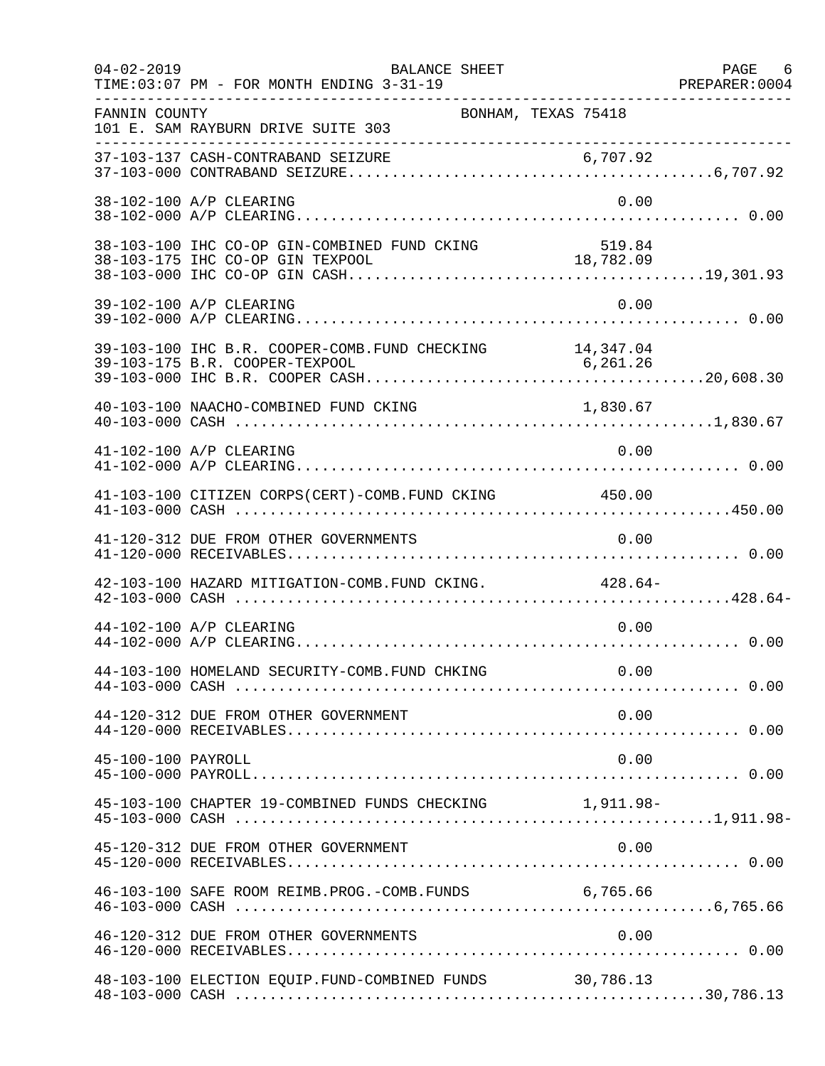FANNIN COUNTY                                    BONHAM, TEXAS 75418
101 E. SAM RAYBURN DRIVE SUITE 303

| Account | Description | Amount | Total |
|---|---|---|---|
| 37-103-137 | CASH-CONTRABAND SEIZURE | 6,707.92 | |
| 37-103-000 | CONTRABAND SEIZURE | | 6,707.92 |
| 38-102-100 | A/P CLEARING | 0.00 | |
| 38-102-000 | A/P CLEARING | | 0.00 |
| 38-103-100 | IHC CO-OP GIN-COMBINED FUND CKING | 519.84 | |
| 38-103-175 | IHC CO-OP GIN TEXPOOL | 18,782.09 | |
| 38-103-000 | IHC CO-OP GIN CASH | | 19,301.93 |
| 39-102-100 | A/P CLEARING | 0.00 | |
| 39-102-000 | A/P CLEARING | | 0.00 |
| 39-103-100 | IHC B.R. COOPER-COMB.FUND CHECKING | 14,347.04 | |
| 39-103-175 | B.R. COOPER-TEXPOOL | 6,261.26 | |
| 39-103-000 | IHC B.R. COOPER CASH | | 20,608.30 |
| 40-103-100 | NAACHO-COMBINED FUND CKING | 1,830.67 | |
| 40-103-000 | CASH | | 1,830.67 |
| 41-102-100 | A/P CLEARING | 0.00 | |
| 41-102-000 | A/P CLEARING | | 0.00 |
| 41-103-100 | CITIZEN CORPS(CERT)-COMB.FUND CKING | 450.00 | |
| 41-103-000 | CASH | | 450.00 |
| 41-120-312 | DUE FROM OTHER GOVERNMENTS | 0.00 | |
| 41-120-000 | RECEIVABLES | | 0.00 |
| 42-103-100 | HAZARD MITIGATION-COMB.FUND CKING. | 428.64- | |
| 42-103-000 | CASH | | 428.64- |
| 44-102-100 | A/P CLEARING | 0.00 | |
| 44-102-000 | A/P CLEARING | | 0.00 |
| 44-103-100 | HOMELAND SECURITY-COMB.FUND CHKING | 0.00 | |
| 44-103-000 | CASH | | 0.00 |
| 44-120-312 | DUE FROM OTHER GOVERNMENT | 0.00 | |
| 44-120-000 | RECEIVABLES | | 0.00 |
| 45-100-100 | PAYROLL | 0.00 | |
| 45-100-000 | PAYROLL | | 0.00 |
| 45-103-100 | CHAPTER 19-COMBINED FUNDS CHECKING | 1,911.98- | |
| 45-103-000 | CASH | | 1,911.98- |
| 45-120-312 | DUE FROM OTHER GOVERNMENT | 0.00 | |
| 45-120-000 | RECEIVABLES | | 0.00 |
| 46-103-100 | SAFE ROOM REIMB.PROG.-COMB.FUNDS | 6,765.66 | |
| 46-103-000 | CASH | | 6,765.66 |
| 46-120-312 | DUE FROM OTHER GOVERNMENTS | 0.00 | |
| 46-120-000 | RECEIVABLES | | 0.00 |
| 48-103-100 | ELECTION EQUIP.FUND-COMBINED FUNDS | 30,786.13 | |
| 48-103-000 | CASH | | 30,786.13 |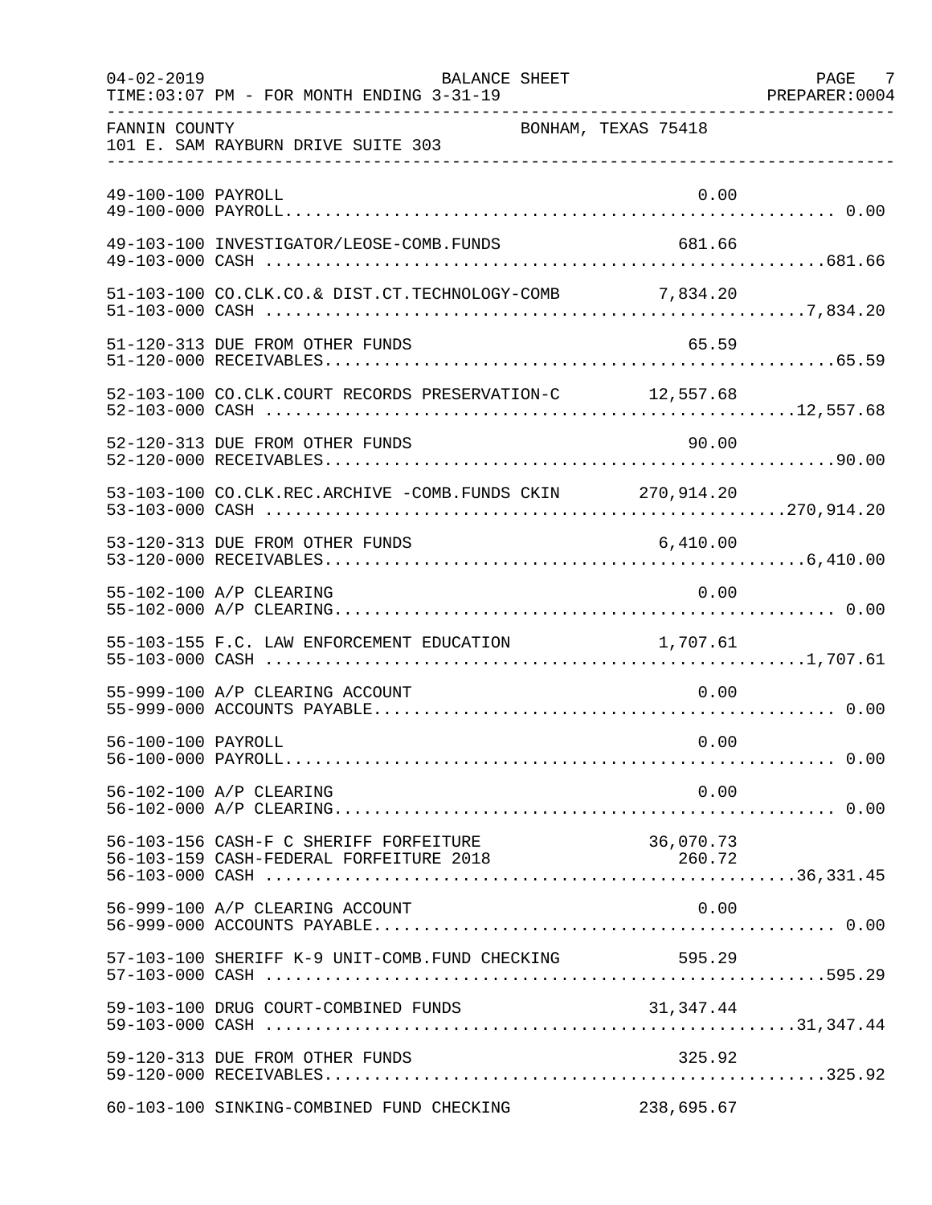BALANCE SHEET

TIME:03:07 PM - FOR MONTH ENDING 3-31-19

FANNIN COUNTY — BONHAM, TEXAS 75418

101 E. SAM RAYBURN DRIVE SUITE 303

| Account | Description | Amount | Total |
|---|---|---|---|
| 49-100-100 | PAYROLL | 0.00 | |
| 49-100-000 | PAYROLL | | 0.00 |
| 49-103-100 | INVESTIGATOR/LEOSE-COMB.FUNDS | 681.66 | |
| 49-103-000 | CASH | | 681.66 |
| 51-103-100 | CO.CLK.CO.& DIST.CT.TECHNOLOGY-COMB | 7,834.20 | |
| 51-103-000 | CASH | | 7,834.20 |
| 51-120-313 | DUE FROM OTHER FUNDS | 65.59 | |
| 51-120-000 | RECEIVABLES | | 65.59 |
| 52-103-100 | CO.CLK.COURT RECORDS PRESERVATION-C | 12,557.68 | |
| 52-103-000 | CASH | | 12,557.68 |
| 52-120-313 | DUE FROM OTHER FUNDS | 90.00 | |
| 52-120-000 | RECEIVABLES | | 90.00 |
| 53-103-100 | CO.CLK.REC.ARCHIVE -COMB.FUNDS CKIN | 270,914.20 | |
| 53-103-000 | CASH | | 270,914.20 |
| 53-120-313 | DUE FROM OTHER FUNDS | 6,410.00 | |
| 53-120-000 | RECEIVABLES | | 6,410.00 |
| 55-102-100 | A/P CLEARING | 0.00 | |
| 55-102-000 | A/P CLEARING | | 0.00 |
| 55-103-155 | F.C. LAW ENFORCEMENT EDUCATION | 1,707.61 | |
| 55-103-000 | CASH | | 1,707.61 |
| 55-999-100 | A/P CLEARING ACCOUNT | 0.00 | |
| 55-999-000 | ACCOUNTS PAYABLE | | 0.00 |
| 56-100-100 | PAYROLL | 0.00 | |
| 56-100-000 | PAYROLL | | 0.00 |
| 56-102-100 | A/P CLEARING | 0.00 | |
| 56-102-000 | A/P CLEARING | | 0.00 |
| 56-103-156 | CASH-F C SHERIFF FORFEITURE | 36,070.73 | |
| 56-103-159 | CASH-FEDERAL FORFEITURE 2018 | 260.72 | |
| 56-103-000 | CASH | | 36,331.45 |
| 56-999-100 | A/P CLEARING ACCOUNT | 0.00 | |
| 56-999-000 | ACCOUNTS PAYABLE | | 0.00 |
| 57-103-100 | SHERIFF K-9 UNIT-COMB.FUND CHECKING | 595.29 | |
| 57-103-000 | CASH | | 595.29 |
| 59-103-100 | DRUG COURT-COMBINED FUNDS | 31,347.44 | |
| 59-103-000 | CASH | | 31,347.44 |
| 59-120-313 | DUE FROM OTHER FUNDS | 325.92 | |
| 59-120-000 | RECEIVABLES | | 325.92 |
| 60-103-100 | SINKING-COMBINED FUND CHECKING | 238,695.67 | |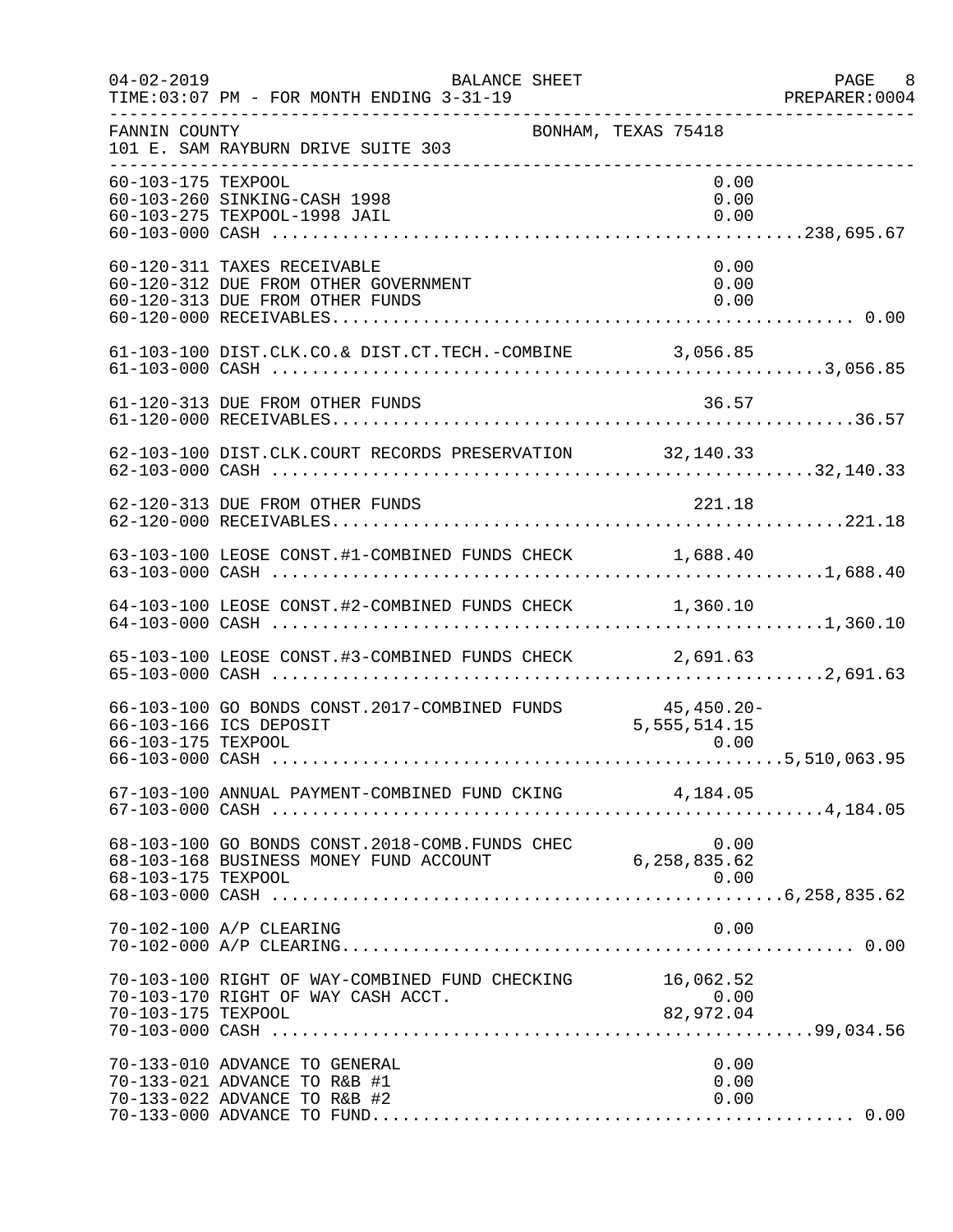FANNIN COUNTY
101 E. SAM RAYBURN DRIVE SUITE 303

BONHAM, TEXAS 75418

BALANCE SHEET
04-02-2019
TIME:03:07 PM - FOR MONTH ENDING 3-31-19

| Account | Description | Amount | Total |
|---|---|---|---|
| 60-103-175 | TEXPOOL | 0.00 | |
| 60-103-260 | SINKING-CASH 1998 | 0.00 | |
| 60-103-275 | TEXPOOL-1998 JAIL | 0.00 | |
| 60-103-000 | CASH | | 238,695.67 |
| 60-120-311 | TAXES RECEIVABLE | 0.00 | |
| 60-120-312 | DUE FROM OTHER GOVERNMENT | 0.00 | |
| 60-120-313 | DUE FROM OTHER FUNDS | 0.00 | |
| 60-120-000 | RECEIVABLES | | 0.00 |
| 61-103-100 | DIST.CLK.CO.& DIST.CT.TECH.-COMBINE | 3,056.85 | |
| 61-103-000 | CASH | | 3,056.85 |
| 61-120-313 | DUE FROM OTHER FUNDS | 36.57 | |
| 61-120-000 | RECEIVABLES | | 36.57 |
| 62-103-100 | DIST.CLK.COURT RECORDS PRESERVATION | 32,140.33 | |
| 62-103-000 | CASH | | 32,140.33 |
| 62-120-313 | DUE FROM OTHER FUNDS | 221.18 | |
| 62-120-000 | RECEIVABLES | | 221.18 |
| 63-103-100 | LEOSE CONST.#1-COMBINED FUNDS CHECK | 1,688.40 | |
| 63-103-000 | CASH | | 1,688.40 |
| 64-103-100 | LEOSE CONST.#2-COMBINED FUNDS CHECK | 1,360.10 | |
| 64-103-000 | CASH | | 1,360.10 |
| 65-103-100 | LEOSE CONST.#3-COMBINED FUNDS CHECK | 2,691.63 | |
| 65-103-000 | CASH | | 2,691.63 |
| 66-103-100 | GO BONDS CONST.2017-COMBINED FUNDS | 45,450.20- | |
| 66-103-166 | ICS DEPOSIT | 5,555,514.15 | |
| 66-103-175 | TEXPOOL | 0.00 | |
| 66-103-000 | CASH | | 5,510,063.95 |
| 67-103-100 | ANNUAL PAYMENT-COMBINED FUND CKING | 4,184.05 | |
| 67-103-000 | CASH | | 4,184.05 |
| 68-103-100 | GO BONDS CONST.2018-COMB.FUNDS CHEC | 0.00 | |
| 68-103-168 | BUSINESS MONEY FUND ACCOUNT | 6,258,835.62 | |
| 68-103-175 | TEXPOOL | 0.00 | |
| 68-103-000 | CASH | | 6,258,835.62 |
| 70-102-100 | A/P CLEARING | 0.00 | |
| 70-102-000 | A/P CLEARING | | 0.00 |
| 70-103-100 | RIGHT OF WAY-COMBINED FUND CHECKING | 16,062.52 | |
| 70-103-170 | RIGHT OF WAY CASH ACCT. | 0.00 | |
| 70-103-175 | TEXPOOL | 82,972.04 | |
| 70-103-000 | CASH | | 99,034.56 |
| 70-133-010 | ADVANCE TO GENERAL | 0.00 | |
| 70-133-021 | ADVANCE TO R&B #1 | 0.00 | |
| 70-133-022 | ADVANCE TO R&B #2 | 0.00 | |
| 70-133-000 | ADVANCE TO FUND | | 0.00 |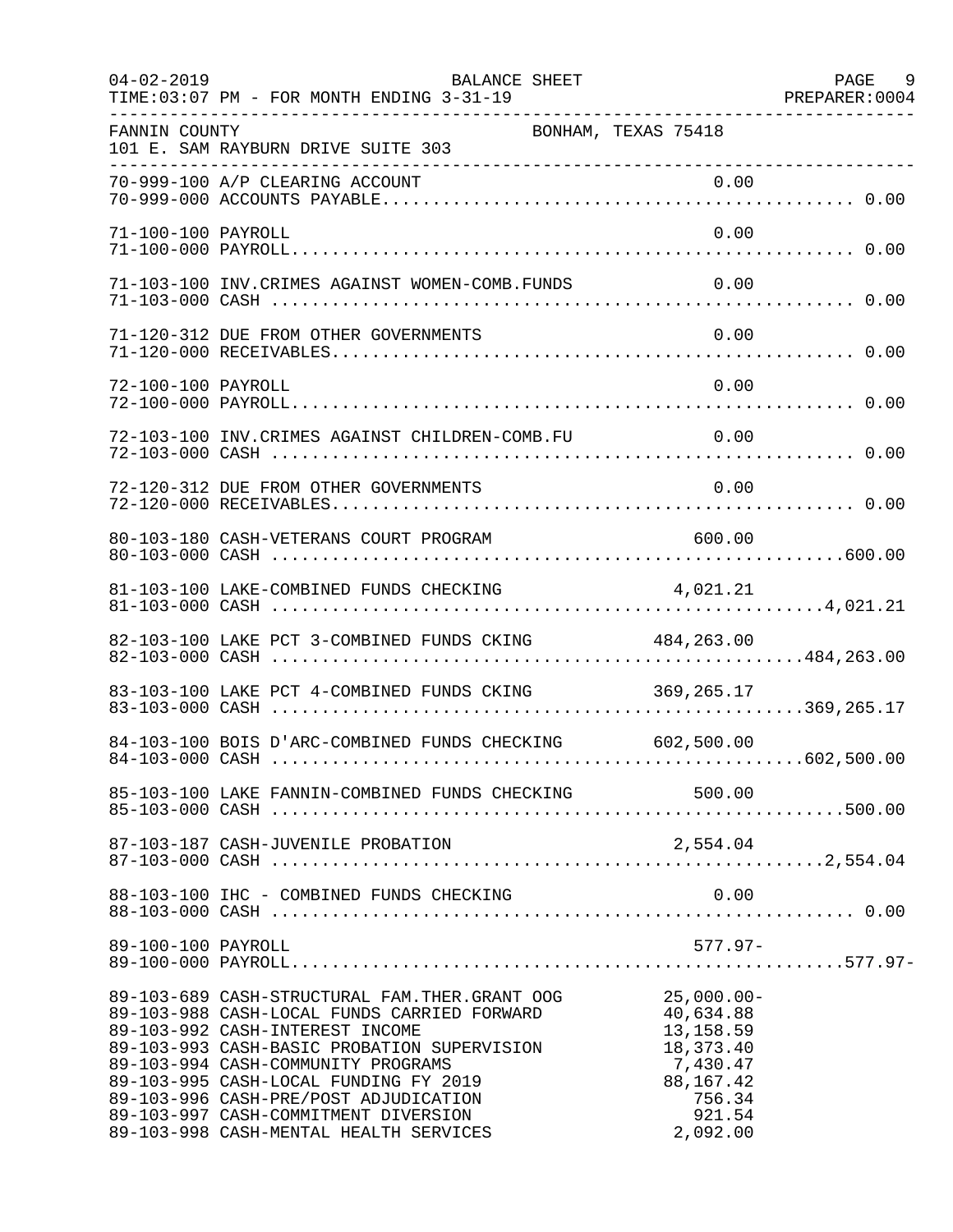04-02-2019 BALANCE SHEET PAGE 9
TIME:03:07 PM - FOR MONTH ENDING 3-31-19 PREPARER:0004

FANNIN COUNTY BONHAM, TEXAS 75418
101 E. SAM RAYBURN DRIVE SUITE 303

| Account | Description | Amount | Total |
|---|---|---|---|
| 70-999-100 | A/P CLEARING ACCOUNT | 0.00 | |
| 70-999-000 | ACCOUNTS PAYABLE | | 0.00 |
| 71-100-100 | PAYROLL | 0.00 | |
| 71-100-000 | PAYROLL | | 0.00 |
| 71-103-100 | INV.CRIMES AGAINST WOMEN-COMB.FUNDS | 0.00 | |
| 71-103-000 | CASH | | 0.00 |
| 71-120-312 | DUE FROM OTHER GOVERNMENTS | 0.00 | |
| 71-120-000 | RECEIVABLES | | 0.00 |
| 72-100-100 | PAYROLL | 0.00 | |
| 72-100-000 | PAYROLL | | 0.00 |
| 72-103-100 | INV.CRIMES AGAINST CHILDREN-COMB.FU | 0.00 | |
| 72-103-000 | CASH | | 0.00 |
| 72-120-312 | DUE FROM OTHER GOVERNMENTS | 0.00 | |
| 72-120-000 | RECEIVABLES | | 0.00 |
| 80-103-180 | CASH-VETERANS COURT PROGRAM | 600.00 | |
| 80-103-000 | CASH | | 600.00 |
| 81-103-100 | LAKE-COMBINED FUNDS CHECKING | 4,021.21 | |
| 81-103-000 | CASH | | 4,021.21 |
| 82-103-100 | LAKE PCT 3-COMBINED FUNDS CKING | 484,263.00 | |
| 82-103-000 | CASH | | 484,263.00 |
| 83-103-100 | LAKE PCT 4-COMBINED FUNDS CKING | 369,265.17 | |
| 83-103-000 | CASH | | 369,265.17 |
| 84-103-100 | BOIS D'ARC-COMBINED FUNDS CHECKING | 602,500.00 | |
| 84-103-000 | CASH | | 602,500.00 |
| 85-103-100 | LAKE FANNIN-COMBINED FUNDS CHECKING | 500.00 | |
| 85-103-000 | CASH | | 500.00 |
| 87-103-187 | CASH-JUVENILE PROBATION | 2,554.04 | |
| 87-103-000 | CASH | | 2,554.04 |
| 88-103-100 | IHC - COMBINED FUNDS CHECKING | 0.00 | |
| 88-103-000 | CASH | | 0.00 |
| 89-100-100 | PAYROLL | 577.97- | |
| 89-100-000 | PAYROLL | | 577.97- |
| 89-103-689 | CASH-STRUCTURAL FAM.THER.GRANT OOG | 25,000.00- | |
| 89-103-988 | CASH-LOCAL FUNDS CARRIED FORWARD | 40,634.88 | |
| 89-103-992 | CASH-INTEREST INCOME | 13,158.59 | |
| 89-103-993 | CASH-BASIC PROBATION SUPERVISION | 18,373.40 | |
| 89-103-994 | CASH-COMMUNITY PROGRAMS | 7,430.47 | |
| 89-103-995 | CASH-LOCAL FUNDING FY 2019 | 88,167.42 | |
| 89-103-996 | CASH-PRE/POST ADJUDICATION | 756.34 | |
| 89-103-997 | CASH-COMMITMENT DIVERSION | 921.54 | |
| 89-103-998 | CASH-MENTAL HEALTH SERVICES | 2,092.00 | |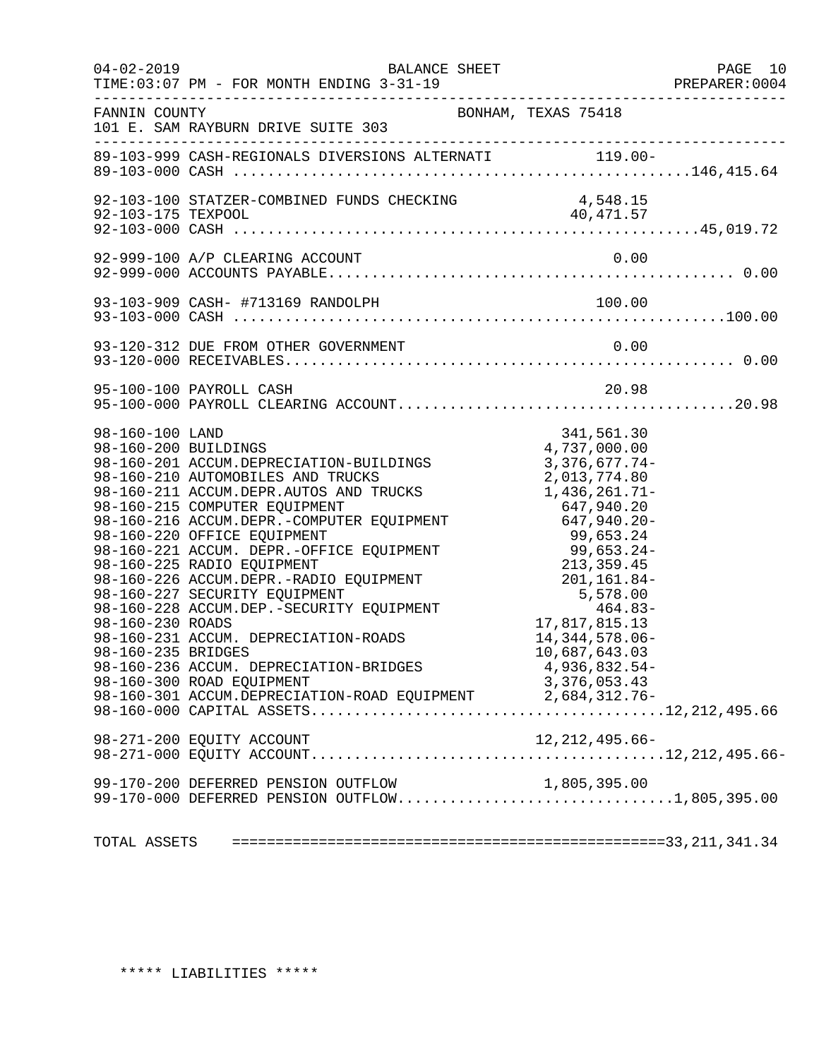04-02-2019 BALANCE SHEET
TIME:03:07 PM - FOR MONTH ENDING 3-31-19 PREPARER:0004

FANNIN COUNTY BONHAM, TEXAS 75418
101 E. SAM RAYBURN DRIVE SUITE 303

| Account | Description | Amount | Total |
|---|---|---|---|
| 89-103-999 | CASH-REGIONALS DIVERSIONS ALTERNATI | 119.00- | |
| 89-103-000 | CASH | | 146,415.64 |
| 92-103-100 | STATZER-COMBINED FUNDS CHECKING | 4,548.15 | |
| 92-103-175 | TEXPOOL | 40,471.57 | |
| 92-103-000 | CASH | | 45,019.72 |
| 92-999-100 | A/P CLEARING ACCOUNT | 0.00 | |
| 92-999-000 | ACCOUNTS PAYABLE | | 0.00 |
| 93-103-909 | CASH- #713169 RANDOLPH | 100.00 | |
| 93-103-000 | CASH | | 100.00 |
| 93-120-312 | DUE FROM OTHER GOVERNMENT | 0.00 | |
| 93-120-000 | RECEIVABLES | | 0.00 |
| 95-100-100 | PAYROLL CASH | 20.98 | |
| 95-100-000 | PAYROLL CLEARING ACCOUNT | | 20.98 |
| 98-160-100 | LAND | 341,561.30 | |
| 98-160-200 | BUILDINGS | 4,737,000.00 | |
| 98-160-201 | ACCUM.DEPRECIATION-BUILDINGS | 3,376,677.74- | |
| 98-160-210 | AUTOMOBILES AND TRUCKS | 2,013,774.80 | |
| 98-160-211 | ACCUM.DEPR.AUTOS AND TRUCKS | 1,436,261.71- | |
| 98-160-215 | COMPUTER EQUIPMENT | 647,940.20 | |
| 98-160-216 | ACCUM.DEPR.-COMPUTER EQUIPMENT | 647,940.20- | |
| 98-160-220 | OFFICE EQUIPMENT | 99,653.24 | |
| 98-160-221 | ACCUM. DEPR.-OFFICE EQUIPMENT | 99,653.24- | |
| 98-160-225 | RADIO EQUIPMENT | 213,359.45 | |
| 98-160-226 | ACCUM.DEPR.-RADIO EQUIPMENT | 201,161.84- | |
| 98-160-227 | SECURITY EQUIPMENT | 5,578.00 | |
| 98-160-228 | ACCUM.DEP.-SECURITY EQUIPMENT | 464.83- | |
| 98-160-230 | ROADS | 17,817,815.13 | |
| 98-160-231 | ACCUM. DEPRECIATION-ROADS | 14,344,578.06- | |
| 98-160-235 | BRIDGES | 10,687,643.03 | |
| 98-160-236 | ACCUM. DEPRECIATION-BRIDGES | 4,936,832.54- | |
| 98-160-300 | ROAD EQUIPMENT | 3,376,053.43 | |
| 98-160-301 | ACCUM.DEPRECIATION-ROAD EQUIPMENT | 2,684,312.76- | |
| 98-160-000 | CAPITAL ASSETS | | 12,212,495.66 |
| 98-271-200 | EQUITY ACCOUNT | 12,212,495.66- | |
| 98-271-000 | EQUITY ACCOUNT | | 12,212,495.66- |
| 99-170-200 | DEFERRED PENSION OUTFLOW | 1,805,395.00 | |
| 99-170-000 | DEFERRED PENSION OUTFLOW | | 1,805,395.00 |
| TOTAL ASSETS | | | 33,211,341.34 |

***** LIABILITIES *****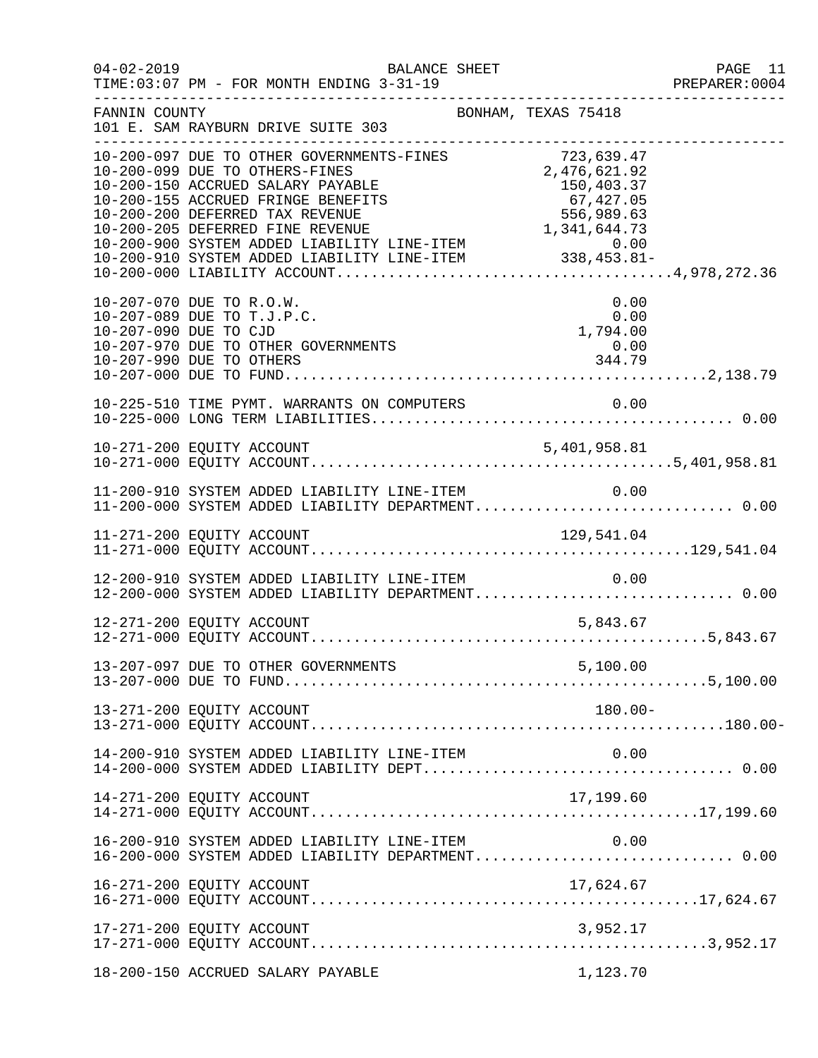BALANCE SHEET

FOR MONTH ENDING 3-31-19

FANNIN COUNTY  
101 E. SAM RAYBURN DRIVE SUITE 303  
BONHAM, TEXAS 75418

| Account | Description | Amount | Total |
|---|---|---|---|
| 10-200-097 | DUE TO OTHER GOVERNMENTS-FINES | 723,639.47 | |
| 10-200-099 | DUE TO OTHERS-FINES | 2,476,621.92 | |
| 10-200-150 | ACCRUED SALARY PAYABLE | 150,403.37 | |
| 10-200-155 | ACCRUED FRINGE BENEFITS | 67,427.05 | |
| 10-200-200 | DEFERRED TAX REVENUE | 556,989.63 | |
| 10-200-205 | DEFERRED FINE REVENUE | 1,341,644.73 | |
| 10-200-900 | SYSTEM ADDED LIABILITY LINE-ITEM | 0.00 | |
| 10-200-910 | SYSTEM ADDED LIABILITY LINE-ITEM | 338,453.81- | |
| 10-200-000 | LIABILITY ACCOUNT | | 4,978,272.36 |
| 10-207-070 | DUE TO R.O.W. | 0.00 | |
| 10-207-089 | DUE TO T.J.P.C. | 0.00 | |
| 10-207-090 | DUE TO CJD | 1,794.00 | |
| 10-207-970 | DUE TO OTHER GOVERNMENTS | 0.00 | |
| 10-207-990 | DUE TO OTHERS | 344.79 | |
| 10-207-000 | DUE TO FUND | | 2,138.79 |
| 10-225-510 | TIME PYMT. WARRANTS ON COMPUTERS | 0.00 | |
| 10-225-000 | LONG TERM LIABILITIES | | 0.00 |
| 10-271-200 | EQUITY ACCOUNT | 5,401,958.81 | |
| 10-271-000 | EQUITY ACCOUNT | | 5,401,958.81 |
| 11-200-910 | SYSTEM ADDED LIABILITY LINE-ITEM | 0.00 | |
| 11-200-000 | SYSTEM ADDED LIABILITY DEPARTMENT | | 0.00 |
| 11-271-200 | EQUITY ACCOUNT | 129,541.04 | |
| 11-271-000 | EQUITY ACCOUNT | | 129,541.04 |
| 12-200-910 | SYSTEM ADDED LIABILITY LINE-ITEM | 0.00 | |
| 12-200-000 | SYSTEM ADDED LIABILITY DEPARTMENT | | 0.00 |
| 12-271-200 | EQUITY ACCOUNT | 5,843.67 | |
| 12-271-000 | EQUITY ACCOUNT | | 5,843.67 |
| 13-207-097 | DUE TO OTHER GOVERNMENTS | 5,100.00 | |
| 13-207-000 | DUE TO FUND | | 5,100.00 |
| 13-271-200 | EQUITY ACCOUNT | 180.00- | |
| 13-271-000 | EQUITY ACCOUNT | | 180.00- |
| 14-200-910 | SYSTEM ADDED LIABILITY LINE-ITEM | 0.00 | |
| 14-200-000 | SYSTEM ADDED LIABILITY DEPT | | 0.00 |
| 14-271-200 | EQUITY ACCOUNT | 17,199.60 | |
| 14-271-000 | EQUITY ACCOUNT | | 17,199.60 |
| 16-200-910 | SYSTEM ADDED LIABILITY LINE-ITEM | 0.00 | |
| 16-200-000 | SYSTEM ADDED LIABILITY DEPARTMENT | | 0.00 |
| 16-271-200 | EQUITY ACCOUNT | 17,624.67 | |
| 16-271-000 | EQUITY ACCOUNT | | 17,624.67 |
| 17-271-200 | EQUITY ACCOUNT | 3,952.17 | |
| 17-271-000 | EQUITY ACCOUNT | | 3,952.17 |
| 18-200-150 | ACCRUED SALARY PAYABLE | 1,123.70 | |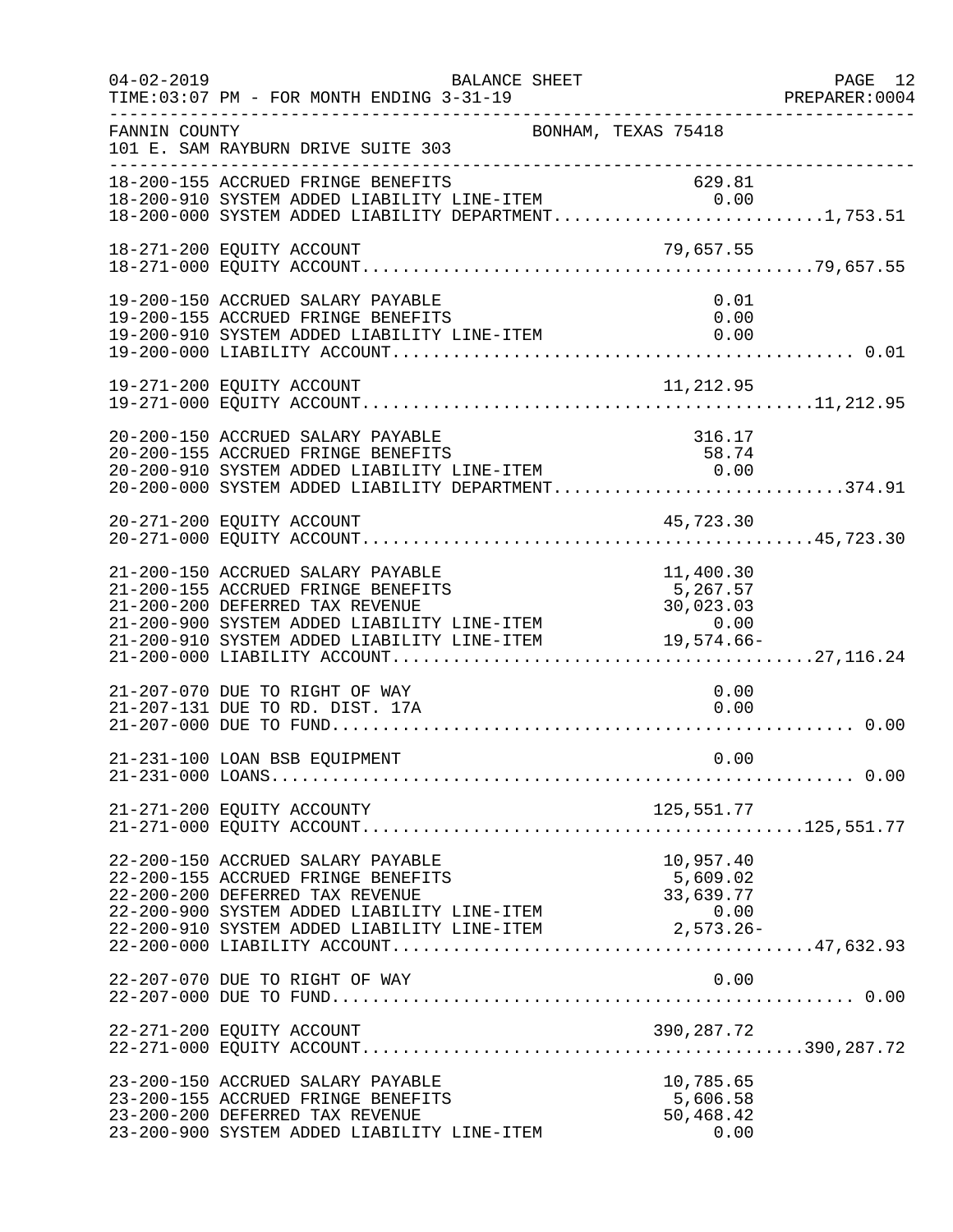FANNIN COUNTY BONHAM, TEXAS 75418

101 E. SAM RAYBURN DRIVE SUITE 303

| Account | Description | Amount | Total |
|---|---|---|---|
| 18-200-155 | ACCRUED FRINGE BENEFITS | 629.81 | |
| 18-200-910 | SYSTEM ADDED LIABILITY LINE-ITEM | 0.00 | |
| 18-200-000 | SYSTEM ADDED LIABILITY DEPARTMENT | | 1,753.51 |
| 18-271-200 | EQUITY ACCOUNT | 79,657.55 | |
| 18-271-000 | EQUITY ACCOUNT | | 79,657.55 |
| 19-200-150 | ACCRUED SALARY PAYABLE | 0.01 | |
| 19-200-155 | ACCRUED FRINGE BENEFITS | 0.00 | |
| 19-200-910 | SYSTEM ADDED LIABILITY LINE-ITEM | 0.00 | |
| 19-200-000 | LIABILITY ACCOUNT | | 0.01 |
| 19-271-200 | EQUITY ACCOUNT | 11,212.95 | |
| 19-271-000 | EQUITY ACCOUNT | | 11,212.95 |
| 20-200-150 | ACCRUED SALARY PAYABLE | 316.17 | |
| 20-200-155 | ACCRUED FRINGE BENEFITS | 58.74 | |
| 20-200-910 | SYSTEM ADDED LIABILITY LINE-ITEM | 0.00 | |
| 20-200-000 | SYSTEM ADDED LIABILITY DEPARTMENT | | 374.91 |
| 20-271-200 | EQUITY ACCOUNT | 45,723.30 | |
| 20-271-000 | EQUITY ACCOUNT | | 45,723.30 |
| 21-200-150 | ACCRUED SALARY PAYABLE | 11,400.30 | |
| 21-200-155 | ACCRUED FRINGE BENEFITS | 5,267.57 | |
| 21-200-200 | DEFERRED TAX REVENUE | 30,023.03 | |
| 21-200-900 | SYSTEM ADDED LIABILITY LINE-ITEM | 0.00 | |
| 21-200-910 | SYSTEM ADDED LIABILITY LINE-ITEM | 19,574.66- | |
| 21-200-000 | LIABILITY ACCOUNT | | 27,116.24 |
| 21-207-070 | DUE TO RIGHT OF WAY | 0.00 | |
| 21-207-131 | DUE TO RD. DIST. 17A | 0.00 | |
| 21-207-000 | DUE TO FUND | | 0.00 |
| 21-231-100 | LOAN BSB EQUIPMENT | 0.00 | |
| 21-231-000 | LOANS | | 0.00 |
| 21-271-200 | EQUITY ACCOUNTY | 125,551.77 | |
| 21-271-000 | EQUITY ACCOUNT | | 125,551.77 |
| 22-200-150 | ACCRUED SALARY PAYABLE | 10,957.40 | |
| 22-200-155 | ACCRUED FRINGE BENEFITS | 5,609.02 | |
| 22-200-200 | DEFERRED TAX REVENUE | 33,639.77 | |
| 22-200-900 | SYSTEM ADDED LIABILITY LINE-ITEM | 0.00 | |
| 22-200-910 | SYSTEM ADDED LIABILITY LINE-ITEM | 2,573.26- | |
| 22-200-000 | LIABILITY ACCOUNT | | 47,632.93 |
| 22-207-070 | DUE TO RIGHT OF WAY | 0.00 | |
| 22-207-000 | DUE TO FUND | | 0.00 |
| 22-271-200 | EQUITY ACCOUNT | 390,287.72 | |
| 22-271-000 | EQUITY ACCOUNT | | 390,287.72 |
| 23-200-150 | ACCRUED SALARY PAYABLE | 10,785.65 | |
| 23-200-155 | ACCRUED FRINGE BENEFITS | 5,606.58 | |
| 23-200-200 | DEFERRED TAX REVENUE | 50,468.42 | |
| 23-200-900 | SYSTEM ADDED LIABILITY LINE-ITEM | 0.00 | |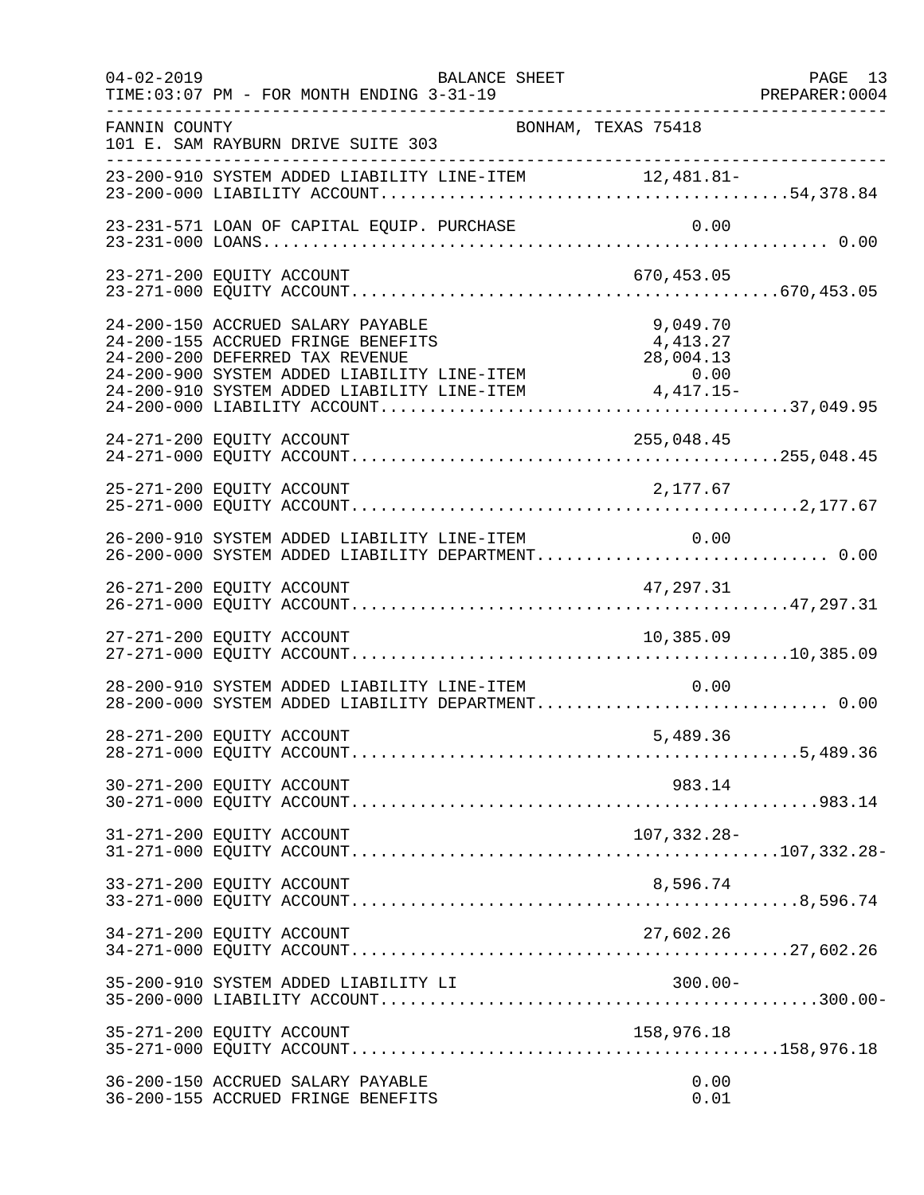FANNIN COUNTY BONHAM, TEXAS 75418
101 E. SAM RAYBURN DRIVE SUITE 303

BALANCE SHEET
TIME:03:07 PM - FOR MONTH ENDING 3-31-19

| Account | Description | Amount | Total |
|---|---|---|---|
| 23-200-910 | SYSTEM ADDED LIABILITY LINE-ITEM | 12,481.81- | |
| 23-200-000 | LIABILITY ACCOUNT | | 54,378.84 |
| 23-231-571 | LOAN OF CAPITAL EQUIP. PURCHASE | 0.00 | |
| 23-231-000 | LOANS | | 0.00 |
| 23-271-200 | EQUITY ACCOUNT | 670,453.05 | |
| 23-271-000 | EQUITY ACCOUNT | | 670,453.05 |
| 24-200-150 | ACCRUED SALARY PAYABLE | 9,049.70 | |
| 24-200-155 | ACCRUED FRINGE BENEFITS | 4,413.27 | |
| 24-200-200 | DEFERRED TAX REVENUE | 28,004.13 | |
| 24-200-900 | SYSTEM ADDED LIABILITY LINE-ITEM | 0.00 | |
| 24-200-910 | SYSTEM ADDED LIABILITY LINE-ITEM | 4,417.15- | |
| 24-200-000 | LIABILITY ACCOUNT | | 37,049.95 |
| 24-271-200 | EQUITY ACCOUNT | 255,048.45 | |
| 24-271-000 | EQUITY ACCOUNT | | 255,048.45 |
| 25-271-200 | EQUITY ACCOUNT | 2,177.67 | |
| 25-271-000 | EQUITY ACCOUNT | | 2,177.67 |
| 26-200-910 | SYSTEM ADDED LIABILITY LINE-ITEM | 0.00 | |
| 26-200-000 | SYSTEM ADDED LIABILITY DEPARTMENT | | 0.00 |
| 26-271-200 | EQUITY ACCOUNT | 47,297.31 | |
| 26-271-000 | EQUITY ACCOUNT | | 47,297.31 |
| 27-271-200 | EQUITY ACCOUNT | 10,385.09 | |
| 27-271-000 | EQUITY ACCOUNT | | 10,385.09 |
| 28-200-910 | SYSTEM ADDED LIABILITY LINE-ITEM | 0.00 | |
| 28-200-000 | SYSTEM ADDED LIABILITY DEPARTMENT | | 0.00 |
| 28-271-200 | EQUITY ACCOUNT | 5,489.36 | |
| 28-271-000 | EQUITY ACCOUNT | | 5,489.36 |
| 30-271-200 | EQUITY ACCOUNT | 983.14 | |
| 30-271-000 | EQUITY ACCOUNT | | 983.14 |
| 31-271-200 | EQUITY ACCOUNT | 107,332.28- | |
| 31-271-000 | EQUITY ACCOUNT | | 107,332.28- |
| 33-271-200 | EQUITY ACCOUNT | 8,596.74 | |
| 33-271-000 | EQUITY ACCOUNT | | 8,596.74 |
| 34-271-200 | EQUITY ACCOUNT | 27,602.26 | |
| 34-271-000 | EQUITY ACCOUNT | | 27,602.26 |
| 35-200-910 | SYSTEM ADDED LIABILITY LI | 300.00- | |
| 35-200-000 | LIABILITY ACCOUNT | | 300.00- |
| 35-271-200 | EQUITY ACCOUNT | 158,976.18 | |
| 35-271-000 | EQUITY ACCOUNT | | 158,976.18 |
| 36-200-150 | ACCRUED SALARY PAYABLE | 0.00 | |
| 36-200-155 | ACCRUED FRINGE BENEFITS | 0.01 | |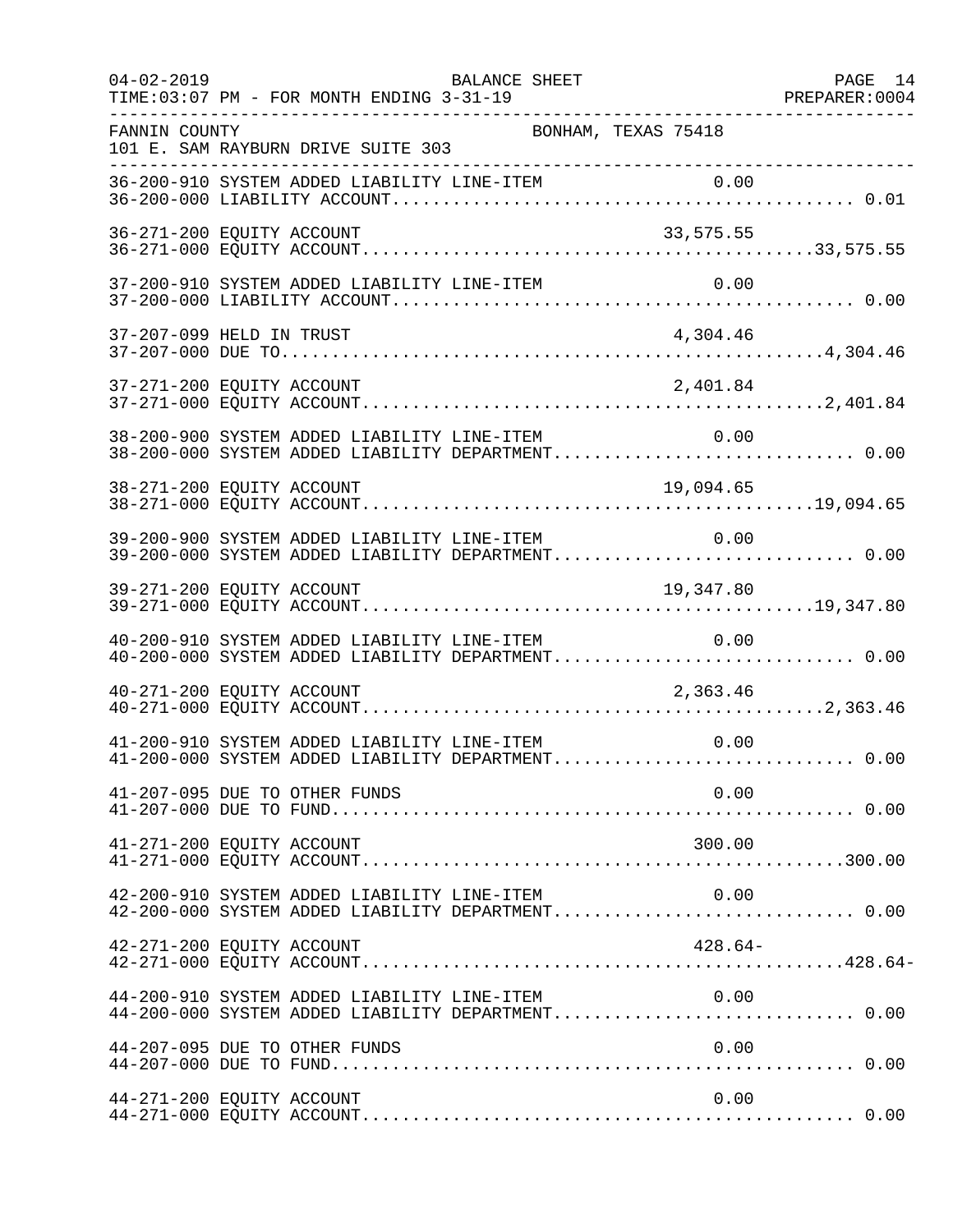FANNIN COUNTY BONHAM, TEXAS 75418
101 E. SAM RAYBURN DRIVE SUITE 303

BALANCE SHEET
TIME:03:07 PM - FOR MONTH ENDING 3-31-19

| Account | Description | Line-Item Amount | Total |
|---|---|---|---|
| 36-200-910 | SYSTEM ADDED LIABILITY LINE-ITEM | 0.00 | |
| 36-200-000 | LIABILITY ACCOUNT | | 0.01 |
| 36-271-200 | EQUITY ACCOUNT | 33,575.55 | |
| 36-271-000 | EQUITY ACCOUNT | | 33,575.55 |
| 37-200-910 | SYSTEM ADDED LIABILITY LINE-ITEM | 0.00 | |
| 37-200-000 | LIABILITY ACCOUNT | | 0.00 |
| 37-207-099 | HELD IN TRUST | 4,304.46 | |
| 37-207-000 | DUE TO | | 4,304.46 |
| 37-271-200 | EQUITY ACCOUNT | 2,401.84 | |
| 37-271-000 | EQUITY ACCOUNT | | 2,401.84 |
| 38-200-900 | SYSTEM ADDED LIABILITY LINE-ITEM | 0.00 | |
| 38-200-000 | SYSTEM ADDED LIABILITY DEPARTMENT | | 0.00 |
| 38-271-200 | EQUITY ACCOUNT | 19,094.65 | |
| 38-271-000 | EQUITY ACCOUNT | | 19,094.65 |
| 39-200-900 | SYSTEM ADDED LIABILITY LINE-ITEM | 0.00 | |
| 39-200-000 | SYSTEM ADDED LIABILITY DEPARTMENT | | 0.00 |
| 39-271-200 | EQUITY ACCOUNT | 19,347.80 | |
| 39-271-000 | EQUITY ACCOUNT | | 19,347.80 |
| 40-200-910 | SYSTEM ADDED LIABILITY LINE-ITEM | 0.00 | |
| 40-200-000 | SYSTEM ADDED LIABILITY DEPARTMENT | | 0.00 |
| 40-271-200 | EQUITY ACCOUNT | 2,363.46 | |
| 40-271-000 | EQUITY ACCOUNT | | 2,363.46 |
| 41-200-910 | SYSTEM ADDED LIABILITY LINE-ITEM | 0.00 | |
| 41-200-000 | SYSTEM ADDED LIABILITY DEPARTMENT | | 0.00 |
| 41-207-095 | DUE TO OTHER FUNDS | 0.00 | |
| 41-207-000 | DUE TO FUND | | 0.00 |
| 41-271-200 | EQUITY ACCOUNT | 300.00 | |
| 41-271-000 | EQUITY ACCOUNT | | 300.00 |
| 42-200-910 | SYSTEM ADDED LIABILITY LINE-ITEM | 0.00 | |
| 42-200-000 | SYSTEM ADDED LIABILITY DEPARTMENT | | 0.00 |
| 42-271-200 | EQUITY ACCOUNT | 428.64- | |
| 42-271-000 | EQUITY ACCOUNT | | 428.64- |
| 44-200-910 | SYSTEM ADDED LIABILITY LINE-ITEM | 0.00 | |
| 44-200-000 | SYSTEM ADDED LIABILITY DEPARTMENT | | 0.00 |
| 44-207-095 | DUE TO OTHER FUNDS | 0.00 | |
| 44-207-000 | DUE TO FUND | | 0.00 |
| 44-271-200 | EQUITY ACCOUNT | 0.00 | |
| 44-271-000 | EQUITY ACCOUNT | | 0.00 |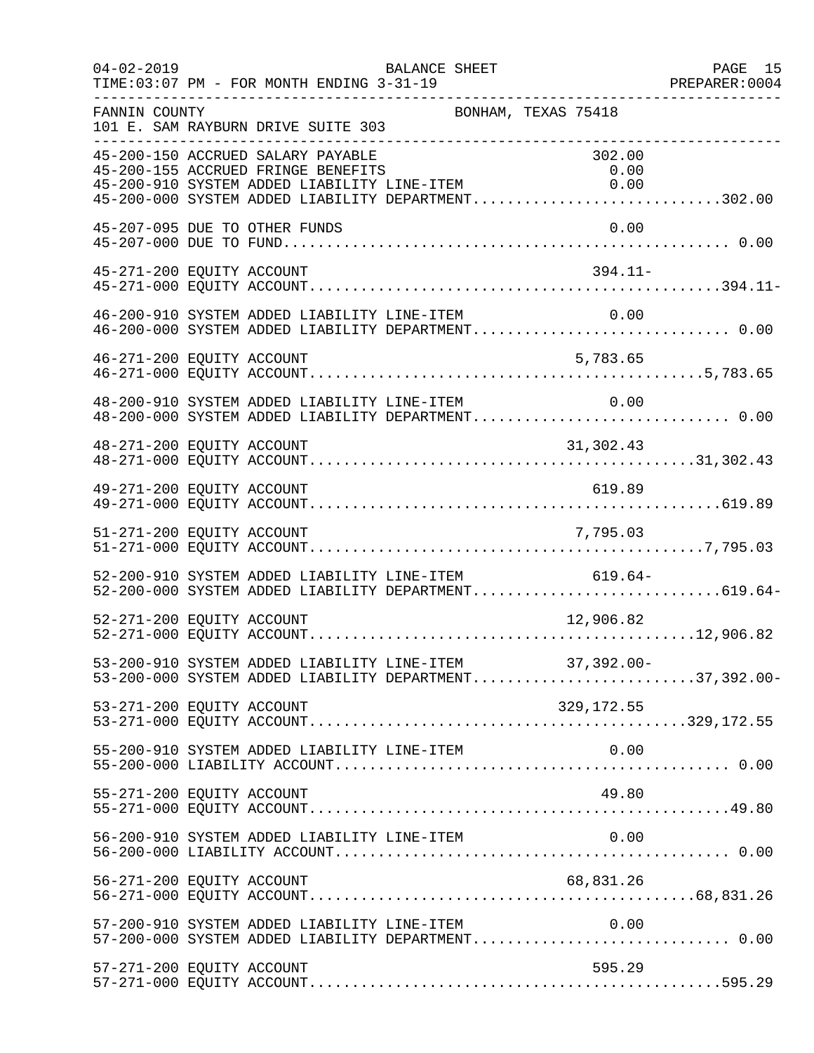FANNIN COUNTY — BONHAM, TEXAS 75418
101 E. SAM RAYBURN DRIVE SUITE 303

BALANCE SHEET
TIME:03:07 PM - FOR MONTH ENDING 3-31-19

| Account | Description | Line Amount | Department Total |
|---|---|---|---|
| 45-200-150 | ACCRUED SALARY PAYABLE | 302.00 | |
| 45-200-155 | ACCRUED FRINGE BENEFITS | 0.00 | |
| 45-200-910 | SYSTEM ADDED LIABILITY LINE-ITEM | 0.00 | |
| 45-200-000 | SYSTEM ADDED LIABILITY DEPARTMENT | | 302.00 |
| 45-207-095 | DUE TO OTHER FUNDS | 0.00 | |
| 45-207-000 | DUE TO FUND | | 0.00 |
| 45-271-200 | EQUITY ACCOUNT | 394.11- | |
| 45-271-000 | EQUITY ACCOUNT | | 394.11- |
| 46-200-910 | SYSTEM ADDED LIABILITY LINE-ITEM | 0.00 | |
| 46-200-000 | SYSTEM ADDED LIABILITY DEPARTMENT | | 0.00 |
| 46-271-200 | EQUITY ACCOUNT | 5,783.65 | |
| 46-271-000 | EQUITY ACCOUNT | | 5,783.65 |
| 48-200-910 | SYSTEM ADDED LIABILITY LINE-ITEM | 0.00 | |
| 48-200-000 | SYSTEM ADDED LIABILITY DEPARTMENT | | 0.00 |
| 48-271-200 | EQUITY ACCOUNT | 31,302.43 | |
| 48-271-000 | EQUITY ACCOUNT | | 31,302.43 |
| 49-271-200 | EQUITY ACCOUNT | 619.89 | |
| 49-271-000 | EQUITY ACCOUNT | | 619.89 |
| 51-271-200 | EQUITY ACCOUNT | 7,795.03 | |
| 51-271-000 | EQUITY ACCOUNT | | 7,795.03 |
| 52-200-910 | SYSTEM ADDED LIABILITY LINE-ITEM | 619.64- | |
| 52-200-000 | SYSTEM ADDED LIABILITY DEPARTMENT | | 619.64- |
| 52-271-200 | EQUITY ACCOUNT | 12,906.82 | |
| 52-271-000 | EQUITY ACCOUNT | | 12,906.82 |
| 53-200-910 | SYSTEM ADDED LIABILITY LINE-ITEM | 37,392.00- | |
| 53-200-000 | SYSTEM ADDED LIABILITY DEPARTMENT | | 37,392.00- |
| 53-271-200 | EQUITY ACCOUNT | 329,172.55 | |
| 53-271-000 | EQUITY ACCOUNT | | 329,172.55 |
| 55-200-910 | SYSTEM ADDED LIABILITY LINE-ITEM | 0.00 | |
| 55-200-000 | LIABILITY ACCOUNT | | 0.00 |
| 55-271-200 | EQUITY ACCOUNT | 49.80 | |
| 55-271-000 | EQUITY ACCOUNT | | 49.80 |
| 56-200-910 | SYSTEM ADDED LIABILITY LINE-ITEM | 0.00 | |
| 56-200-000 | LIABILITY ACCOUNT | | 0.00 |
| 56-271-200 | EQUITY ACCOUNT | 68,831.26 | |
| 56-271-000 | EQUITY ACCOUNT | | 68,831.26 |
| 57-200-910 | SYSTEM ADDED LIABILITY LINE-ITEM | 0.00 | |
| 57-200-000 | SYSTEM ADDED LIABILITY DEPARTMENT | | 0.00 |
| 57-271-200 | EQUITY ACCOUNT | 595.29 | |
| 57-271-000 | EQUITY ACCOUNT | | 595.29 |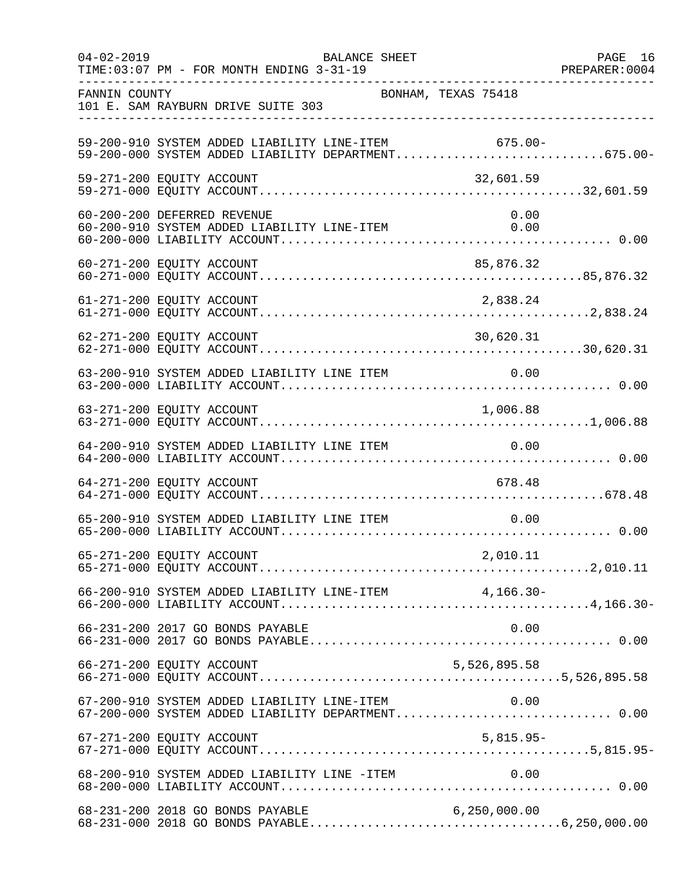FANNIN COUNTY　　　　　　　　　　　　　　　BONHAM, TEXAS 75418
101 E. SAM RAYBURN DRIVE SUITE 303

BALANCE SHEET
TIME:03:07 PM - FOR MONTH ENDING 3-31-19

| Account | Description | Line Item | Total |
|---|---|---|---|
| 59-200-910 | SYSTEM ADDED LIABILITY LINE-ITEM | 675.00- | |
| 59-200-000 | SYSTEM ADDED LIABILITY DEPARTMENT | | 675.00- |
| 59-271-200 | EQUITY ACCOUNT | 32,601.59 | |
| 59-271-000 | EQUITY ACCOUNT | | 32,601.59 |
| 60-200-200 | DEFERRED REVENUE | 0.00 | |
| 60-200-910 | SYSTEM ADDED LIABILITY LINE-ITEM | 0.00 | |
| 60-200-000 | LIABILITY ACCOUNT | | 0.00 |
| 60-271-200 | EQUITY ACCOUNT | 85,876.32 | |
| 60-271-000 | EQUITY ACCOUNT | | 85,876.32 |
| 61-271-200 | EQUITY ACCOUNT | 2,838.24 | |
| 61-271-000 | EQUITY ACCOUNT | | 2,838.24 |
| 62-271-200 | EQUITY ACCOUNT | 30,620.31 | |
| 62-271-000 | EQUITY ACCOUNT | | 30,620.31 |
| 63-200-910 | SYSTEM ADDED LIABILITY LINE ITEM | 0.00 | |
| 63-200-000 | LIABILITY ACCOUNT | | 0.00 |
| 63-271-200 | EQUITY ACCOUNT | 1,006.88 | |
| 63-271-000 | EQUITY ACCOUNT | | 1,006.88 |
| 64-200-910 | SYSTEM ADDED LIABILITY LINE ITEM | 0.00 | |
| 64-200-000 | LIABILITY ACCOUNT | | 0.00 |
| 64-271-200 | EQUITY ACCOUNT | 678.48 | |
| 64-271-000 | EQUITY ACCOUNT | | 678.48 |
| 65-200-910 | SYSTEM ADDED LIABILITY LINE ITEM | 0.00 | |
| 65-200-000 | LIABILITY ACCOUNT | | 0.00 |
| 65-271-200 | EQUITY ACCOUNT | 2,010.11 | |
| 65-271-000 | EQUITY ACCOUNT | | 2,010.11 |
| 66-200-910 | SYSTEM ADDED LIABILITY LINE-ITEM | 4,166.30- | |
| 66-200-000 | LIABILITY ACCOUNT | | 4,166.30- |
| 66-231-200 | 2017 GO BONDS PAYABLE | 0.00 | |
| 66-231-000 | 2017 GO BONDS PAYABLE | | 0.00 |
| 66-271-200 | EQUITY ACCOUNT | 5,526,895.58 | |
| 66-271-000 | EQUITY ACCOUNT | | 5,526,895.58 |
| 67-200-910 | SYSTEM ADDED LIABILITY LINE-ITEM | 0.00 | |
| 67-200-000 | SYSTEM ADDED LIABILITY DEPARTMENT | | 0.00 |
| 67-271-200 | EQUITY ACCOUNT | 5,815.95- | |
| 67-271-000 | EQUITY ACCOUNT | | 5,815.95- |
| 68-200-910 | SYSTEM ADDED LIABILITY LINE -ITEM | 0.00 | |
| 68-200-000 | LIABILITY ACCOUNT | | 0.00 |
| 68-231-200 | 2018 GO BONDS PAYABLE | 6,250,000.00 | |
| 68-231-000 | 2018 GO BONDS PAYABLE | | 6,250,000.00 |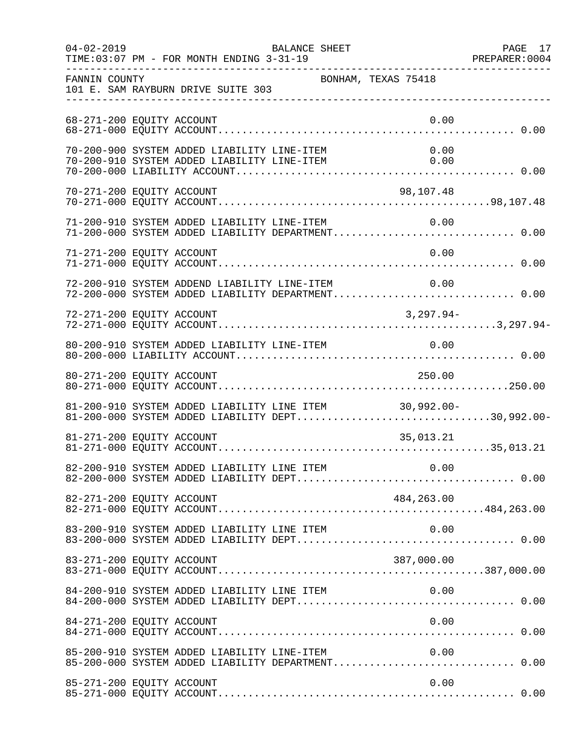FANNIN COUNTY BONHAM, TEXAS 75418
101 E. SAM RAYBURN DRIVE SUITE 303

```
68-271-200 EQUITY ACCOUNT                                        0.00
68-271-000 EQUITY ACCOUNT............................................... 0.00

70-200-900 SYSTEM ADDED LIABILITY LINE-ITEM                      0.00
70-200-910 SYSTEM ADDED LIABILITY LINE-ITEM                      0.00
70-200-000 LIABILITY ACCOUNT............................................ 0.00

70-271-200 EQUITY ACCOUNT                                   98,107.48
70-271-000 EQUITY ACCOUNT..........................................98,107.48

71-200-910 SYSTEM ADDED LIABILITY LINE-ITEM                      0.00
71-200-000 SYSTEM ADDED LIABILITY DEPARTMENT............................ 0.00

71-271-200 EQUITY ACCOUNT                                        0.00
71-271-000 EQUITY ACCOUNT............................................... 0.00

72-200-910 SYSTEM ADDEND LIABILITY LINE-ITEM                     0.00
72-200-000 SYSTEM ADDED LIABILITY DEPARTMENT............................ 0.00

72-271-200 EQUITY ACCOUNT                                    3,297.94-
72-271-000 EQUITY ACCOUNT...........................................3,297.94-

80-200-910 SYSTEM ADDED LIABILITY LINE-ITEM                      0.00
80-200-000 LIABILITY ACCOUNT............................................ 0.00

80-271-200 EQUITY ACCOUNT                                      250.00
80-271-000 EQUITY ACCOUNT.............................................250.00

81-200-910 SYSTEM ADDED LIABILITY LINE ITEM                 30,992.00-
81-200-000 SYSTEM ADDED LIABILITY DEPT.............................30,992.00-

81-271-200 EQUITY ACCOUNT                                   35,013.21
81-271-000 EQUITY ACCOUNT..........................................35,013.21

82-200-910 SYSTEM ADDED LIABILITY LINE ITEM                      0.00
82-200-000 SYSTEM ADDED LIABILITY DEPT.................................. 0.00

82-271-200 EQUITY ACCOUNT                                  484,263.00
82-271-000 EQUITY ACCOUNT.........................................484,263.00

83-200-910 SYSTEM ADDED LIABILITY LINE ITEM                      0.00
83-200-000 SYSTEM ADDED LIABILITY DEPT.................................. 0.00

83-271-200 EQUITY ACCOUNT                                  387,000.00
83-271-000 EQUITY ACCOUNT.........................................387,000.00

84-200-910 SYSTEM ADDED LIABILITY LINE ITEM                      0.00
84-200-000 SYSTEM ADDED LIABILITY DEPT.................................. 0.00

84-271-200 EQUITY ACCOUNT                                        0.00
84-271-000 EQUITY ACCOUNT............................................... 0.00

85-200-910 SYSTEM ADDED LIABILITY LINE-ITEM                      0.00
85-200-000 SYSTEM ADDED LIABILITY DEPARTMENT............................ 0.00

85-271-200 EQUITY ACCOUNT                                        0.00
85-271-000 EQUITY ACCOUNT............................................... 0.00
```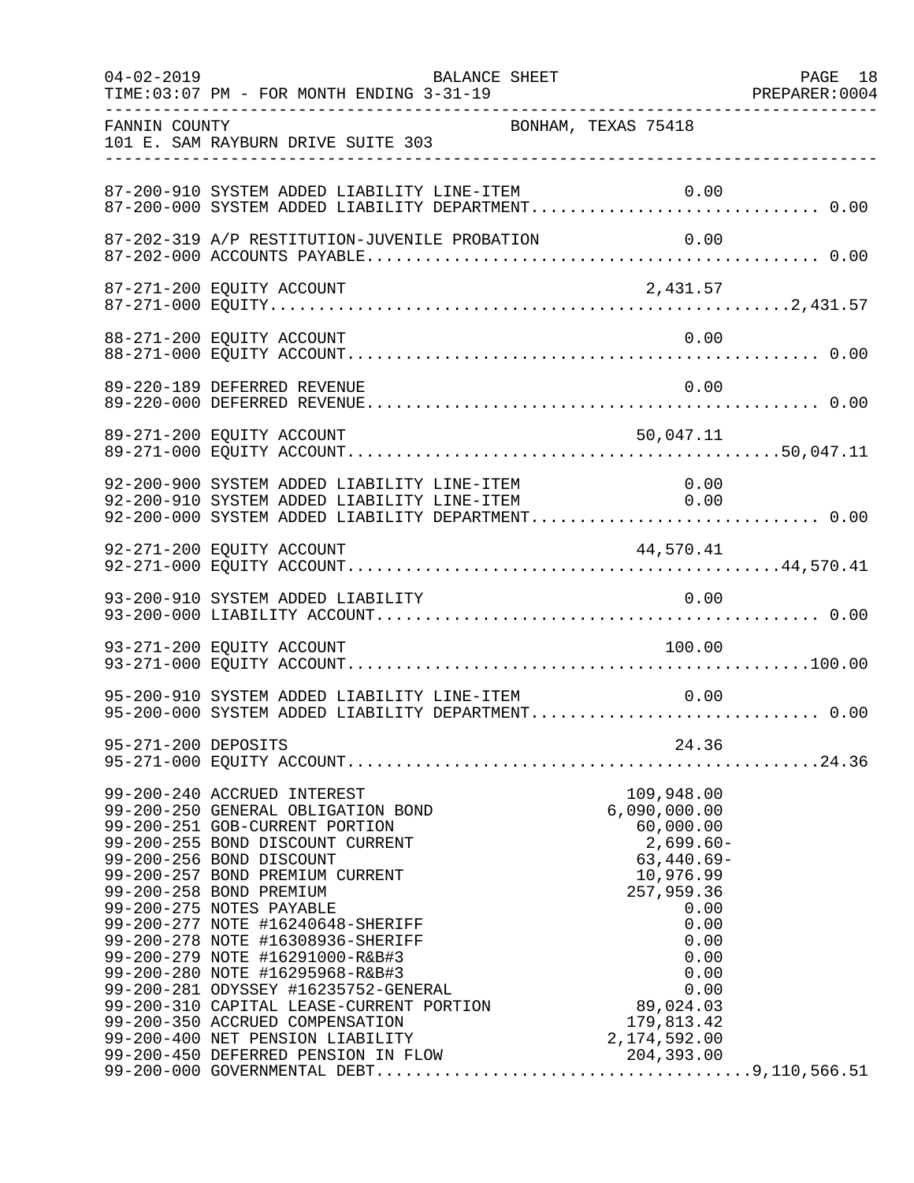FANNIN COUNTY — BONHAM, TEXAS 75418
101 E. SAM RAYBURN DRIVE SUITE 303

BALANCE SHEET
TIME:03:07 PM - FOR MONTH ENDING 3-31-19

| Account | Description | Line-Item Amount | Total |
|---|---|---|---|
| 87-200-910 | SYSTEM ADDED LIABILITY LINE-ITEM | 0.00 | |
| 87-200-000 | SYSTEM ADDED LIABILITY DEPARTMENT | | 0.00 |
| 87-202-319 | A/P RESTITUTION-JUVENILE PROBATION | 0.00 | |
| 87-202-000 | ACCOUNTS PAYABLE | | 0.00 |
| 87-271-200 | EQUITY ACCOUNT | 2,431.57 | |
| 87-271-000 | EQUITY | | 2,431.57 |
| 88-271-200 | EQUITY ACCOUNT | 0.00 | |
| 88-271-000 | EQUITY ACCOUNT | | 0.00 |
| 89-220-189 | DEFERRED REVENUE | 0.00 | |
| 89-220-000 | DEFERRED REVENUE | | 0.00 |
| 89-271-200 | EQUITY ACCOUNT | 50,047.11 | |
| 89-271-000 | EQUITY ACCOUNT | | 50,047.11 |
| 92-200-900 | SYSTEM ADDED LIABILITY LINE-ITEM | 0.00 | |
| 92-200-910 | SYSTEM ADDED LIABILITY LINE-ITEM | 0.00 | |
| 92-200-000 | SYSTEM ADDED LIABILITY DEPARTMENT | | 0.00 |
| 92-271-200 | EQUITY ACCOUNT | 44,570.41 | |
| 92-271-000 | EQUITY ACCOUNT | | 44,570.41 |
| 93-200-910 | SYSTEM ADDED LIABILITY | 0.00 | |
| 93-200-000 | LIABILITY ACCOUNT | | 0.00 |
| 93-271-200 | EQUITY ACCOUNT | 100.00 | |
| 93-271-000 | EQUITY ACCOUNT | | 100.00 |
| 95-200-910 | SYSTEM ADDED LIABILITY LINE-ITEM | 0.00 | |
| 95-200-000 | SYSTEM ADDED LIABILITY DEPARTMENT | | 0.00 |
| 95-271-200 | DEPOSITS | 24.36 | |
| 95-271-000 | EQUITY ACCOUNT | | 24.36 |
| 99-200-240 | ACCRUED INTEREST | 109,948.00 | |
| 99-200-250 | GENERAL OBLIGATION BOND | 6,090,000.00 | |
| 99-200-251 | GOB-CURRENT PORTION | 60,000.00 | |
| 99-200-255 | BOND DISCOUNT CURRENT | 2,699.60- | |
| 99-200-256 | BOND DISCOUNT | 63,440.69- | |
| 99-200-257 | BOND PREMIUM CURRENT | 10,976.99 | |
| 99-200-258 | BOND PREMIUM | 257,959.36 | |
| 99-200-275 | NOTES PAYABLE | 0.00 | |
| 99-200-277 | NOTE #16240648-SHERIFF | 0.00 | |
| 99-200-278 | NOTE #16308936-SHERIFF | 0.00 | |
| 99-200-279 | NOTE #16291000-R&B#3 | 0.00 | |
| 99-200-280 | NOTE #16295968-R&B#3 | 0.00 | |
| 99-200-281 | ODYSSEY #16235752-GENERAL | 0.00 | |
| 99-200-310 | CAPITAL LEASE-CURRENT PORTION | 89,024.03 | |
| 99-200-350 | ACCRUED COMPENSATION | 179,813.42 | |
| 99-200-400 | NET PENSION LIABILITY | 2,174,592.00 | |
| 99-200-450 | DEFERRED PENSION IN FLOW | 204,393.00 | |
| 99-200-000 | GOVERNMENTAL DEBT | | 9,110,566.51 |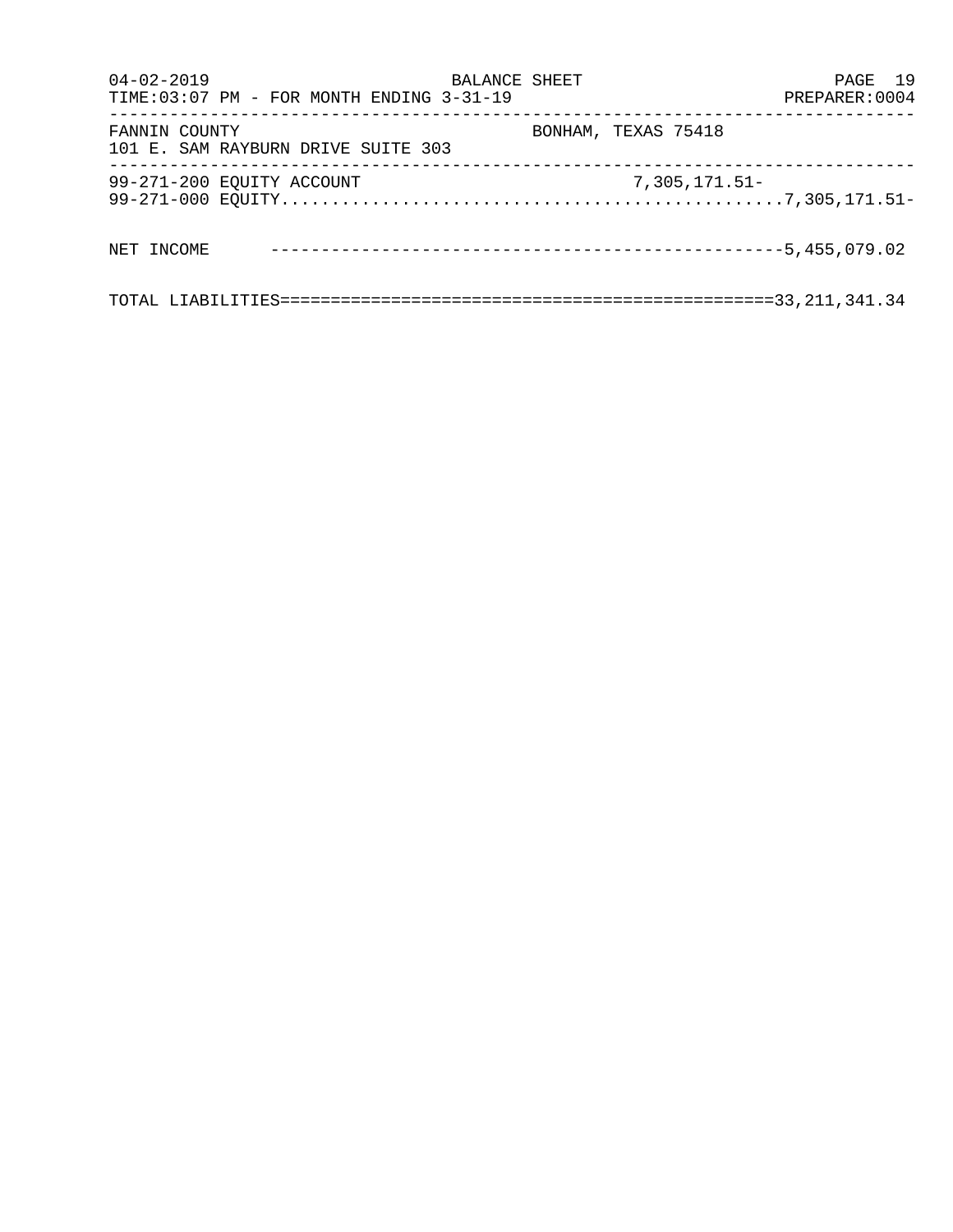BALANCE SHEET

FOR MONTH ENDING 3-31-19

FANNIN COUNTY
101 E. SAM RAYBURN DRIVE SUITE 303
BONHAM, TEXAS 75418

| | | |
|---|---|---|
| 99-271-200 EQUITY ACCOUNT | 7,305,171.51- | |
| 99-271-000 EQUITY | | 7,305,171.51- |
| NET INCOME | | 5,455,079.02 |
| TOTAL LIABILITIES | | 33,211,341.34 |